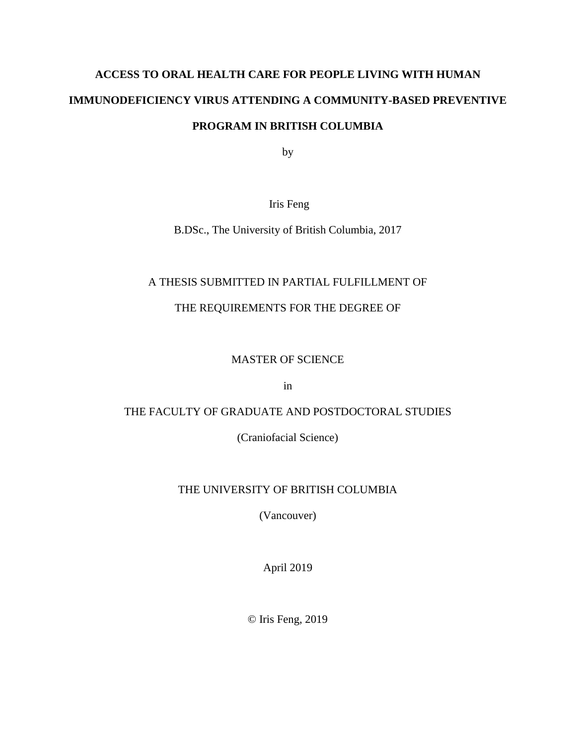# ACCESS TO ORAL HEALTH CARE FOR PEOPLE LIVING WITH HUMAN IMMUNODEFICIENCY VIRUS ATTENDING A COMMUNITY-BASED PREVENTIVE PROGRAM IN BRITISH COLUMBIA

by

Iris Feng

B.DSc., The University of British Columbia, 2017

A THESIS SUBMITTED IN PARTIAL FULFILLMENT OF

THE REQUIREMENTS FOR THE DEGREE OF

MASTER OF SCIENCE

in

THE FACULTY OF GRADUATE AND POSTDOCTORAL STUDIES

(Craniofacial Science)

THE UNIVERSITY OF BRITISH COLUMBIA

(Vancouver)

April 2019

© Iris Feng, 2019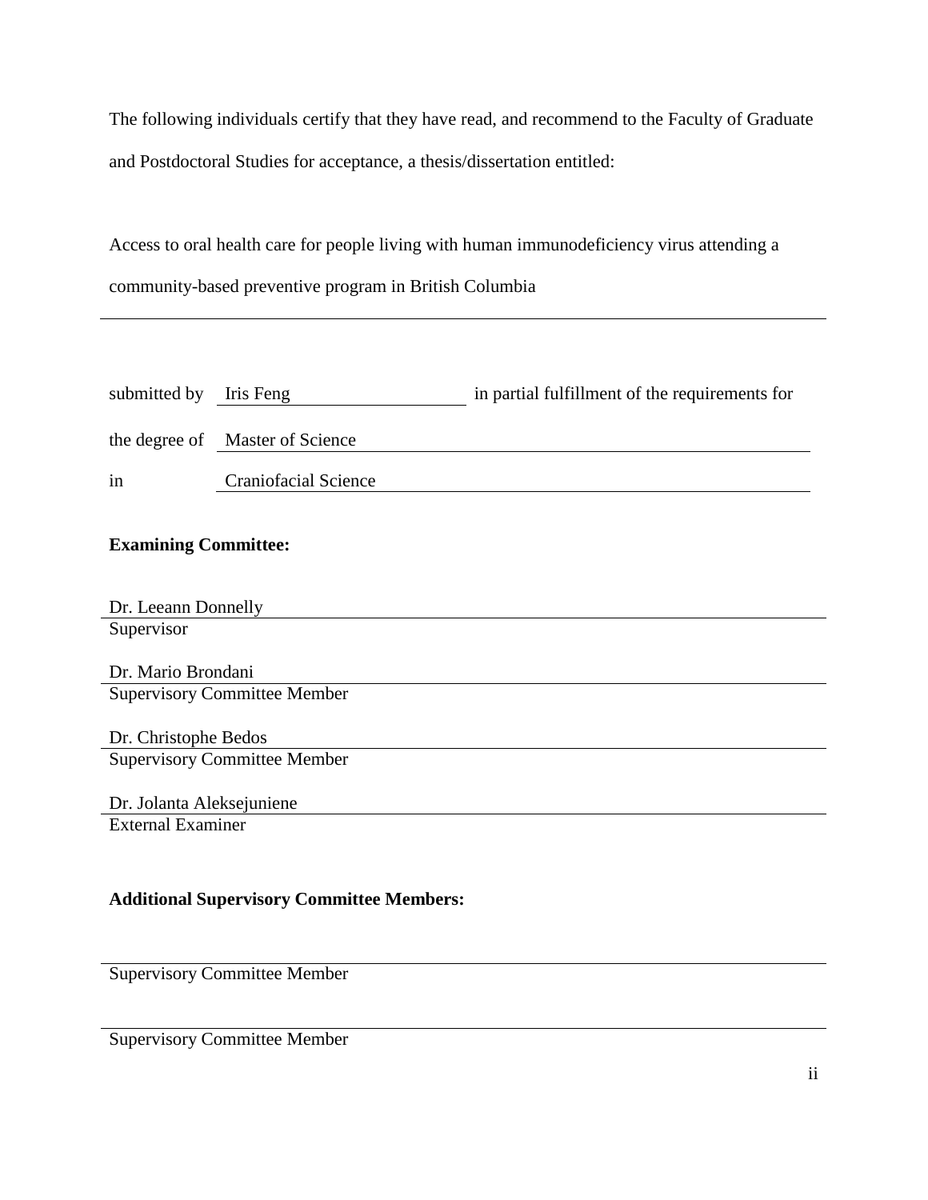The following individuals certify that they have read, and recommend to the Faculty of Graduate and Postdoctoral Studies for acceptance, a thesis/dissertation entitled:

Access to oral health care for people living with human immunodeficiency virus attending a community-based preventive program in British Columbia

---

submitted by Iris Feng in partial fulfillment of the requirements for

the degree of Master of Science

in Craniofacial Science

**Examining Committee:**

Dr. Leeann Donnelly
Supervisor

Dr. Mario Brondani
Supervisory Committee Member

Dr. Christophe Bedos
Supervisory Committee Member

Dr. Jolanta Aleksejuniene
External Examiner

**Additional Supervisory Committee Members:**

Supervisory Committee Member

Supervisory Committee Member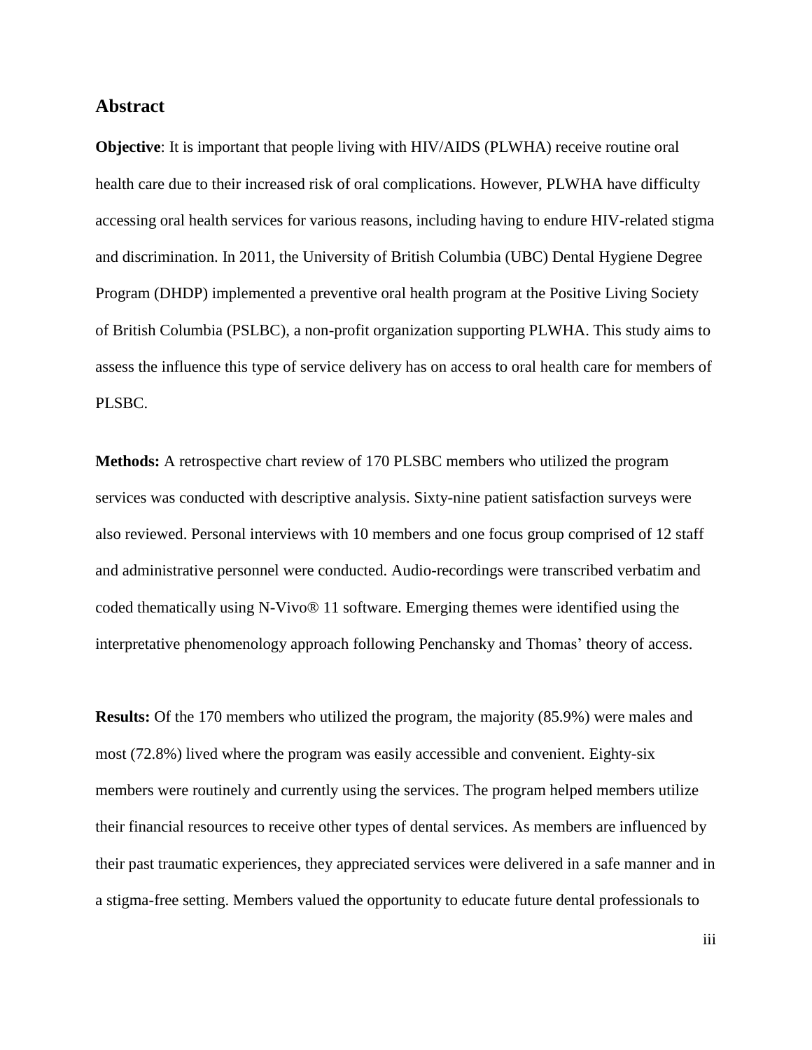## Abstract

**Objective**: It is important that people living with HIV/AIDS (PLWHA) receive routine oral health care due to their increased risk of oral complications. However, PLWHA have difficulty accessing oral health services for various reasons, including having to endure HIV-related stigma and discrimination. In 2011, the University of British Columbia (UBC) Dental Hygiene Degree Program (DHDP) implemented a preventive oral health program at the Positive Living Society of British Columbia (PSLBC), a non-profit organization supporting PLWHA. This study aims to assess the influence this type of service delivery has on access to oral health care for members of PLSBC.

**Methods:** A retrospective chart review of 170 PLSBC members who utilized the program services was conducted with descriptive analysis. Sixty-nine patient satisfaction surveys were also reviewed. Personal interviews with 10 members and one focus group comprised of 12 staff and administrative personnel were conducted. Audio-recordings were transcribed verbatim and coded thematically using N-Vivo® 11 software. Emerging themes were identified using the interpretative phenomenology approach following Penchansky and Thomas' theory of access.

**Results:** Of the 170 members who utilized the program, the majority (85.9%) were males and most (72.8%) lived where the program was easily accessible and convenient. Eighty-six members were routinely and currently using the services. The program helped members utilize their financial resources to receive other types of dental services. As members are influenced by their past traumatic experiences, they appreciated services were delivered in a safe manner and in a stigma-free setting. Members valued the opportunity to educate future dental professionals to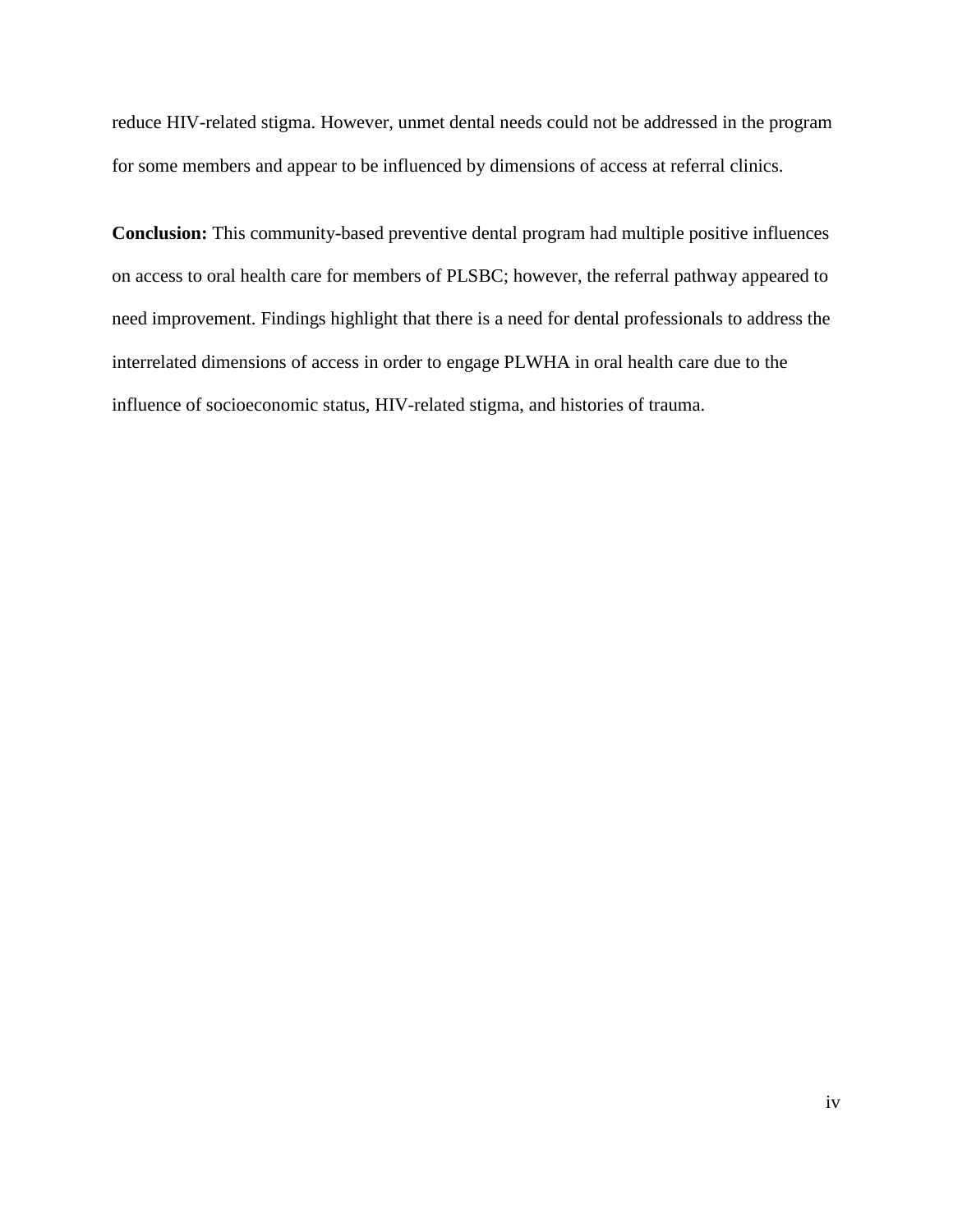reduce HIV-related stigma. However, unmet dental needs could not be addressed in the program for some members and appear to be influenced by dimensions of access at referral clinics.

**Conclusion:** This community-based preventive dental program had multiple positive influences on access to oral health care for members of PLSBC; however, the referral pathway appeared to need improvement. Findings highlight that there is a need for dental professionals to address the interrelated dimensions of access in order to engage PLWHA in oral health care due to the influence of socioeconomic status, HIV-related stigma, and histories of trauma.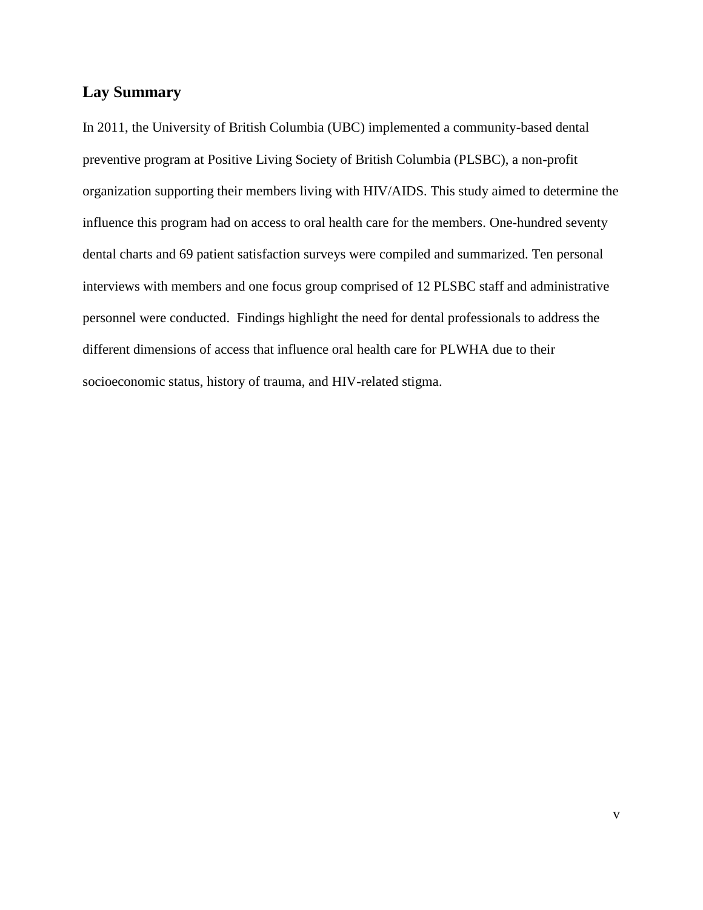## Lay Summary

In 2011, the University of British Columbia (UBC) implemented a community-based dental preventive program at Positive Living Society of British Columbia (PLSBC), a non-profit organization supporting their members living with HIV/AIDS. This study aimed to determine the influence this program had on access to oral health care for the members. One-hundred seventy dental charts and 69 patient satisfaction surveys were compiled and summarized. Ten personal interviews with members and one focus group comprised of 12 PLSBC staff and administrative personnel were conducted. Findings highlight the need for dental professionals to address the different dimensions of access that influence oral health care for PLWHA due to their socioeconomic status, history of trauma, and HIV-related stigma.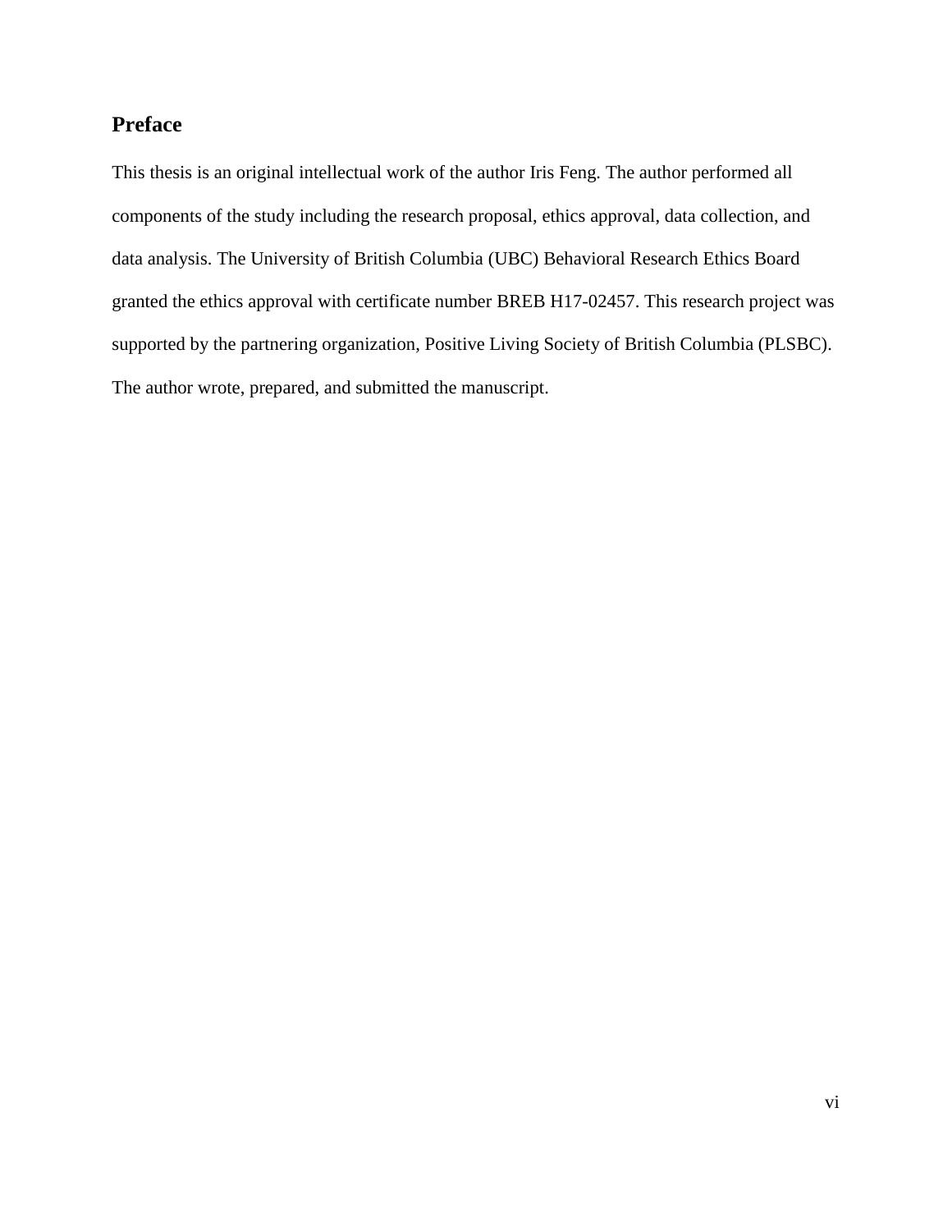## Preface

This thesis is an original intellectual work of the author Iris Feng. The author performed all components of the study including the research proposal, ethics approval, data collection, and data analysis. The University of British Columbia (UBC) Behavioral Research Ethics Board granted the ethics approval with certificate number BREB H17-02457. This research project was supported by the partnering organization, Positive Living Society of British Columbia (PLSBC). The author wrote, prepared, and submitted the manuscript.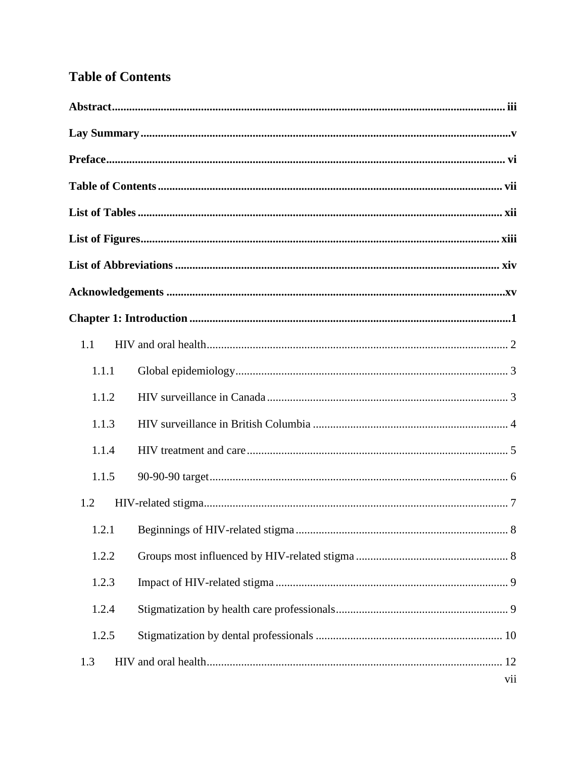# Table of Contents

**Abstract** .......... iii

**Lay Summary** .......... v

**Preface** .......... vi

**Table of Contents** .......... vii

**List of Tables** .......... xii

**List of Figures** .......... xiii

**List of Abbreviations** .......... xiv

**Acknowledgements** .......... xv

**Chapter 1: Introduction** .......... 1

- 1.1 HIV and oral health .......... 2
  - 1.1.1 Global epidemiology .......... 3
  - 1.1.2 HIV surveillance in Canada .......... 3
  - 1.1.3 HIV surveillance in British Columbia .......... 4
  - 1.1.4 HIV treatment and care .......... 5
  - 1.1.5 90-90-90 target .......... 6
- 1.2 HIV-related stigma .......... 7
  - 1.2.1 Beginnings of HIV-related stigma .......... 8
  - 1.2.2 Groups most influenced by HIV-related stigma .......... 8
  - 1.2.3 Impact of HIV-related stigma .......... 9
  - 1.2.4 Stigmatization by health care professionals .......... 9
  - 1.2.5 Stigmatization by dental professionals .......... 10
- 1.3 HIV and oral health .......... 12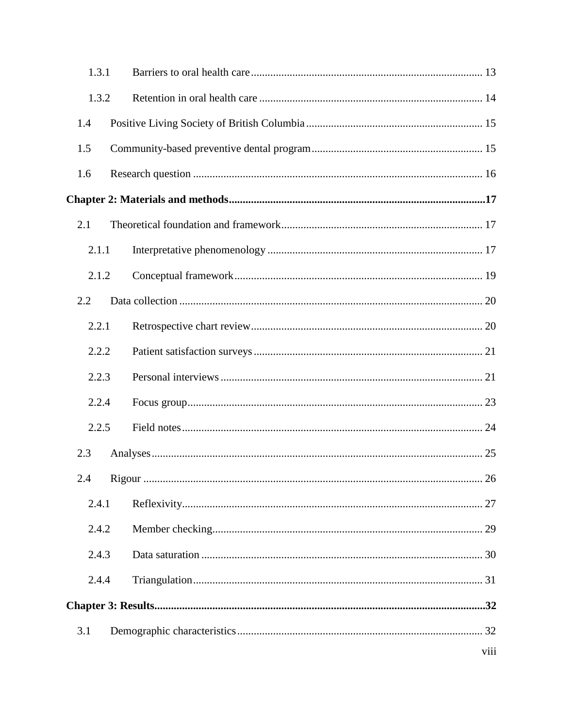1.3.1 Barriers to oral health care ... 13

1.3.2 Retention in oral health care ... 14

1.4 Positive Living Society of British Columbia ... 15

1.5 Community-based preventive dental program ... 15

1.6 Research question ... 16

**Chapter 2: Materials and methods ... 17**

2.1 Theoretical foundation and framework ... 17

2.1.1 Interpretative phenomenology ... 17

2.1.2 Conceptual framework ... 19

2.2 Data collection ... 20

2.2.1 Retrospective chart review ... 20

2.2.2 Patient satisfaction surveys ... 21

2.2.3 Personal interviews ... 21

2.2.4 Focus group ... 23

2.2.5 Field notes ... 24

2.3 Analyses ... 25

2.4 Rigour ... 26

2.4.1 Reflexivity ... 27

2.4.2 Member checking ... 29

2.4.3 Data saturation ... 30

2.4.4 Triangulation ... 31

**Chapter 3: Results ... 32**

3.1 Demographic characteristics ... 32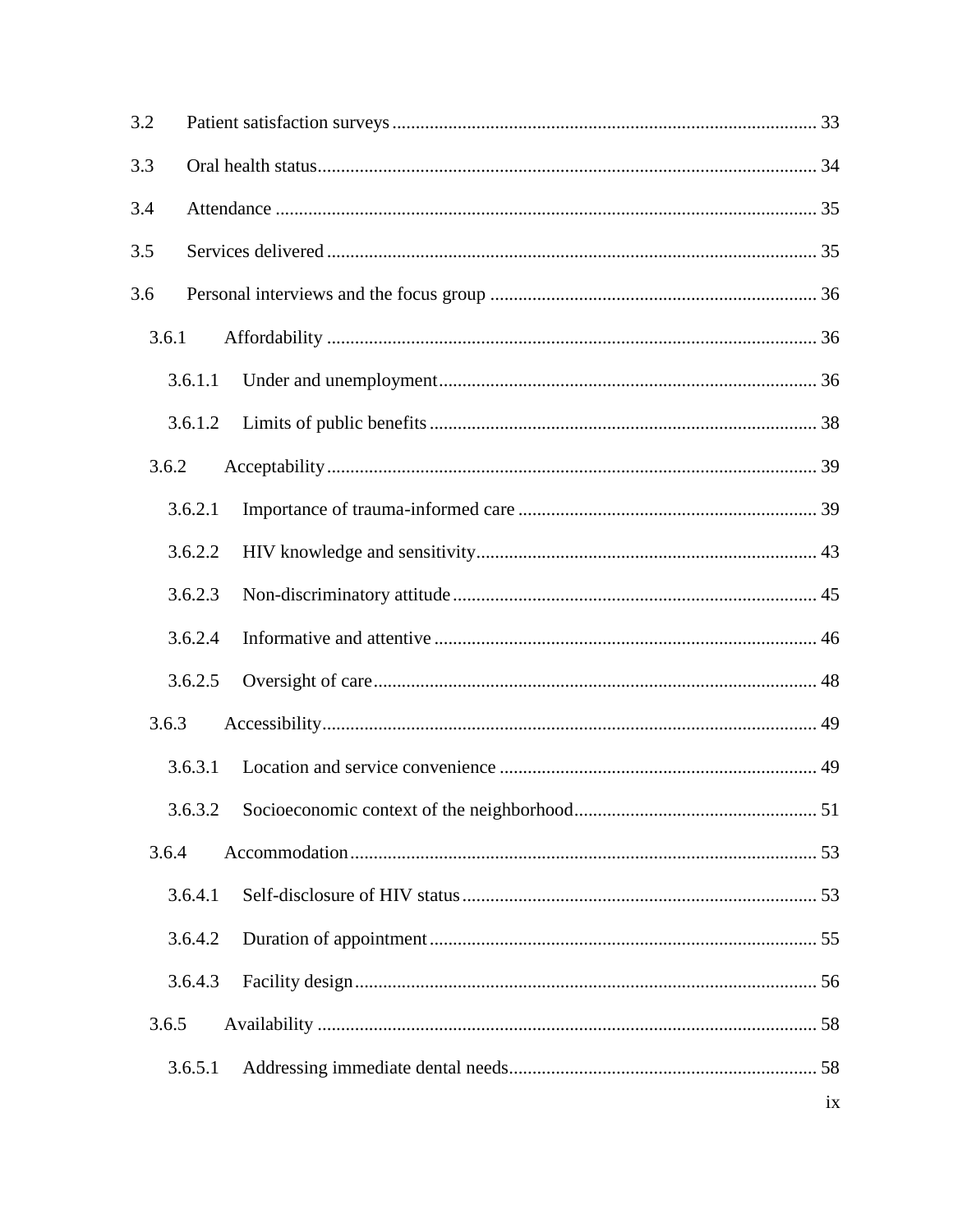3.2 Patient satisfaction surveys ........................................................................................ 33

3.3 Oral health status........................................................................................................ 34

3.4 Attendance .................................................................................................................. 35

3.5 Services delivered ....................................................................................................... 35

3.6 Personal interviews and the focus group ..................................................................... 36

  3.6.1 Affordability ........................................................................................................ 36

    3.6.1.1 Under and unemployment ............................................................................... 36

    3.6.1.2 Limits of public benefits ................................................................................. 38

  3.6.2 Acceptability........................................................................................................ 39

    3.6.2.1 Importance of trauma-informed care ............................................................... 39

    3.6.2.2 HIV knowledge and sensitivity ....................................................................... 43

    3.6.2.3 Non-discriminatory attitude ............................................................................ 45

    3.6.2.4 Informative and attentive ................................................................................ 46

    3.6.2.5 Oversight of care............................................................................................. 48

  3.6.3 Accessibility ........................................................................................................ 49

    3.6.3.1 Location and service convenience .................................................................. 49

    3.6.3.2 Socioeconomic context of the neighborhood .................................................. 51

  3.6.4 Accommodation .................................................................................................. 53

    3.6.4.1 Self-disclosure of HIV status .......................................................................... 53

    3.6.4.2 Duration of appointment ................................................................................. 55

    3.6.4.3 Facility design ................................................................................................. 56

  3.6.5 Availability ......................................................................................................... 58

    3.6.5.1 Addressing immediate dental needs ................................................................ 58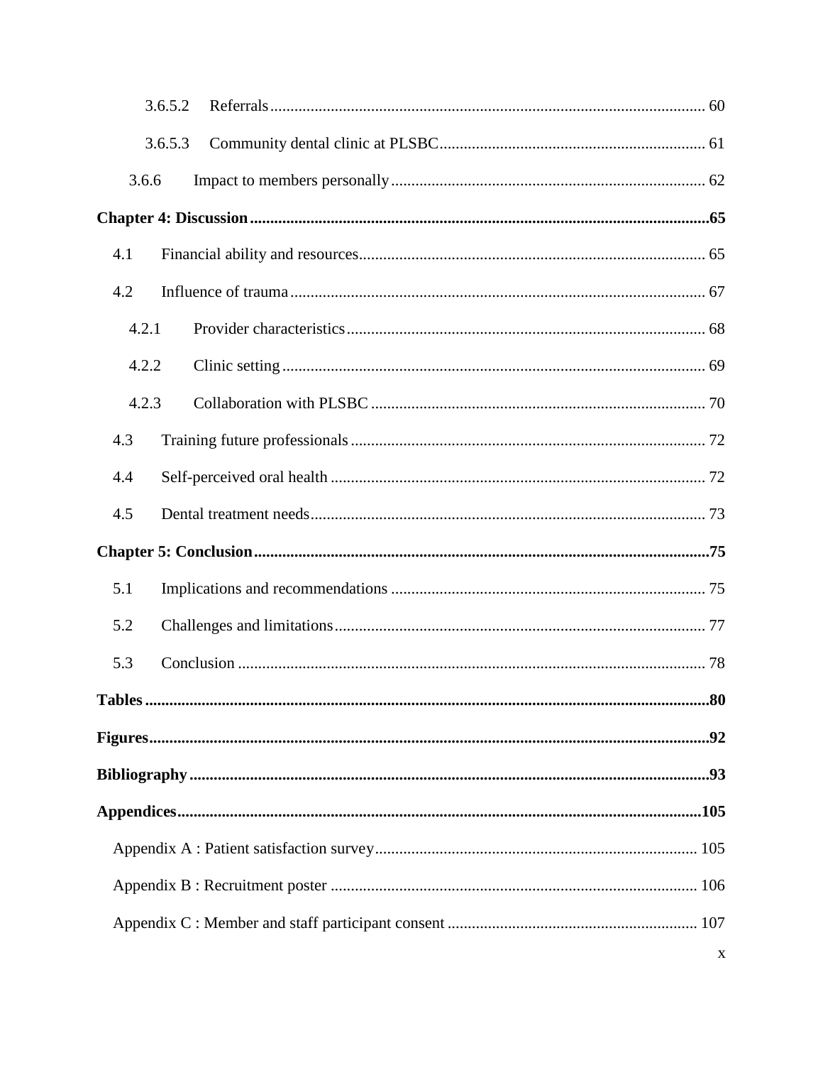3.6.5.2 Referrals ........................................................................................................ 60

3.6.5.3 Community dental clinic at PLSBC................................................................. 61

3.6.6 Impact to members personally............................................................................. 62

**Chapter 4: Discussion ...................................................................................................65**

4.1 Financial ability and resources...................................................................................... 65

4.2 Influence of trauma ....................................................................................................... 67

4.2.1 Provider characteristics ........................................................................................ 68

4.2.2 Clinic setting ........................................................................................................ 69

4.2.3 Collaboration with PLSBC .................................................................................. 70

4.3 Training future professionals ........................................................................................ 72

4.4 Self-perceived oral health ............................................................................................. 72

4.5 Dental treatment needs.................................................................................................. 73

**Chapter 5: Conclusion ...................................................................................................75**

5.1 Implications and recommendations ............................................................................. 75

5.2 Challenges and limitations............................................................................................ 77

5.3 Conclusion .................................................................................................................... 78

**Tables ..............................................................................................................................80**

**Figures.............................................................................................................................92**

**Bibliography ...................................................................................................................93**

**Appendices....................................................................................................................105**

Appendix A : Patient satisfaction survey............................................................................. 105

Appendix B : Recruitment poster ........................................................................................ 106

Appendix C : Member and staff participant consent ........................................................... 107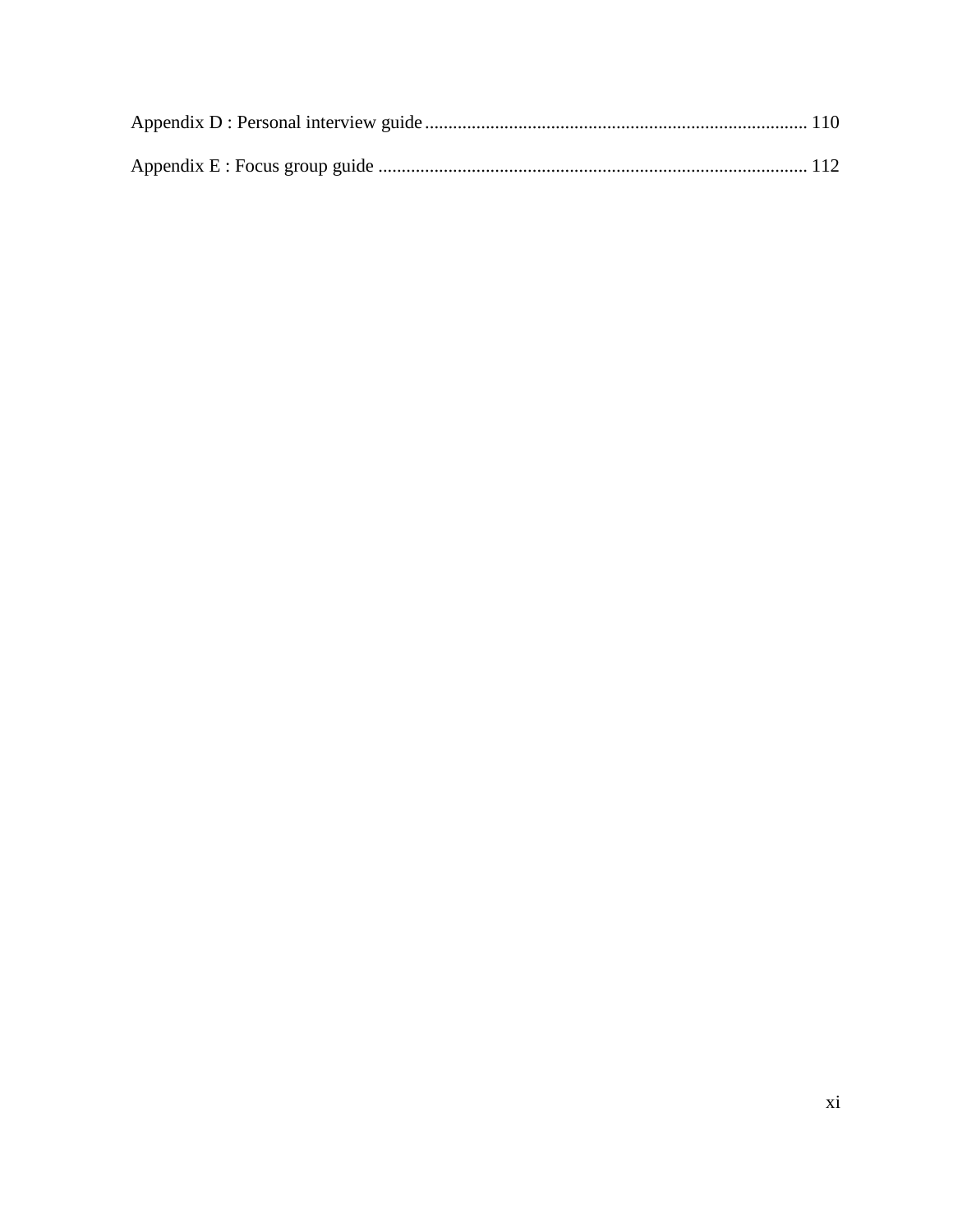Appendix D : Personal interview guide ................................................................................. 110

Appendix E : Focus group guide ........................................................................................... 112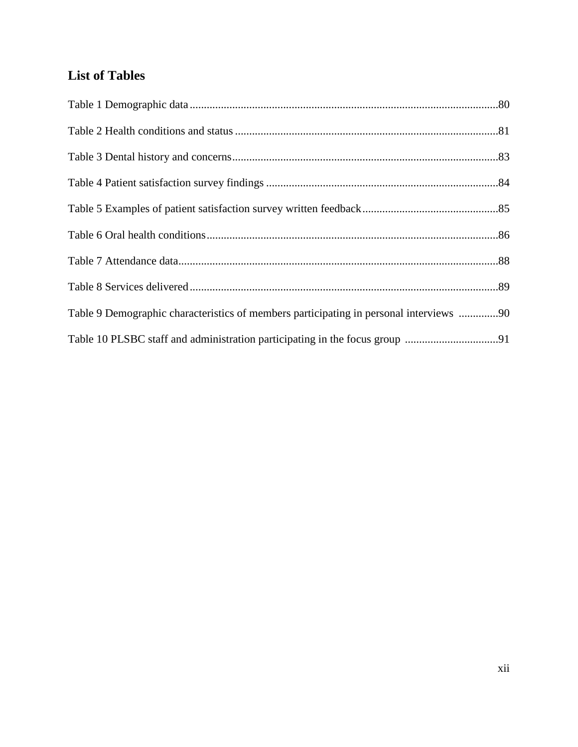## List of Tables

Table 1 Demographic data ....................................................................................................80

Table 2 Health conditions and status ....................................................................................81

Table 3 Dental history and concerns.....................................................................................83

Table 4 Patient satisfaction survey findings .........................................................................84

Table 5 Examples of patient satisfaction survey written feedback........................................85

Table 6 Oral health conditions..............................................................................................86

Table 7 Attendance data........................................................................................................88

Table 8 Services delivered....................................................................................................89

Table 9 Demographic characteristics of members participating in personal interviews ..............90

Table 10 PLSBC staff and administration participating in the focus group .................................91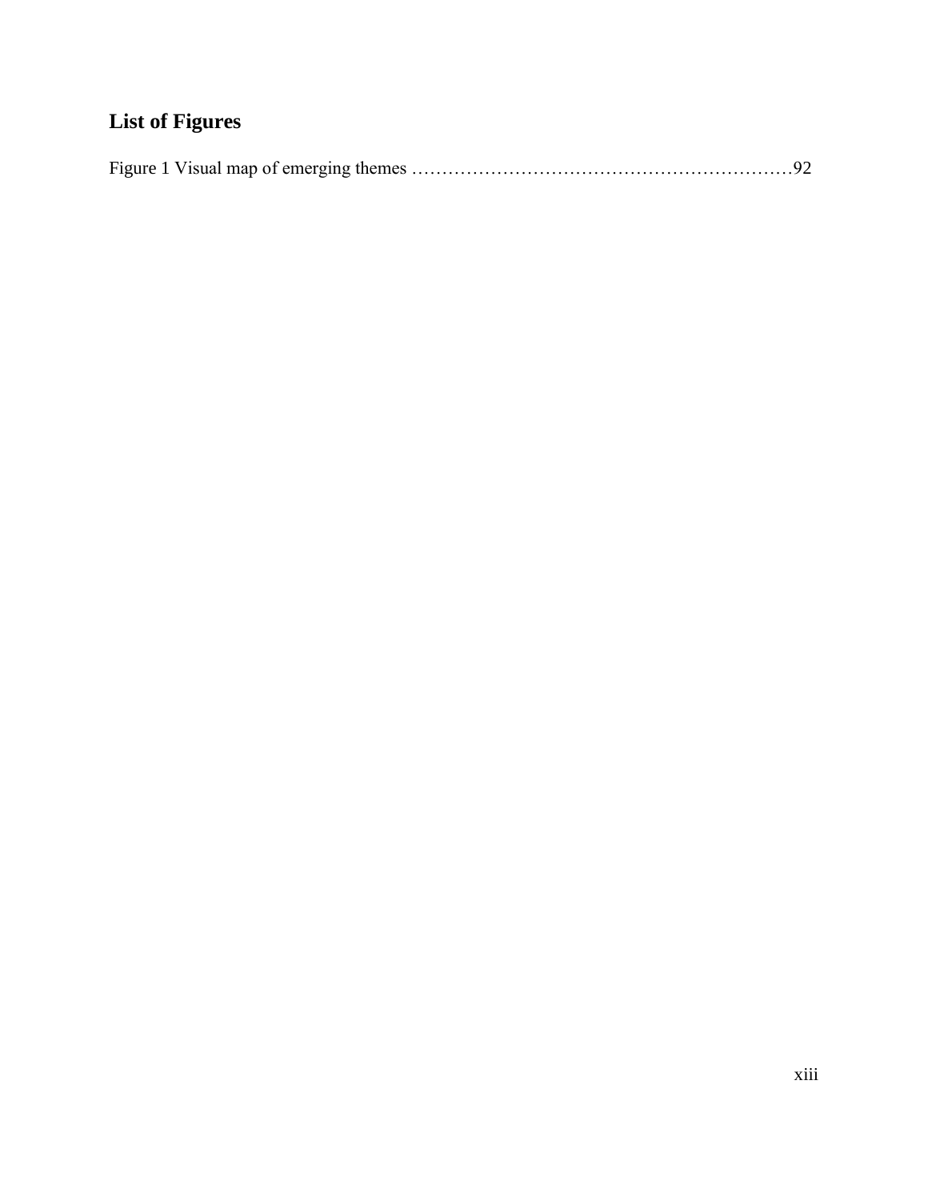## List of Figures

Figure 1 Visual map of emerging themes ……………………………………………………92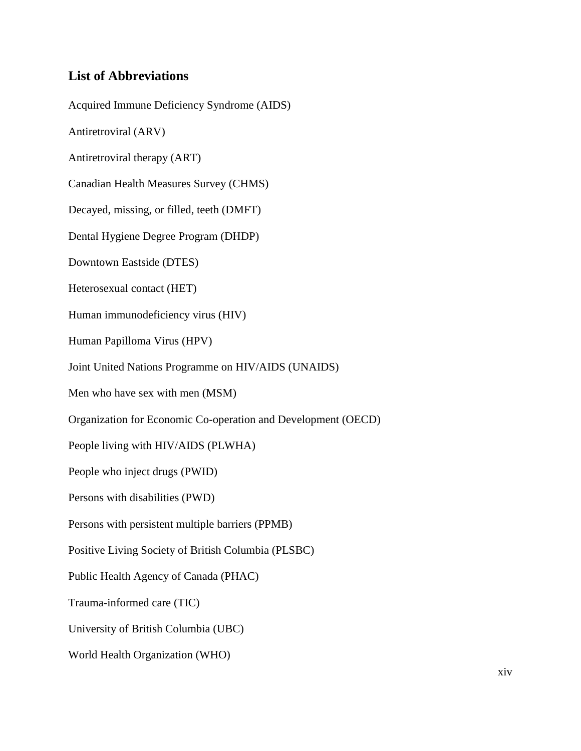## List of Abbreviations

Acquired Immune Deficiency Syndrome (AIDS)

Antiretroviral (ARV)

Antiretroviral therapy (ART)

Canadian Health Measures Survey (CHMS)

Decayed, missing, or filled, teeth (DMFT)

Dental Hygiene Degree Program (DHDP)

Downtown Eastside (DTES)

Heterosexual contact (HET)

Human immunodeficiency virus (HIV)

Human Papilloma Virus (HPV)

Joint United Nations Programme on HIV/AIDS (UNAIDS)

Men who have sex with men (MSM)

Organization for Economic Co-operation and Development (OECD)

People living with HIV/AIDS (PLWHA)

People who inject drugs (PWID)

Persons with disabilities (PWD)

Persons with persistent multiple barriers (PPMB)

Positive Living Society of British Columbia (PLSBC)

Public Health Agency of Canada (PHAC)

Trauma-informed care (TIC)

University of British Columbia (UBC)

World Health Organization (WHO)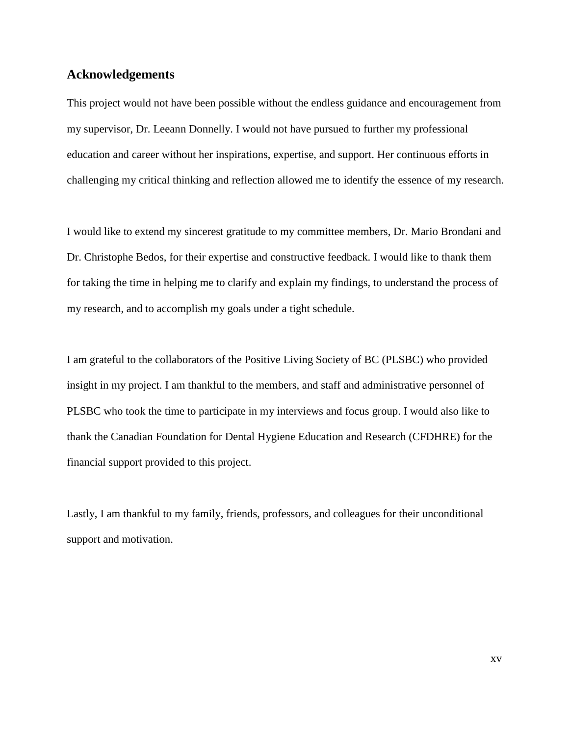## Acknowledgements

This project would not have been possible without the endless guidance and encouragement from my supervisor, Dr. Leeann Donnelly. I would not have pursued to further my professional education and career without her inspirations, expertise, and support. Her continuous efforts in challenging my critical thinking and reflection allowed me to identify the essence of my research.

I would like to extend my sincerest gratitude to my committee members, Dr. Mario Brondani and Dr. Christophe Bedos, for their expertise and constructive feedback. I would like to thank them for taking the time in helping me to clarify and explain my findings, to understand the process of my research, and to accomplish my goals under a tight schedule.

I am grateful to the collaborators of the Positive Living Society of BC (PLSBC) who provided insight in my project. I am thankful to the members, and staff and administrative personnel of PLSBC who took the time to participate in my interviews and focus group. I would also like to thank the Canadian Foundation for Dental Hygiene Education and Research (CFDHRE) for the financial support provided to this project.

Lastly, I am thankful to my family, friends, professors, and colleagues for their unconditional support and motivation.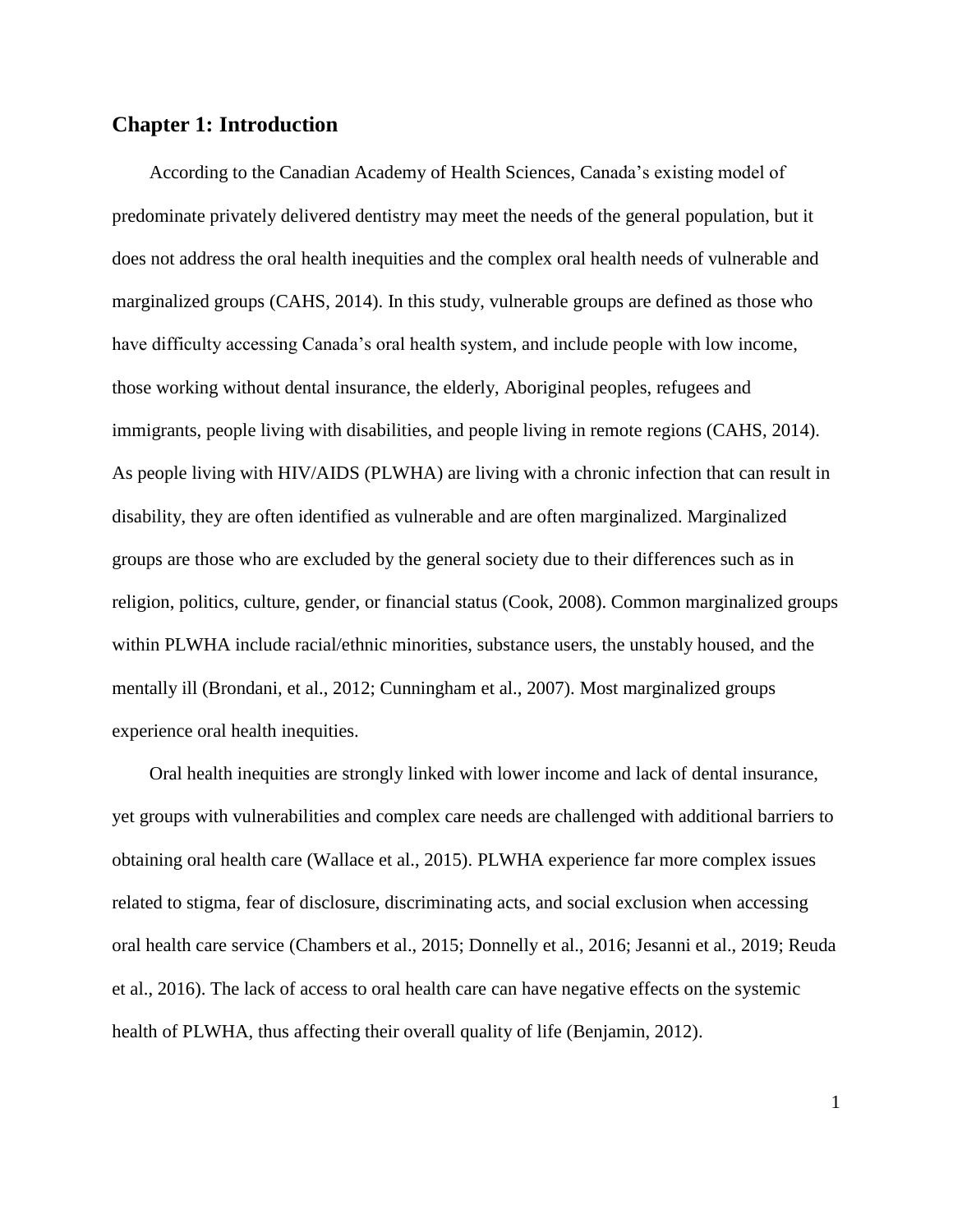## Chapter 1: Introduction

According to the Canadian Academy of Health Sciences, Canada's existing model of predominate privately delivered dentistry may meet the needs of the general population, but it does not address the oral health inequities and the complex oral health needs of vulnerable and marginalized groups (CAHS, 2014). In this study, vulnerable groups are defined as those who have difficulty accessing Canada's oral health system, and include people with low income, those working without dental insurance, the elderly, Aboriginal peoples, refugees and immigrants, people living with disabilities, and people living in remote regions (CAHS, 2014). As people living with HIV/AIDS (PLWHA) are living with a chronic infection that can result in disability, they are often identified as vulnerable and are often marginalized. Marginalized groups are those who are excluded by the general society due to their differences such as in religion, politics, culture, gender, or financial status (Cook, 2008). Common marginalized groups within PLWHA include racial/ethnic minorities, substance users, the unstably housed, and the mentally ill (Brondani, et al., 2012; Cunningham et al., 2007). Most marginalized groups experience oral health inequities.

Oral health inequities are strongly linked with lower income and lack of dental insurance, yet groups with vulnerabilities and complex care needs are challenged with additional barriers to obtaining oral health care (Wallace et al., 2015). PLWHA experience far more complex issues related to stigma, fear of disclosure, discriminating acts, and social exclusion when accessing oral health care service (Chambers et al., 2015; Donnelly et al., 2016; Jesanni et al., 2019; Reuda et al., 2016). The lack of access to oral health care can have negative effects on the systemic health of PLWHA, thus affecting their overall quality of life (Benjamin, 2012).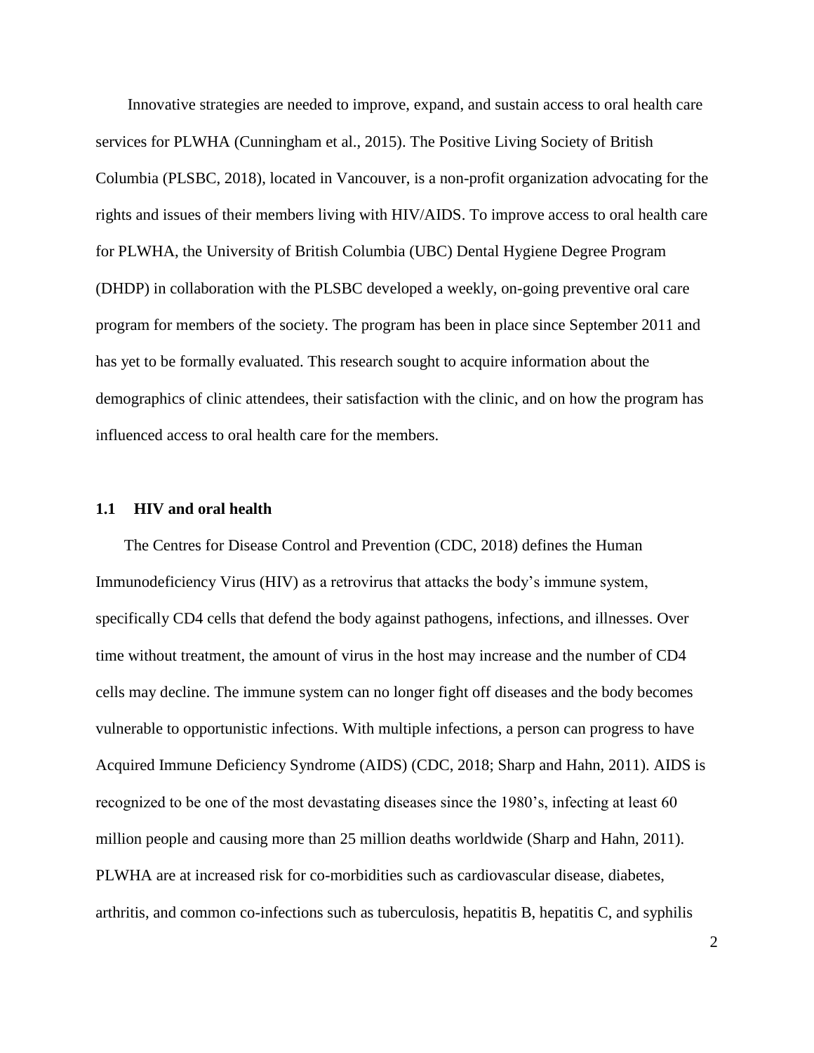Innovative strategies are needed to improve, expand, and sustain access to oral health care services for PLWHA (Cunningham et al., 2015). The Positive Living Society of British Columbia (PLSBC, 2018), located in Vancouver, is a non-profit organization advocating for the rights and issues of their members living with HIV/AIDS. To improve access to oral health care for PLWHA, the University of British Columbia (UBC) Dental Hygiene Degree Program (DHDP) in collaboration with the PLSBC developed a weekly, on-going preventive oral care program for members of the society. The program has been in place since September 2011 and has yet to be formally evaluated. This research sought to acquire information about the demographics of clinic attendees, their satisfaction with the clinic, and on how the program has influenced access to oral health care for the members.

### 1.1 HIV and oral health

The Centres for Disease Control and Prevention (CDC, 2018) defines the Human Immunodeficiency Virus (HIV) as a retrovirus that attacks the body's immune system, specifically CD4 cells that defend the body against pathogens, infections, and illnesses. Over time without treatment, the amount of virus in the host may increase and the number of CD4 cells may decline. The immune system can no longer fight off diseases and the body becomes vulnerable to opportunistic infections. With multiple infections, a person can progress to have Acquired Immune Deficiency Syndrome (AIDS) (CDC, 2018; Sharp and Hahn, 2011). AIDS is recognized to be one of the most devastating diseases since the 1980's, infecting at least 60 million people and causing more than 25 million deaths worldwide (Sharp and Hahn, 2011). PLWHA are at increased risk for co-morbidities such as cardiovascular disease, diabetes, arthritis, and common co-infections such as tuberculosis, hepatitis B, hepatitis C, and syphilis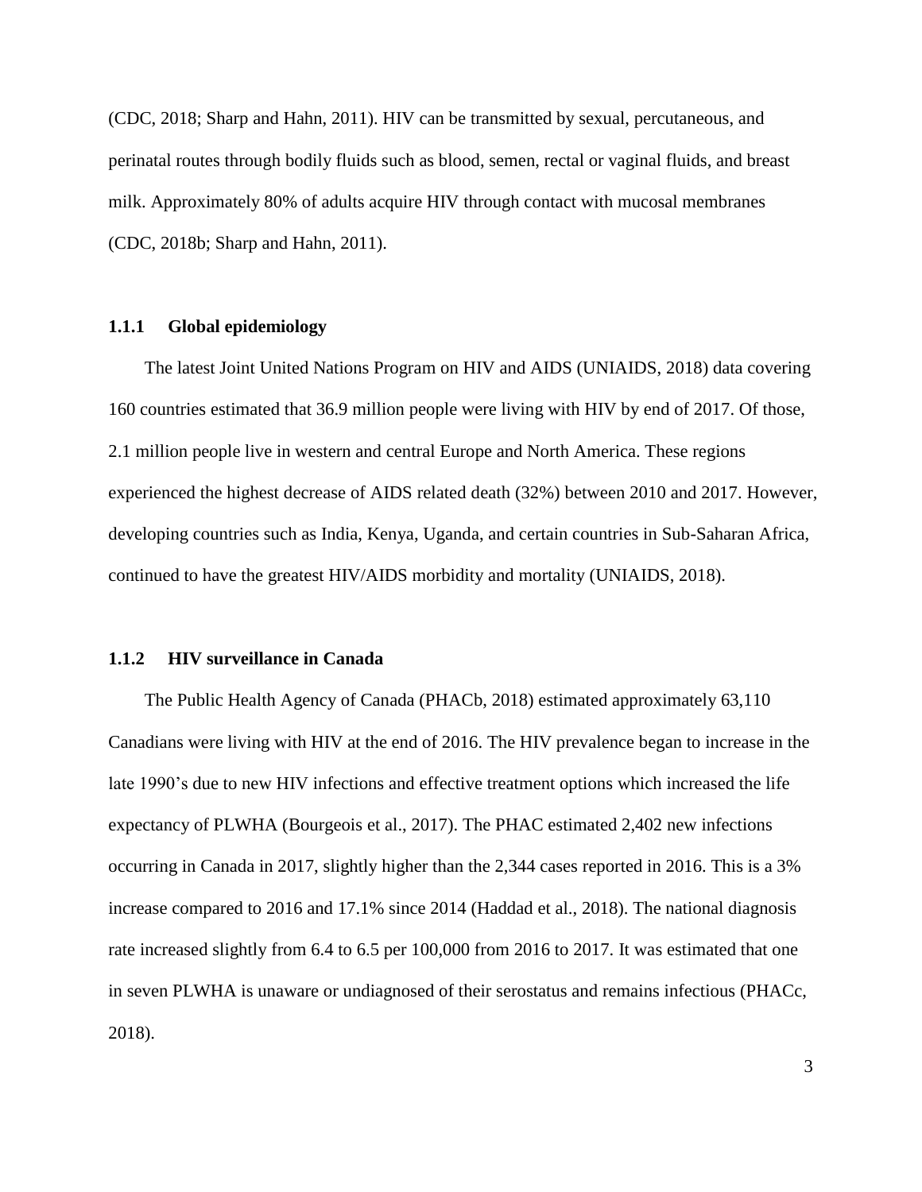(CDC, 2018; Sharp and Hahn, 2011). HIV can be transmitted by sexual, percutaneous, and perinatal routes through bodily fluids such as blood, semen, rectal or vaginal fluids, and breast milk. Approximately 80% of adults acquire HIV through contact with mucosal membranes (CDC, 2018b; Sharp and Hahn, 2011).

### 1.1.1 Global epidemiology

The latest Joint United Nations Program on HIV and AIDS (UNIAIDS, 2018) data covering 160 countries estimated that 36.9 million people were living with HIV by end of 2017. Of those, 2.1 million people live in western and central Europe and North America. These regions experienced the highest decrease of AIDS related death (32%) between 2010 and 2017. However, developing countries such as India, Kenya, Uganda, and certain countries in Sub-Saharan Africa, continued to have the greatest HIV/AIDS morbidity and mortality (UNIAIDS, 2018).

### 1.1.2 HIV surveillance in Canada

The Public Health Agency of Canada (PHACb, 2018) estimated approximately 63,110 Canadians were living with HIV at the end of 2016. The HIV prevalence began to increase in the late 1990's due to new HIV infections and effective treatment options which increased the life expectancy of PLWHA (Bourgeois et al., 2017). The PHAC estimated 2,402 new infections occurring in Canada in 2017, slightly higher than the 2,344 cases reported in 2016. This is a 3% increase compared to 2016 and 17.1% since 2014 (Haddad et al., 2018). The national diagnosis rate increased slightly from 6.4 to 6.5 per 100,000 from 2016 to 2017. It was estimated that one in seven PLWHA is unaware or undiagnosed of their serostatus and remains infectious (PHACc, 2018).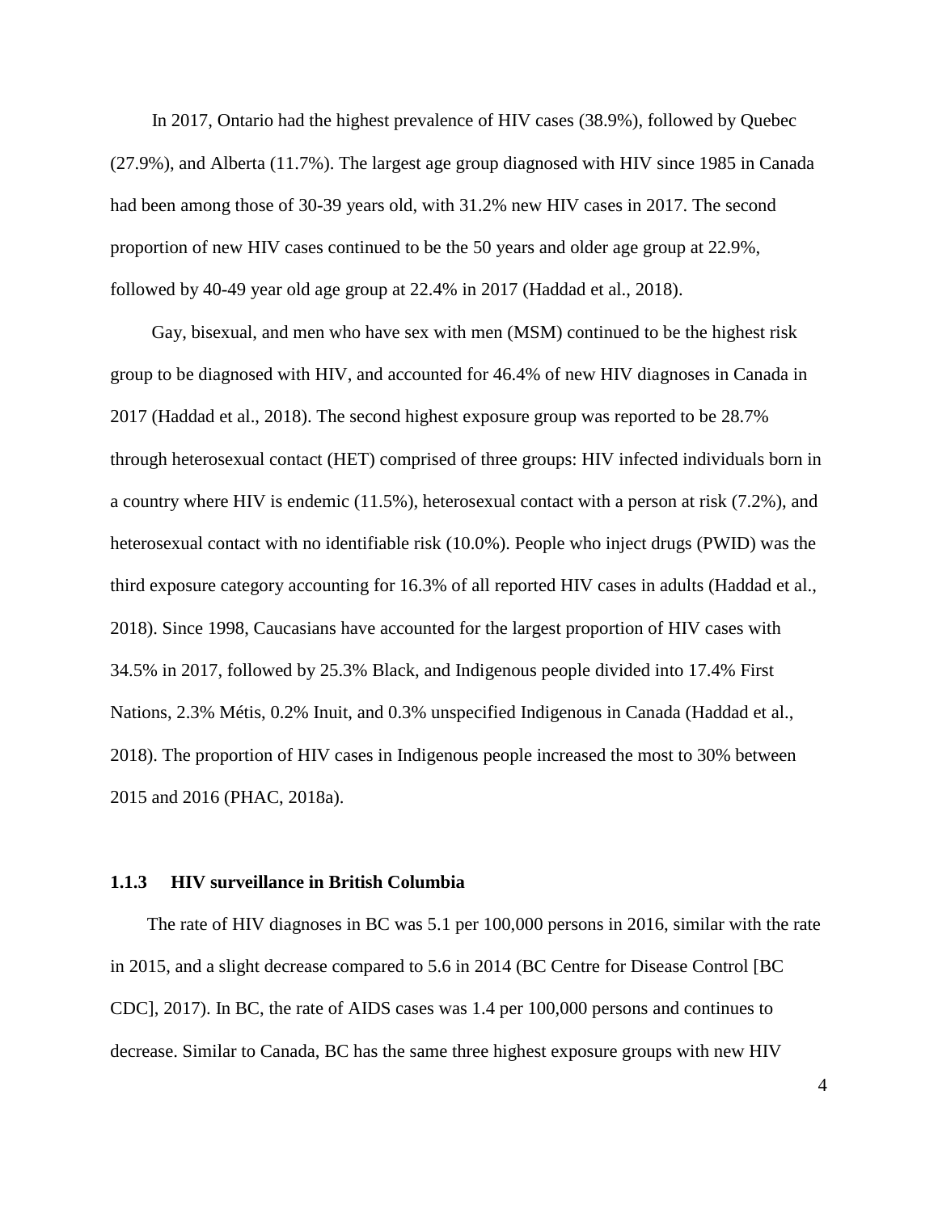In 2017, Ontario had the highest prevalence of HIV cases (38.9%), followed by Quebec (27.9%), and Alberta (11.7%). The largest age group diagnosed with HIV since 1985 in Canada had been among those of 30-39 years old, with 31.2% new HIV cases in 2017. The second proportion of new HIV cases continued to be the 50 years and older age group at 22.9%, followed by 40-49 year old age group at 22.4% in 2017 (Haddad et al., 2018).

Gay, bisexual, and men who have sex with men (MSM) continued to be the highest risk group to be diagnosed with HIV, and accounted for 46.4% of new HIV diagnoses in Canada in 2017 (Haddad et al., 2018). The second highest exposure group was reported to be 28.7% through heterosexual contact (HET) comprised of three groups: HIV infected individuals born in a country where HIV is endemic (11.5%), heterosexual contact with a person at risk (7.2%), and heterosexual contact with no identifiable risk (10.0%). People who inject drugs (PWID) was the third exposure category accounting for 16.3% of all reported HIV cases in adults (Haddad et al., 2018). Since 1998, Caucasians have accounted for the largest proportion of HIV cases with 34.5% in 2017, followed by 25.3% Black, and Indigenous people divided into 17.4% First Nations, 2.3% Métis, 0.2% Inuit, and 0.3% unspecified Indigenous in Canada (Haddad et al., 2018). The proportion of HIV cases in Indigenous people increased the most to 30% between 2015 and 2016 (PHAC, 2018a).

### 1.1.3 HIV surveillance in British Columbia

The rate of HIV diagnoses in BC was 5.1 per 100,000 persons in 2016, similar with the rate in 2015, and a slight decrease compared to 5.6 in 2014 (BC Centre for Disease Control [BC CDC], 2017). In BC, the rate of AIDS cases was 1.4 per 100,000 persons and continues to decrease. Similar to Canada, BC has the same three highest exposure groups with new HIV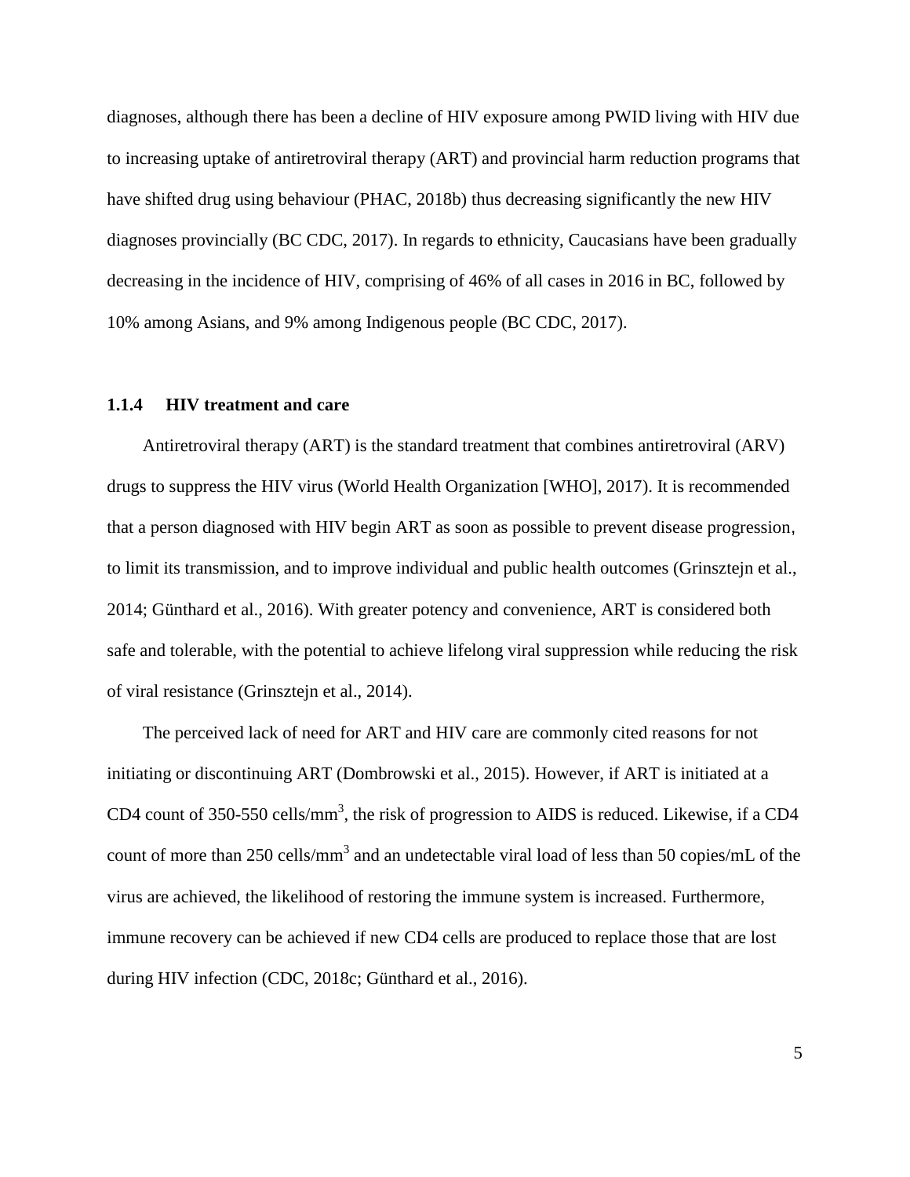diagnoses, although there has been a decline of HIV exposure among PWID living with HIV due to increasing uptake of antiretroviral therapy (ART) and provincial harm reduction programs that have shifted drug using behaviour (PHAC, 2018b) thus decreasing significantly the new HIV diagnoses provincially (BC CDC, 2017). In regards to ethnicity, Caucasians have been gradually decreasing in the incidence of HIV, comprising of 46% of all cases in 2016 in BC, followed by 10% among Asians, and 9% among Indigenous people (BC CDC, 2017).

### 1.1.4 HIV treatment and care

Antiretroviral therapy (ART) is the standard treatment that combines antiretroviral (ARV) drugs to suppress the HIV virus (World Health Organization [WHO], 2017). It is recommended that a person diagnosed with HIV begin ART as soon as possible to prevent disease progression, to limit its transmission, and to improve individual and public health outcomes (Grinsztejn et al., 2014; Günthard et al., 2016). With greater potency and convenience, ART is considered both safe and tolerable, with the potential to achieve lifelong viral suppression while reducing the risk of viral resistance (Grinsztejn et al., 2014).

The perceived lack of need for ART and HIV care are commonly cited reasons for not initiating or discontinuing ART (Dombrowski et al., 2015). However, if ART is initiated at a CD4 count of 350-550 cells/$mm^3$, the risk of progression to AIDS is reduced. Likewise, if a CD4 count of more than 250 cells/$mm^3$ and an undetectable viral load of less than 50 copies/mL of the virus are achieved, the likelihood of restoring the immune system is increased. Furthermore, immune recovery can be achieved if new CD4 cells are produced to replace those that are lost during HIV infection (CDC, 2018c; Günthard et al., 2016).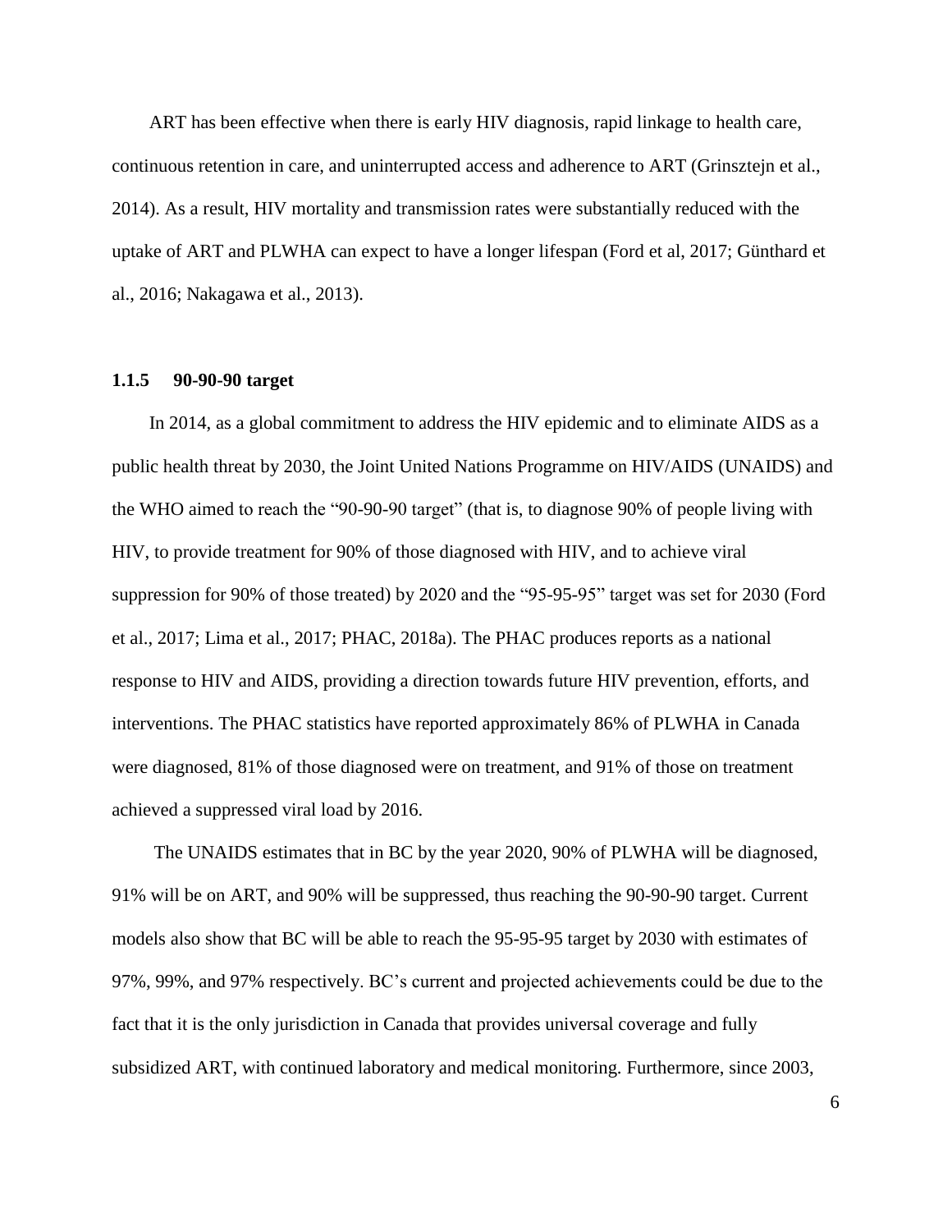ART has been effective when there is early HIV diagnosis, rapid linkage to health care, continuous retention in care, and uninterrupted access and adherence to ART (Grinsztejn et al., 2014). As a result, HIV mortality and transmission rates were substantially reduced with the uptake of ART and PLWHA can expect to have a longer lifespan (Ford et al, 2017; Günthard et al., 2016; Nakagawa et al., 2013).

### 1.1.5 90-90-90 target

In 2014, as a global commitment to address the HIV epidemic and to eliminate AIDS as a public health threat by 2030, the Joint United Nations Programme on HIV/AIDS (UNAIDS) and the WHO aimed to reach the "90-90-90 target" (that is, to diagnose 90% of people living with HIV, to provide treatment for 90% of those diagnosed with HIV, and to achieve viral suppression for 90% of those treated) by 2020 and the "95-95-95" target was set for 2030 (Ford et al., 2017; Lima et al., 2017; PHAC, 2018a). The PHAC produces reports as a national response to HIV and AIDS, providing a direction towards future HIV prevention, efforts, and interventions. The PHAC statistics have reported approximately 86% of PLWHA in Canada were diagnosed, 81% of those diagnosed were on treatment, and 91% of those on treatment achieved a suppressed viral load by 2016.

The UNAIDS estimates that in BC by the year 2020, 90% of PLWHA will be diagnosed, 91% will be on ART, and 90% will be suppressed, thus reaching the 90-90-90 target. Current models also show that BC will be able to reach the 95-95-95 target by 2030 with estimates of 97%, 99%, and 97% respectively. BC's current and projected achievements could be due to the fact that it is the only jurisdiction in Canada that provides universal coverage and fully subsidized ART, with continued laboratory and medical monitoring. Furthermore, since 2003,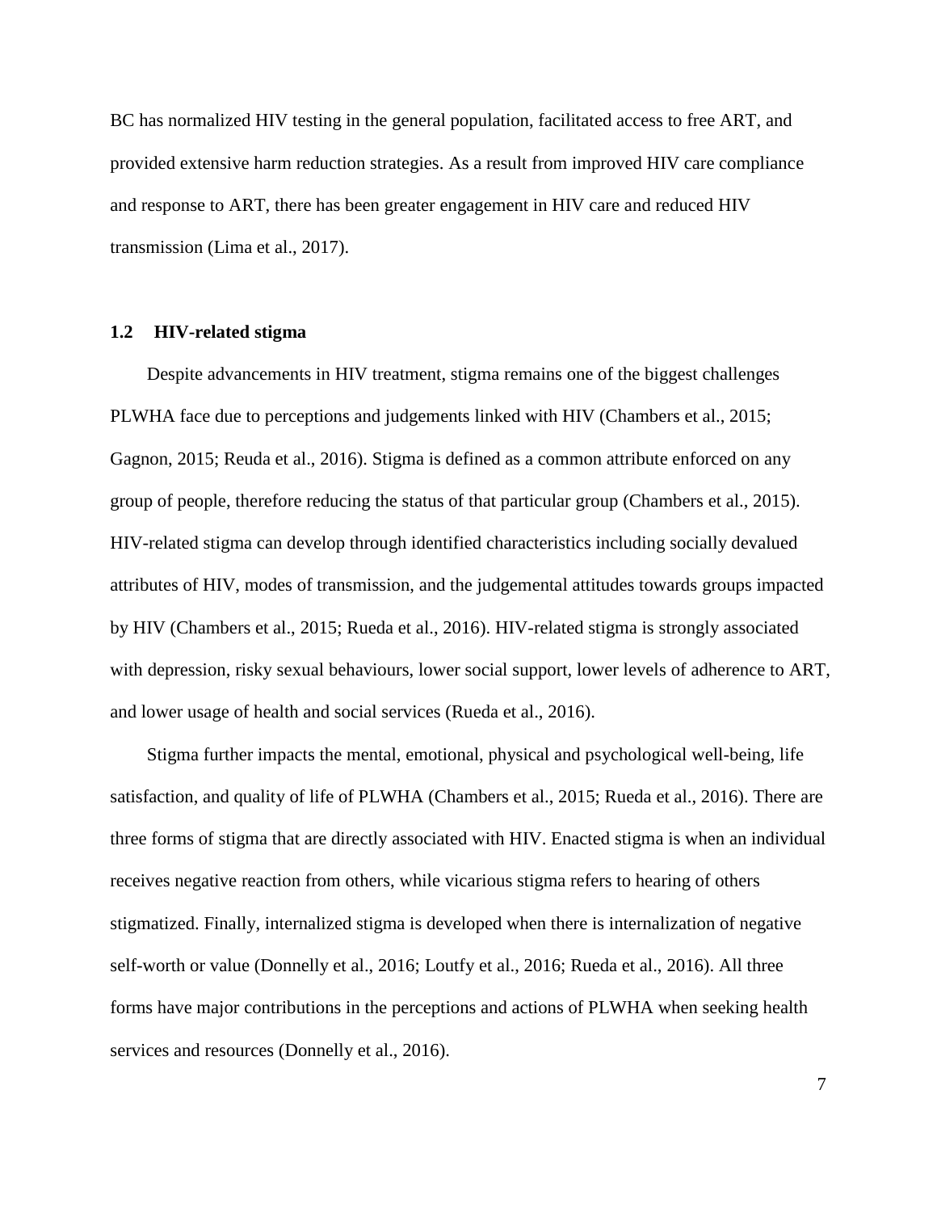BC has normalized HIV testing in the general population, facilitated access to free ART, and provided extensive harm reduction strategies. As a result from improved HIV care compliance and response to ART, there has been greater engagement in HIV care and reduced HIV transmission (Lima et al., 2017).

### 1.2 HIV-related stigma

Despite advancements in HIV treatment, stigma remains one of the biggest challenges PLWHA face due to perceptions and judgements linked with HIV (Chambers et al., 2015; Gagnon, 2015; Reuda et al., 2016). Stigma is defined as a common attribute enforced on any group of people, therefore reducing the status of that particular group (Chambers et al., 2015). HIV-related stigma can develop through identified characteristics including socially devalued attributes of HIV, modes of transmission, and the judgemental attitudes towards groups impacted by HIV (Chambers et al., 2015; Rueda et al., 2016). HIV-related stigma is strongly associated with depression, risky sexual behaviours, lower social support, lower levels of adherence to ART, and lower usage of health and social services (Rueda et al., 2016).

Stigma further impacts the mental, emotional, physical and psychological well-being, life satisfaction, and quality of life of PLWHA (Chambers et al., 2015; Rueda et al., 2016). There are three forms of stigma that are directly associated with HIV. Enacted stigma is when an individual receives negative reaction from others, while vicarious stigma refers to hearing of others stigmatized. Finally, internalized stigma is developed when there is internalization of negative self-worth or value (Donnelly et al., 2016; Loutfy et al., 2016; Rueda et al., 2016). All three forms have major contributions in the perceptions and actions of PLWHA when seeking health services and resources (Donnelly et al., 2016).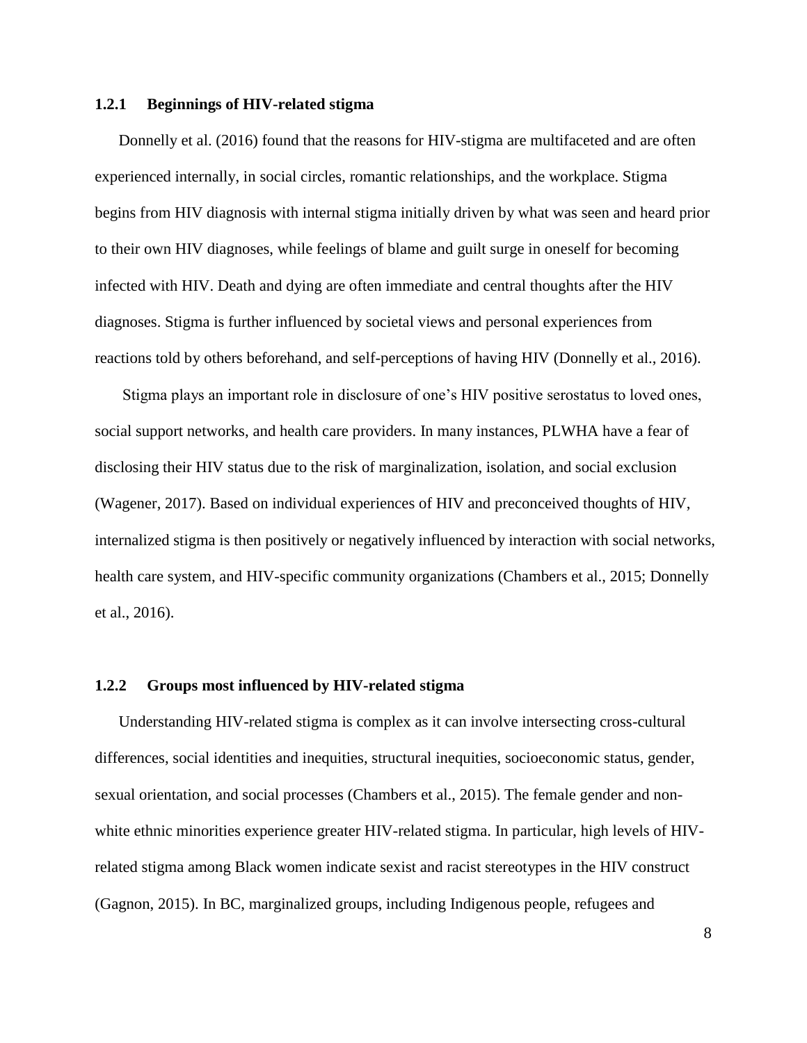### 1.2.1 Beginnings of HIV-related stigma

Donnelly et al. (2016) found that the reasons for HIV-stigma are multifaceted and are often experienced internally, in social circles, romantic relationships, and the workplace. Stigma begins from HIV diagnosis with internal stigma initially driven by what was seen and heard prior to their own HIV diagnoses, while feelings of blame and guilt surge in oneself for becoming infected with HIV. Death and dying are often immediate and central thoughts after the HIV diagnoses. Stigma is further influenced by societal views and personal experiences from reactions told by others beforehand, and self-perceptions of having HIV (Donnelly et al., 2016).

Stigma plays an important role in disclosure of one's HIV positive serostatus to loved ones, social support networks, and health care providers. In many instances, PLWHA have a fear of disclosing their HIV status due to the risk of marginalization, isolation, and social exclusion (Wagener, 2017). Based on individual experiences of HIV and preconceived thoughts of HIV, internalized stigma is then positively or negatively influenced by interaction with social networks, health care system, and HIV-specific community organizations (Chambers et al., 2015; Donnelly et al., 2016).

### 1.2.2 Groups most influenced by HIV-related stigma

Understanding HIV-related stigma is complex as it can involve intersecting cross-cultural differences, social identities and inequities, structural inequities, socioeconomic status, gender, sexual orientation, and social processes (Chambers et al., 2015). The female gender and non-white ethnic minorities experience greater HIV-related stigma. In particular, high levels of HIV-related stigma among Black women indicate sexist and racist stereotypes in the HIV construct (Gagnon, 2015). In BC, marginalized groups, including Indigenous people, refugees and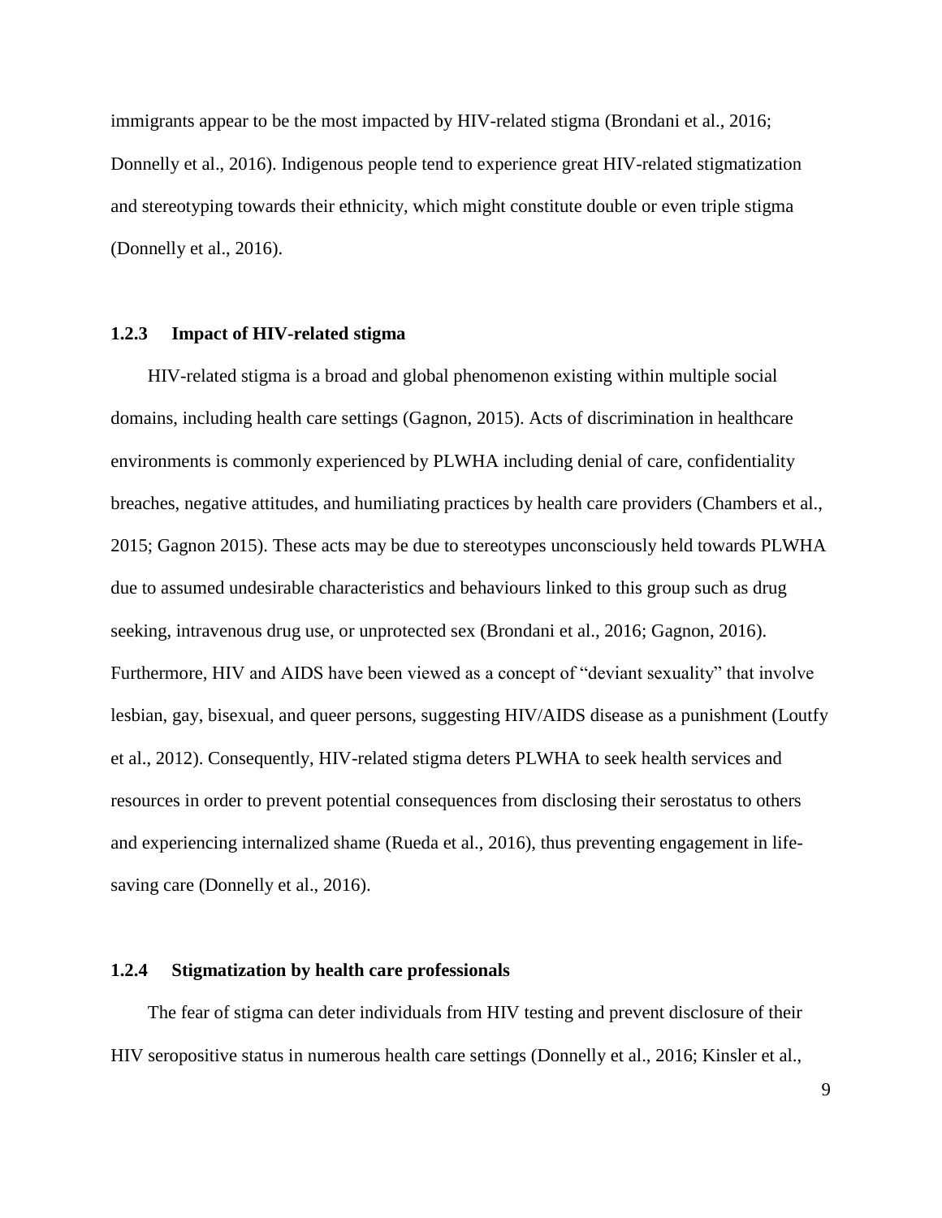immigrants appear to be the most impacted by HIV-related stigma (Brondani et al., 2016; Donnelly et al., 2016). Indigenous people tend to experience great HIV-related stigmatization and stereotyping towards their ethnicity, which might constitute double or even triple stigma (Donnelly et al., 2016).

### 1.2.3 Impact of HIV-related stigma

HIV-related stigma is a broad and global phenomenon existing within multiple social domains, including health care settings (Gagnon, 2015). Acts of discrimination in healthcare environments is commonly experienced by PLWHA including denial of care, confidentiality breaches, negative attitudes, and humiliating practices by health care providers (Chambers et al., 2015; Gagnon 2015). These acts may be due to stereotypes unconsciously held towards PLWHA due to assumed undesirable characteristics and behaviours linked to this group such as drug seeking, intravenous drug use, or unprotected sex (Brondani et al., 2016; Gagnon, 2016). Furthermore, HIV and AIDS have been viewed as a concept of "deviant sexuality" that involve lesbian, gay, bisexual, and queer persons, suggesting HIV/AIDS disease as a punishment (Loutfy et al., 2012). Consequently, HIV-related stigma deters PLWHA to seek health services and resources in order to prevent potential consequences from disclosing their serostatus to others and experiencing internalized shame (Rueda et al., 2016), thus preventing engagement in life-saving care (Donnelly et al., 2016).

### 1.2.4 Stigmatization by health care professionals

The fear of stigma can deter individuals from HIV testing and prevent disclosure of their HIV seropositive status in numerous health care settings (Donnelly et al., 2016; Kinsler et al.,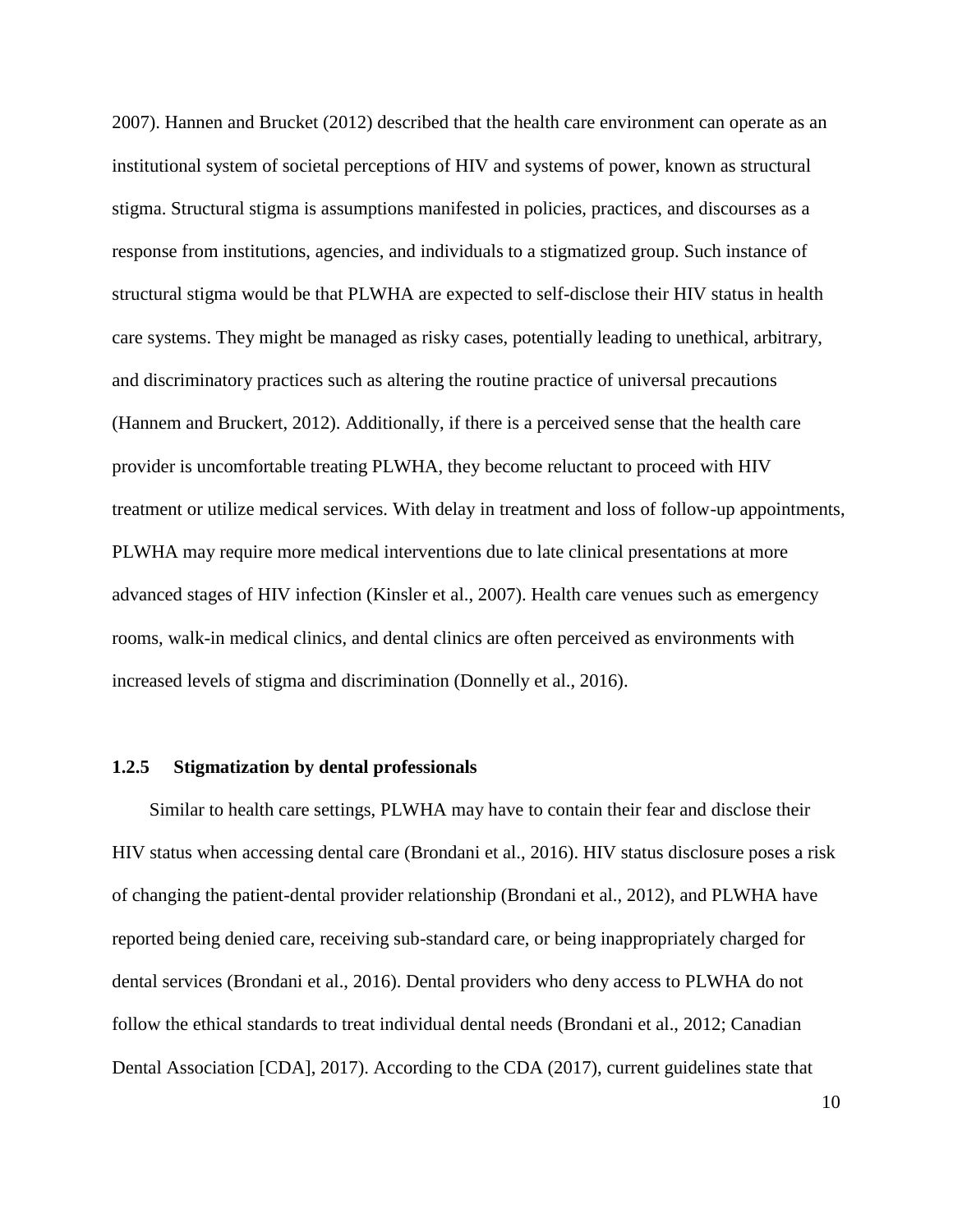2007). Hannen and Brucket (2012) described that the health care environment can operate as an institutional system of societal perceptions of HIV and systems of power, known as structural stigma. Structural stigma is assumptions manifested in policies, practices, and discourses as a response from institutions, agencies, and individuals to a stigmatized group. Such instance of structural stigma would be that PLWHA are expected to self-disclose their HIV status in health care systems. They might be managed as risky cases, potentially leading to unethical, arbitrary, and discriminatory practices such as altering the routine practice of universal precautions (Hannem and Bruckert, 2012). Additionally, if there is a perceived sense that the health care provider is uncomfortable treating PLWHA, they become reluctant to proceed with HIV treatment or utilize medical services. With delay in treatment and loss of follow-up appointments, PLWHA may require more medical interventions due to late clinical presentations at more advanced stages of HIV infection (Kinsler et al., 2007). Health care venues such as emergency rooms, walk-in medical clinics, and dental clinics are often perceived as environments with increased levels of stigma and discrimination (Donnelly et al., 2016).

### 1.2.5 Stigmatization by dental professionals

Similar to health care settings, PLWHA may have to contain their fear and disclose their HIV status when accessing dental care (Brondani et al., 2016). HIV status disclosure poses a risk of changing the patient-dental provider relationship (Brondani et al., 2012), and PLWHA have reported being denied care, receiving sub-standard care, or being inappropriately charged for dental services (Brondani et al., 2016). Dental providers who deny access to PLWHA do not follow the ethical standards to treat individual dental needs (Brondani et al., 2012; Canadian Dental Association [CDA], 2017). According to the CDA (2017), current guidelines state that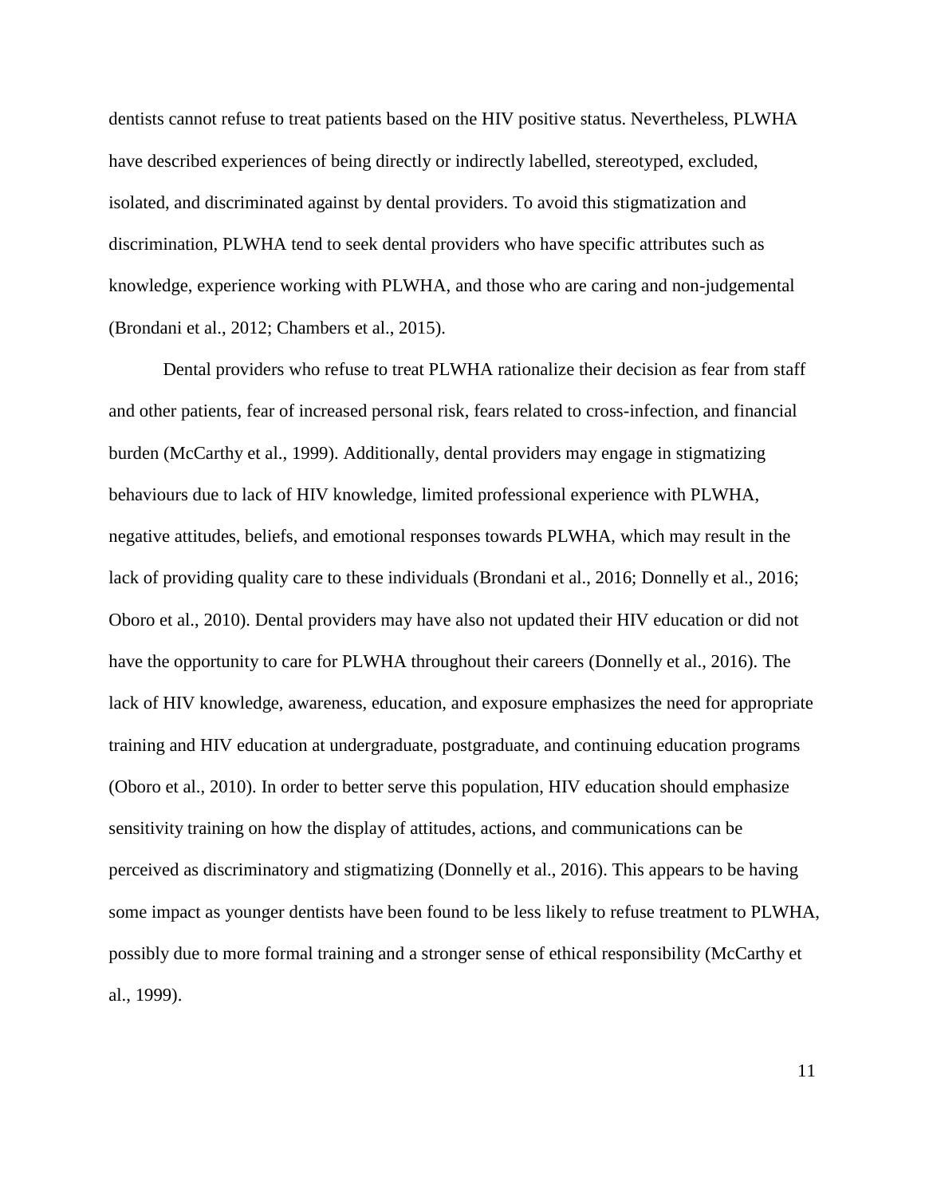dentists cannot refuse to treat patients based on the HIV positive status. Nevertheless, PLWHA have described experiences of being directly or indirectly labelled, stereotyped, excluded, isolated, and discriminated against by dental providers. To avoid this stigmatization and discrimination, PLWHA tend to seek dental providers who have specific attributes such as knowledge, experience working with PLWHA, and those who are caring and non-judgemental (Brondani et al., 2012; Chambers et al., 2015).

Dental providers who refuse to treat PLWHA rationalize their decision as fear from staff and other patients, fear of increased personal risk, fears related to cross-infection, and financial burden (McCarthy et al., 1999). Additionally, dental providers may engage in stigmatizing behaviours due to lack of HIV knowledge, limited professional experience with PLWHA, negative attitudes, beliefs, and emotional responses towards PLWHA, which may result in the lack of providing quality care to these individuals (Brondani et al., 2016; Donnelly et al., 2016; Oboro et al., 2010). Dental providers may have also not updated their HIV education or did not have the opportunity to care for PLWHA throughout their careers (Donnelly et al., 2016). The lack of HIV knowledge, awareness, education, and exposure emphasizes the need for appropriate training and HIV education at undergraduate, postgraduate, and continuing education programs (Oboro et al., 2010). In order to better serve this population, HIV education should emphasize sensitivity training on how the display of attitudes, actions, and communications can be perceived as discriminatory and stigmatizing (Donnelly et al., 2016). This appears to be having some impact as younger dentists have been found to be less likely to refuse treatment to PLWHA, possibly due to more formal training and a stronger sense of ethical responsibility (McCarthy et al., 1999).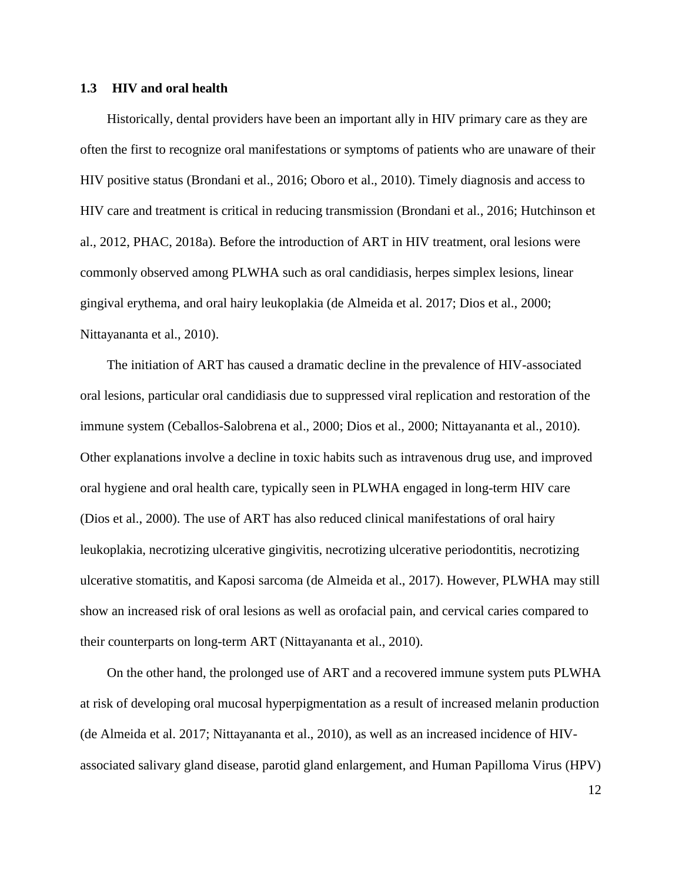### 1.3 HIV and oral health

Historically, dental providers have been an important ally in HIV primary care as they are often the first to recognize oral manifestations or symptoms of patients who are unaware of their HIV positive status (Brondani et al., 2016; Oboro et al., 2010). Timely diagnosis and access to HIV care and treatment is critical in reducing transmission (Brondani et al., 2016; Hutchinson et al., 2012, PHAC, 2018a). Before the introduction of ART in HIV treatment, oral lesions were commonly observed among PLWHA such as oral candidiasis, herpes simplex lesions, linear gingival erythema, and oral hairy leukoplakia (de Almeida et al. 2017; Dios et al., 2000; Nittayananta et al., 2010).

The initiation of ART has caused a dramatic decline in the prevalence of HIV-associated oral lesions, particular oral candidiasis due to suppressed viral replication and restoration of the immune system (Ceballos-Salobrena et al., 2000; Dios et al., 2000; Nittayananta et al., 2010). Other explanations involve a decline in toxic habits such as intravenous drug use, and improved oral hygiene and oral health care, typically seen in PLWHA engaged in long-term HIV care (Dios et al., 2000). The use of ART has also reduced clinical manifestations of oral hairy leukoplakia, necrotizing ulcerative gingivitis, necrotizing ulcerative periodontitis, necrotizing ulcerative stomatitis, and Kaposi sarcoma (de Almeida et al., 2017). However, PLWHA may still show an increased risk of oral lesions as well as orofacial pain, and cervical caries compared to their counterparts on long-term ART (Nittayananta et al., 2010).

On the other hand, the prolonged use of ART and a recovered immune system puts PLWHA at risk of developing oral mucosal hyperpigmentation as a result of increased melanin production (de Almeida et al. 2017; Nittayananta et al., 2010), as well as an increased incidence of HIV-associated salivary gland disease, parotid gland enlargement, and Human Papilloma Virus (HPV)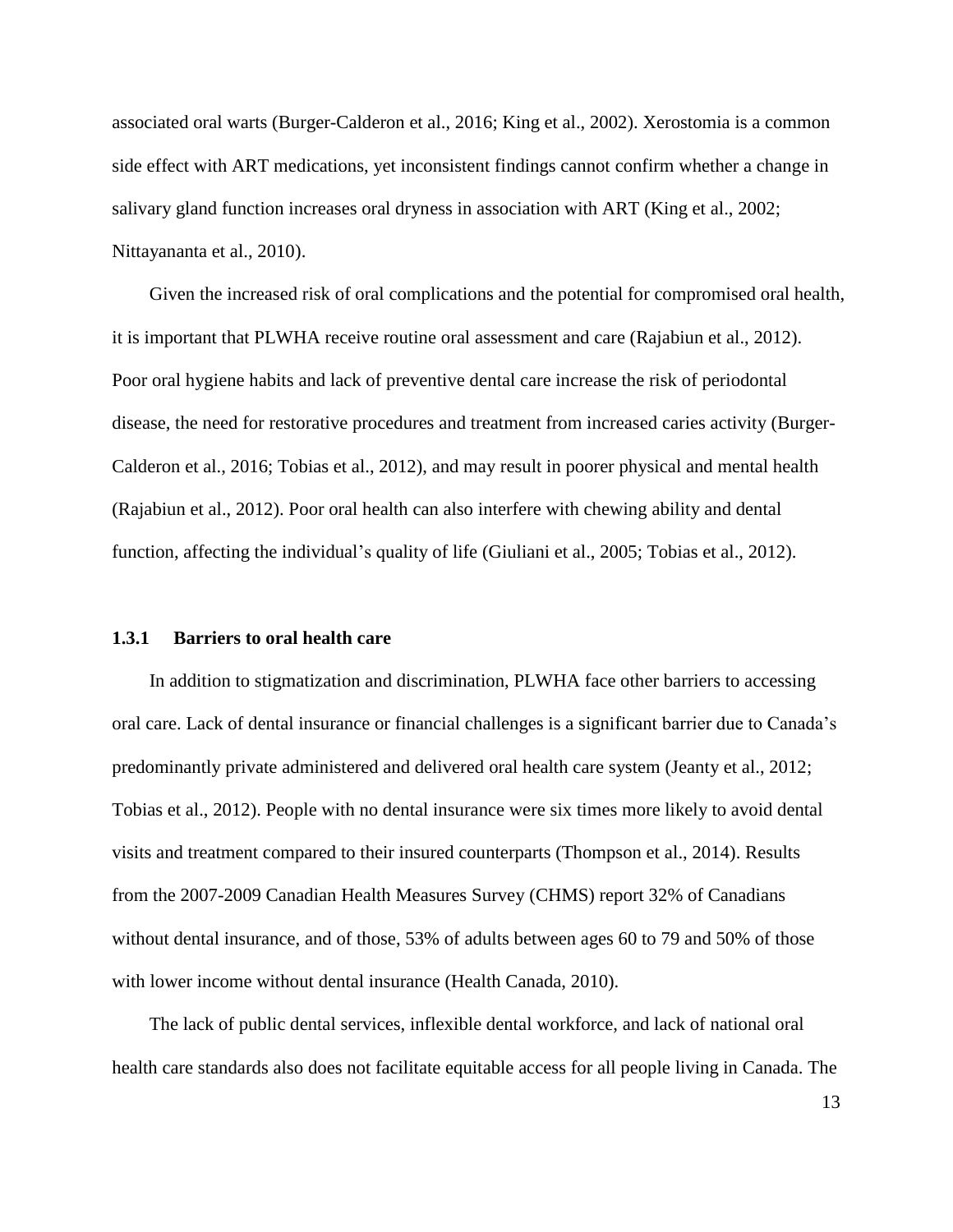associated oral warts (Burger-Calderon et al., 2016; King et al., 2002). Xerostomia is a common side effect with ART medications, yet inconsistent findings cannot confirm whether a change in salivary gland function increases oral dryness in association with ART (King et al., 2002; Nittayananta et al., 2010).

Given the increased risk of oral complications and the potential for compromised oral health, it is important that PLWHA receive routine oral assessment and care (Rajabiun et al., 2012). Poor oral hygiene habits and lack of preventive dental care increase the risk of periodontal disease, the need for restorative procedures and treatment from increased caries activity (Burger-Calderon et al., 2016; Tobias et al., 2012), and may result in poorer physical and mental health (Rajabiun et al., 2012). Poor oral health can also interfere with chewing ability and dental function, affecting the individual's quality of life (Giuliani et al., 2005; Tobias et al., 2012).

### 1.3.1 Barriers to oral health care

In addition to stigmatization and discrimination, PLWHA face other barriers to accessing oral care. Lack of dental insurance or financial challenges is a significant barrier due to Canada's predominantly private administered and delivered oral health care system (Jeanty et al., 2012; Tobias et al., 2012). People with no dental insurance were six times more likely to avoid dental visits and treatment compared to their insured counterparts (Thompson et al., 2014). Results from the 2007-2009 Canadian Health Measures Survey (CHMS) report 32% of Canadians without dental insurance, and of those, 53% of adults between ages 60 to 79 and 50% of those with lower income without dental insurance (Health Canada, 2010).

The lack of public dental services, inflexible dental workforce, and lack of national oral health care standards also does not facilitate equitable access for all people living in Canada. The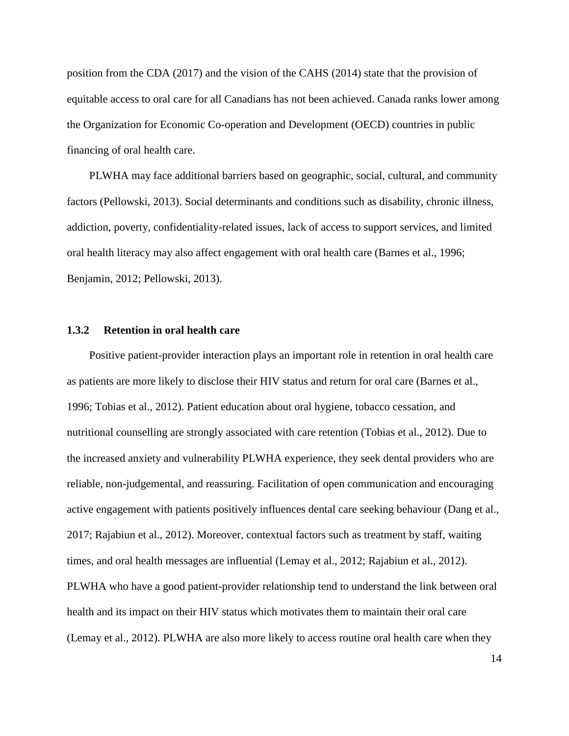position from the CDA (2017) and the vision of the CAHS (2014) state that the provision of equitable access to oral care for all Canadians has not been achieved. Canada ranks lower among the Organization for Economic Co-operation and Development (OECD) countries in public financing of oral health care.

PLWHA may face additional barriers based on geographic, social, cultural, and community factors (Pellowski, 2013). Social determinants and conditions such as disability, chronic illness, addiction, poverty, confidentiality-related issues, lack of access to support services, and limited oral health literacy may also affect engagement with oral health care (Barnes et al., 1996; Benjamin, 2012; Pellowski, 2013).

### 1.3.2 Retention in oral health care

Positive patient-provider interaction plays an important role in retention in oral health care as patients are more likely to disclose their HIV status and return for oral care (Barnes et al., 1996; Tobias et al., 2012). Patient education about oral hygiene, tobacco cessation, and nutritional counselling are strongly associated with care retention (Tobias et al., 2012). Due to the increased anxiety and vulnerability PLWHA experience, they seek dental providers who are reliable, non-judgemental, and reassuring. Facilitation of open communication and encouraging active engagement with patients positively influences dental care seeking behaviour (Dang et al., 2017; Rajabiun et al., 2012). Moreover, contextual factors such as treatment by staff, waiting times, and oral health messages are influential (Lemay et al., 2012; Rajabiun et al., 2012). PLWHA who have a good patient-provider relationship tend to understand the link between oral health and its impact on their HIV status which motivates them to maintain their oral care (Lemay et al., 2012). PLWHA are also more likely to access routine oral health care when they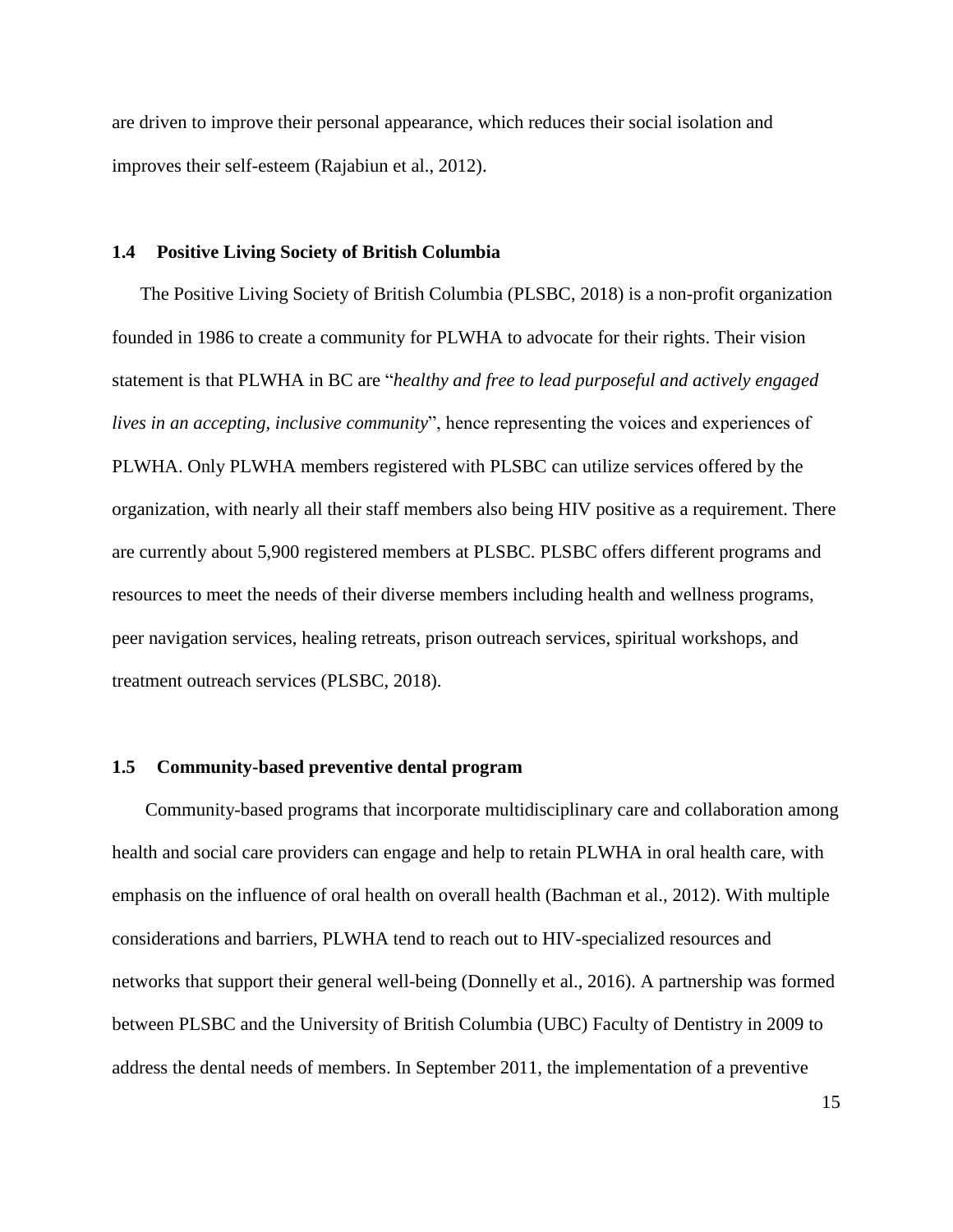are driven to improve their personal appearance, which reduces their social isolation and improves their self-esteem (Rajabiun et al., 2012).

### 1.4 Positive Living Society of British Columbia

The Positive Living Society of British Columbia (PLSBC, 2018) is a non-profit organization founded in 1986 to create a community for PLWHA to advocate for their rights. Their vision statement is that PLWHA in BC are "*healthy and free to lead purposeful and actively engaged lives in an accepting, inclusive community*", hence representing the voices and experiences of PLWHA. Only PLWHA members registered with PLSBC can utilize services offered by the organization, with nearly all their staff members also being HIV positive as a requirement. There are currently about 5,900 registered members at PLSBC. PLSBC offers different programs and resources to meet the needs of their diverse members including health and wellness programs, peer navigation services, healing retreats, prison outreach services, spiritual workshops, and treatment outreach services (PLSBC, 2018).

### 1.5 Community-based preventive dental program

Community-based programs that incorporate multidisciplinary care and collaboration among health and social care providers can engage and help to retain PLWHA in oral health care, with emphasis on the influence of oral health on overall health (Bachman et al., 2012). With multiple considerations and barriers, PLWHA tend to reach out to HIV-specialized resources and networks that support their general well-being (Donnelly et al., 2016). A partnership was formed between PLSBC and the University of British Columbia (UBC) Faculty of Dentistry in 2009 to address the dental needs of members. In September 2011, the implementation of a preventive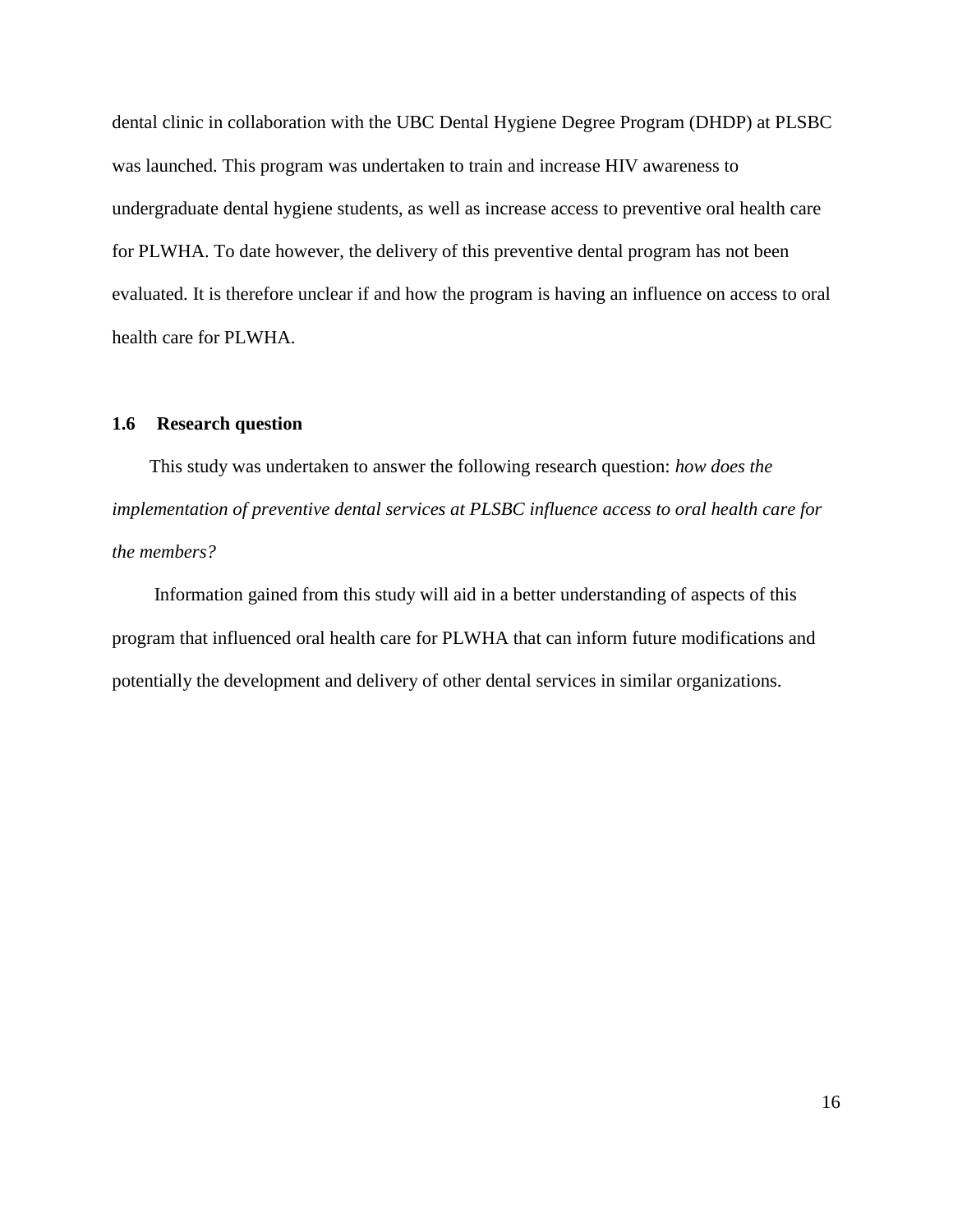dental clinic in collaboration with the UBC Dental Hygiene Degree Program (DHDP) at PLSBC was launched. This program was undertaken to train and increase HIV awareness to undergraduate dental hygiene students, as well as increase access to preventive oral health care for PLWHA. To date however, the delivery of this preventive dental program has not been evaluated. It is therefore unclear if and how the program is having an influence on access to oral health care for PLWHA.

### 1.6 Research question

This study was undertaken to answer the following research question: *how does the implementation of preventive dental services at PLSBC influence access to oral health care for the members?*

Information gained from this study will aid in a better understanding of aspects of this program that influenced oral health care for PLWHA that can inform future modifications and potentially the development and delivery of other dental services in similar organizations.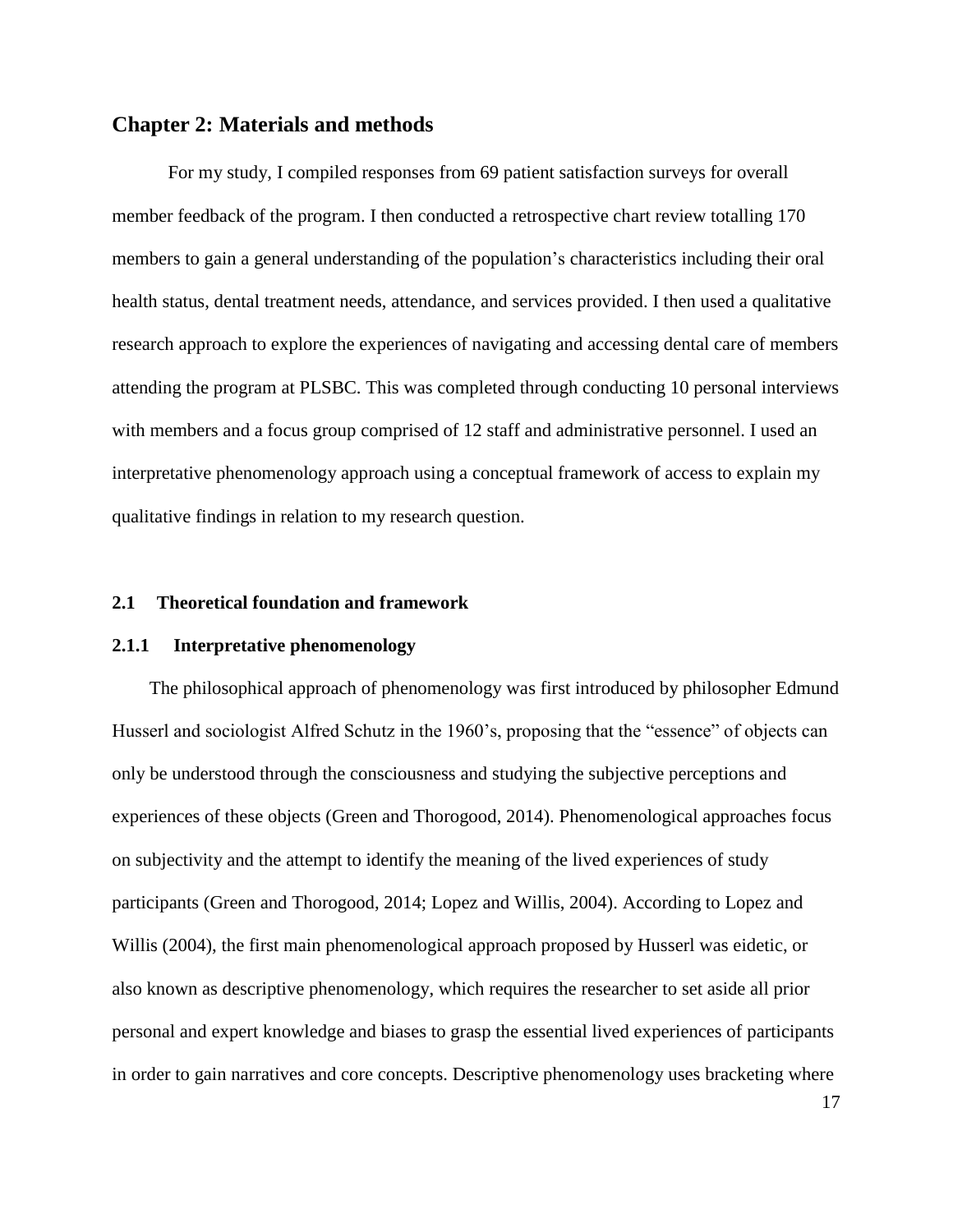# Chapter 2: Materials and methods

For my study, I compiled responses from 69 patient satisfaction surveys for overall member feedback of the program. I then conducted a retrospective chart review totalling 170 members to gain a general understanding of the population's characteristics including their oral health status, dental treatment needs, attendance, and services provided. I then used a qualitative research approach to explore the experiences of navigating and accessing dental care of members attending the program at PLSBC. This was completed through conducting 10 personal interviews with members and a focus group comprised of 12 staff and administrative personnel. I used an interpretative phenomenology approach using a conceptual framework of access to explain my qualitative findings in relation to my research question.

## 2.1 Theoretical foundation and framework

### 2.1.1 Interpretative phenomenology

The philosophical approach of phenomenology was first introduced by philosopher Edmund Husserl and sociologist Alfred Schutz in the 1960's, proposing that the "essence" of objects can only be understood through the consciousness and studying the subjective perceptions and experiences of these objects (Green and Thorogood, 2014). Phenomenological approaches focus on subjectivity and the attempt to identify the meaning of the lived experiences of study participants (Green and Thorogood, 2014; Lopez and Willis, 2004). According to Lopez and Willis (2004), the first main phenomenological approach proposed by Husserl was eidetic, or also known as descriptive phenomenology, which requires the researcher to set aside all prior personal and expert knowledge and biases to grasp the essential lived experiences of participants in order to gain narratives and core concepts. Descriptive phenomenology uses bracketing where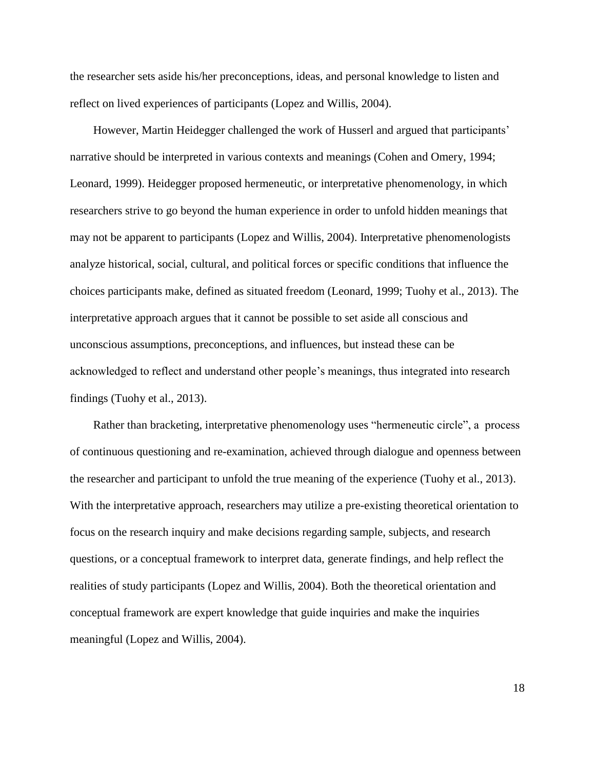the researcher sets aside his/her preconceptions, ideas, and personal knowledge to listen and reflect on lived experiences of participants (Lopez and Willis, 2004).

However, Martin Heidegger challenged the work of Husserl and argued that participants' narrative should be interpreted in various contexts and meanings (Cohen and Omery, 1994; Leonard, 1999). Heidegger proposed hermeneutic, or interpretative phenomenology, in which researchers strive to go beyond the human experience in order to unfold hidden meanings that may not be apparent to participants (Lopez and Willis, 2004). Interpretative phenomenologists analyze historical, social, cultural, and political forces or specific conditions that influence the choices participants make, defined as situated freedom (Leonard, 1999; Tuohy et al., 2013). The interpretative approach argues that it cannot be possible to set aside all conscious and unconscious assumptions, preconceptions, and influences, but instead these can be acknowledged to reflect and understand other people's meanings, thus integrated into research findings (Tuohy et al., 2013).

Rather than bracketing, interpretative phenomenology uses "hermeneutic circle", a process of continuous questioning and re-examination, achieved through dialogue and openness between the researcher and participant to unfold the true meaning of the experience (Tuohy et al., 2013). With the interpretative approach, researchers may utilize a pre-existing theoretical orientation to focus on the research inquiry and make decisions regarding sample, subjects, and research questions, or a conceptual framework to interpret data, generate findings, and help reflect the realities of study participants (Lopez and Willis, 2004). Both the theoretical orientation and conceptual framework are expert knowledge that guide inquiries and make the inquiries meaningful (Lopez and Willis, 2004).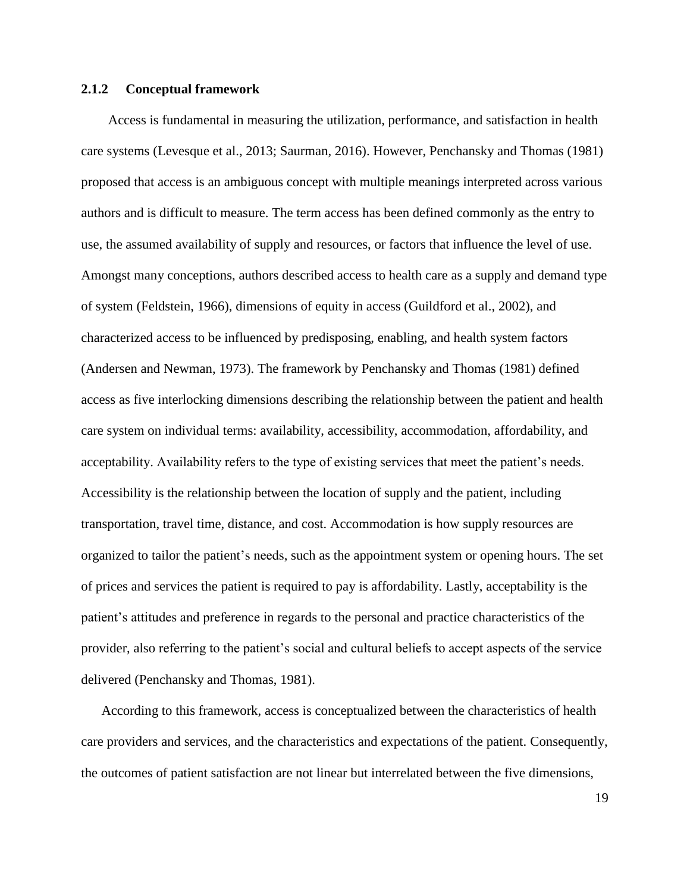### 2.1.2 Conceptual framework

Access is fundamental in measuring the utilization, performance, and satisfaction in health care systems (Levesque et al., 2013; Saurman, 2016). However, Penchansky and Thomas (1981) proposed that access is an ambiguous concept with multiple meanings interpreted across various authors and is difficult to measure. The term access has been defined commonly as the entry to use, the assumed availability of supply and resources, or factors that influence the level of use. Amongst many conceptions, authors described access to health care as a supply and demand type of system (Feldstein, 1966), dimensions of equity in access (Guildford et al., 2002), and characterized access to be influenced by predisposing, enabling, and health system factors (Andersen and Newman, 1973). The framework by Penchansky and Thomas (1981) defined access as five interlocking dimensions describing the relationship between the patient and health care system on individual terms: availability, accessibility, accommodation, affordability, and acceptability. Availability refers to the type of existing services that meet the patient's needs. Accessibility is the relationship between the location of supply and the patient, including transportation, travel time, distance, and cost. Accommodation is how supply resources are organized to tailor the patient's needs, such as the appointment system or opening hours. The set of prices and services the patient is required to pay is affordability. Lastly, acceptability is the patient's attitudes and preference in regards to the personal and practice characteristics of the provider, also referring to the patient's social and cultural beliefs to accept aspects of the service delivered (Penchansky and Thomas, 1981).

According to this framework, access is conceptualized between the characteristics of health care providers and services, and the characteristics and expectations of the patient. Consequently, the outcomes of patient satisfaction are not linear but interrelated between the five dimensions,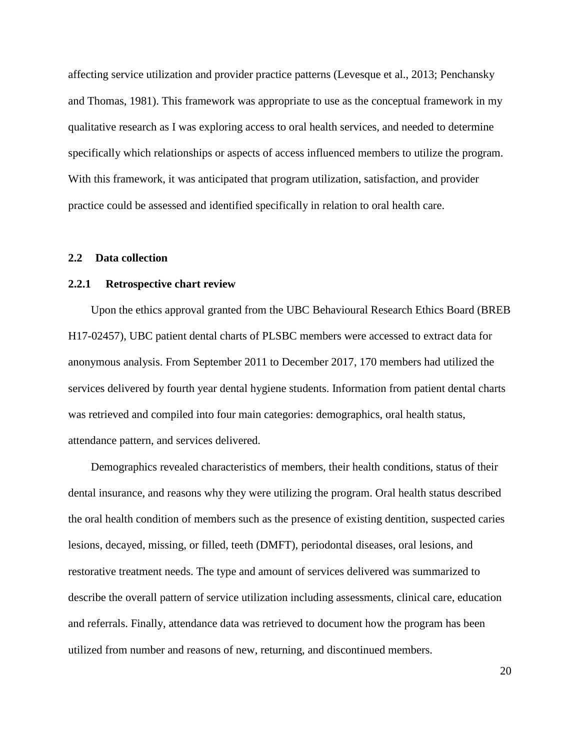affecting service utilization and provider practice patterns (Levesque et al., 2013; Penchansky and Thomas, 1981). This framework was appropriate to use as the conceptual framework in my qualitative research as I was exploring access to oral health services, and needed to determine specifically which relationships or aspects of access influenced members to utilize the program. With this framework, it was anticipated that program utilization, satisfaction, and provider practice could be assessed and identified specifically in relation to oral health care.

## 2.2 Data collection

### 2.2.1 Retrospective chart review

Upon the ethics approval granted from the UBC Behavioural Research Ethics Board (BREB H17-02457), UBC patient dental charts of PLSBC members were accessed to extract data for anonymous analysis. From September 2011 to December 2017, 170 members had utilized the services delivered by fourth year dental hygiene students. Information from patient dental charts was retrieved and compiled into four main categories: demographics, oral health status, attendance pattern, and services delivered.

Demographics revealed characteristics of members, their health conditions, status of their dental insurance, and reasons why they were utilizing the program. Oral health status described the oral health condition of members such as the presence of existing dentition, suspected caries lesions, decayed, missing, or filled, teeth (DMFT), periodontal diseases, oral lesions, and restorative treatment needs. The type and amount of services delivered was summarized to describe the overall pattern of service utilization including assessments, clinical care, education and referrals. Finally, attendance data was retrieved to document how the program has been utilized from number and reasons of new, returning, and discontinued members.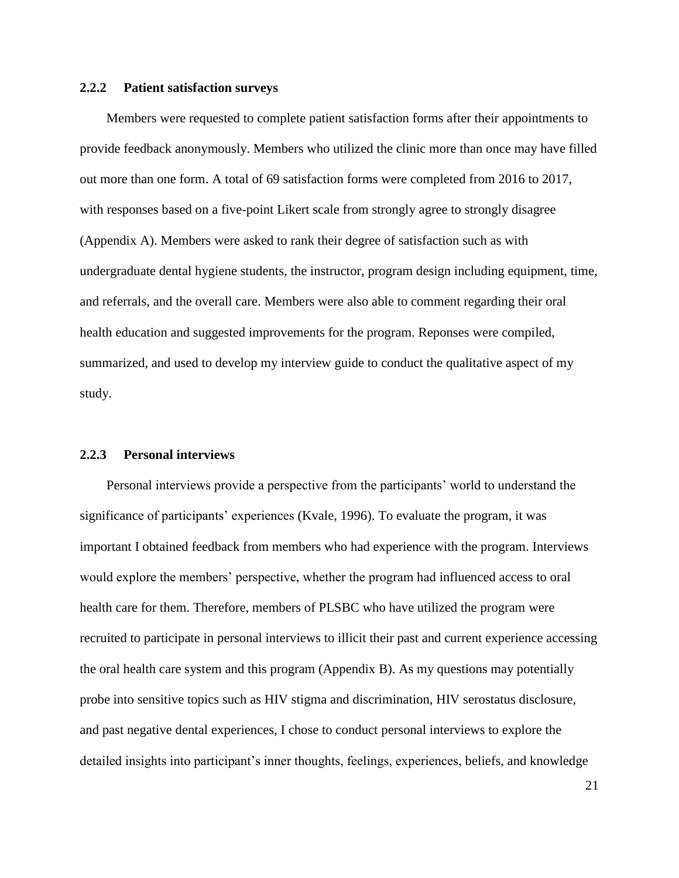### 2.2.2 Patient satisfaction surveys

Members were requested to complete patient satisfaction forms after their appointments to provide feedback anonymously. Members who utilized the clinic more than once may have filled out more than one form. A total of 69 satisfaction forms were completed from 2016 to 2017, with responses based on a five-point Likert scale from strongly agree to strongly disagree (Appendix A). Members were asked to rank their degree of satisfaction such as with undergraduate dental hygiene students, the instructor, program design including equipment, time, and referrals, and the overall care. Members were also able to comment regarding their oral health education and suggested improvements for the program. Reponses were compiled, summarized, and used to develop my interview guide to conduct the qualitative aspect of my study.

### 2.2.3 Personal interviews

Personal interviews provide a perspective from the participants' world to understand the significance of participants' experiences (Kvale, 1996). To evaluate the program, it was important I obtained feedback from members who had experience with the program. Interviews would explore the members' perspective, whether the program had influenced access to oral health care for them. Therefore, members of PLSBC who have utilized the program were recruited to participate in personal interviews to illicit their past and current experience accessing the oral health care system and this program (Appendix B). As my questions may potentially probe into sensitive topics such as HIV stigma and discrimination, HIV serostatus disclosure, and past negative dental experiences, I chose to conduct personal interviews to explore the detailed insights into participant's inner thoughts, feelings, experiences, beliefs, and knowledge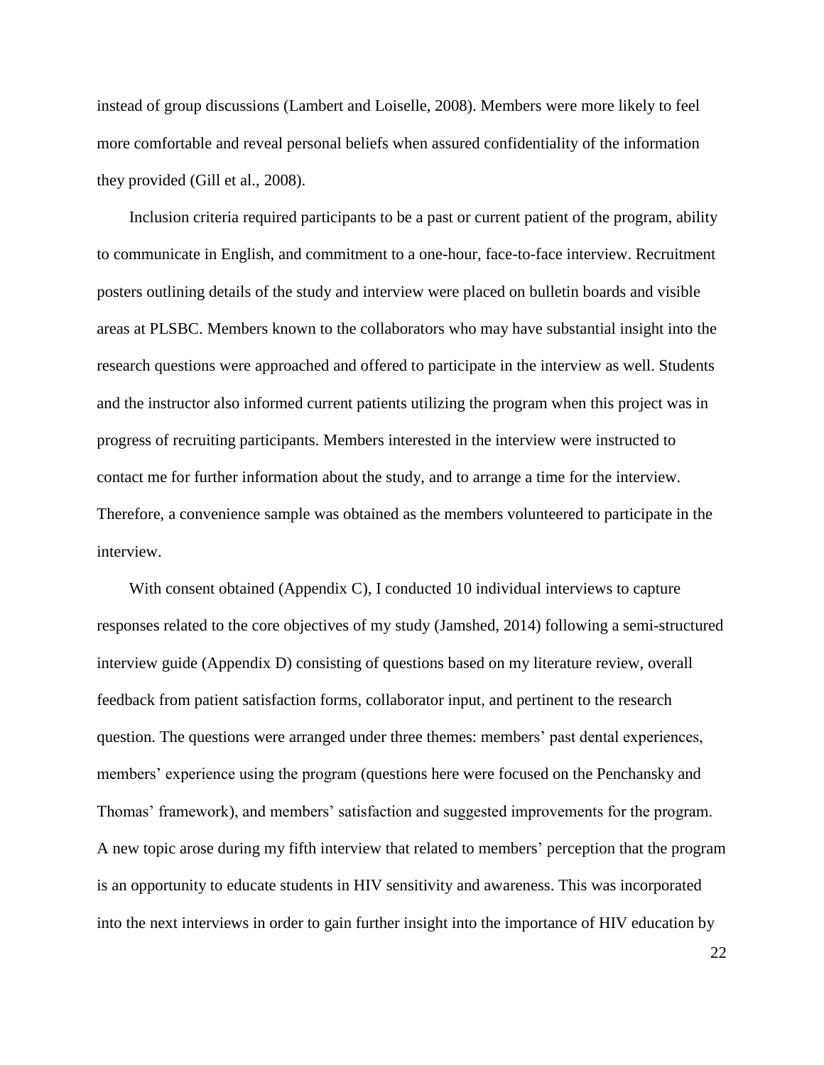instead of group discussions (Lambert and Loiselle, 2008). Members were more likely to feel more comfortable and reveal personal beliefs when assured confidentiality of the information they provided (Gill et al., 2008).

Inclusion criteria required participants to be a past or current patient of the program, ability to communicate in English, and commitment to a one-hour, face-to-face interview. Recruitment posters outlining details of the study and interview were placed on bulletin boards and visible areas at PLSBC. Members known to the collaborators who may have substantial insight into the research questions were approached and offered to participate in the interview as well. Students and the instructor also informed current patients utilizing the program when this project was in progress of recruiting participants. Members interested in the interview were instructed to contact me for further information about the study, and to arrange a time for the interview. Therefore, a convenience sample was obtained as the members volunteered to participate in the interview.

With consent obtained (Appendix C), I conducted 10 individual interviews to capture responses related to the core objectives of my study (Jamshed, 2014) following a semi-structured interview guide (Appendix D) consisting of questions based on my literature review, overall feedback from patient satisfaction forms, collaborator input, and pertinent to the research question. The questions were arranged under three themes: members' past dental experiences, members' experience using the program (questions here were focused on the Penchansky and Thomas' framework), and members' satisfaction and suggested improvements for the program. A new topic arose during my fifth interview that related to members' perception that the program is an opportunity to educate students in HIV sensitivity and awareness. This was incorporated into the next interviews in order to gain further insight into the importance of HIV education by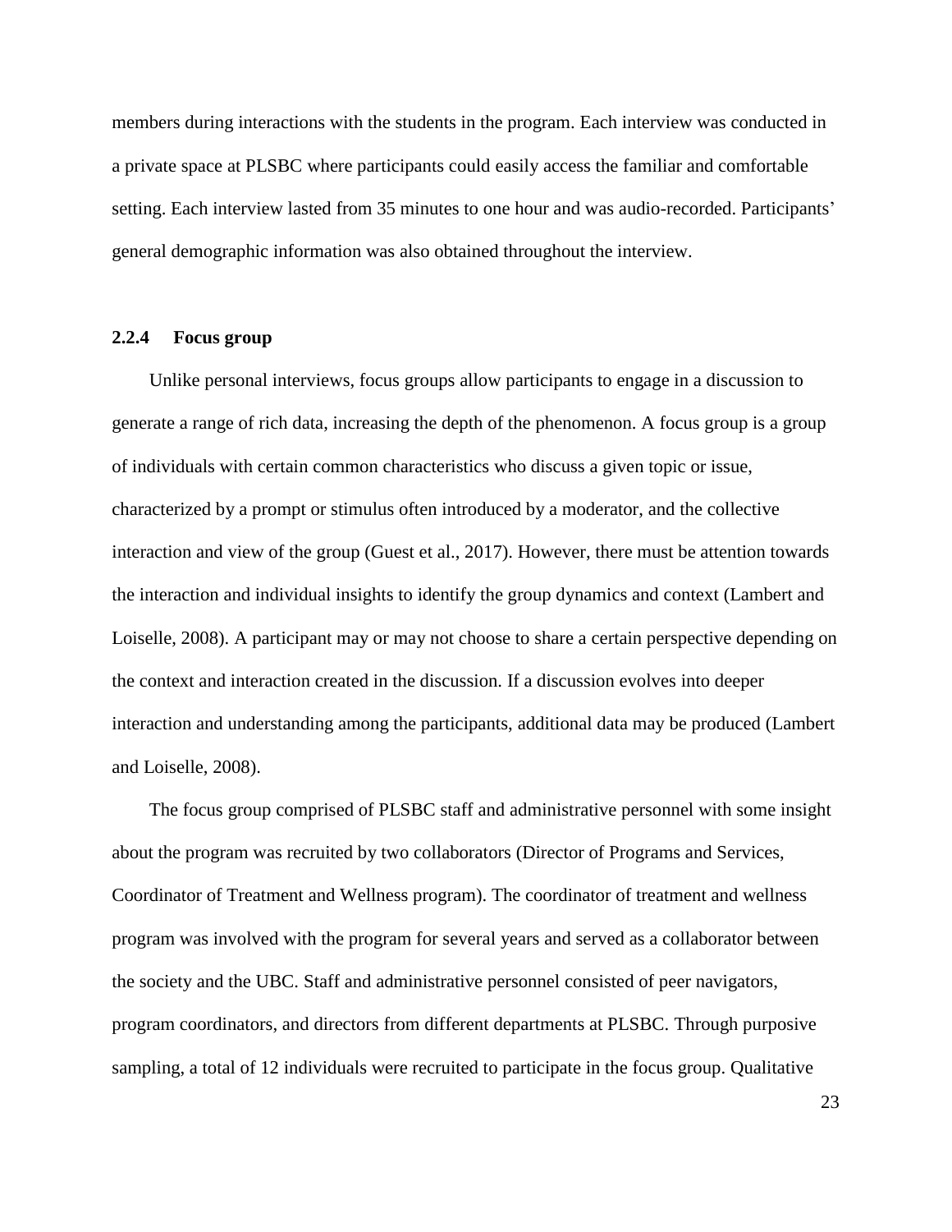members during interactions with the students in the program. Each interview was conducted in a private space at PLSBC where participants could easily access the familiar and comfortable setting. Each interview lasted from 35 minutes to one hour and was audio-recorded. Participants' general demographic information was also obtained throughout the interview.

### 2.2.4 Focus group

Unlike personal interviews, focus groups allow participants to engage in a discussion to generate a range of rich data, increasing the depth of the phenomenon. A focus group is a group of individuals with certain common characteristics who discuss a given topic or issue, characterized by a prompt or stimulus often introduced by a moderator, and the collective interaction and view of the group (Guest et al., 2017). However, there must be attention towards the interaction and individual insights to identify the group dynamics and context (Lambert and Loiselle, 2008). A participant may or may not choose to share a certain perspective depending on the context and interaction created in the discussion. If a discussion evolves into deeper interaction and understanding among the participants, additional data may be produced (Lambert and Loiselle, 2008).

The focus group comprised of PLSBC staff and administrative personnel with some insight about the program was recruited by two collaborators (Director of Programs and Services, Coordinator of Treatment and Wellness program). The coordinator of treatment and wellness program was involved with the program for several years and served as a collaborator between the society and the UBC. Staff and administrative personnel consisted of peer navigators, program coordinators, and directors from different departments at PLSBC. Through purposive sampling, a total of 12 individuals were recruited to participate in the focus group. Qualitative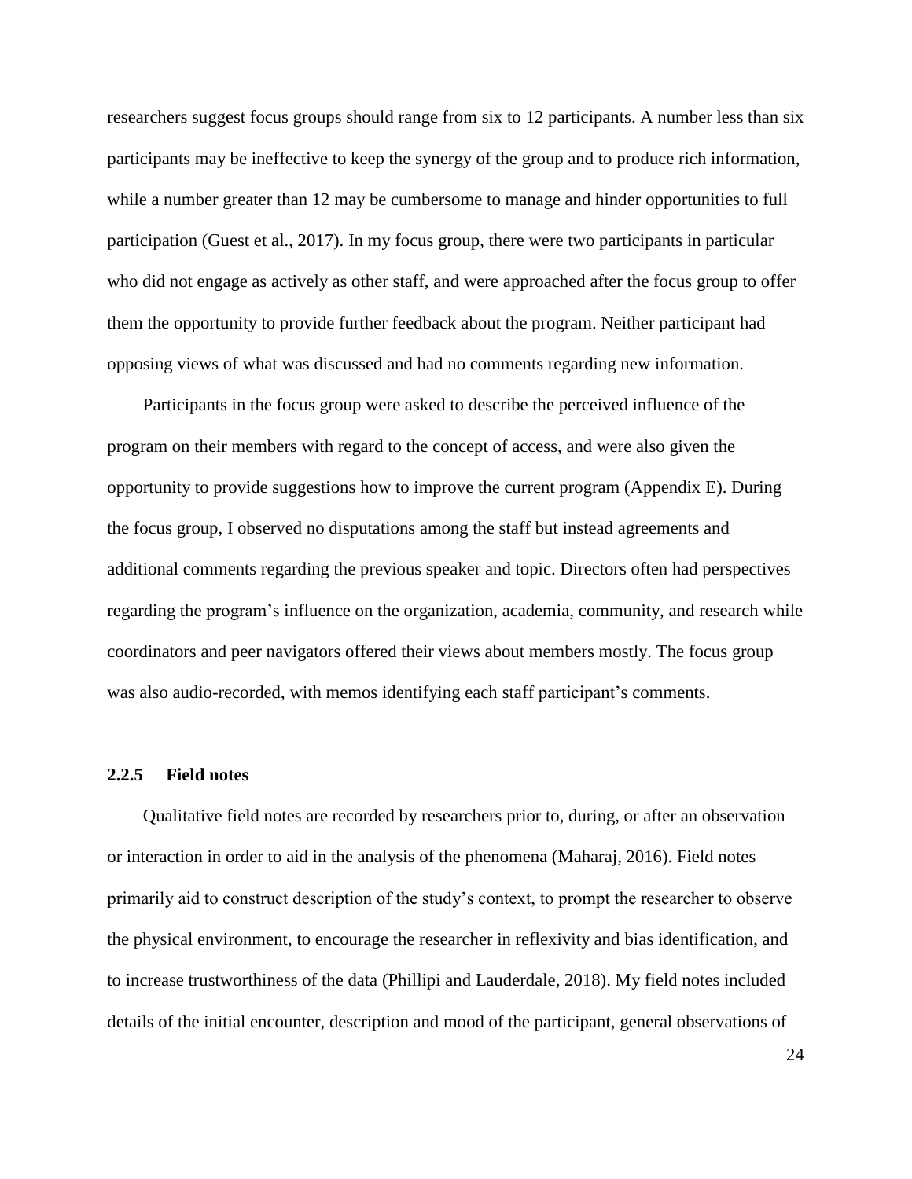researchers suggest focus groups should range from six to 12 participants. A number less than six participants may be ineffective to keep the synergy of the group and to produce rich information, while a number greater than 12 may be cumbersome to manage and hinder opportunities to full participation (Guest et al., 2017). In my focus group, there were two participants in particular who did not engage as actively as other staff, and were approached after the focus group to offer them the opportunity to provide further feedback about the program. Neither participant had opposing views of what was discussed and had no comments regarding new information.

Participants in the focus group were asked to describe the perceived influence of the program on their members with regard to the concept of access, and were also given the opportunity to provide suggestions how to improve the current program (Appendix E). During the focus group, I observed no disputations among the staff but instead agreements and additional comments regarding the previous speaker and topic. Directors often had perspectives regarding the program's influence on the organization, academia, community, and research while coordinators and peer navigators offered their views about members mostly. The focus group was also audio-recorded, with memos identifying each staff participant's comments.

### 2.2.5 Field notes

Qualitative field notes are recorded by researchers prior to, during, or after an observation or interaction in order to aid in the analysis of the phenomena (Maharaj, 2016). Field notes primarily aid to construct description of the study's context, to prompt the researcher to observe the physical environment, to encourage the researcher in reflexivity and bias identification, and to increase trustworthiness of the data (Phillipi and Lauderdale, 2018). My field notes included details of the initial encounter, description and mood of the participant, general observations of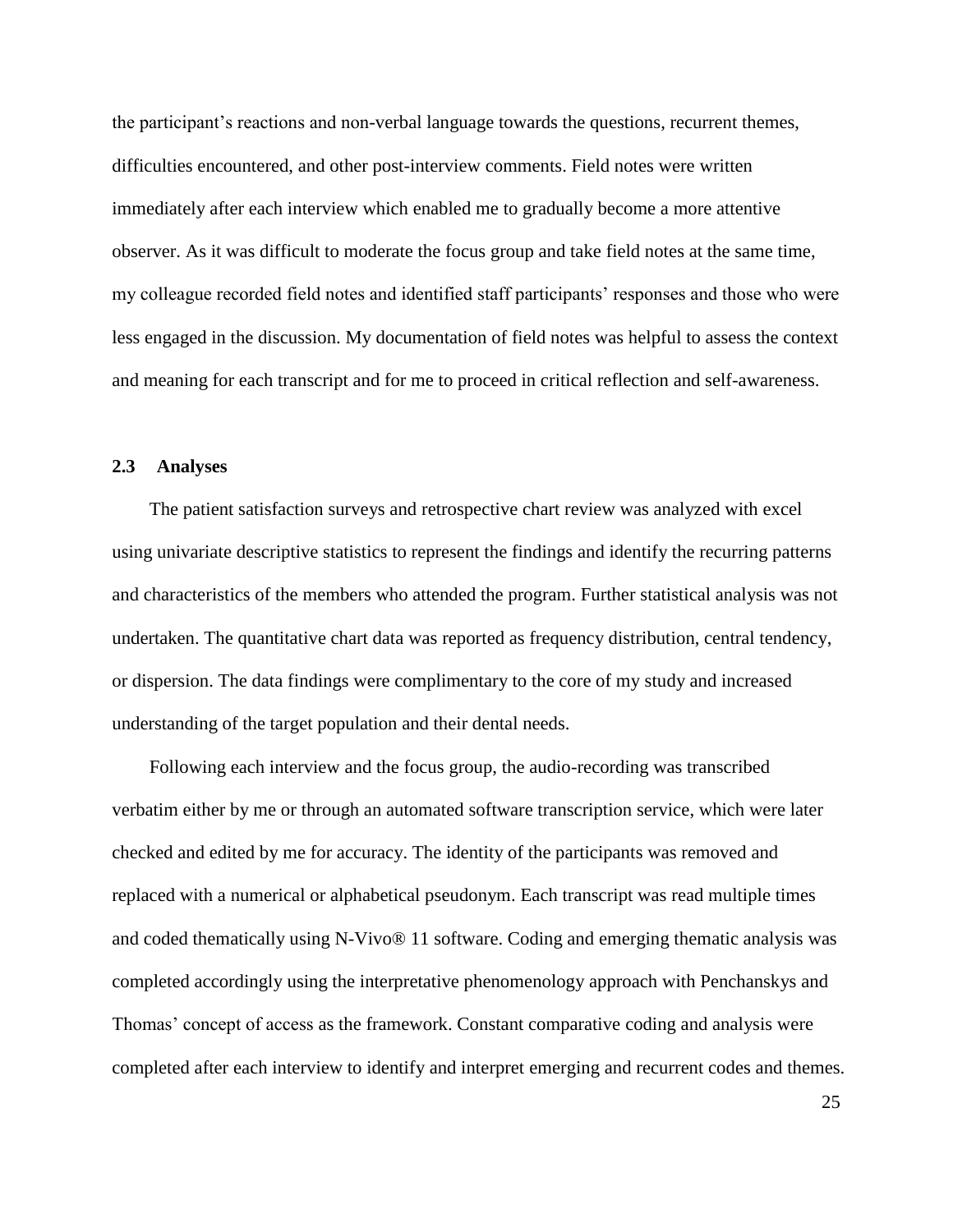the participant's reactions and non-verbal language towards the questions, recurrent themes, difficulties encountered, and other post-interview comments. Field notes were written immediately after each interview which enabled me to gradually become a more attentive observer. As it was difficult to moderate the focus group and take field notes at the same time, my colleague recorded field notes and identified staff participants' responses and those who were less engaged in the discussion. My documentation of field notes was helpful to assess the context and meaning for each transcript and for me to proceed in critical reflection and self-awareness.

### 2.3 Analyses

The patient satisfaction surveys and retrospective chart review was analyzed with excel using univariate descriptive statistics to represent the findings and identify the recurring patterns and characteristics of the members who attended the program. Further statistical analysis was not undertaken. The quantitative chart data was reported as frequency distribution, central tendency, or dispersion. The data findings were complimentary to the core of my study and increased understanding of the target population and their dental needs.

Following each interview and the focus group, the audio-recording was transcribed verbatim either by me or through an automated software transcription service, which were later checked and edited by me for accuracy. The identity of the participants was removed and replaced with a numerical or alphabetical pseudonym. Each transcript was read multiple times and coded thematically using N-Vivo® 11 software. Coding and emerging thematic analysis was completed accordingly using the interpretative phenomenology approach with Penchanskys and Thomas' concept of access as the framework. Constant comparative coding and analysis were completed after each interview to identify and interpret emerging and recurrent codes and themes.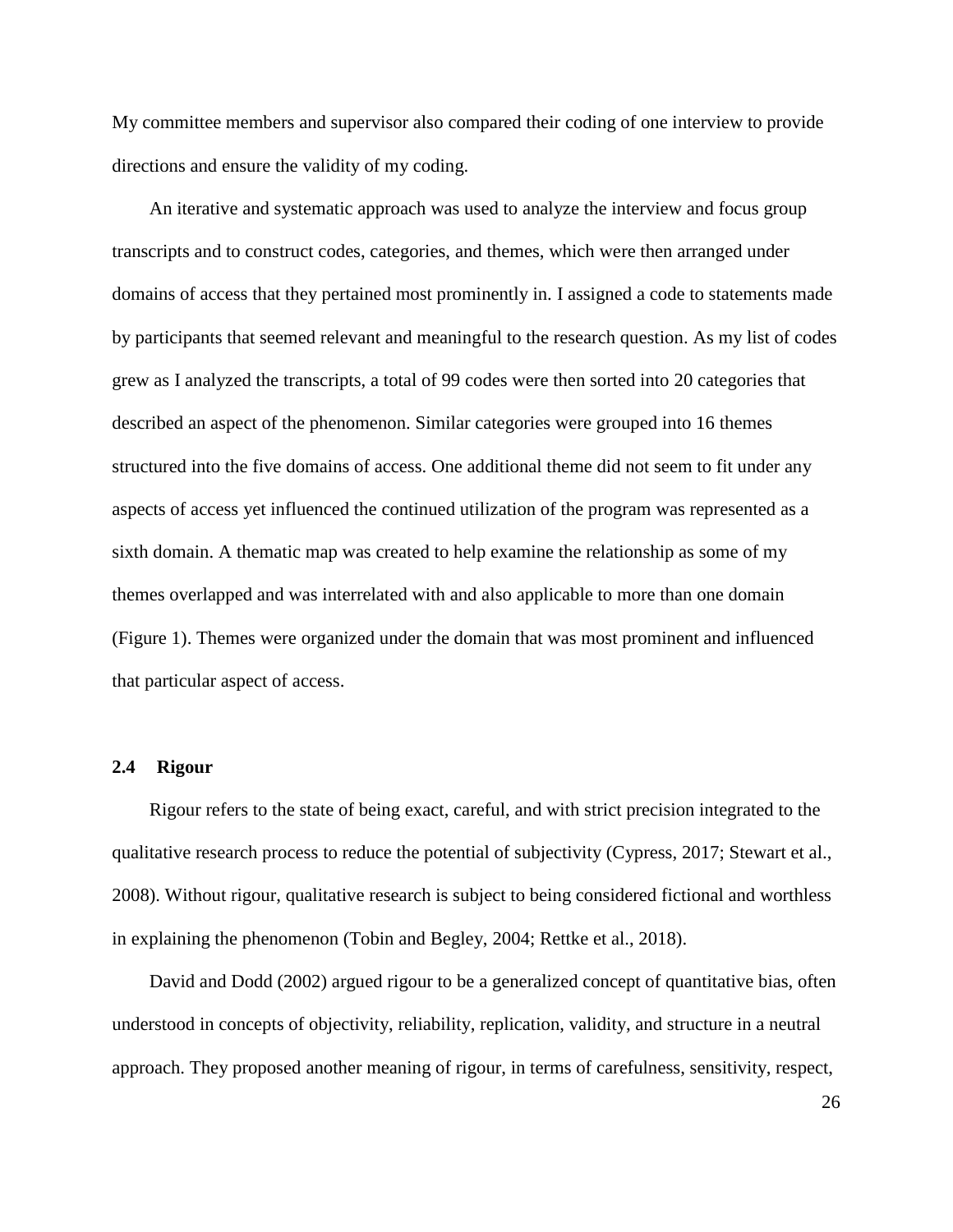My committee members and supervisor also compared their coding of one interview to provide directions and ensure the validity of my coding.

An iterative and systematic approach was used to analyze the interview and focus group transcripts and to construct codes, categories, and themes, which were then arranged under domains of access that they pertained most prominently in. I assigned a code to statements made by participants that seemed relevant and meaningful to the research question. As my list of codes grew as I analyzed the transcripts, a total of 99 codes were then sorted into 20 categories that described an aspect of the phenomenon. Similar categories were grouped into 16 themes structured into the five domains of access. One additional theme did not seem to fit under any aspects of access yet influenced the continued utilization of the program was represented as a sixth domain. A thematic map was created to help examine the relationship as some of my themes overlapped and was interrelated with and also applicable to more than one domain (Figure 1). Themes were organized under the domain that was most prominent and influenced that particular aspect of access.

### 2.4 Rigour

Rigour refers to the state of being exact, careful, and with strict precision integrated to the qualitative research process to reduce the potential of subjectivity (Cypress, 2017; Stewart et al., 2008). Without rigour, qualitative research is subject to being considered fictional and worthless in explaining the phenomenon (Tobin and Begley, 2004; Rettke et al., 2018).

David and Dodd (2002) argued rigour to be a generalized concept of quantitative bias, often understood in concepts of objectivity, reliability, replication, validity, and structure in a neutral approach. They proposed another meaning of rigour, in terms of carefulness, sensitivity, respect,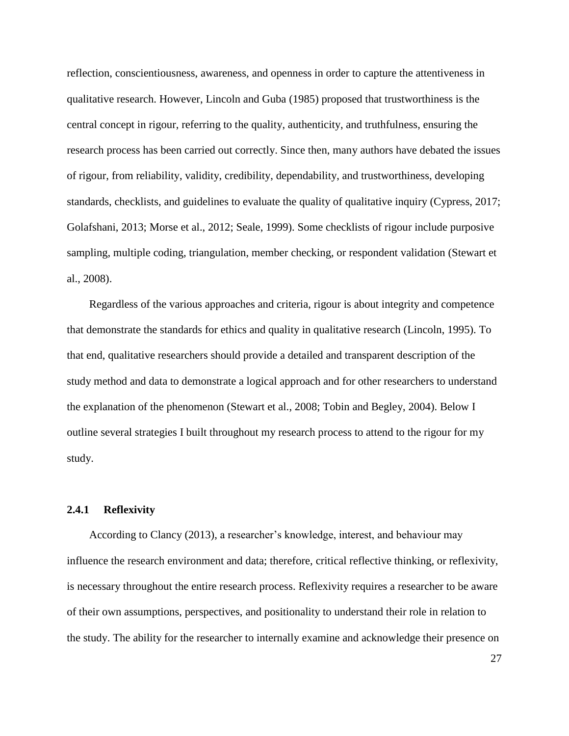reflection, conscientiousness, awareness, and openness in order to capture the attentiveness in qualitative research. However, Lincoln and Guba (1985) proposed that trustworthiness is the central concept in rigour, referring to the quality, authenticity, and truthfulness, ensuring the research process has been carried out correctly. Since then, many authors have debated the issues of rigour, from reliability, validity, credibility, dependability, and trustworthiness, developing standards, checklists, and guidelines to evaluate the quality of qualitative inquiry (Cypress, 2017; Golafshani, 2013; Morse et al., 2012; Seale, 1999). Some checklists of rigour include purposive sampling, multiple coding, triangulation, member checking, or respondent validation (Stewart et al., 2008).

Regardless of the various approaches and criteria, rigour is about integrity and competence that demonstrate the standards for ethics and quality in qualitative research (Lincoln, 1995). To that end, qualitative researchers should provide a detailed and transparent description of the study method and data to demonstrate a logical approach and for other researchers to understand the explanation of the phenomenon (Stewart et al., 2008; Tobin and Begley, 2004). Below I outline several strategies I built throughout my research process to attend to the rigour for my study.

### 2.4.1 Reflexivity

According to Clancy (2013), a researcher's knowledge, interest, and behaviour may influence the research environment and data; therefore, critical reflective thinking, or reflexivity, is necessary throughout the entire research process. Reflexivity requires a researcher to be aware of their own assumptions, perspectives, and positionality to understand their role in relation to the study. The ability for the researcher to internally examine and acknowledge their presence on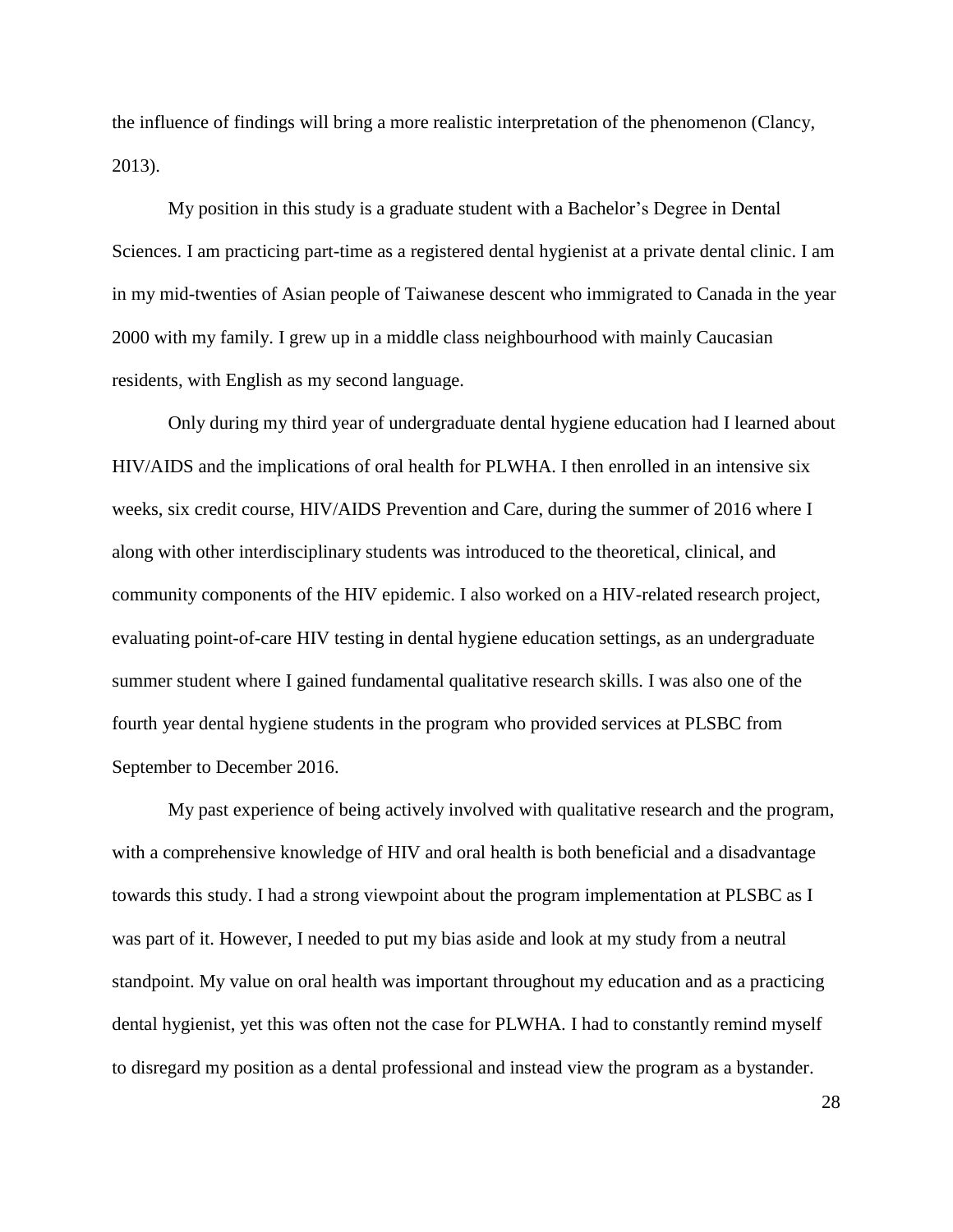the influence of findings will bring a more realistic interpretation of the phenomenon (Clancy, 2013).

My position in this study is a graduate student with a Bachelor's Degree in Dental Sciences. I am practicing part-time as a registered dental hygienist at a private dental clinic. I am in my mid-twenties of Asian people of Taiwanese descent who immigrated to Canada in the year 2000 with my family. I grew up in a middle class neighbourhood with mainly Caucasian residents, with English as my second language.

Only during my third year of undergraduate dental hygiene education had I learned about HIV/AIDS and the implications of oral health for PLWHA. I then enrolled in an intensive six weeks, six credit course, HIV/AIDS Prevention and Care, during the summer of 2016 where I along with other interdisciplinary students was introduced to the theoretical, clinical, and community components of the HIV epidemic. I also worked on a HIV-related research project, evaluating point-of-care HIV testing in dental hygiene education settings, as an undergraduate summer student where I gained fundamental qualitative research skills. I was also one of the fourth year dental hygiene students in the program who provided services at PLSBC from September to December 2016.

My past experience of being actively involved with qualitative research and the program, with a comprehensive knowledge of HIV and oral health is both beneficial and a disadvantage towards this study. I had a strong viewpoint about the program implementation at PLSBC as I was part of it. However, I needed to put my bias aside and look at my study from a neutral standpoint. My value on oral health was important throughout my education and as a practicing dental hygienist, yet this was often not the case for PLWHA. I had to constantly remind myself to disregard my position as a dental professional and instead view the program as a bystander.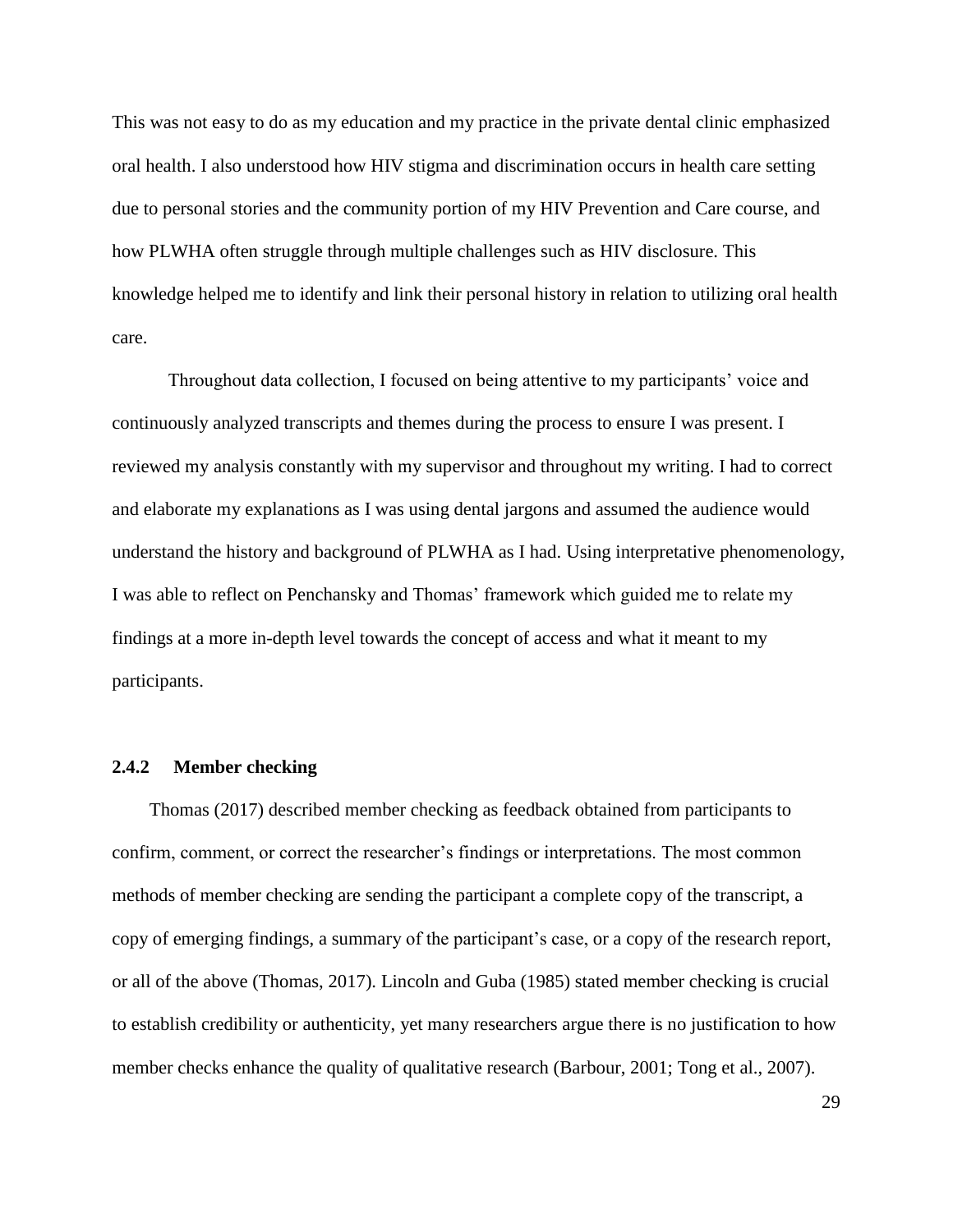This was not easy to do as my education and my practice in the private dental clinic emphasized oral health. I also understood how HIV stigma and discrimination occurs in health care setting due to personal stories and the community portion of my HIV Prevention and Care course, and how PLWHA often struggle through multiple challenges such as HIV disclosure. This knowledge helped me to identify and link their personal history in relation to utilizing oral health care.

Throughout data collection, I focused on being attentive to my participants' voice and continuously analyzed transcripts and themes during the process to ensure I was present. I reviewed my analysis constantly with my supervisor and throughout my writing. I had to correct and elaborate my explanations as I was using dental jargons and assumed the audience would understand the history and background of PLWHA as I had. Using interpretative phenomenology, I was able to reflect on Penchansky and Thomas' framework which guided me to relate my findings at a more in-depth level towards the concept of access and what it meant to my participants.

### 2.4.2 Member checking

Thomas (2017) described member checking as feedback obtained from participants to confirm, comment, or correct the researcher's findings or interpretations. The most common methods of member checking are sending the participant a complete copy of the transcript, a copy of emerging findings, a summary of the participant's case, or a copy of the research report, or all of the above (Thomas, 2017). Lincoln and Guba (1985) stated member checking is crucial to establish credibility or authenticity, yet many researchers argue there is no justification to how member checks enhance the quality of qualitative research (Barbour, 2001; Tong et al., 2007).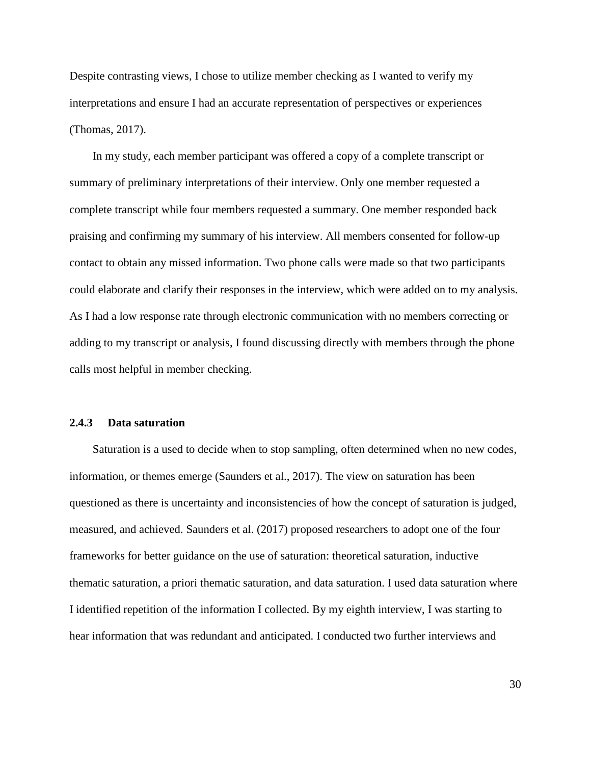Despite contrasting views, I chose to utilize member checking as I wanted to verify my interpretations and ensure I had an accurate representation of perspectives or experiences (Thomas, 2017).

In my study, each member participant was offered a copy of a complete transcript or summary of preliminary interpretations of their interview. Only one member requested a complete transcript while four members requested a summary. One member responded back praising and confirming my summary of his interview. All members consented for follow-up contact to obtain any missed information. Two phone calls were made so that two participants could elaborate and clarify their responses in the interview, which were added on to my analysis. As I had a low response rate through electronic communication with no members correcting or adding to my transcript or analysis, I found discussing directly with members through the phone calls most helpful in member checking.

### 2.4.3 Data saturation

Saturation is a used to decide when to stop sampling, often determined when no new codes, information, or themes emerge (Saunders et al., 2017). The view on saturation has been questioned as there is uncertainty and inconsistencies of how the concept of saturation is judged, measured, and achieved. Saunders et al. (2017) proposed researchers to adopt one of the four frameworks for better guidance on the use of saturation: theoretical saturation, inductive thematic saturation, a priori thematic saturation, and data saturation. I used data saturation where I identified repetition of the information I collected. By my eighth interview, I was starting to hear information that was redundant and anticipated. I conducted two further interviews and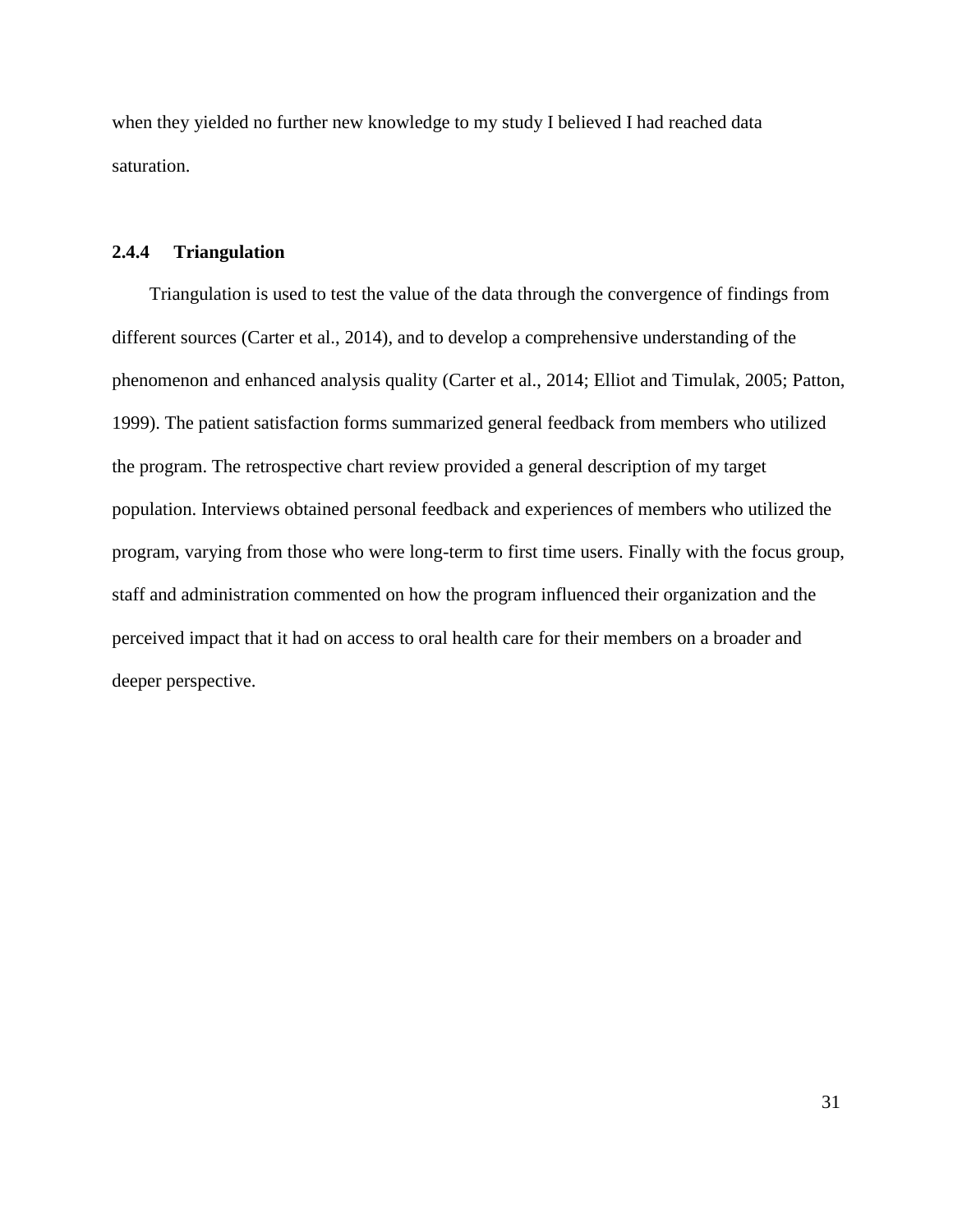when they yielded no further new knowledge to my study I believed I had reached data saturation.

### 2.4.4 Triangulation

Triangulation is used to test the value of the data through the convergence of findings from different sources (Carter et al., 2014), and to develop a comprehensive understanding of the phenomenon and enhanced analysis quality (Carter et al., 2014; Elliot and Timulak, 2005; Patton, 1999). The patient satisfaction forms summarized general feedback from members who utilized the program. The retrospective chart review provided a general description of my target population. Interviews obtained personal feedback and experiences of members who utilized the program, varying from those who were long-term to first time users. Finally with the focus group, staff and administration commented on how the program influenced their organization and the perceived impact that it had on access to oral health care for their members on a broader and deeper perspective.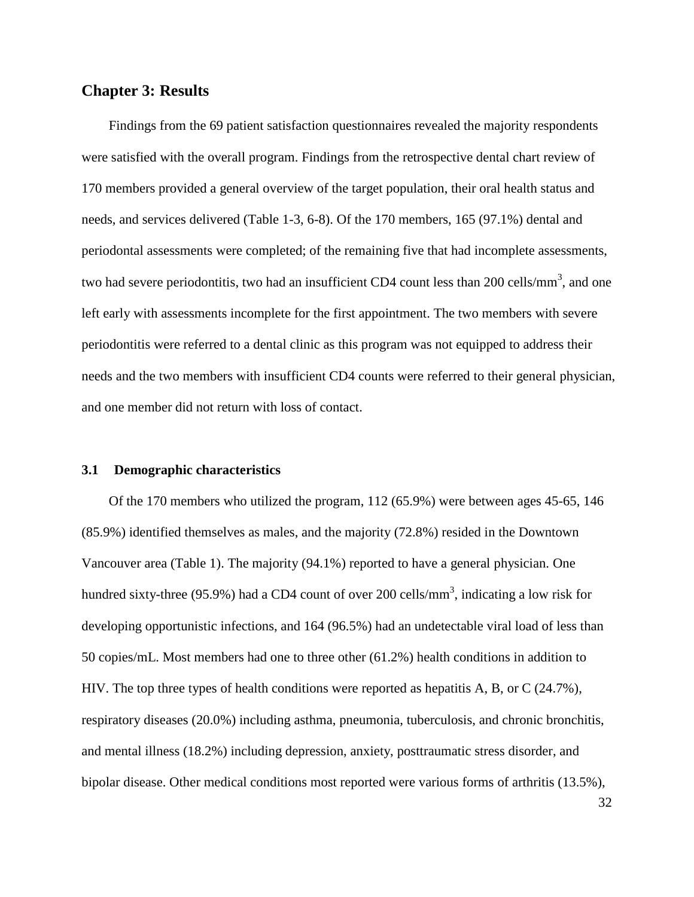# Chapter 3: Results

Findings from the 69 patient satisfaction questionnaires revealed the majority respondents were satisfied with the overall program. Findings from the retrospective dental chart review of 170 members provided a general overview of the target population, their oral health status and needs, and services delivered (Table 1-3, 6-8). Of the 170 members, 165 (97.1%) dental and periodontal assessments were completed; of the remaining five that had incomplete assessments, two had severe periodontitis, two had an insufficient CD4 count less than 200 cells/mm$^3$, and one left early with assessments incomplete for the first appointment. The two members with severe periodontitis were referred to a dental clinic as this program was not equipped to address their needs and the two members with insufficient CD4 counts were referred to their general physician, and one member did not return with loss of contact.

## 3.1 Demographic characteristics

Of the 170 members who utilized the program, 112 (65.9%) were between ages 45-65, 146 (85.9%) identified themselves as males, and the majority (72.8%) resided in the Downtown Vancouver area (Table 1). The majority (94.1%) reported to have a general physician. One hundred sixty-three (95.9%) had a CD4 count of over 200 cells/mm$^3$, indicating a low risk for developing opportunistic infections, and 164 (96.5%) had an undetectable viral load of less than 50 copies/mL. Most members had one to three other (61.2%) health conditions in addition to HIV. The top three types of health conditions were reported as hepatitis A, B, or C (24.7%), respiratory diseases (20.0%) including asthma, pneumonia, tuberculosis, and chronic bronchitis, and mental illness (18.2%) including depression, anxiety, posttraumatic stress disorder, and bipolar disease. Other medical conditions most reported were various forms of arthritis (13.5%),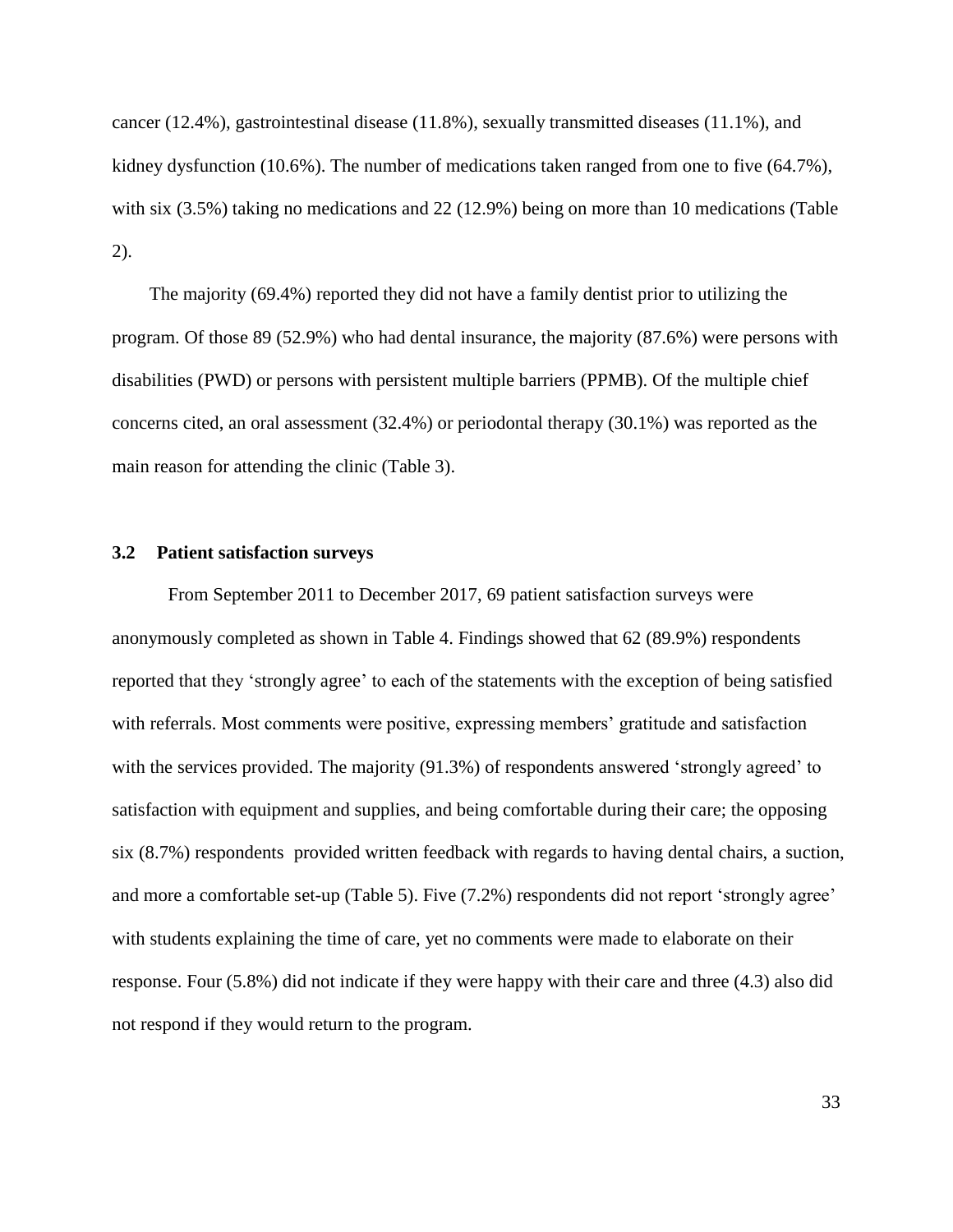cancer (12.4%), gastrointestinal disease (11.8%), sexually transmitted diseases (11.1%), and kidney dysfunction (10.6%). The number of medications taken ranged from one to five (64.7%), with six (3.5%) taking no medications and 22 (12.9%) being on more than 10 medications (Table 2).

The majority (69.4%) reported they did not have a family dentist prior to utilizing the program. Of those 89 (52.9%) who had dental insurance, the majority (87.6%) were persons with disabilities (PWD) or persons with persistent multiple barriers (PPMB). Of the multiple chief concerns cited, an oral assessment (32.4%) or periodontal therapy (30.1%) was reported as the main reason for attending the clinic (Table 3).

### 3.2 Patient satisfaction surveys

From September 2011 to December 2017, 69 patient satisfaction surveys were anonymously completed as shown in Table 4. Findings showed that 62 (89.9%) respondents reported that they 'strongly agree' to each of the statements with the exception of being satisfied with referrals. Most comments were positive, expressing members' gratitude and satisfaction with the services provided. The majority (91.3%) of respondents answered 'strongly agreed' to satisfaction with equipment and supplies, and being comfortable during their care; the opposing six (8.7%) respondents provided written feedback with regards to having dental chairs, a suction, and more a comfortable set-up (Table 5). Five (7.2%) respondents did not report 'strongly agree' with students explaining the time of care, yet no comments were made to elaborate on their response. Four (5.8%) did not indicate if they were happy with their care and three (4.3) also did not respond if they would return to the program.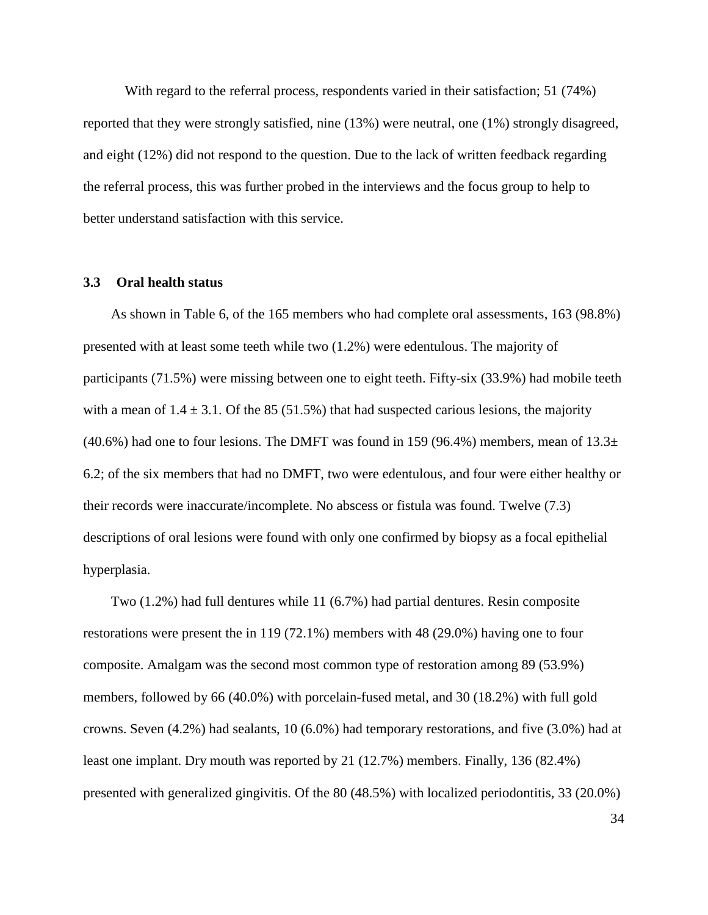With regard to the referral process, respondents varied in their satisfaction; 51 (74%) reported that they were strongly satisfied, nine (13%) were neutral, one (1%) strongly disagreed, and eight (12%) did not respond to the question. Due to the lack of written feedback regarding the referral process, this was further probed in the interviews and the focus group to help to better understand satisfaction with this service.

### 3.3 Oral health status

As shown in Table 6, of the 165 members who had complete oral assessments, 163 (98.8%) presented with at least some teeth while two (1.2%) were edentulous. The majority of participants (71.5%) were missing between one to eight teeth. Fifty-six (33.9%) had mobile teeth with a mean of $1.4 \pm 3.1$. Of the 85 (51.5%) that had suspected carious lesions, the majority (40.6%) had one to four lesions. The DMFT was found in 159 (96.4%) members, mean of $13.3 \pm 6.2$; of the six members that had no DMFT, two were edentulous, and four were either healthy or their records were inaccurate/incomplete. No abscess or fistula was found. Twelve (7.3) descriptions of oral lesions were found with only one confirmed by biopsy as a focal epithelial hyperplasia.

Two (1.2%) had full dentures while 11 (6.7%) had partial dentures. Resin composite restorations were present the in 119 (72.1%) members with 48 (29.0%) having one to four composite. Amalgam was the second most common type of restoration among 89 (53.9%) members, followed by 66 (40.0%) with porcelain-fused metal, and 30 (18.2%) with full gold crowns. Seven (4.2%) had sealants, 10 (6.0%) had temporary restorations, and five (3.0%) had at least one implant. Dry mouth was reported by 21 (12.7%) members. Finally, 136 (82.4%) presented with generalized gingivitis. Of the 80 (48.5%) with localized periodontitis, 33 (20.0%)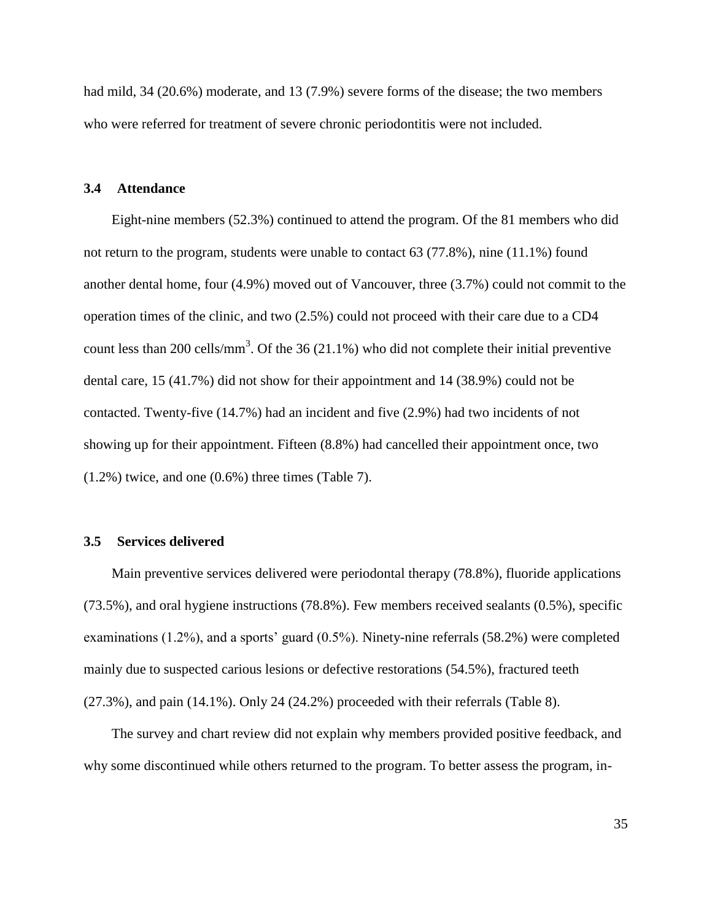had mild, 34 (20.6%) moderate, and 13 (7.9%) severe forms of the disease; the two members who were referred for treatment of severe chronic periodontitis were not included.

### 3.4 Attendance

Eight-nine members (52.3%) continued to attend the program. Of the 81 members who did not return to the program, students were unable to contact 63 (77.8%), nine (11.1%) found another dental home, four (4.9%) moved out of Vancouver, three (3.7%) could not commit to the operation times of the clinic, and two (2.5%) could not proceed with their care due to a CD4 count less than 200 cells/mm$^3$. Of the 36 (21.1%) who did not complete their initial preventive dental care, 15 (41.7%) did not show for their appointment and 14 (38.9%) could not be contacted. Twenty-five (14.7%) had an incident and five (2.9%) had two incidents of not showing up for their appointment. Fifteen (8.8%) had cancelled their appointment once, two (1.2%) twice, and one (0.6%) three times (Table 7).

### 3.5 Services delivered

Main preventive services delivered were periodontal therapy (78.8%), fluoride applications (73.5%), and oral hygiene instructions (78.8%). Few members received sealants (0.5%), specific examinations (1.2%), and a sports' guard (0.5%). Ninety-nine referrals (58.2%) were completed mainly due to suspected carious lesions or defective restorations (54.5%), fractured teeth (27.3%), and pain (14.1%). Only 24 (24.2%) proceeded with their referrals (Table 8).

The survey and chart review did not explain why members provided positive feedback, and why some discontinued while others returned to the program. To better assess the program, in-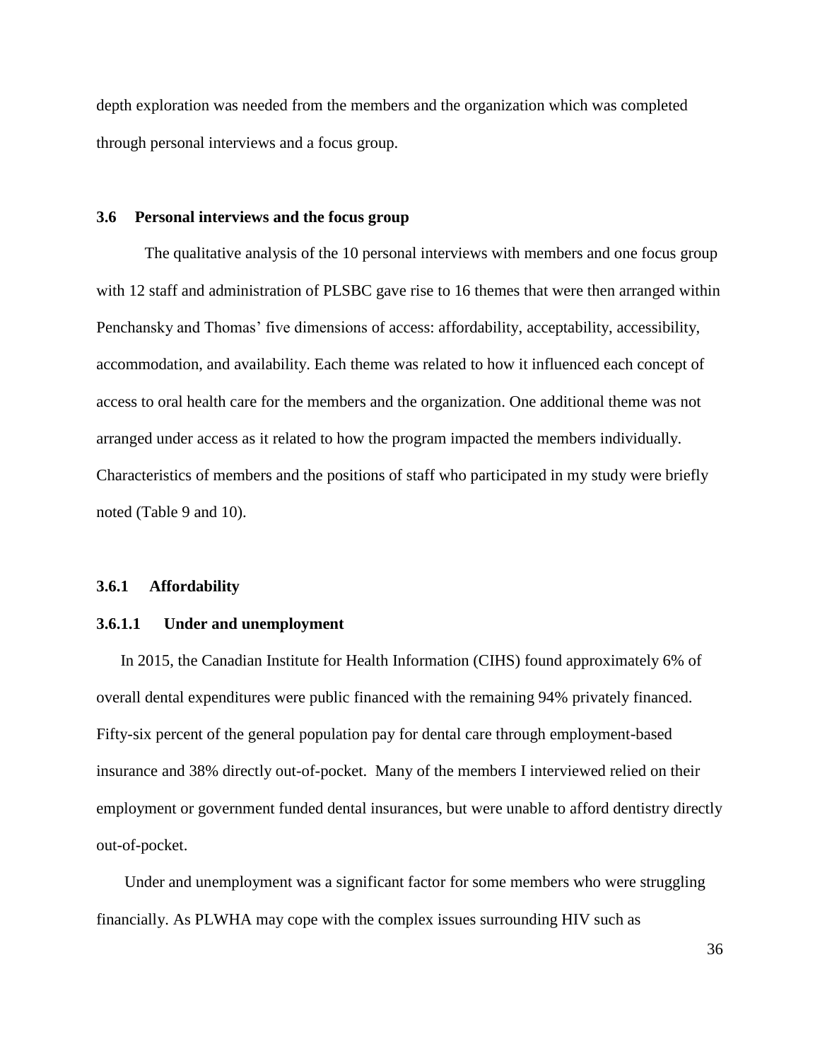depth exploration was needed from the members and the organization which was completed through personal interviews and a focus group.

### 3.6 Personal interviews and the focus group

The qualitative analysis of the 10 personal interviews with members and one focus group with 12 staff and administration of PLSBC gave rise to 16 themes that were then arranged within Penchansky and Thomas' five dimensions of access: affordability, acceptability, accessibility, accommodation, and availability. Each theme was related to how it influenced each concept of access to oral health care for the members and the organization. One additional theme was not arranged under access as it related to how the program impacted the members individually. Characteristics of members and the positions of staff who participated in my study were briefly noted (Table 9 and 10).

#### 3.6.1 Affordability

##### 3.6.1.1 Under and unemployment

In 2015, the Canadian Institute for Health Information (CIHS) found approximately 6% of overall dental expenditures were public financed with the remaining 94% privately financed. Fifty-six percent of the general population pay for dental care through employment-based insurance and 38% directly out-of-pocket. Many of the members I interviewed relied on their employment or government funded dental insurances, but were unable to afford dentistry directly out-of-pocket.

Under and unemployment was a significant factor for some members who were struggling financially. As PLWHA may cope with the complex issues surrounding HIV such as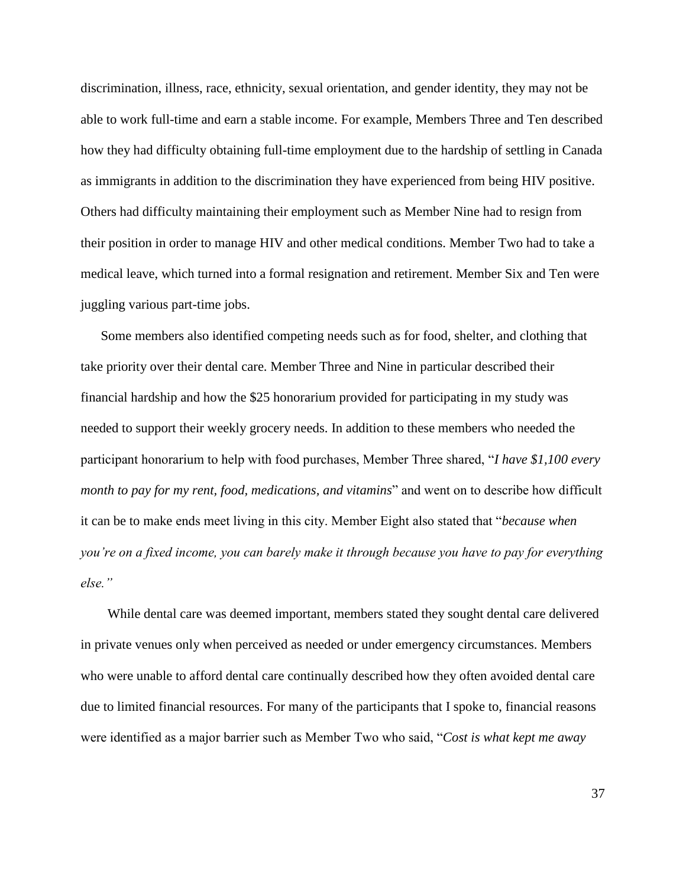discrimination, illness, race, ethnicity, sexual orientation, and gender identity, they may not be able to work full-time and earn a stable income. For example, Members Three and Ten described how they had difficulty obtaining full-time employment due to the hardship of settling in Canada as immigrants in addition to the discrimination they have experienced from being HIV positive. Others had difficulty maintaining their employment such as Member Nine had to resign from their position in order to manage HIV and other medical conditions. Member Two had to take a medical leave, which turned into a formal resignation and retirement. Member Six and Ten were juggling various part-time jobs.

Some members also identified competing needs such as for food, shelter, and clothing that take priority over their dental care. Member Three and Nine in particular described their financial hardship and how the $25 honorarium provided for participating in my study was needed to support their weekly grocery needs. In addition to these members who needed the participant honorarium to help with food purchases, Member Three shared, "*I have $1,100 every month to pay for my rent, food, medications, and vitamins*" and went on to describe how difficult it can be to make ends meet living in this city. Member Eight also stated that "*because when you're on a fixed income, you can barely make it through because you have to pay for everything else.*"

While dental care was deemed important, members stated they sought dental care delivered in private venues only when perceived as needed or under emergency circumstances. Members who were unable to afford dental care continually described how they often avoided dental care due to limited financial resources. For many of the participants that I spoke to, financial reasons were identified as a major barrier such as Member Two who said, "*Cost is what kept me away*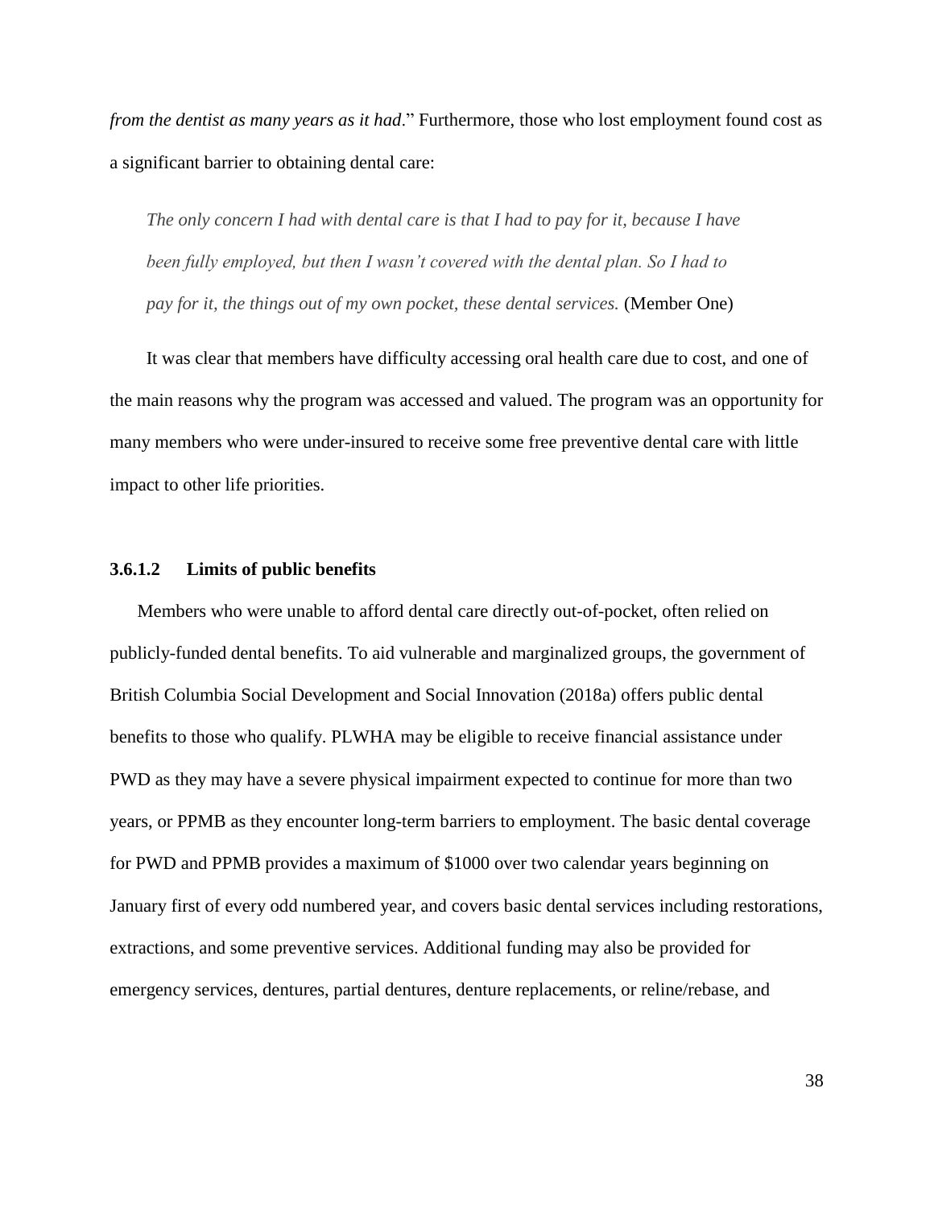*from the dentist as many years as it had*." Furthermore, those who lost employment found cost as a significant barrier to obtaining dental care:

> *The only concern I had with dental care is that I had to pay for it, because I have been fully employed, but then I wasn't covered with the dental plan. So I had to pay for it, the things out of my own pocket, these dental services.* (Member One)

It was clear that members have difficulty accessing oral health care due to cost, and one of the main reasons why the program was accessed and valued. The program was an opportunity for many members who were under-insured to receive some free preventive dental care with little impact to other life priorities.

#### 3.6.1.2 Limits of public benefits

Members who were unable to afford dental care directly out-of-pocket, often relied on publicly-funded dental benefits. To aid vulnerable and marginalized groups, the government of British Columbia Social Development and Social Innovation (2018a) offers public dental benefits to those who qualify. PLWHA may be eligible to receive financial assistance under PWD as they may have a severe physical impairment expected to continue for more than two years, or PPMB as they encounter long-term barriers to employment. The basic dental coverage for PWD and PPMB provides a maximum of $1000 over two calendar years beginning on January first of every odd numbered year, and covers basic dental services including restorations, extractions, and some preventive services. Additional funding may also be provided for emergency services, dentures, partial dentures, denture replacements, or reline/rebase, and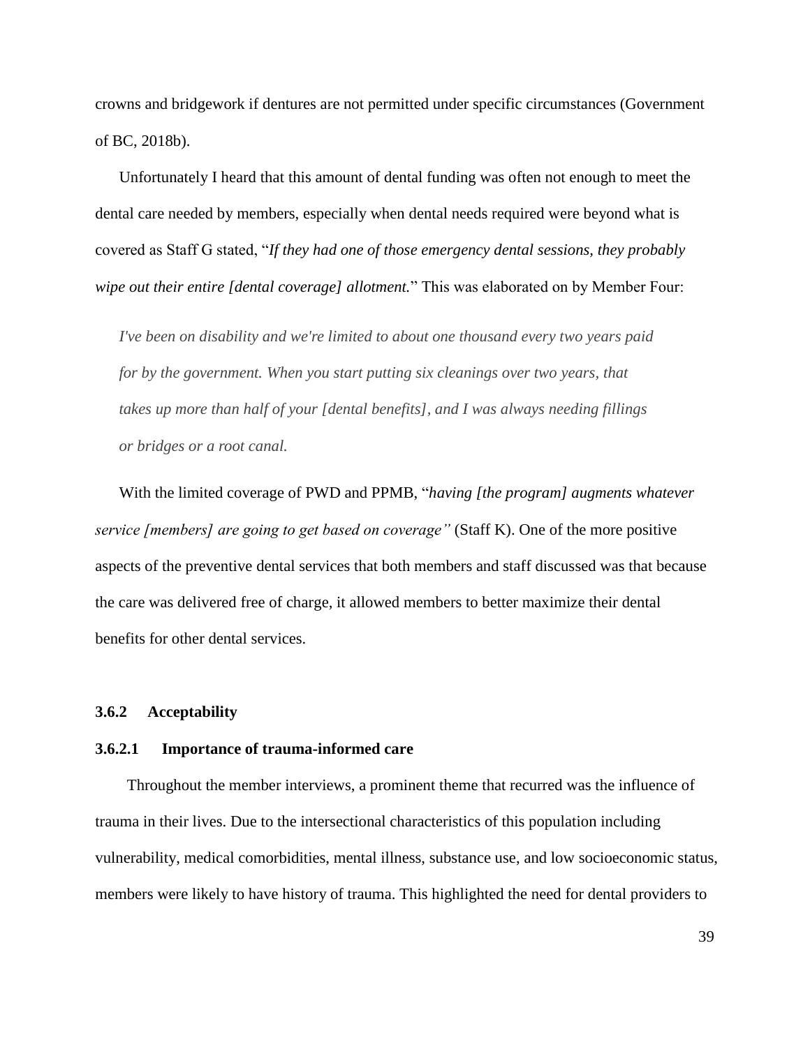crowns and bridgework if dentures are not permitted under specific circumstances (Government of BC, 2018b).

Unfortunately I heard that this amount of dental funding was often not enough to meet the dental care needed by members, especially when dental needs required were beyond what is covered as Staff G stated, "*If they had one of those emergency dental sessions, they probably wipe out their entire [dental coverage] allotment.*" This was elaborated on by Member Four:

> *I've been on disability and we're limited to about one thousand every two years paid for by the government. When you start putting six cleanings over two years, that takes up more than half of your [dental benefits], and I was always needing fillings or bridges or a root canal.*

With the limited coverage of PWD and PPMB, "*having [the program] augments whatever service [members] are going to get based on coverage"* (Staff K). One of the more positive aspects of the preventive dental services that both members and staff discussed was that because the care was delivered free of charge, it allowed members to better maximize their dental benefits for other dental services.

### 3.6.2 Acceptability

#### 3.6.2.1 Importance of trauma-informed care

Throughout the member interviews, a prominent theme that recurred was the influence of trauma in their lives. Due to the intersectional characteristics of this population including vulnerability, medical comorbidities, mental illness, substance use, and low socioeconomic status, members were likely to have history of trauma. This highlighted the need for dental providers to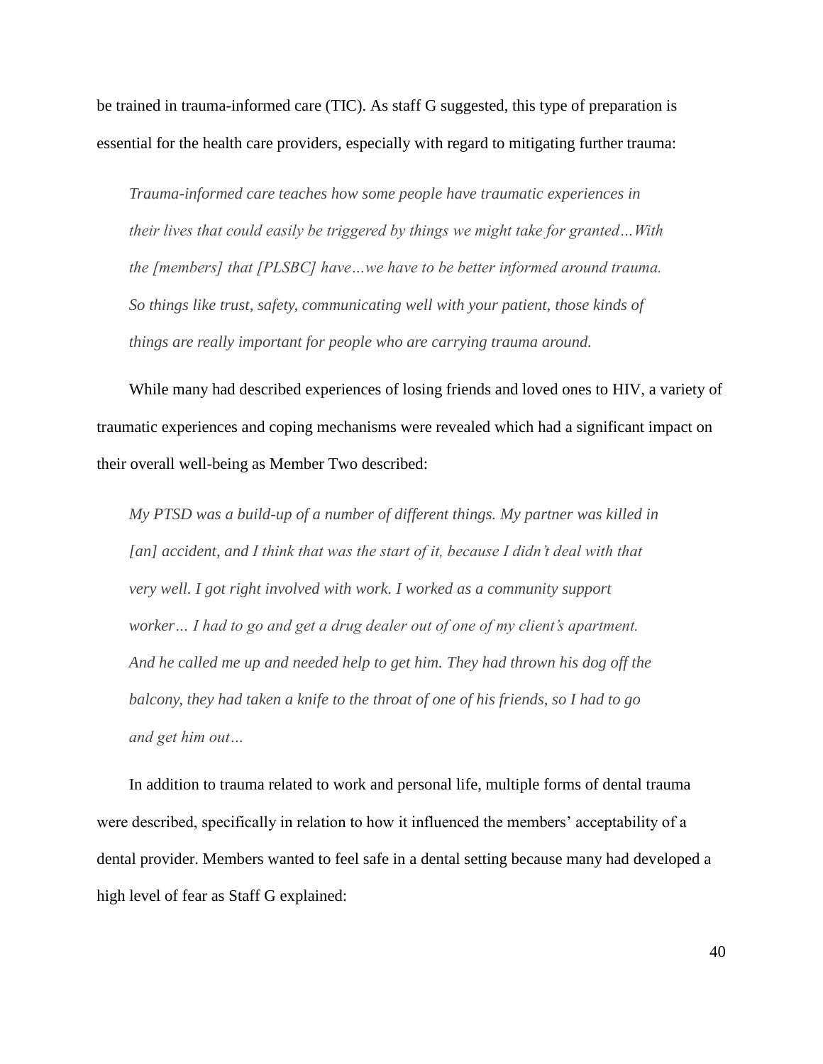be trained in trauma-informed care (TIC). As staff G suggested, this type of preparation is essential for the health care providers, especially with regard to mitigating further trauma:

> *Trauma-informed care teaches how some people have traumatic experiences in their lives that could easily be triggered by things we might take for granted…With the [members] that [PLSBC] have…we have to be better informed around trauma. So things like trust, safety, communicating well with your patient, those kinds of things are really important for people who are carrying trauma around.*

While many had described experiences of losing friends and loved ones to HIV, a variety of traumatic experiences and coping mechanisms were revealed which had a significant impact on their overall well-being as Member Two described:

> *My PTSD was a build-up of a number of different things. My partner was killed in [an] accident, and I think that was the start of it, because I didn't deal with that very well. I got right involved with work. I worked as a community support worker… I had to go and get a drug dealer out of one of my client's apartment. And he called me up and needed help to get him. They had thrown his dog off the balcony, they had taken a knife to the throat of one of his friends, so I had to go and get him out…*

In addition to trauma related to work and personal life, multiple forms of dental trauma were described, specifically in relation to how it influenced the members' acceptability of a dental provider. Members wanted to feel safe in a dental setting because many had developed a high level of fear as Staff G explained: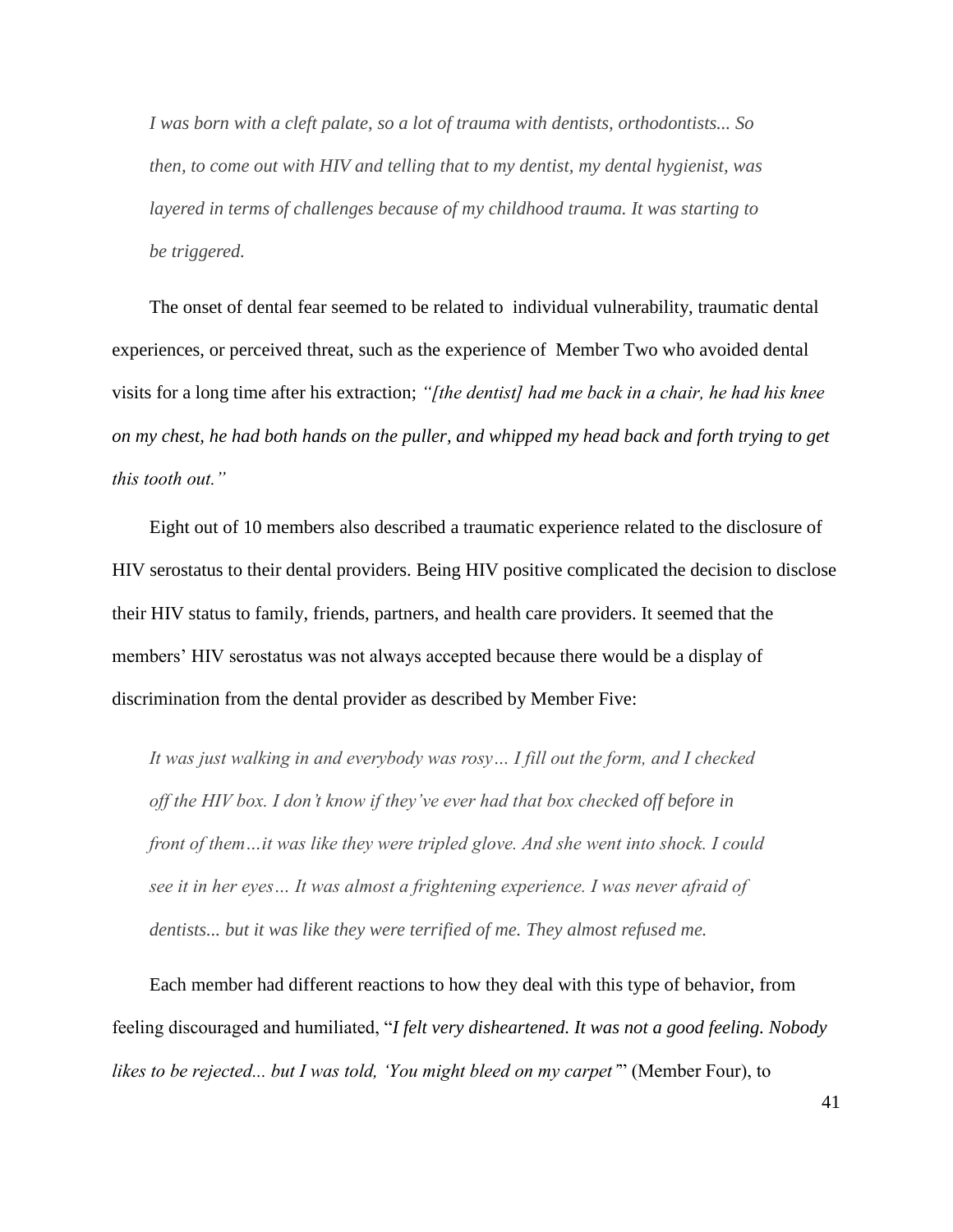> *I was born with a cleft palate, so a lot of trauma with dentists, orthodontists... So then, to come out with HIV and telling that to my dentist, my dental hygienist, was layered in terms of challenges because of my childhood trauma. It was starting to be triggered.*

The onset of dental fear seemed to be related to individual vulnerability, traumatic dental experiences, or perceived threat, such as the experience of Member Two who avoided dental visits for a long time after his extraction; *"[the dentist] had me back in a chair, he had his knee on my chest, he had both hands on the puller, and whipped my head back and forth trying to get this tooth out."*

Eight out of 10 members also described a traumatic experience related to the disclosure of HIV serostatus to their dental providers. Being HIV positive complicated the decision to disclose their HIV status to family, friends, partners, and health care providers. It seemed that the members' HIV serostatus was not always accepted because there would be a display of discrimination from the dental provider as described by Member Five:

> *It was just walking in and everybody was rosy… I fill out the form, and I checked off the HIV box. I don't know if they've ever had that box checked off before in front of them…it was like they were tripled glove. And she went into shock. I could see it in her eyes… It was almost a frightening experience. I was never afraid of dentists... but it was like they were terrified of me. They almost refused me.*

Each member had different reactions to how they deal with this type of behavior, from feeling discouraged and humiliated, "*I felt very disheartened. It was not a good feeling. Nobody likes to be rejected... but I was told, 'You might bleed on my carpet'*" (Member Four), to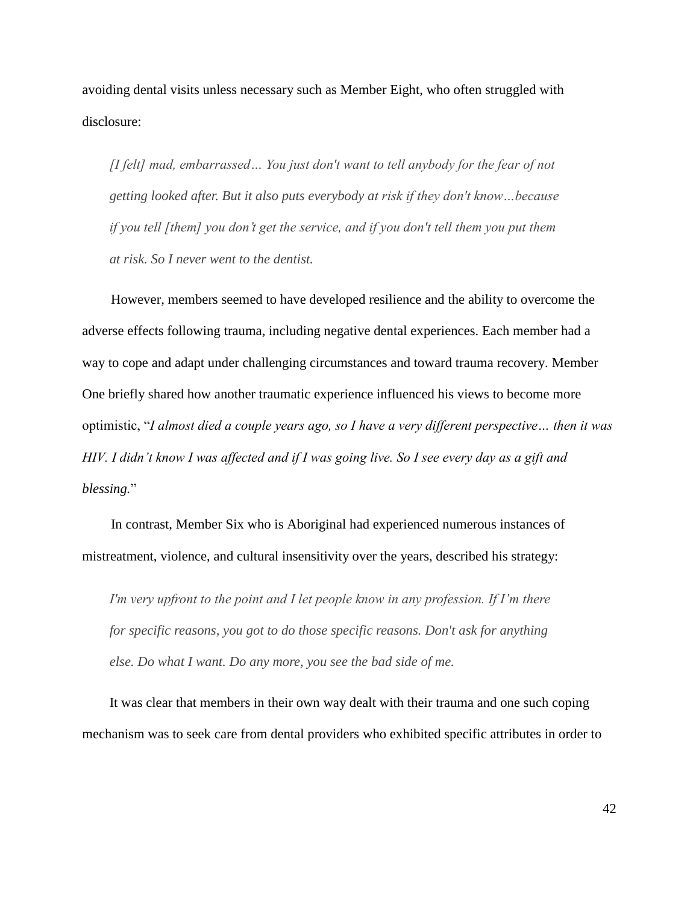avoiding dental visits unless necessary such as Member Eight, who often struggled with disclosure:

> *[I felt] mad, embarrassed… You just don't want to tell anybody for the fear of not getting looked after. But it also puts everybody at risk if they don't know…because if you tell [them] you don't get the service, and if you don't tell them you put them at risk. So I never went to the dentist.*

However, members seemed to have developed resilience and the ability to overcome the adverse effects following trauma, including negative dental experiences. Each member had a way to cope and adapt under challenging circumstances and toward trauma recovery. Member One briefly shared how another traumatic experience influenced his views to become more optimistic, "*I almost died a couple years ago, so I have a very different perspective… then it was HIV. I didn't know I was affected and if I was going live. So I see every day as a gift and blessing.*"

In contrast, Member Six who is Aboriginal had experienced numerous instances of mistreatment, violence, and cultural insensitivity over the years, described his strategy:

> *I'm very upfront to the point and I let people know in any profession. If I'm there for specific reasons, you got to do those specific reasons. Don't ask for anything else. Do what I want. Do any more, you see the bad side of me.*

It was clear that members in their own way dealt with their trauma and one such coping mechanism was to seek care from dental providers who exhibited specific attributes in order to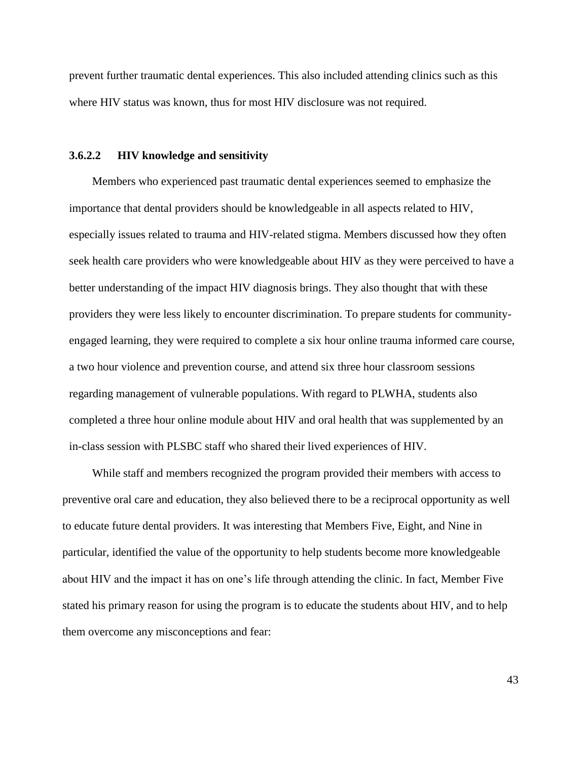prevent further traumatic dental experiences. This also included attending clinics such as this where HIV status was known, thus for most HIV disclosure was not required.

#### 3.6.2.2 HIV knowledge and sensitivity

Members who experienced past traumatic dental experiences seemed to emphasize the importance that dental providers should be knowledgeable in all aspects related to HIV, especially issues related to trauma and HIV-related stigma. Members discussed how they often seek health care providers who were knowledgeable about HIV as they were perceived to have a better understanding of the impact HIV diagnosis brings. They also thought that with these providers they were less likely to encounter discrimination. To prepare students for community-engaged learning, they were required to complete a six hour online trauma informed care course, a two hour violence and prevention course, and attend six three hour classroom sessions regarding management of vulnerable populations. With regard to PLWHA, students also completed a three hour online module about HIV and oral health that was supplemented by an in-class session with PLSBC staff who shared their lived experiences of HIV.

While staff and members recognized the program provided their members with access to preventive oral care and education, they also believed there to be a reciprocal opportunity as well to educate future dental providers. It was interesting that Members Five, Eight, and Nine in particular, identified the value of the opportunity to help students become more knowledgeable about HIV and the impact it has on one's life through attending the clinic. In fact, Member Five stated his primary reason for using the program is to educate the students about HIV, and to help them overcome any misconceptions and fear: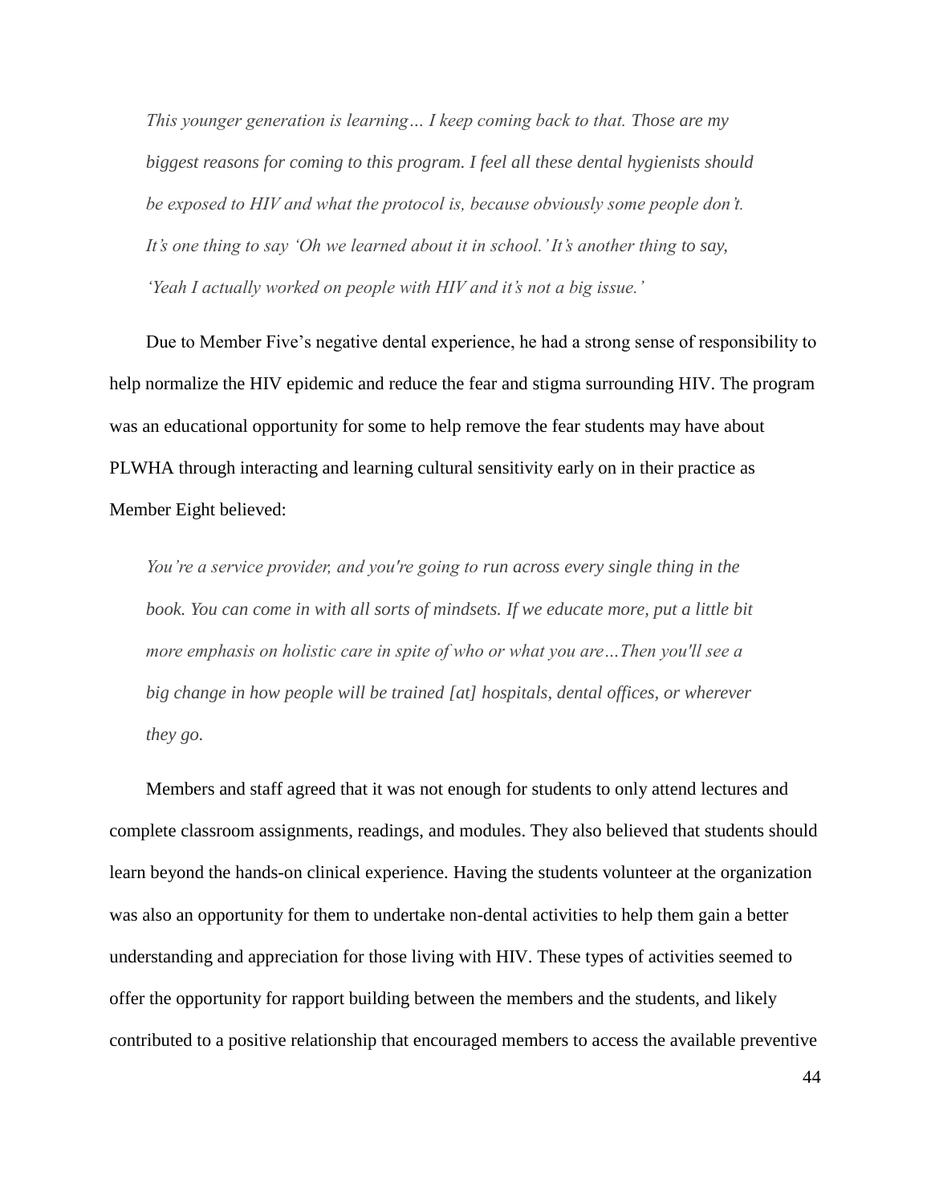*This younger generation is learning… I keep coming back to that. Those are my biggest reasons for coming to this program. I feel all these dental hygienists should be exposed to HIV and what the protocol is, because obviously some people don't. It's one thing to say 'Oh we learned about it in school.' It's another thing to say, 'Yeah I actually worked on people with HIV and it's not a big issue.'*

Due to Member Five's negative dental experience, he had a strong sense of responsibility to help normalize the HIV epidemic and reduce the fear and stigma surrounding HIV. The program was an educational opportunity for some to help remove the fear students may have about PLWHA through interacting and learning cultural sensitivity early on in their practice as Member Eight believed:

*You're a service provider, and you're going to run across every single thing in the book. You can come in with all sorts of mindsets. If we educate more, put a little bit more emphasis on holistic care in spite of who or what you are…Then you'll see a big change in how people will be trained [at] hospitals, dental offices, or wherever they go.*

Members and staff agreed that it was not enough for students to only attend lectures and complete classroom assignments, readings, and modules. They also believed that students should learn beyond the hands-on clinical experience. Having the students volunteer at the organization was also an opportunity for them to undertake non-dental activities to help them gain a better understanding and appreciation for those living with HIV. These types of activities seemed to offer the opportunity for rapport building between the members and the students, and likely contributed to a positive relationship that encouraged members to access the available preventive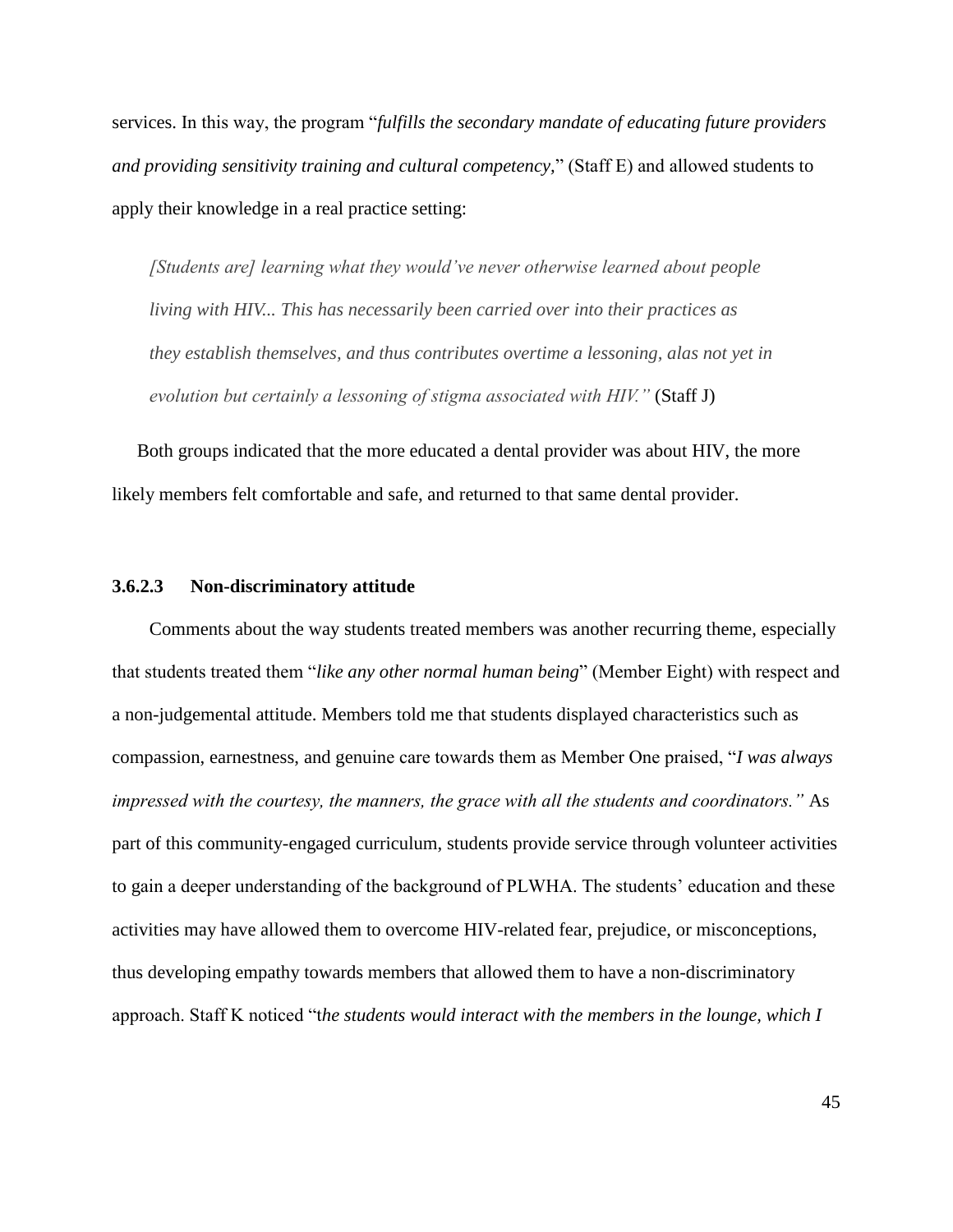services. In this way, the program "*fulfills the secondary mandate of educating future providers and providing sensitivity training and cultural competency,*" (Staff E) and allowed students to apply their knowledge in a real practice setting:

> *[Students are] learning what they would've never otherwise learned about people living with HIV... This has necessarily been carried over into their practices as they establish themselves, and thus contributes overtime a lessoning, alas not yet in evolution but certainly a lessoning of stigma associated with HIV."* (Staff J)

Both groups indicated that the more educated a dental provider was about HIV, the more likely members felt comfortable and safe, and returned to that same dental provider.

#### 3.6.2.3 Non-discriminatory attitude

Comments about the way students treated members was another recurring theme, especially that students treated them "*like any other normal human being*" (Member Eight) with respect and a non-judgemental attitude. Members told me that students displayed characteristics such as compassion, earnestness, and genuine care towards them as Member One praised, "*I was always impressed with the courtesy, the manners, the grace with all the students and coordinators."* As part of this community-engaged curriculum, students provide service through volunteer activities to gain a deeper understanding of the background of PLWHA. The students' education and these activities may have allowed them to overcome HIV-related fear, prejudice, or misconceptions, thus developing empathy towards members that allowed them to have a non-discriminatory approach. Staff K noticed "t*he students would interact with the members in the lounge, which I*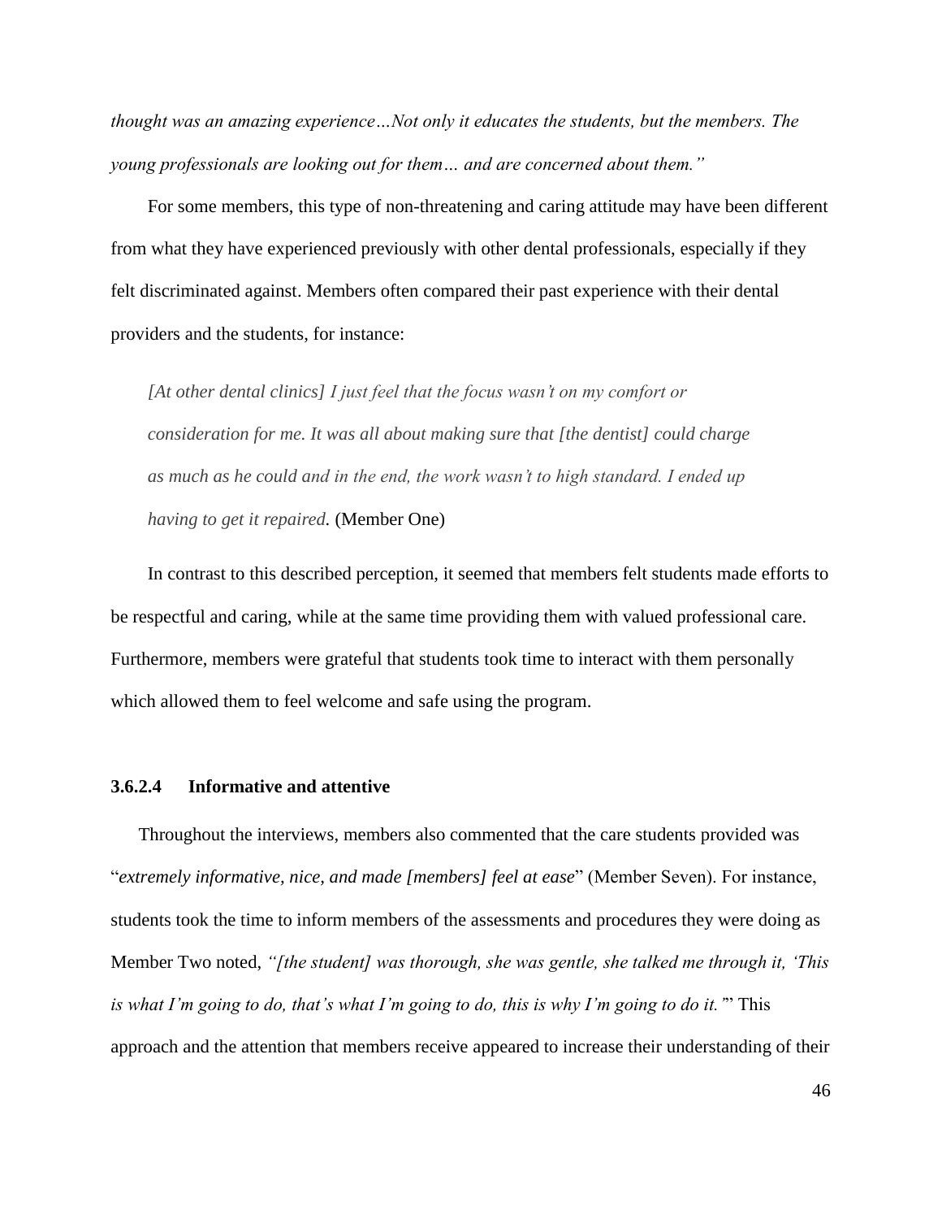*thought was an amazing experience…Not only it educates the students, but the members. The young professionals are looking out for them… and are concerned about them."*

For some members, this type of non-threatening and caring attitude may have been different from what they have experienced previously with other dental professionals, especially if they felt discriminated against. Members often compared their past experience with their dental providers and the students, for instance:

> *[At other dental clinics] I just feel that the focus wasn't on my comfort or consideration for me. It was all about making sure that [the dentist] could charge as much as he could and in the end, the work wasn't to high standard. I ended up having to get it repaired.* (Member One)

In contrast to this described perception, it seemed that members felt students made efforts to be respectful and caring, while at the same time providing them with valued professional care. Furthermore, members were grateful that students took time to interact with them personally which allowed them to feel welcome and safe using the program.

#### 3.6.2.4 Informative and attentive

Throughout the interviews, members also commented that the care students provided was "*extremely informative, nice, and made [members] feel at ease*" (Member Seven). For instance, students took the time to inform members of the assessments and procedures they were doing as Member Two noted, *"[the student] was thorough, she was gentle, she talked me through it, 'This is what I'm going to do, that's what I'm going to do, this is why I'm going to do it.'"* This approach and the attention that members receive appeared to increase their understanding of their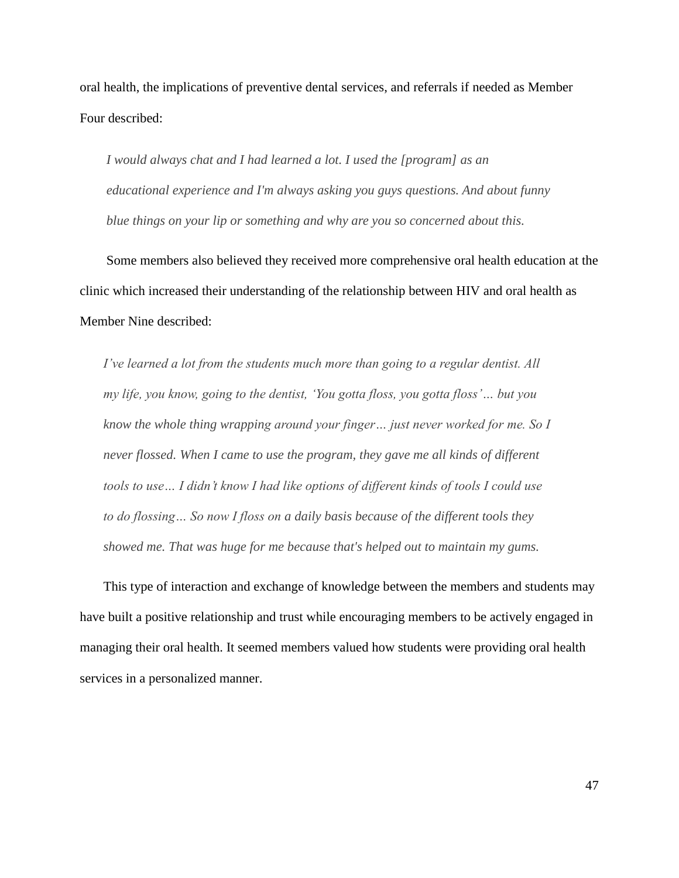oral health, the implications of preventive dental services, and referrals if needed as Member Four described:

> *I would always chat and I had learned a lot. I used the [program] as an educational experience and I'm always asking you guys questions. And about funny blue things on your lip or something and why are you so concerned about this.*

Some members also believed they received more comprehensive oral health education at the clinic which increased their understanding of the relationship between HIV and oral health as Member Nine described:

> *I've learned a lot from the students much more than going to a regular dentist. All my life, you know, going to the dentist, 'You gotta floss, you gotta floss'… but you know the whole thing wrapping around your finger… just never worked for me. So I never flossed. When I came to use the program, they gave me all kinds of different tools to use… I didn't know I had like options of different kinds of tools I could use to do flossing… So now I floss on a daily basis because of the different tools they showed me. That was huge for me because that's helped out to maintain my gums.*

This type of interaction and exchange of knowledge between the members and students may have built a positive relationship and trust while encouraging members to be actively engaged in managing their oral health. It seemed members valued how students were providing oral health services in a personalized manner.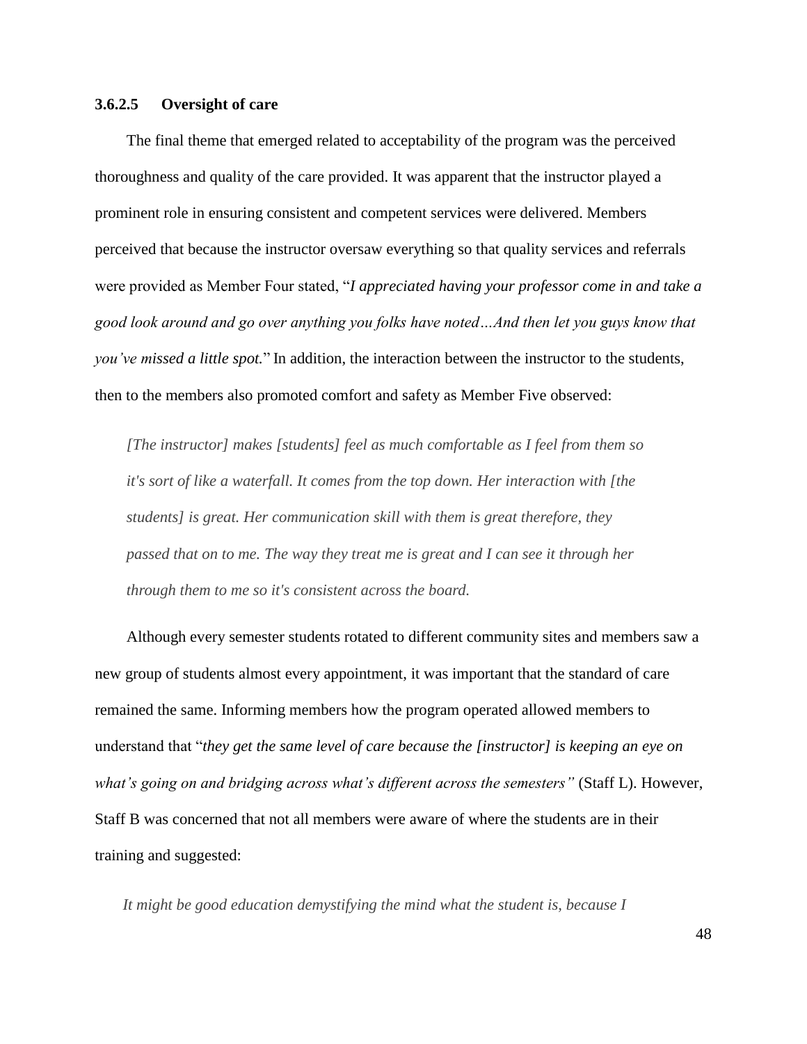#### 3.6.2.5 Oversight of care

The final theme that emerged related to acceptability of the program was the perceived thoroughness and quality of the care provided. It was apparent that the instructor played a prominent role in ensuring consistent and competent services were delivered. Members perceived that because the instructor oversaw everything so that quality services and referrals were provided as Member Four stated, "*I appreciated having your professor come in and take a good look around and go over anything you folks have noted…And then let you guys know that you've missed a little spot.*" In addition, the interaction between the instructor to the students, then to the members also promoted comfort and safety as Member Five observed:

> *[The instructor] makes [students] feel as much comfortable as I feel from them so it's sort of like a waterfall. It comes from the top down. Her interaction with [the students] is great. Her communication skill with them is great therefore, they passed that on to me. The way they treat me is great and I can see it through her through them to me so it's consistent across the board.*

Although every semester students rotated to different community sites and members saw a new group of students almost every appointment, it was important that the standard of care remained the same. Informing members how the program operated allowed members to understand that "*they get the same level of care because the [instructor] is keeping an eye on what's going on and bridging across what's different across the semesters"* (Staff L). However, Staff B was concerned that not all members were aware of where the students are in their training and suggested:

> *It might be good education demystifying the mind what the student is, because I*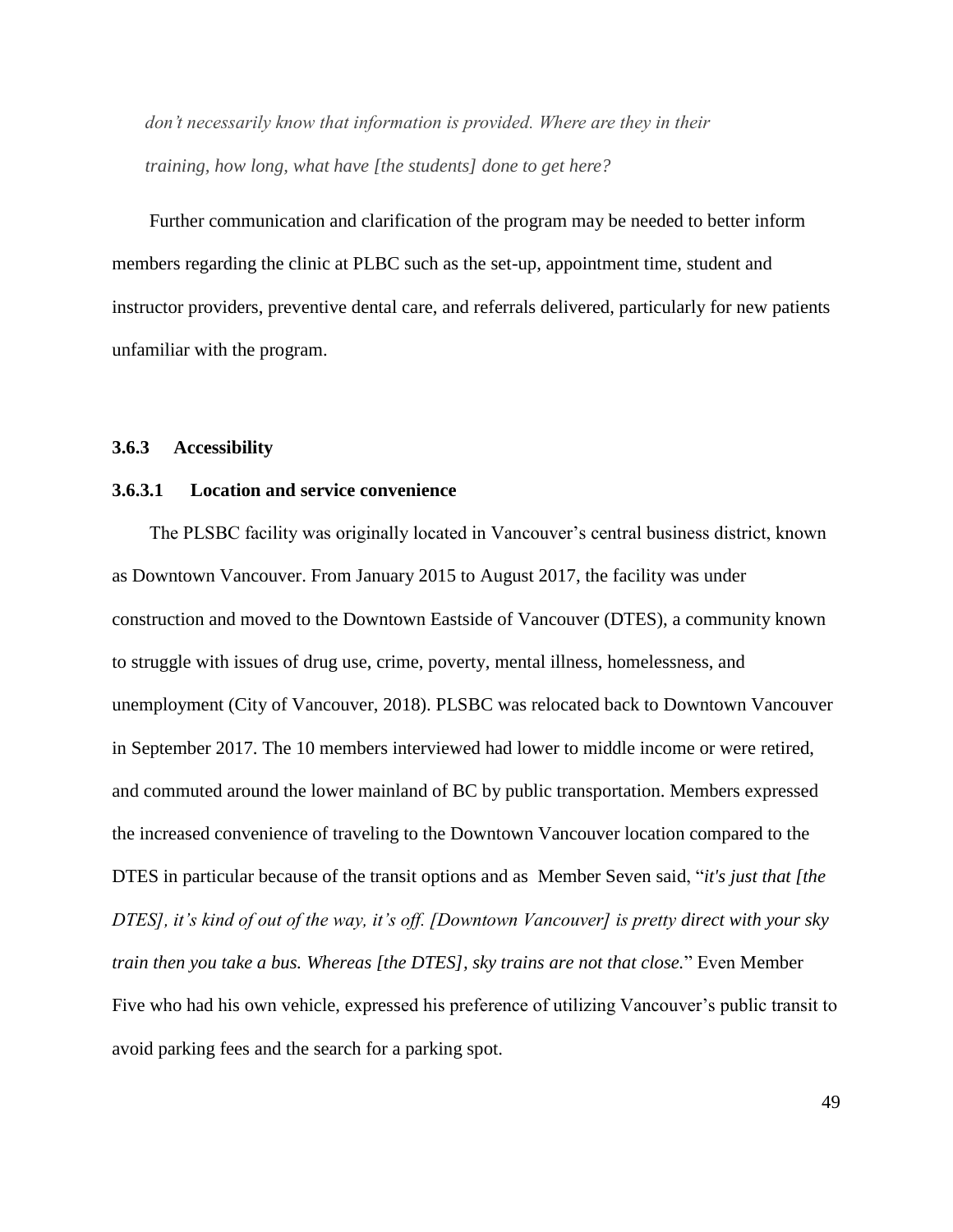*don't necessarily know that information is provided. Where are they in their training, how long, what have [the students] done to get here?*

Further communication and clarification of the program may be needed to better inform members regarding the clinic at PLBC such as the set-up, appointment time, student and instructor providers, preventive dental care, and referrals delivered, particularly for new patients unfamiliar with the program.

### 3.6.3 Accessibility

#### 3.6.3.1 Location and service convenience

The PLSBC facility was originally located in Vancouver's central business district, known as Downtown Vancouver. From January 2015 to August 2017, the facility was under construction and moved to the Downtown Eastside of Vancouver (DTES), a community known to struggle with issues of drug use, crime, poverty, mental illness, homelessness, and unemployment (City of Vancouver, 2018). PLSBC was relocated back to Downtown Vancouver in September 2017. The 10 members interviewed had lower to middle income or were retired, and commuted around the lower mainland of BC by public transportation. Members expressed the increased convenience of traveling to the Downtown Vancouver location compared to the DTES in particular because of the transit options and as Member Seven said, "*it's just that [the DTES], it's kind of out of the way, it's off. [Downtown Vancouver] is pretty direct with your sky train then you take a bus. Whereas [the DTES], sky trains are not that close.*" Even Member Five who had his own vehicle, expressed his preference of utilizing Vancouver's public transit to avoid parking fees and the search for a parking spot.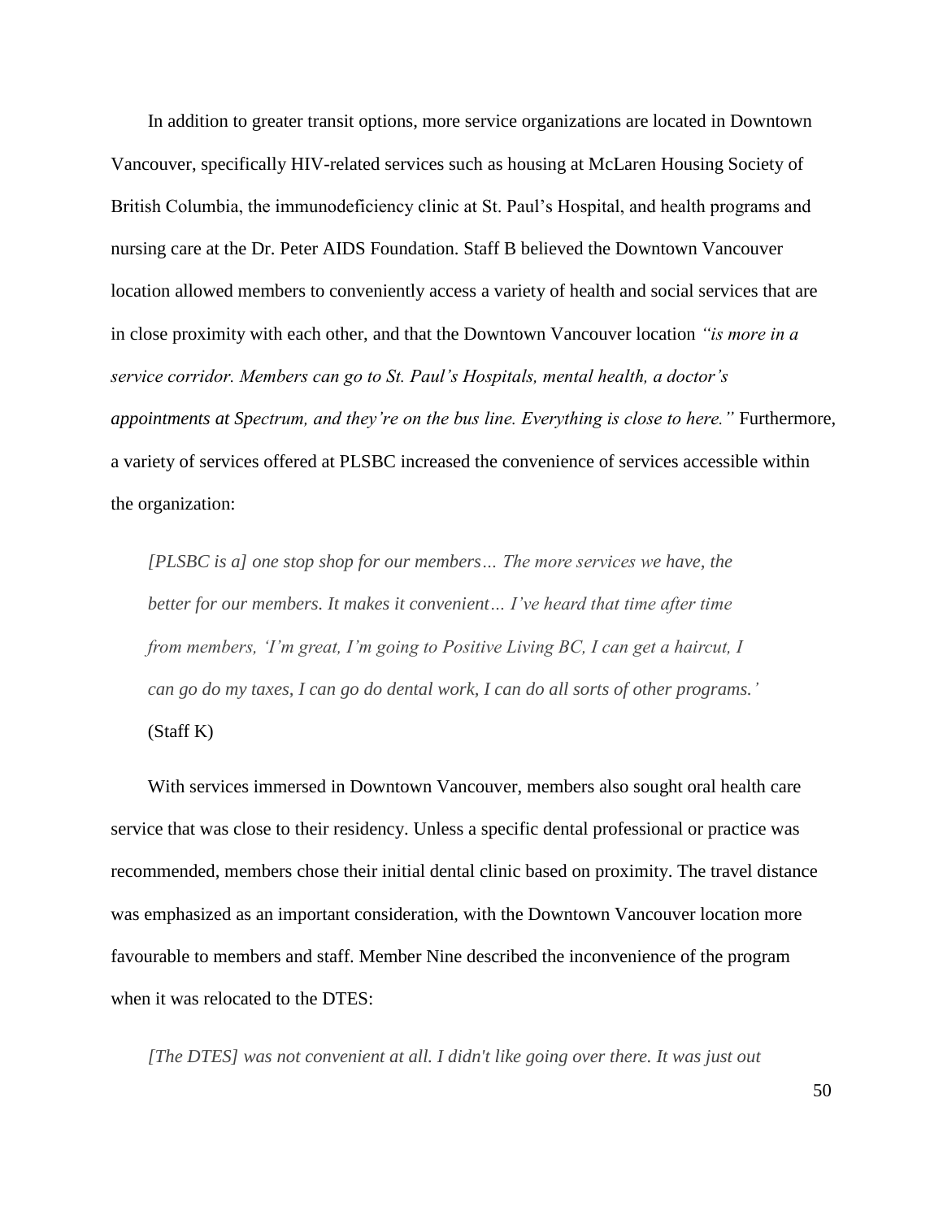In addition to greater transit options, more service organizations are located in Downtown Vancouver, specifically HIV-related services such as housing at McLaren Housing Society of British Columbia, the immunodeficiency clinic at St. Paul's Hospital, and health programs and nursing care at the Dr. Peter AIDS Foundation. Staff B believed the Downtown Vancouver location allowed members to conveniently access a variety of health and social services that are in close proximity with each other, and that the Downtown Vancouver location *"is more in a service corridor. Members can go to St. Paul's Hospitals, mental health, a doctor's appointments at Spectrum, and they're on the bus line. Everything is close to here."* Furthermore, a variety of services offered at PLSBC increased the convenience of services accessible within the organization:

> *[PLSBC is a] one stop shop for our members… The more services we have, the better for our members. It makes it convenient… I've heard that time after time from members, 'I'm great, I'm going to Positive Living BC, I can get a haircut, I can go do my taxes, I can go do dental work, I can do all sorts of other programs.'* (Staff K)

With services immersed in Downtown Vancouver, members also sought oral health care service that was close to their residency. Unless a specific dental professional or practice was recommended, members chose their initial dental clinic based on proximity. The travel distance was emphasized as an important consideration, with the Downtown Vancouver location more favourable to members and staff. Member Nine described the inconvenience of the program when it was relocated to the DTES:

> *[The DTES] was not convenient at all. I didn't like going over there. It was just out*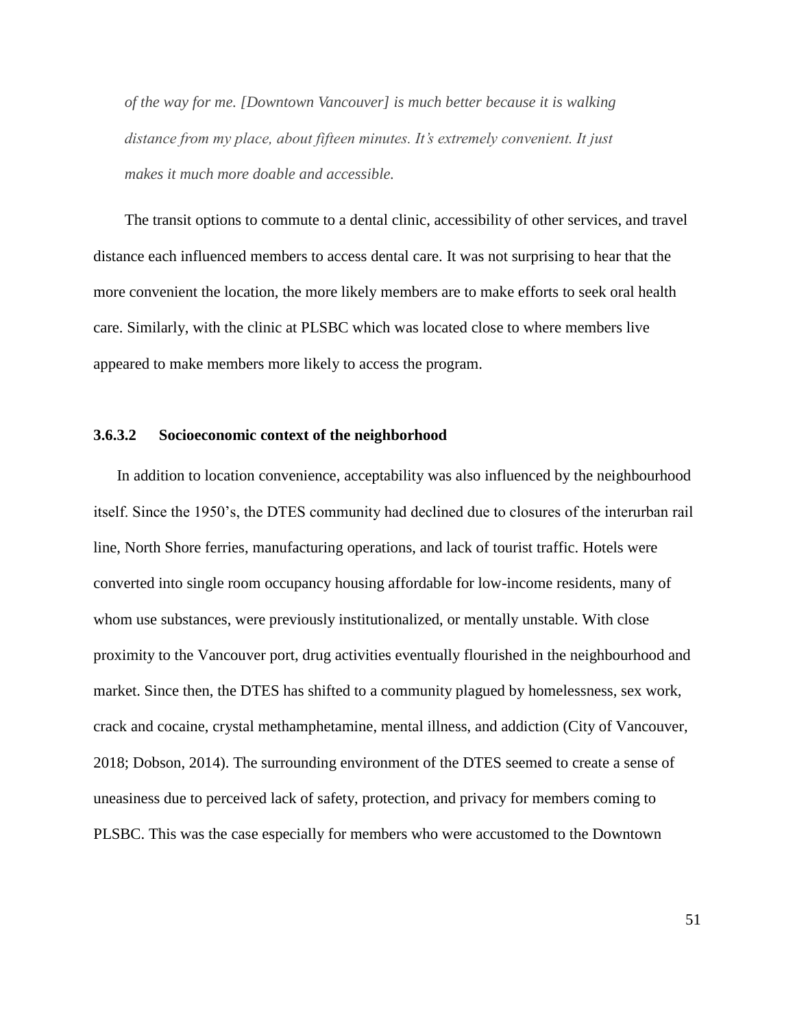*of the way for me. [Downtown Vancouver] is much better because it is walking distance from my place, about fifteen minutes. It's extremely convenient. It just makes it much more doable and accessible.*

The transit options to commute to a dental clinic, accessibility of other services, and travel distance each influenced members to access dental care. It was not surprising to hear that the more convenient the location, the more likely members are to make efforts to seek oral health care. Similarly, with the clinic at PLSBC which was located close to where members live appeared to make members more likely to access the program.

#### 3.6.3.2 Socioeconomic context of the neighborhood

In addition to location convenience, acceptability was also influenced by the neighbourhood itself. Since the 1950's, the DTES community had declined due to closures of the interurban rail line, North Shore ferries, manufacturing operations, and lack of tourist traffic. Hotels were converted into single room occupancy housing affordable for low-income residents, many of whom use substances, were previously institutionalized, or mentally unstable. With close proximity to the Vancouver port, drug activities eventually flourished in the neighbourhood and market. Since then, the DTES has shifted to a community plagued by homelessness, sex work, crack and cocaine, crystal methamphetamine, mental illness, and addiction (City of Vancouver, 2018; Dobson, 2014). The surrounding environment of the DTES seemed to create a sense of uneasiness due to perceived lack of safety, protection, and privacy for members coming to PLSBC. This was the case especially for members who were accustomed to the Downtown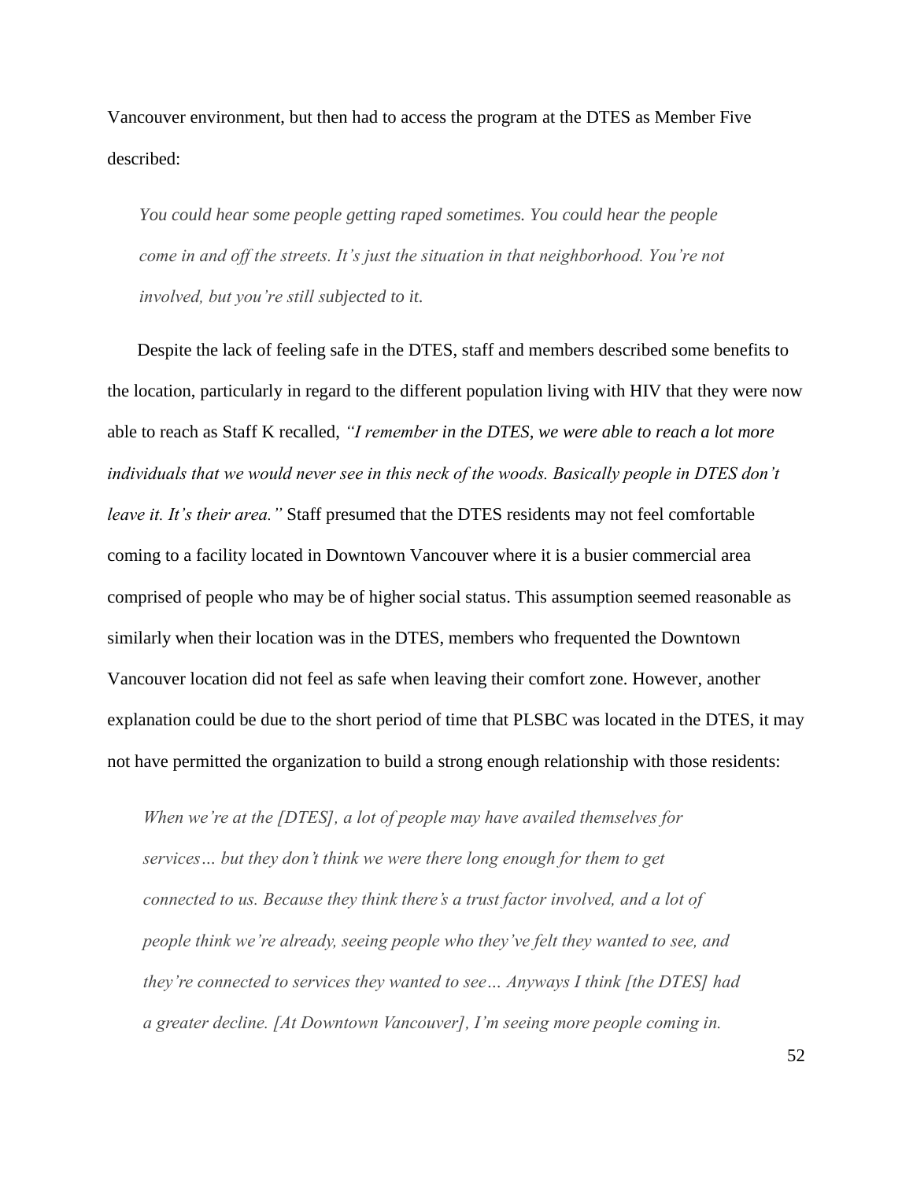Vancouver environment, but then had to access the program at the DTES as Member Five described:

> *You could hear some people getting raped sometimes. You could hear the people come in and off the streets. It's just the situation in that neighborhood. You're not involved, but you're still subjected to it.*

Despite the lack of feeling safe in the DTES, staff and members described some benefits to the location, particularly in regard to the different population living with HIV that they were now able to reach as Staff K recalled, *"I remember in the DTES, we were able to reach a lot more individuals that we would never see in this neck of the woods. Basically people in DTES don't leave it. It's their area."* Staff presumed that the DTES residents may not feel comfortable coming to a facility located in Downtown Vancouver where it is a busier commercial area comprised of people who may be of higher social status. This assumption seemed reasonable as similarly when their location was in the DTES, members who frequented the Downtown Vancouver location did not feel as safe when leaving their comfort zone. However, another explanation could be due to the short period of time that PLSBC was located in the DTES, it may not have permitted the organization to build a strong enough relationship with those residents:

> *When we're at the [DTES], a lot of people may have availed themselves for services… but they don't think we were there long enough for them to get connected to us. Because they think there's a trust factor involved, and a lot of people think we're already, seeing people who they've felt they wanted to see, and they're connected to services they wanted to see… Anyways I think [the DTES] had a greater decline. [At Downtown Vancouver], I'm seeing more people coming in.*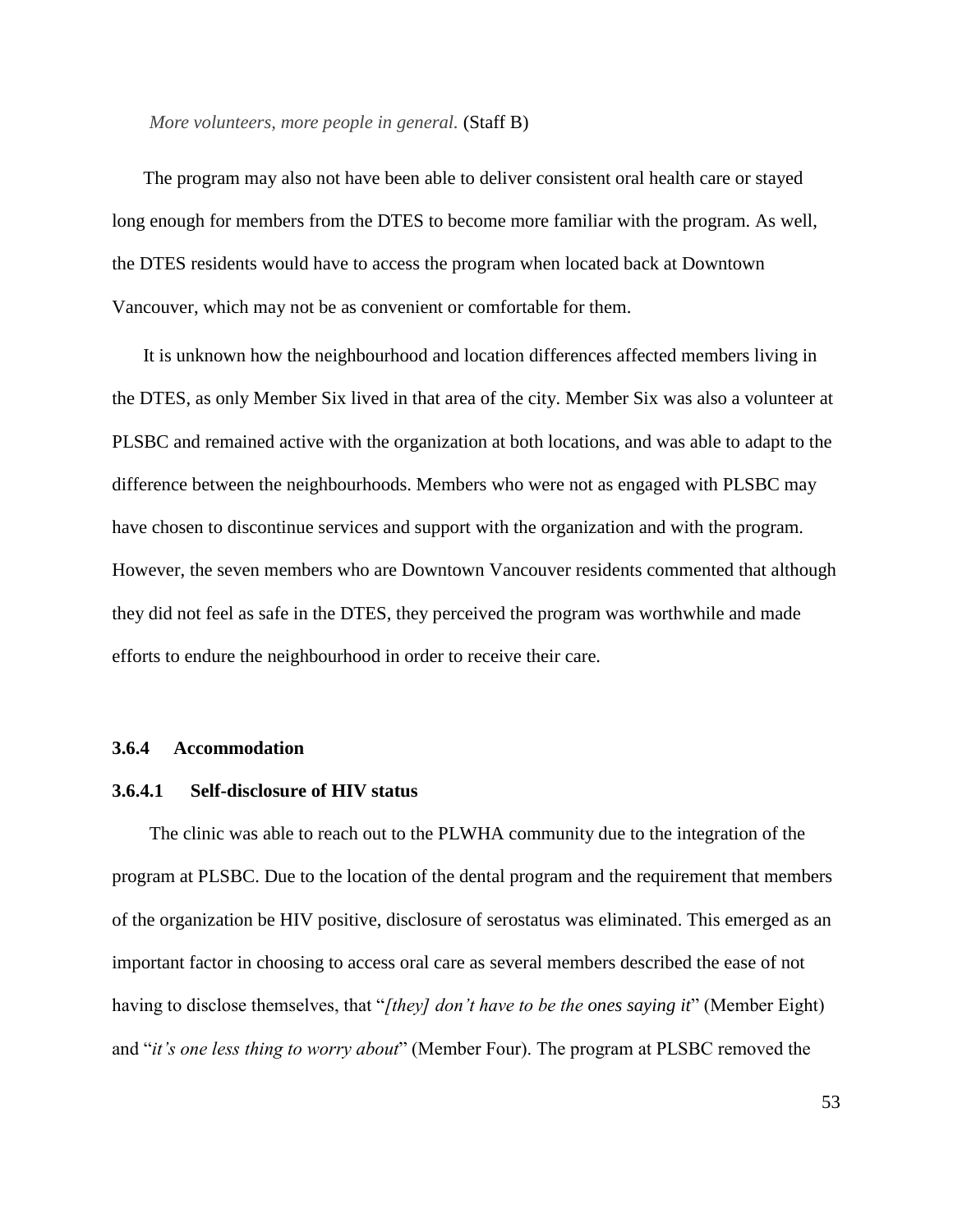*More volunteers, more people in general.* (Staff B)

The program may also not have been able to deliver consistent oral health care or stayed long enough for members from the DTES to become more familiar with the program. As well, the DTES residents would have to access the program when located back at Downtown Vancouver, which may not be as convenient or comfortable for them.

It is unknown how the neighbourhood and location differences affected members living in the DTES, as only Member Six lived in that area of the city. Member Six was also a volunteer at PLSBC and remained active with the organization at both locations, and was able to adapt to the difference between the neighbourhoods. Members who were not as engaged with PLSBC may have chosen to discontinue services and support with the organization and with the program. However, the seven members who are Downtown Vancouver residents commented that although they did not feel as safe in the DTES, they perceived the program was worthwhile and made efforts to endure the neighbourhood in order to receive their care.

### 3.6.4 Accommodation

#### 3.6.4.1 Self-disclosure of HIV status

The clinic was able to reach out to the PLWHA community due to the integration of the program at PLSBC. Due to the location of the dental program and the requirement that members of the organization be HIV positive, disclosure of serostatus was eliminated. This emerged as an important factor in choosing to access oral care as several members described the ease of not having to disclose themselves, that "*[they] don't have to be the ones saying it*" (Member Eight) and "*it's one less thing to worry about*" (Member Four). The program at PLSBC removed the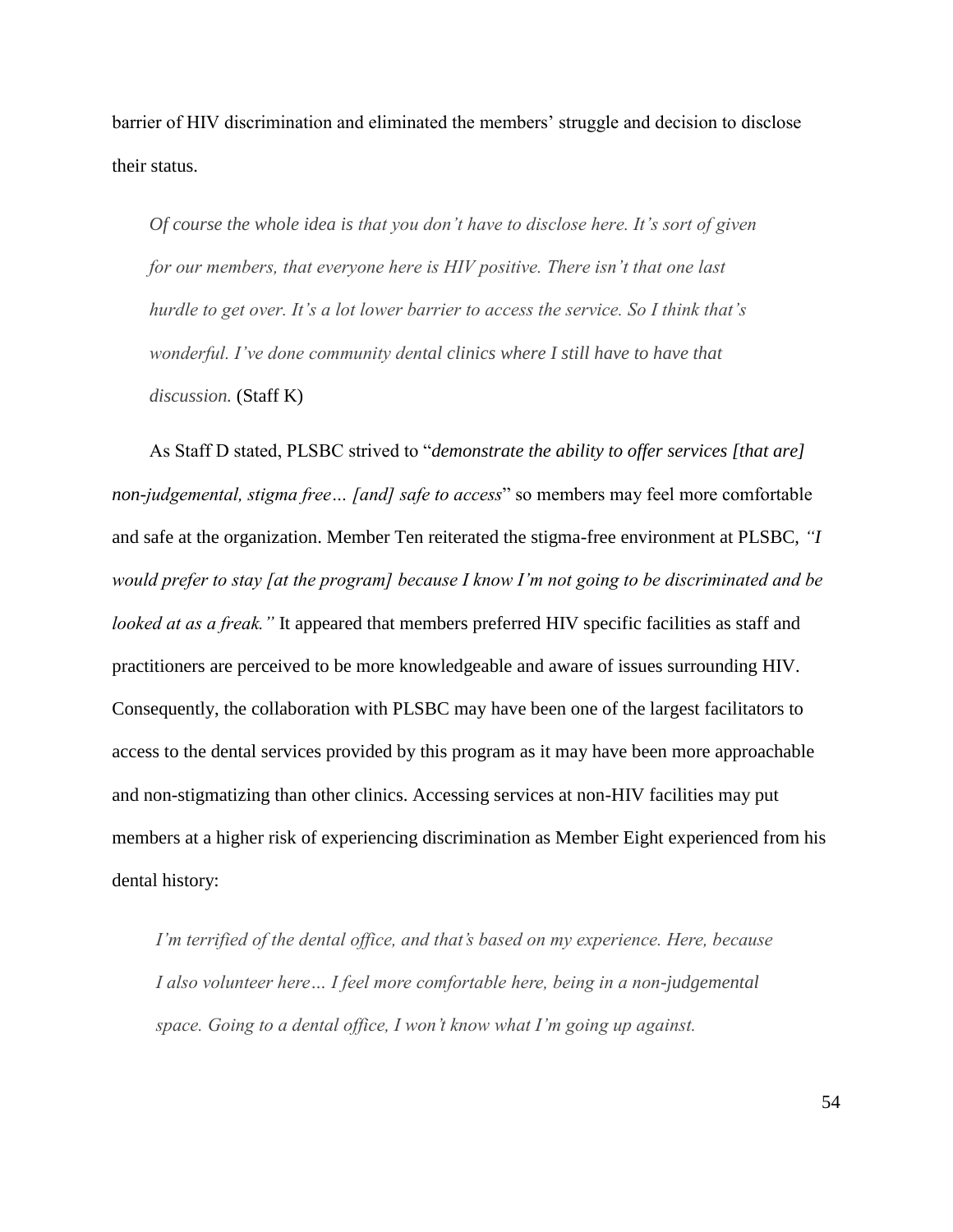barrier of HIV discrimination and eliminated the members' struggle and decision to disclose their status.

> *Of course the whole idea is that you don't have to disclose here. It's sort of given for our members, that everyone here is HIV positive. There isn't that one last hurdle to get over. It's a lot lower barrier to access the service. So I think that's wonderful. I've done community dental clinics where I still have to have that discussion.* (Staff K)

As Staff D stated, PLSBC strived to "*demonstrate the ability to offer services [that are] non-judgemental, stigma free… [and] safe to access*" so members may feel more comfortable and safe at the organization. Member Ten reiterated the stigma-free environment at PLSBC, *"I would prefer to stay [at the program] because I know I'm not going to be discriminated and be looked at as a freak."* It appeared that members preferred HIV specific facilities as staff and practitioners are perceived to be more knowledgeable and aware of issues surrounding HIV. Consequently, the collaboration with PLSBC may have been one of the largest facilitators to access to the dental services provided by this program as it may have been more approachable and non-stigmatizing than other clinics. Accessing services at non-HIV facilities may put members at a higher risk of experiencing discrimination as Member Eight experienced from his dental history:

> *I'm terrified of the dental office, and that's based on my experience. Here, because I also volunteer here… I feel more comfortable here, being in a non-judgemental space. Going to a dental office, I won't know what I'm going up against.*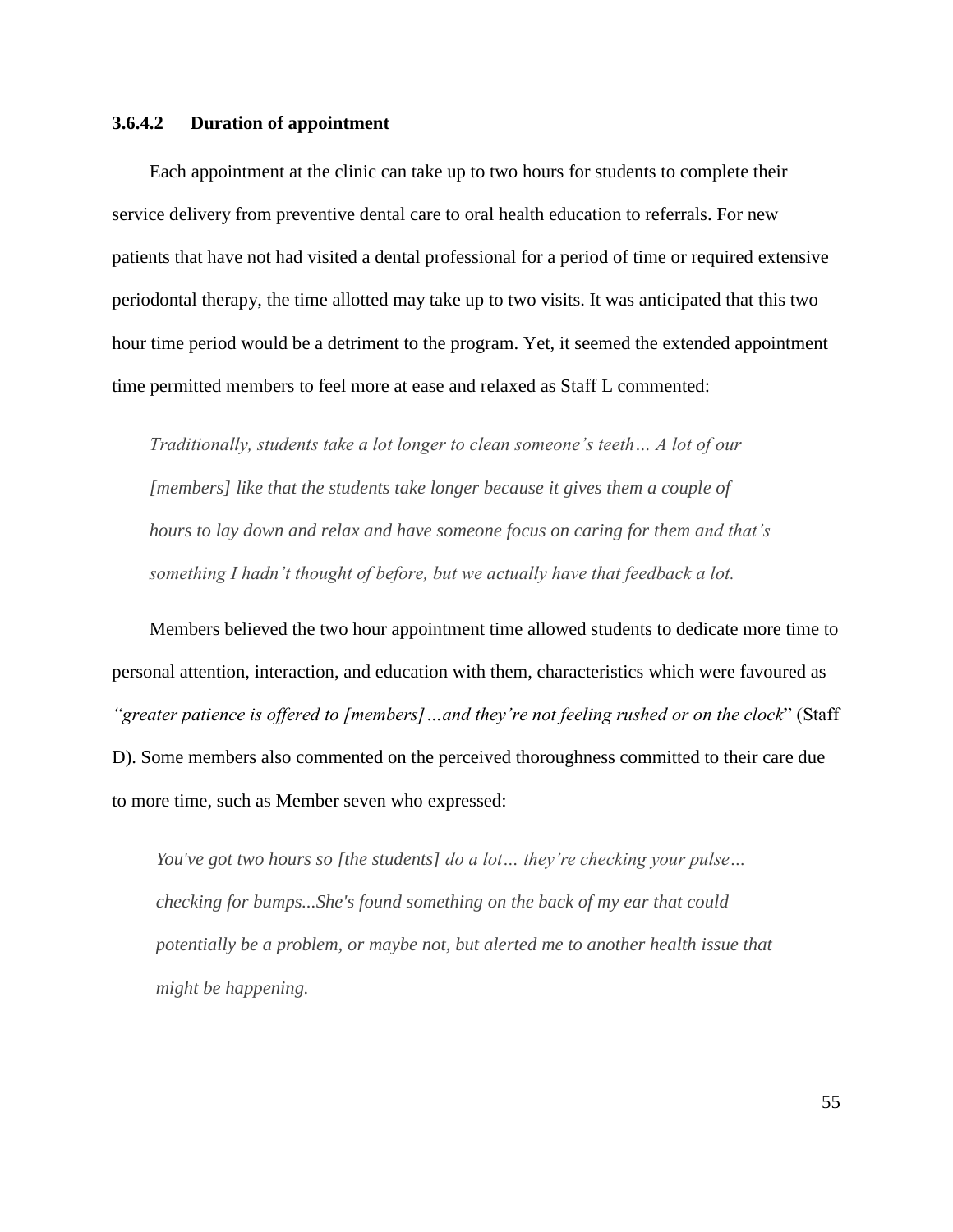#### 3.6.4.2 Duration of appointment

Each appointment at the clinic can take up to two hours for students to complete their service delivery from preventive dental care to oral health education to referrals. For new patients that have not had visited a dental professional for a period of time or required extensive periodontal therapy, the time allotted may take up to two visits. It was anticipated that this two hour time period would be a detriment to the program. Yet, it seemed the extended appointment time permitted members to feel more at ease and relaxed as Staff L commented:

> *Traditionally, students take a lot longer to clean someone's teeth… A lot of our [members] like that the students take longer because it gives them a couple of hours to lay down and relax and have someone focus on caring for them and that's something I hadn't thought of before, but we actually have that feedback a lot.*

Members believed the two hour appointment time allowed students to dedicate more time to personal attention, interaction, and education with them, characteristics which were favoured as *"greater patience is offered to [members]…and they're not feeling rushed or on the clock*" (Staff D). Some members also commented on the perceived thoroughness committed to their care due to more time, such as Member seven who expressed:

> *You've got two hours so [the students] do a lot… they're checking your pulse… checking for bumps...She's found something on the back of my ear that could potentially be a problem, or maybe not, but alerted me to another health issue that might be happening.*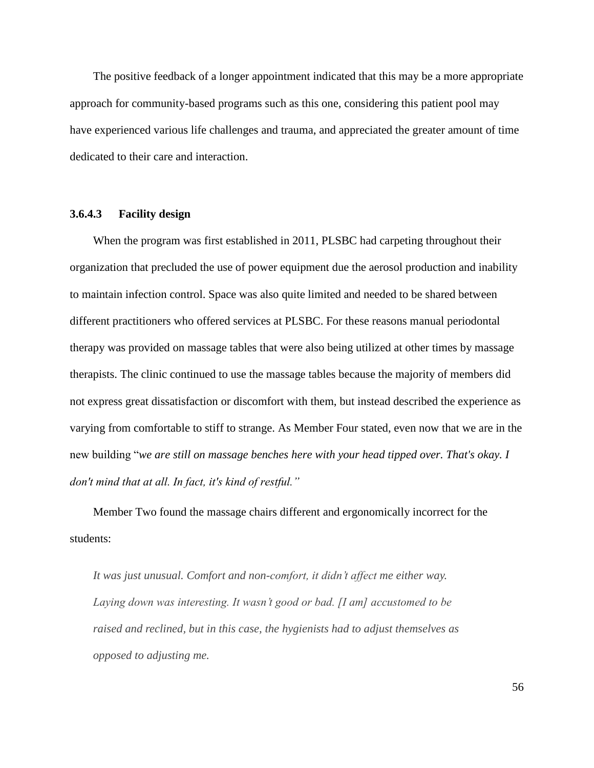The positive feedback of a longer appointment indicated that this may be a more appropriate approach for community-based programs such as this one, considering this patient pool may have experienced various life challenges and trauma, and appreciated the greater amount of time dedicated to their care and interaction.

#### 3.6.4.3 Facility design

When the program was first established in 2011, PLSBC had carpeting throughout their organization that precluded the use of power equipment due the aerosol production and inability to maintain infection control. Space was also quite limited and needed to be shared between different practitioners who offered services at PLSBC. For these reasons manual periodontal therapy was provided on massage tables that were also being utilized at other times by massage therapists. The clinic continued to use the massage tables because the majority of members did not express great dissatisfaction or discomfort with them, but instead described the experience as varying from comfortable to stiff to strange. As Member Four stated, even now that we are in the new building "*we are still on massage benches here with your head tipped over. That's okay. I don't mind that at all. In fact, it's kind of restful.*"

Member Two found the massage chairs different and ergonomically incorrect for the students:

> *It was just unusual. Comfort and non-comfort, it didn't affect me either way. Laying down was interesting. It wasn't good or bad. [I am] accustomed to be raised and reclined, but in this case, the hygienists had to adjust themselves as opposed to adjusting me.*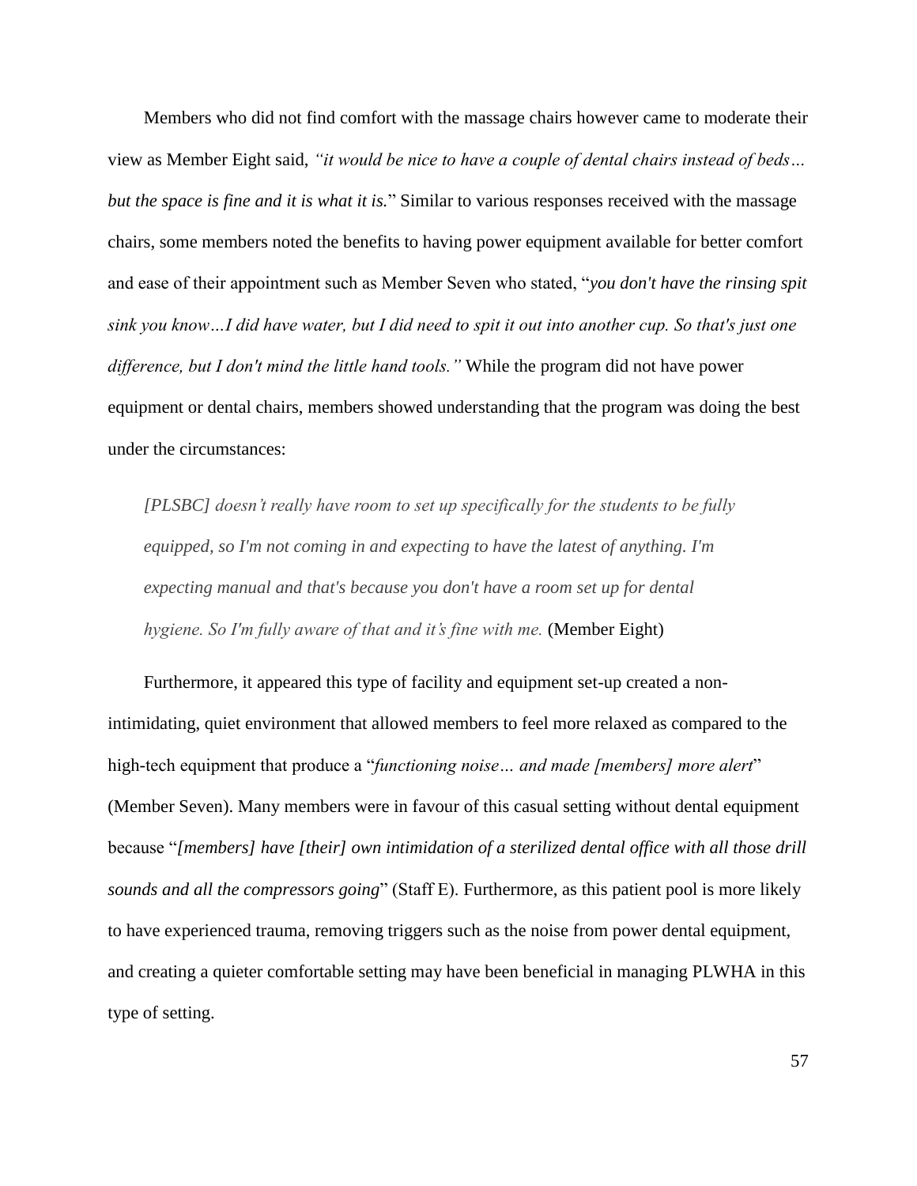Members who did not find comfort with the massage chairs however came to moderate their view as Member Eight said, *"it would be nice to have a couple of dental chairs instead of beds… but the space is fine and it is what it is.*" Similar to various responses received with the massage chairs, some members noted the benefits to having power equipment available for better comfort and ease of their appointment such as Member Seven who stated, "*you don't have the rinsing spit sink you know…I did have water, but I did need to spit it out into another cup. So that's just one difference, but I don't mind the little hand tools."* While the program did not have power equipment or dental chairs, members showed understanding that the program was doing the best under the circumstances:

> *[PLSBC] doesn't really have room to set up specifically for the students to be fully equipped, so I'm not coming in and expecting to have the latest of anything. I'm expecting manual and that's because you don't have a room set up for dental hygiene. So I'm fully aware of that and it's fine with me.* (Member Eight)

Furthermore, it appeared this type of facility and equipment set-up created a non-intimidating, quiet environment that allowed members to feel more relaxed as compared to the high-tech equipment that produce a "*functioning noise… and made [members] more alert*" (Member Seven). Many members were in favour of this casual setting without dental equipment because "*[members] have [their] own intimidation of a sterilized dental office with all those drill sounds and all the compressors going*" (Staff E). Furthermore, as this patient pool is more likely to have experienced trauma, removing triggers such as the noise from power dental equipment, and creating a quieter comfortable setting may have been beneficial in managing PLWHA in this type of setting.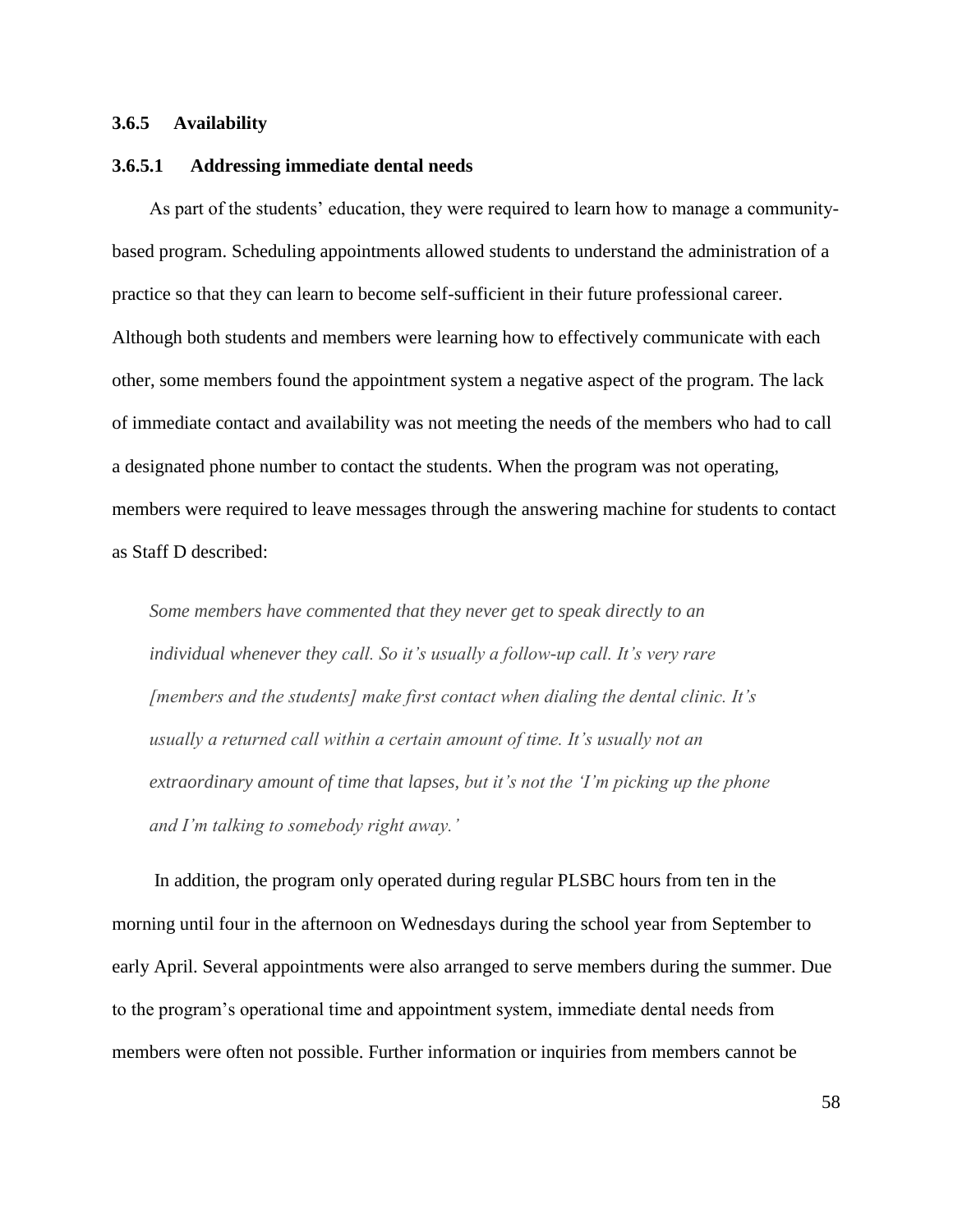### 3.6.5 Availability

#### 3.6.5.1 Addressing immediate dental needs

As part of the students' education, they were required to learn how to manage a community-based program. Scheduling appointments allowed students to understand the administration of a practice so that they can learn to become self-sufficient in their future professional career. Although both students and members were learning how to effectively communicate with each other, some members found the appointment system a negative aspect of the program. The lack of immediate contact and availability was not meeting the needs of the members who had to call a designated phone number to contact the students. When the program was not operating, members were required to leave messages through the answering machine for students to contact as Staff D described:

> *Some members have commented that they never get to speak directly to an individual whenever they call. So it's usually a follow-up call. It's very rare [members and the students] make first contact when dialing the dental clinic. It's usually a returned call within a certain amount of time. It's usually not an extraordinary amount of time that lapses, but it's not the 'I'm picking up the phone and I'm talking to somebody right away.'*

In addition, the program only operated during regular PLSBC hours from ten in the morning until four in the afternoon on Wednesdays during the school year from September to early April. Several appointments were also arranged to serve members during the summer. Due to the program's operational time and appointment system, immediate dental needs from members were often not possible. Further information or inquiries from members cannot be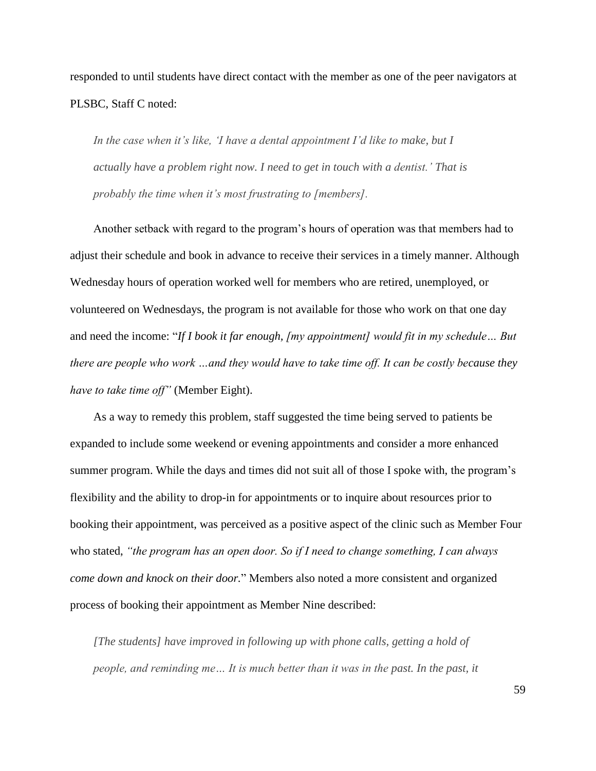responded to until students have direct contact with the member as one of the peer navigators at PLSBC, Staff C noted:

> *In the case when it's like, 'I have a dental appointment I'd like to make, but I actually have a problem right now. I need to get in touch with a dentist.' That is probably the time when it's most frustrating to [members].*

Another setback with regard to the program's hours of operation was that members had to adjust their schedule and book in advance to receive their services in a timely manner. Although Wednesday hours of operation worked well for members who are retired, unemployed, or volunteered on Wednesdays, the program is not available for those who work on that one day and need the income: "*If I book it far enough, [my appointment] would fit in my schedule… But there are people who work …and they would have to take time off. It can be costly because they have to take time off"* (Member Eight).

As a way to remedy this problem, staff suggested the time being served to patients be expanded to include some weekend or evening appointments and consider a more enhanced summer program. While the days and times did not suit all of those I spoke with, the program's flexibility and the ability to drop-in for appointments or to inquire about resources prior to booking their appointment, was perceived as a positive aspect of the clinic such as Member Four who stated, *"the program has an open door. So if I need to change something, I can always come down and knock on their door.*" Members also noted a more consistent and organized process of booking their appointment as Member Nine described:

> *[The students] have improved in following up with phone calls, getting a hold of people, and reminding me… It is much better than it was in the past. In the past, it*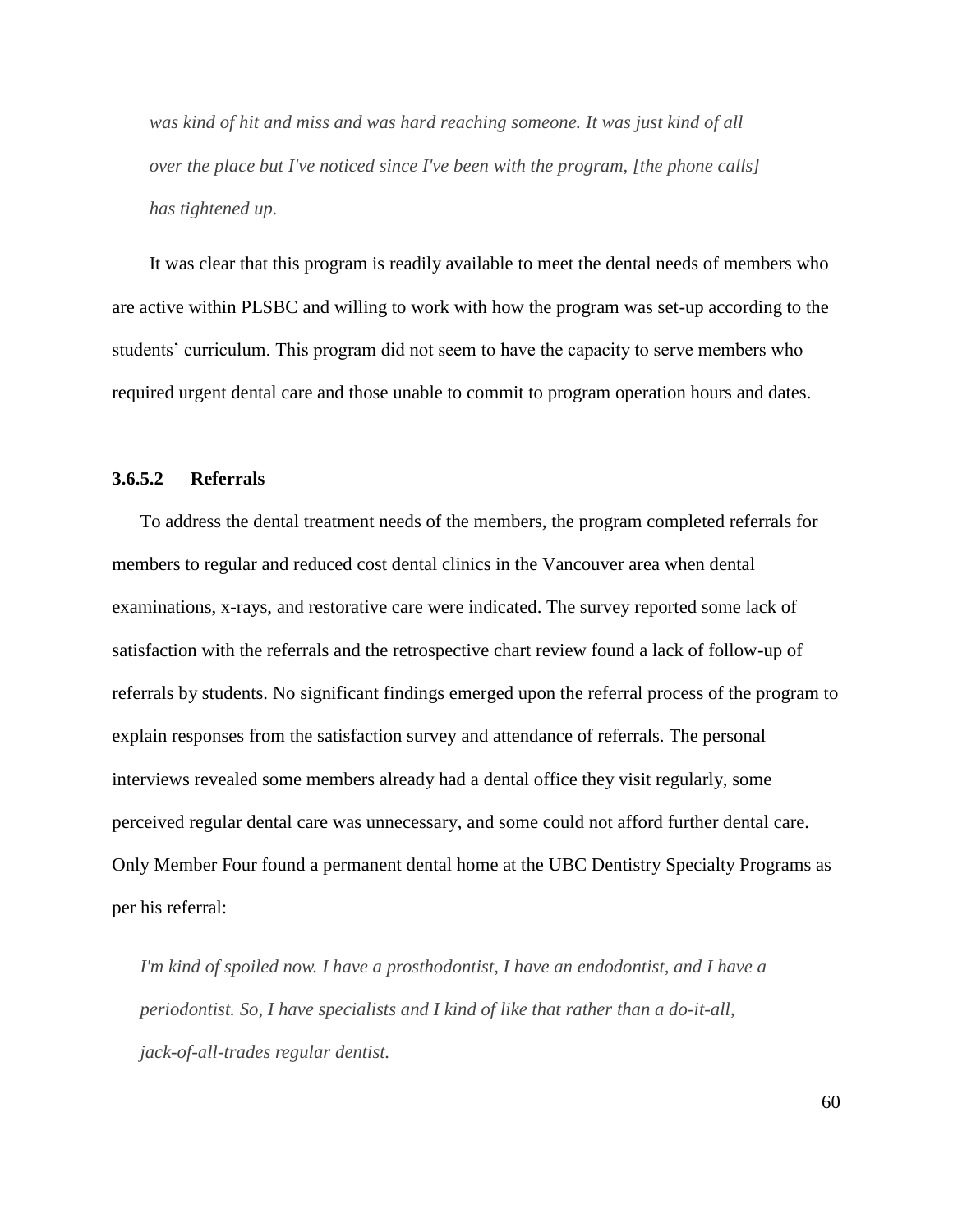*was kind of hit and miss and was hard reaching someone. It was just kind of all over the place but I've noticed since I've been with the program, [the phone calls] has tightened up.*

It was clear that this program is readily available to meet the dental needs of members who are active within PLSBC and willing to work with how the program was set-up according to the students' curriculum. This program did not seem to have the capacity to serve members who required urgent dental care and those unable to commit to program operation hours and dates.

#### 3.6.5.2 Referrals

To address the dental treatment needs of the members, the program completed referrals for members to regular and reduced cost dental clinics in the Vancouver area when dental examinations, x-rays, and restorative care were indicated. The survey reported some lack of satisfaction with the referrals and the retrospective chart review found a lack of follow-up of referrals by students. No significant findings emerged upon the referral process of the program to explain responses from the satisfaction survey and attendance of referrals. The personal interviews revealed some members already had a dental office they visit regularly, some perceived regular dental care was unnecessary, and some could not afford further dental care. Only Member Four found a permanent dental home at the UBC Dentistry Specialty Programs as per his referral:

*I'm kind of spoiled now. I have a prosthodontist, I have an endodontist, and I have a periodontist. So, I have specialists and I kind of like that rather than a do-it-all, jack-of-all-trades regular dentist.*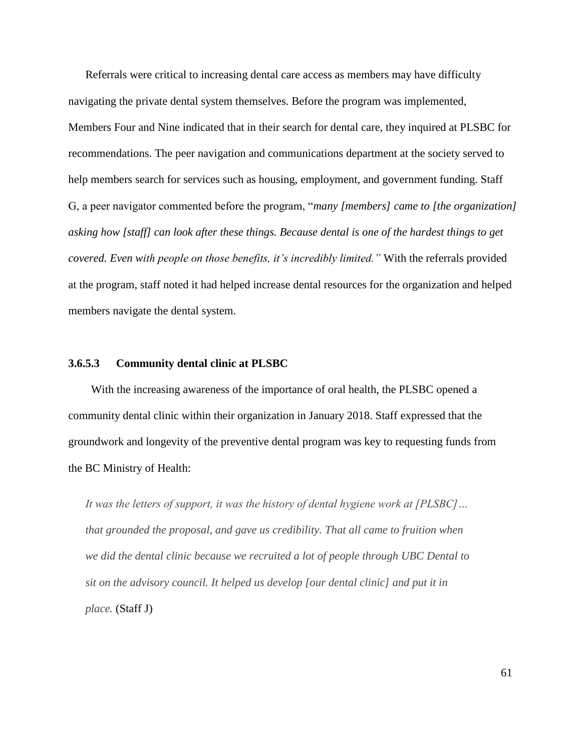Referrals were critical to increasing dental care access as members may have difficulty navigating the private dental system themselves. Before the program was implemented, Members Four and Nine indicated that in their search for dental care, they inquired at PLSBC for recommendations. The peer navigation and communications department at the society served to help members search for services such as housing, employment, and government funding. Staff G, a peer navigator commented before the program, "*many [members] came to [the organization] asking how [staff] can look after these things. Because dental is one of the hardest things to get covered. Even with people on those benefits, it's incredibly limited."* With the referrals provided at the program, staff noted it had helped increase dental resources for the organization and helped members navigate the dental system.

#### 3.6.5.3 Community dental clinic at PLSBC

With the increasing awareness of the importance of oral health, the PLSBC opened a community dental clinic within their organization in January 2018. Staff expressed that the groundwork and longevity of the preventive dental program was key to requesting funds from the BC Ministry of Health:

> *It was the letters of support, it was the history of dental hygiene work at [PLSBC]… that grounded the proposal, and gave us credibility. That all came to fruition when we did the dental clinic because we recruited a lot of people through UBC Dental to sit on the advisory council. It helped us develop [our dental clinic] and put it in place.* (Staff J)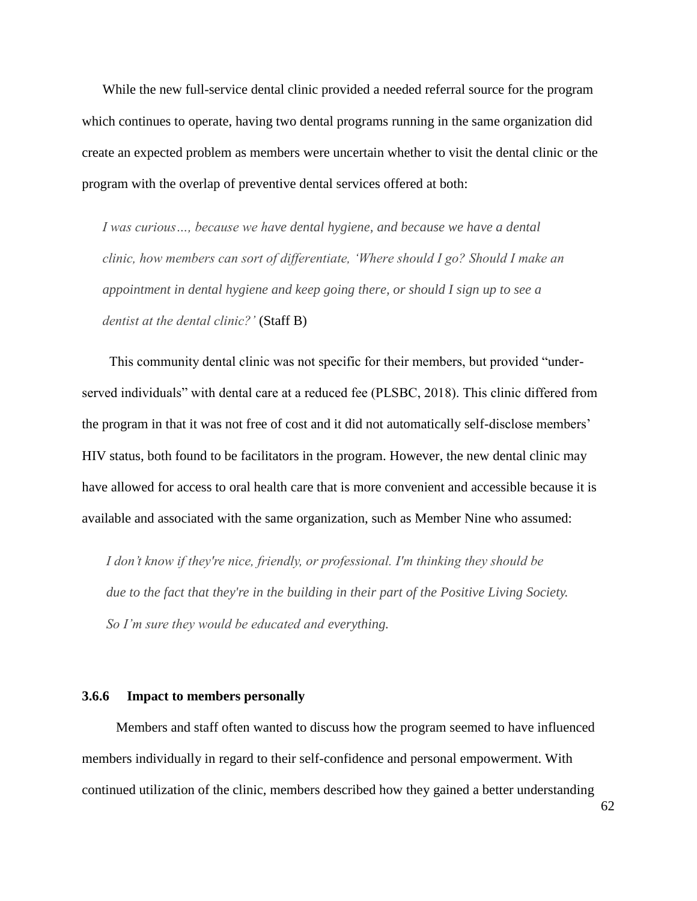While the new full-service dental clinic provided a needed referral source for the program which continues to operate, having two dental programs running in the same organization did create an expected problem as members were uncertain whether to visit the dental clinic or the program with the overlap of preventive dental services offered at both:

> *I was curious…, because we have dental hygiene, and because we have a dental clinic, how members can sort of differentiate, 'Where should I go? Should I make an appointment in dental hygiene and keep going there, or should I sign up to see a dentist at the dental clinic?'* (Staff B)

This community dental clinic was not specific for their members, but provided "under-served individuals" with dental care at a reduced fee (PLSBC, 2018). This clinic differed from the program in that it was not free of cost and it did not automatically self-disclose members' HIV status, both found to be facilitators in the program. However, the new dental clinic may have allowed for access to oral health care that is more convenient and accessible because it is available and associated with the same organization, such as Member Nine who assumed:

> *I don't know if they're nice, friendly, or professional. I'm thinking they should be due to the fact that they're in the building in their part of the Positive Living Society. So I'm sure they would be educated and everything.*

### 3.6.6 Impact to members personally

Members and staff often wanted to discuss how the program seemed to have influenced members individually in regard to their self-confidence and personal empowerment. With continued utilization of the clinic, members described how they gained a better understanding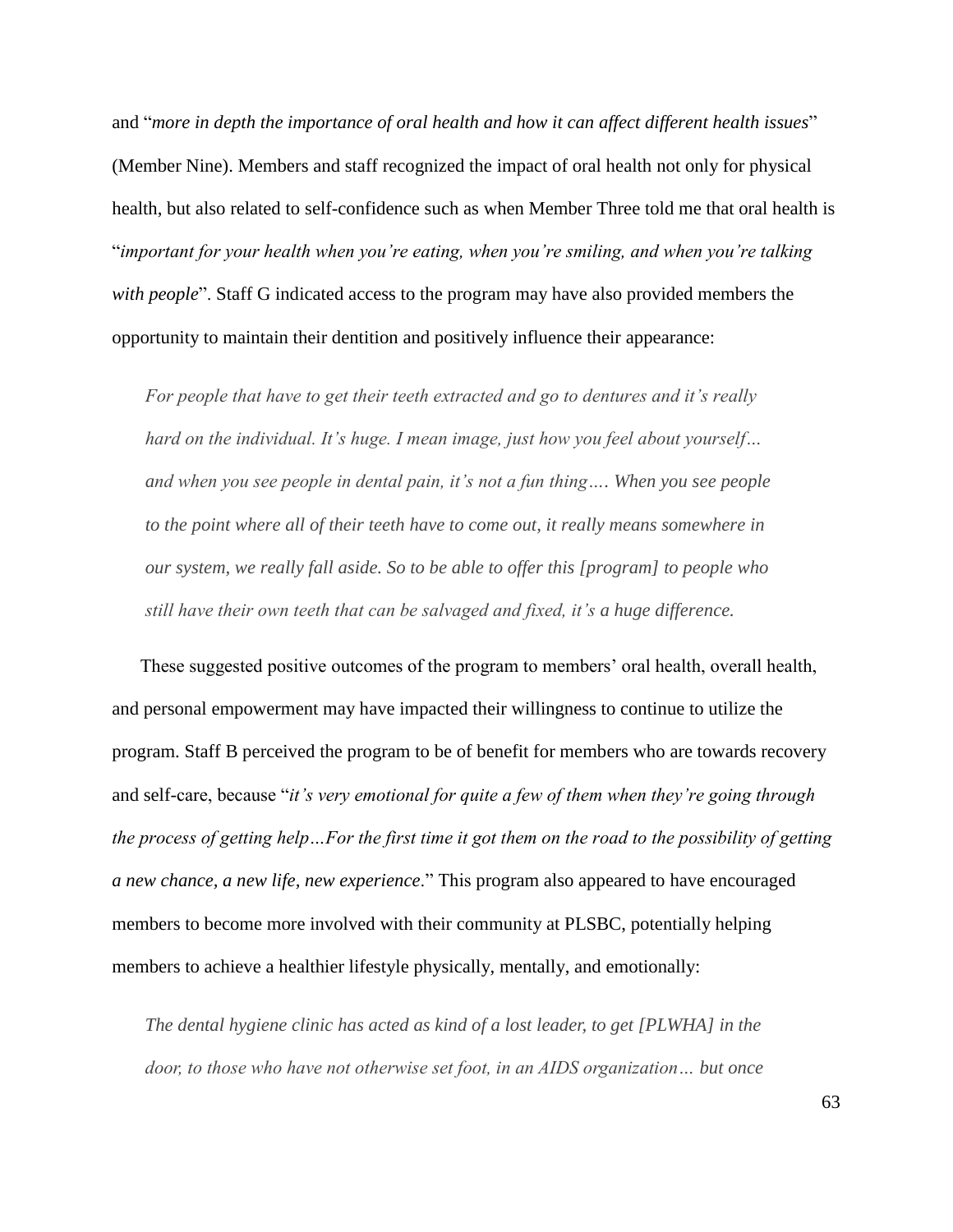and "*more in depth the importance of oral health and how it can affect different health issues*" (Member Nine). Members and staff recognized the impact of oral health not only for physical health, but also related to self-confidence such as when Member Three told me that oral health is "*important for your health when you're eating, when you're smiling, and when you're talking with people*". Staff G indicated access to the program may have also provided members the opportunity to maintain their dentition and positively influence their appearance:

> *For people that have to get their teeth extracted and go to dentures and it's really hard on the individual. It's huge. I mean image, just how you feel about yourself… and when you see people in dental pain, it's not a fun thing…. When you see people to the point where all of their teeth have to come out, it really means somewhere in our system, we really fall aside. So to be able to offer this [program] to people who still have their own teeth that can be salvaged and fixed, it's a huge difference.*

These suggested positive outcomes of the program to members' oral health, overall health, and personal empowerment may have impacted their willingness to continue to utilize the program. Staff B perceived the program to be of benefit for members who are towards recovery and self-care, because "*it's very emotional for quite a few of them when they're going through the process of getting help…For the first time it got them on the road to the possibility of getting a new chance, a new life, new experience*." This program also appeared to have encouraged members to become more involved with their community at PLSBC, potentially helping members to achieve a healthier lifestyle physically, mentally, and emotionally:

> *The dental hygiene clinic has acted as kind of a lost leader, to get [PLWHA] in the door, to those who have not otherwise set foot, in an AIDS organization… but once*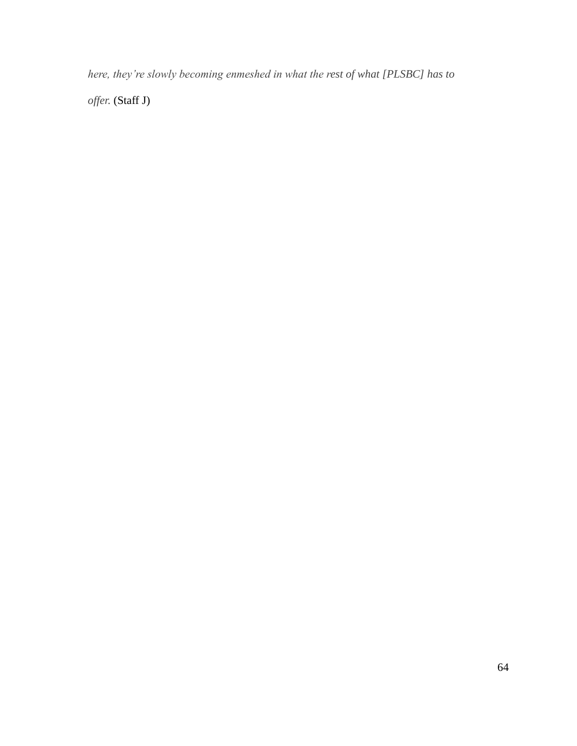*here, they're slowly becoming enmeshed in what the rest of what [PLSBC] has to offer.* (Staff J)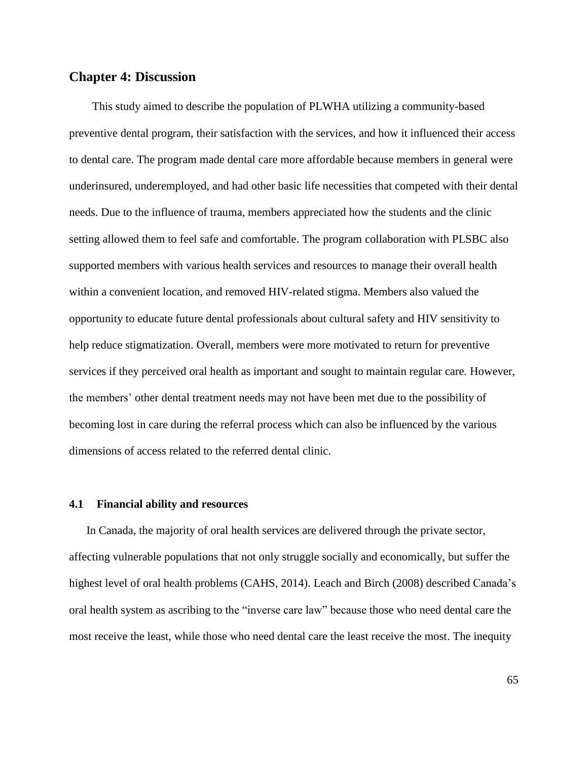## Chapter 4: Discussion

This study aimed to describe the population of PLWHA utilizing a community-based preventive dental program, their satisfaction with the services, and how it influenced their access to dental care. The program made dental care more affordable because members in general were underinsured, underemployed, and had other basic life necessities that competed with their dental needs. Due to the influence of trauma, members appreciated how the students and the clinic setting allowed them to feel safe and comfortable. The program collaboration with PLSBC also supported members with various health services and resources to manage their overall health within a convenient location, and removed HIV-related stigma. Members also valued the opportunity to educate future dental professionals about cultural safety and HIV sensitivity to help reduce stigmatization. Overall, members were more motivated to return for preventive services if they perceived oral health as important and sought to maintain regular care. However, the members' other dental treatment needs may not have been met due to the possibility of becoming lost in care during the referral process which can also be influenced by the various dimensions of access related to the referred dental clinic.

### 4.1 Financial ability and resources

In Canada, the majority of oral health services are delivered through the private sector, affecting vulnerable populations that not only struggle socially and economically, but suffer the highest level of oral health problems (CAHS, 2014). Leach and Birch (2008) described Canada's oral health system as ascribing to the "inverse care law" because those who need dental care the most receive the least, while those who need dental care the least receive the most. The inequity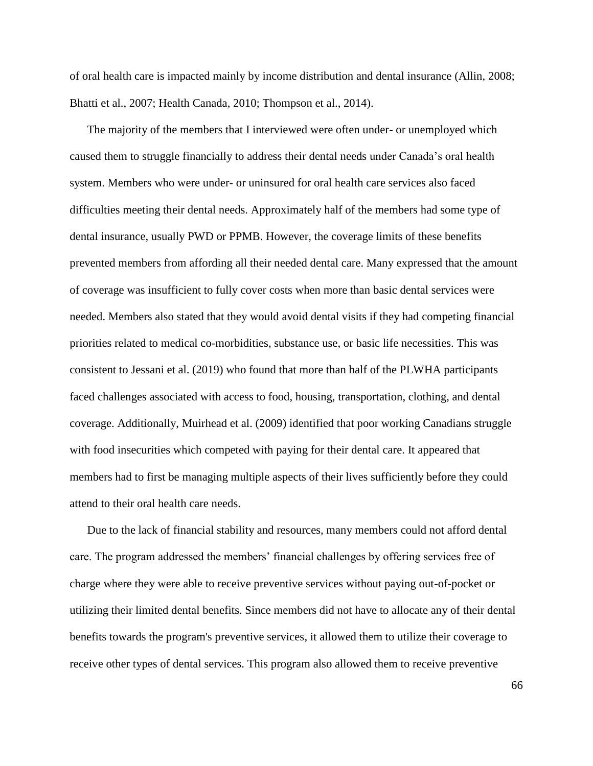of oral health care is impacted mainly by income distribution and dental insurance (Allin, 2008; Bhatti et al., 2007; Health Canada, 2010; Thompson et al., 2014).

The majority of the members that I interviewed were often under- or unemployed which caused them to struggle financially to address their dental needs under Canada's oral health system. Members who were under- or uninsured for oral health care services also faced difficulties meeting their dental needs. Approximately half of the members had some type of dental insurance, usually PWD or PPMB. However, the coverage limits of these benefits prevented members from affording all their needed dental care. Many expressed that the amount of coverage was insufficient to fully cover costs when more than basic dental services were needed. Members also stated that they would avoid dental visits if they had competing financial priorities related to medical co-morbidities, substance use, or basic life necessities. This was consistent to Jessani et al. (2019) who found that more than half of the PLWHA participants faced challenges associated with access to food, housing, transportation, clothing, and dental coverage. Additionally, Muirhead et al. (2009) identified that poor working Canadians struggle with food insecurities which competed with paying for their dental care. It appeared that members had to first be managing multiple aspects of their lives sufficiently before they could attend to their oral health care needs.

Due to the lack of financial stability and resources, many members could not afford dental care. The program addressed the members' financial challenges by offering services free of charge where they were able to receive preventive services without paying out-of-pocket or utilizing their limited dental benefits. Since members did not have to allocate any of their dental benefits towards the program's preventive services, it allowed them to utilize their coverage to receive other types of dental services. This program also allowed them to receive preventive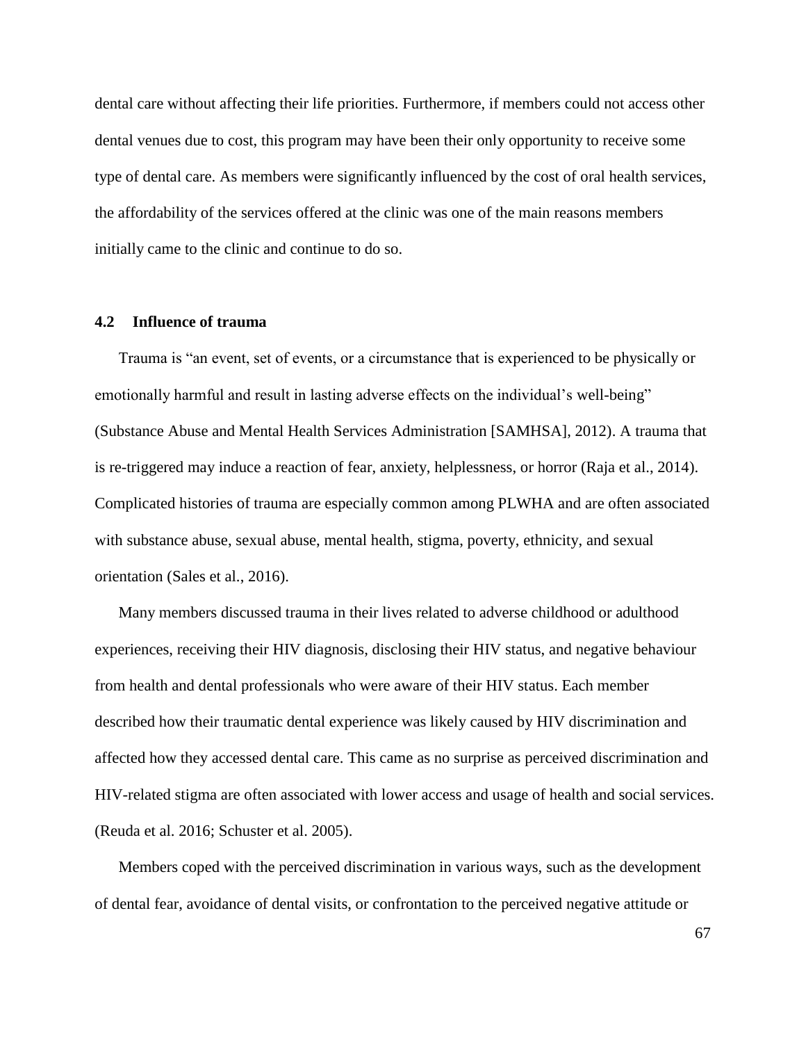dental care without affecting their life priorities. Furthermore, if members could not access other dental venues due to cost, this program may have been their only opportunity to receive some type of dental care. As members were significantly influenced by the cost of oral health services, the affordability of the services offered at the clinic was one of the main reasons members initially came to the clinic and continue to do so.

## 4.2 Influence of trauma

Trauma is "an event, set of events, or a circumstance that is experienced to be physically or emotionally harmful and result in lasting adverse effects on the individual's well-being" (Substance Abuse and Mental Health Services Administration [SAMHSA], 2012). A trauma that is re-triggered may induce a reaction of fear, anxiety, helplessness, or horror (Raja et al., 2014). Complicated histories of trauma are especially common among PLWHA and are often associated with substance abuse, sexual abuse, mental health, stigma, poverty, ethnicity, and sexual orientation (Sales et al., 2016).

Many members discussed trauma in their lives related to adverse childhood or adulthood experiences, receiving their HIV diagnosis, disclosing their HIV status, and negative behaviour from health and dental professionals who were aware of their HIV status. Each member described how their traumatic dental experience was likely caused by HIV discrimination and affected how they accessed dental care. This came as no surprise as perceived discrimination and HIV-related stigma are often associated with lower access and usage of health and social services. (Reuda et al. 2016; Schuster et al. 2005).

Members coped with the perceived discrimination in various ways, such as the development of dental fear, avoidance of dental visits, or confrontation to the perceived negative attitude or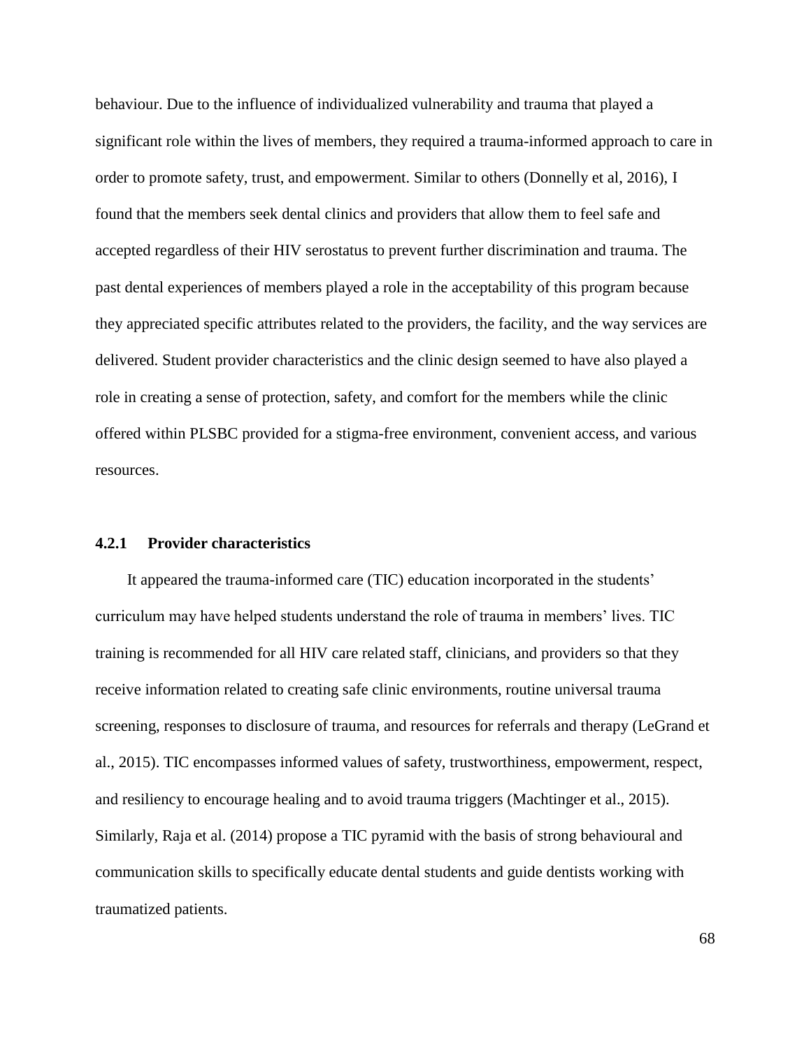behaviour. Due to the influence of individualized vulnerability and trauma that played a significant role within the lives of members, they required a trauma-informed approach to care in order to promote safety, trust, and empowerment. Similar to others (Donnelly et al, 2016), I found that the members seek dental clinics and providers that allow them to feel safe and accepted regardless of their HIV serostatus to prevent further discrimination and trauma. The past dental experiences of members played a role in the acceptability of this program because they appreciated specific attributes related to the providers, the facility, and the way services are delivered. Student provider characteristics and the clinic design seemed to have also played a role in creating a sense of protection, safety, and comfort for the members while the clinic offered within PLSBC provided for a stigma-free environment, convenient access, and various resources.

### 4.2.1 Provider characteristics

It appeared the trauma-informed care (TIC) education incorporated in the students' curriculum may have helped students understand the role of trauma in members' lives. TIC training is recommended for all HIV care related staff, clinicians, and providers so that they receive information related to creating safe clinic environments, routine universal trauma screening, responses to disclosure of trauma, and resources for referrals and therapy (LeGrand et al., 2015). TIC encompasses informed values of safety, trustworthiness, empowerment, respect, and resiliency to encourage healing and to avoid trauma triggers (Machtinger et al., 2015). Similarly, Raja et al. (2014) propose a TIC pyramid with the basis of strong behavioural and communication skills to specifically educate dental students and guide dentists working with traumatized patients.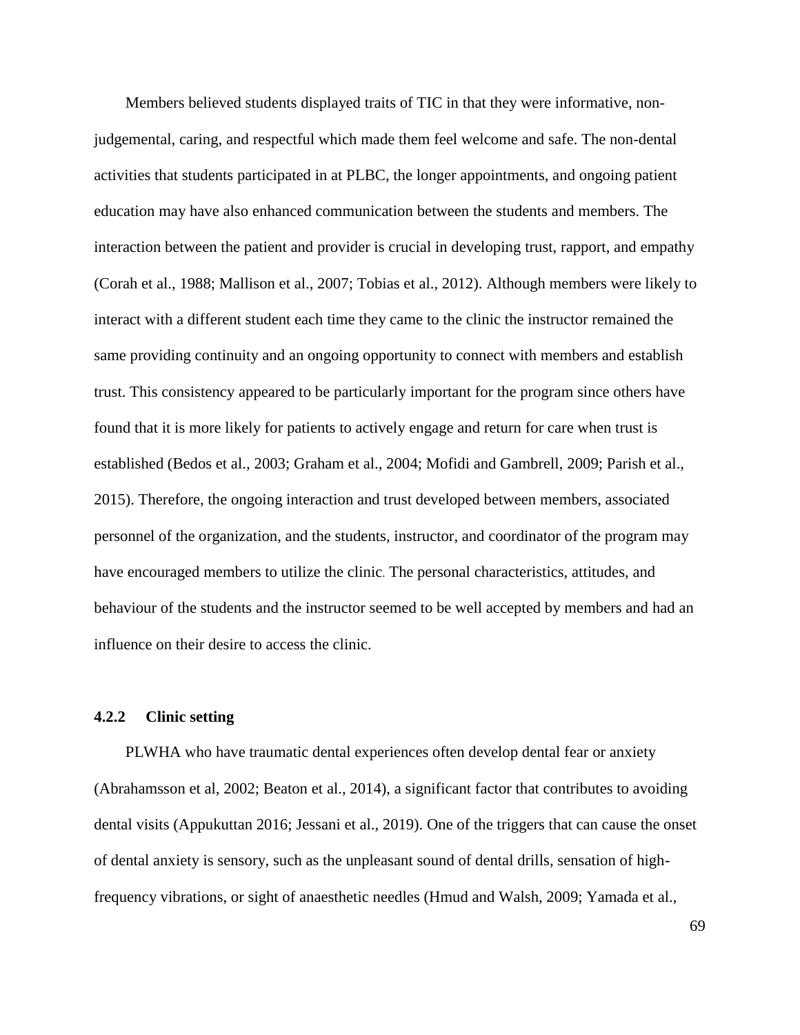Members believed students displayed traits of TIC in that they were informative, non-judgemental, caring, and respectful which made them feel welcome and safe. The non-dental activities that students participated in at PLBC, the longer appointments, and ongoing patient education may have also enhanced communication between the students and members. The interaction between the patient and provider is crucial in developing trust, rapport, and empathy (Corah et al., 1988; Mallison et al., 2007; Tobias et al., 2012). Although members were likely to interact with a different student each time they came to the clinic the instructor remained the same providing continuity and an ongoing opportunity to connect with members and establish trust. This consistency appeared to be particularly important for the program since others have found that it is more likely for patients to actively engage and return for care when trust is established (Bedos et al., 2003; Graham et al., 2004; Mofidi and Gambrell, 2009; Parish et al., 2015). Therefore, the ongoing interaction and trust developed between members, associated personnel of the organization, and the students, instructor, and coordinator of the program may have encouraged members to utilize the clinic. The personal characteristics, attitudes, and behaviour of the students and the instructor seemed to be well accepted by members and had an influence on their desire to access the clinic.

### 4.2.2 Clinic setting

PLWHA who have traumatic dental experiences often develop dental fear or anxiety (Abrahamsson et al, 2002; Beaton et al., 2014), a significant factor that contributes to avoiding dental visits (Appukuttan 2016; Jessani et al., 2019). One of the triggers that can cause the onset of dental anxiety is sensory, such as the unpleasant sound of dental drills, sensation of high-frequency vibrations, or sight of anaesthetic needles (Hmud and Walsh, 2009; Yamada et al.,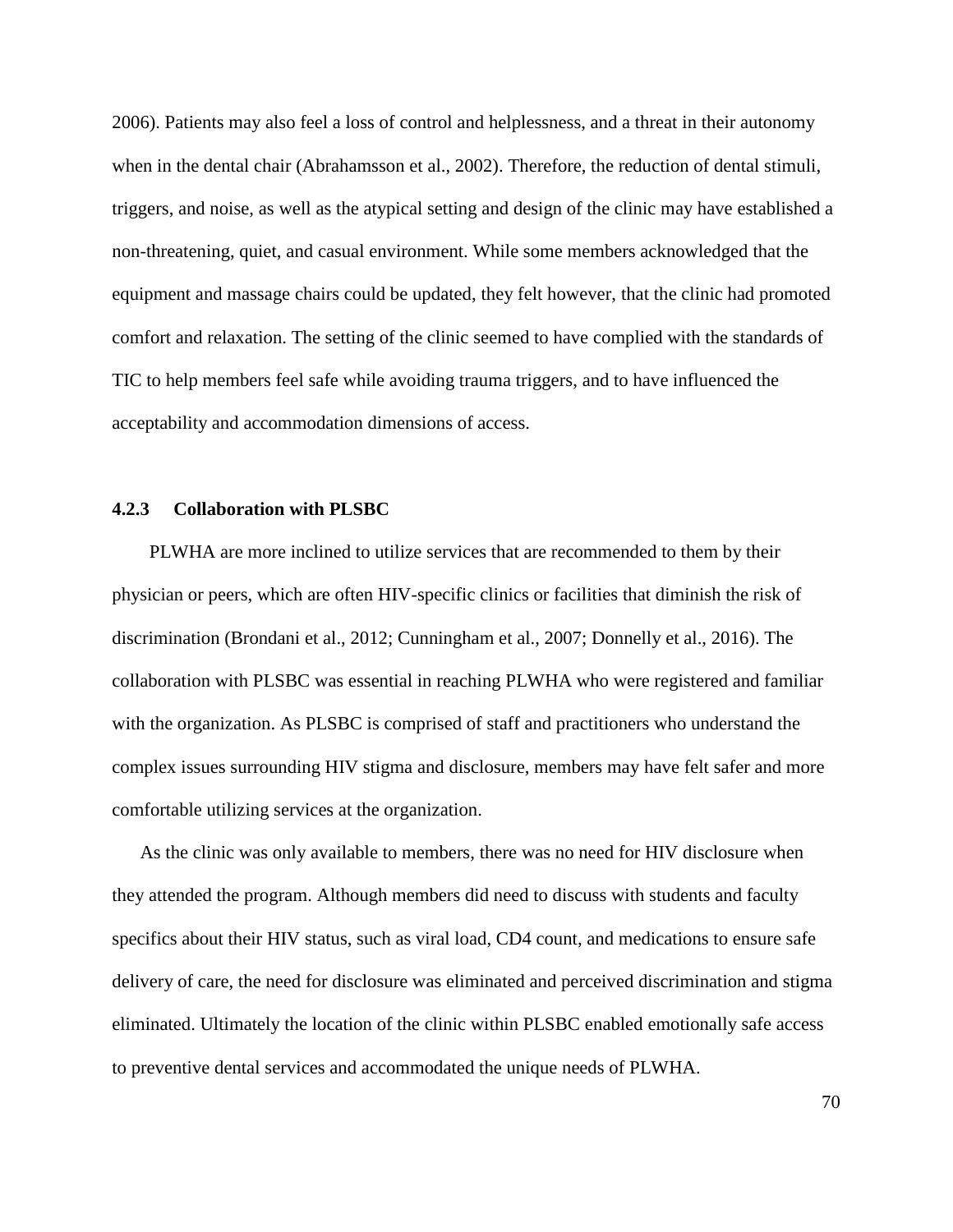2006). Patients may also feel a loss of control and helplessness, and a threat in their autonomy when in the dental chair (Abrahamsson et al., 2002). Therefore, the reduction of dental stimuli, triggers, and noise, as well as the atypical setting and design of the clinic may have established a non-threatening, quiet, and casual environment. While some members acknowledged that the equipment and massage chairs could be updated, they felt however, that the clinic had promoted comfort and relaxation. The setting of the clinic seemed to have complied with the standards of TIC to help members feel safe while avoiding trauma triggers, and to have influenced the acceptability and accommodation dimensions of access.

### 4.2.3 Collaboration with PLSBC

PLWHA are more inclined to utilize services that are recommended to them by their physician or peers, which are often HIV-specific clinics or facilities that diminish the risk of discrimination (Brondani et al., 2012; Cunningham et al., 2007; Donnelly et al., 2016). The collaboration with PLSBC was essential in reaching PLWHA who were registered and familiar with the organization. As PLSBC is comprised of staff and practitioners who understand the complex issues surrounding HIV stigma and disclosure, members may have felt safer and more comfortable utilizing services at the organization.

As the clinic was only available to members, there was no need for HIV disclosure when they attended the program. Although members did need to discuss with students and faculty specifics about their HIV status, such as viral load, CD4 count, and medications to ensure safe delivery of care, the need for disclosure was eliminated and perceived discrimination and stigma eliminated. Ultimately the location of the clinic within PLSBC enabled emotionally safe access to preventive dental services and accommodated the unique needs of PLWHA.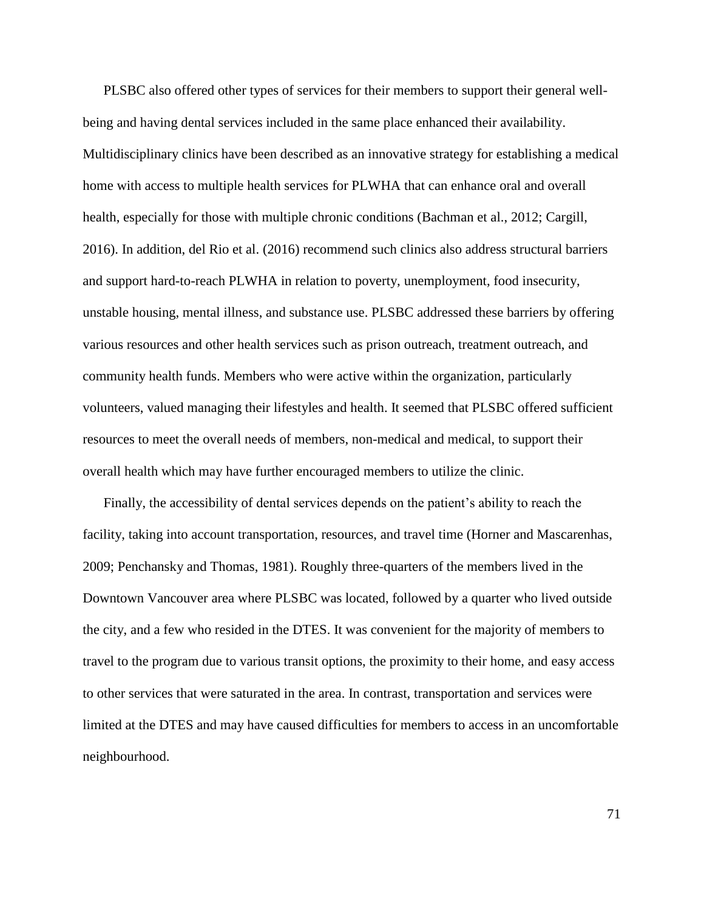PLSBC also offered other types of services for their members to support their general well-being and having dental services included in the same place enhanced their availability. Multidisciplinary clinics have been described as an innovative strategy for establishing a medical home with access to multiple health services for PLWHA that can enhance oral and overall health, especially for those with multiple chronic conditions (Bachman et al., 2012; Cargill, 2016). In addition, del Rio et al. (2016) recommend such clinics also address structural barriers and support hard-to-reach PLWHA in relation to poverty, unemployment, food insecurity, unstable housing, mental illness, and substance use. PLSBC addressed these barriers by offering various resources and other health services such as prison outreach, treatment outreach, and community health funds. Members who were active within the organization, particularly volunteers, valued managing their lifestyles and health. It seemed that PLSBC offered sufficient resources to meet the overall needs of members, non-medical and medical, to support their overall health which may have further encouraged members to utilize the clinic.

Finally, the accessibility of dental services depends on the patient's ability to reach the facility, taking into account transportation, resources, and travel time (Horner and Mascarenhas, 2009; Penchansky and Thomas, 1981). Roughly three-quarters of the members lived in the Downtown Vancouver area where PLSBC was located, followed by a quarter who lived outside the city, and a few who resided in the DTES. It was convenient for the majority of members to travel to the program due to various transit options, the proximity to their home, and easy access to other services that were saturated in the area. In contrast, transportation and services were limited at the DTES and may have caused difficulties for members to access in an uncomfortable neighbourhood.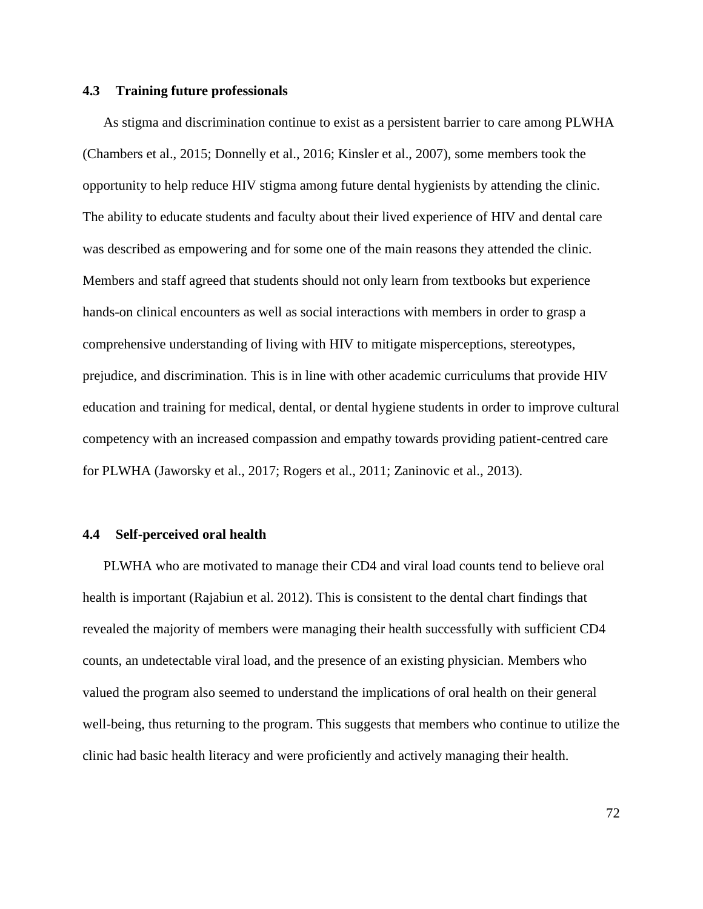### 4.3 Training future professionals

As stigma and discrimination continue to exist as a persistent barrier to care among PLWHA (Chambers et al., 2015; Donnelly et al., 2016; Kinsler et al., 2007), some members took the opportunity to help reduce HIV stigma among future dental hygienists by attending the clinic. The ability to educate students and faculty about their lived experience of HIV and dental care was described as empowering and for some one of the main reasons they attended the clinic. Members and staff agreed that students should not only learn from textbooks but experience hands-on clinical encounters as well as social interactions with members in order to grasp a comprehensive understanding of living with HIV to mitigate misperceptions, stereotypes, prejudice, and discrimination. This is in line with other academic curriculums that provide HIV education and training for medical, dental, or dental hygiene students in order to improve cultural competency with an increased compassion and empathy towards providing patient-centred care for PLWHA (Jaworsky et al., 2017; Rogers et al., 2011; Zaninovic et al., 2013).

### 4.4 Self-perceived oral health

PLWHA who are motivated to manage their CD4 and viral load counts tend to believe oral health is important (Rajabiun et al. 2012). This is consistent to the dental chart findings that revealed the majority of members were managing their health successfully with sufficient CD4 counts, an undetectable viral load, and the presence of an existing physician. Members who valued the program also seemed to understand the implications of oral health on their general well-being, thus returning to the program. This suggests that members who continue to utilize the clinic had basic health literacy and were proficiently and actively managing their health.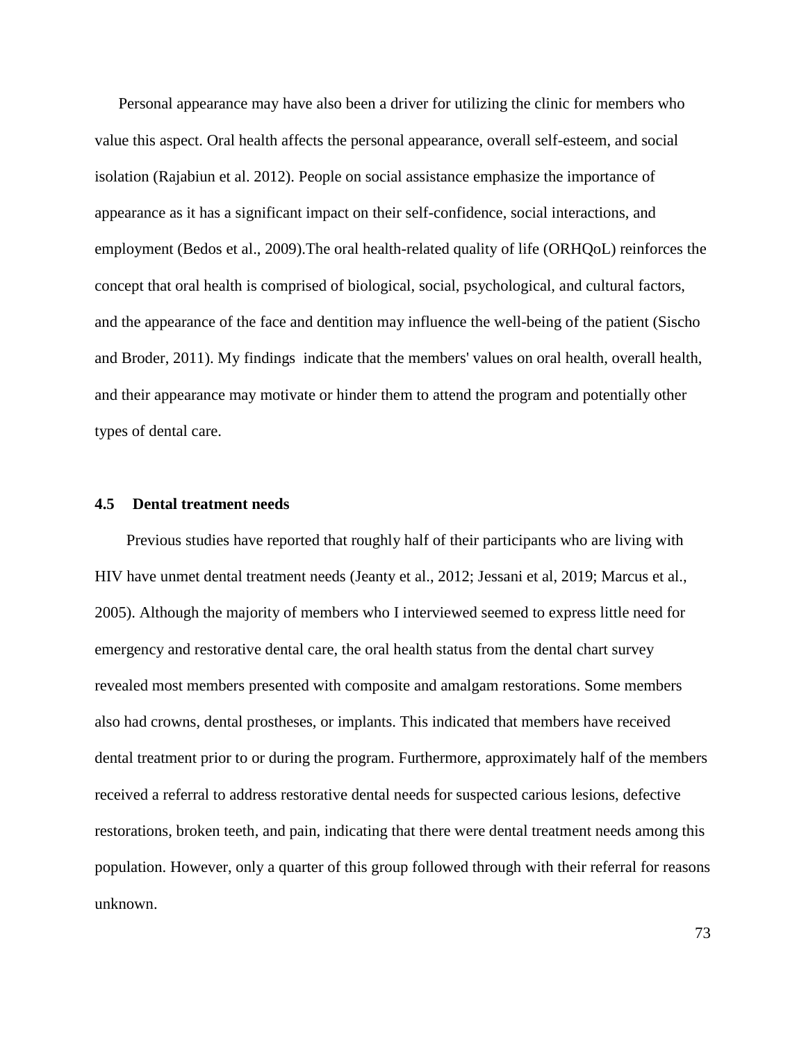Personal appearance may have also been a driver for utilizing the clinic for members who value this aspect. Oral health affects the personal appearance, overall self-esteem, and social isolation (Rajabiun et al. 2012). People on social assistance emphasize the importance of appearance as it has a significant impact on their self-confidence, social interactions, and employment (Bedos et al., 2009).The oral health-related quality of life (ORHQoL) reinforces the concept that oral health is comprised of biological, social, psychological, and cultural factors, and the appearance of the face and dentition may influence the well-being of the patient (Sischo and Broder, 2011). My findings indicate that the members' values on oral health, overall health, and their appearance may motivate or hinder them to attend the program and potentially other types of dental care.

### 4.5 Dental treatment needs

Previous studies have reported that roughly half of their participants who are living with HIV have unmet dental treatment needs (Jeanty et al., 2012; Jessani et al, 2019; Marcus et al., 2005). Although the majority of members who I interviewed seemed to express little need for emergency and restorative dental care, the oral health status from the dental chart survey revealed most members presented with composite and amalgam restorations. Some members also had crowns, dental prostheses, or implants. This indicated that members have received dental treatment prior to or during the program. Furthermore, approximately half of the members received a referral to address restorative dental needs for suspected carious lesions, defective restorations, broken teeth, and pain, indicating that there were dental treatment needs among this population. However, only a quarter of this group followed through with their referral for reasons unknown.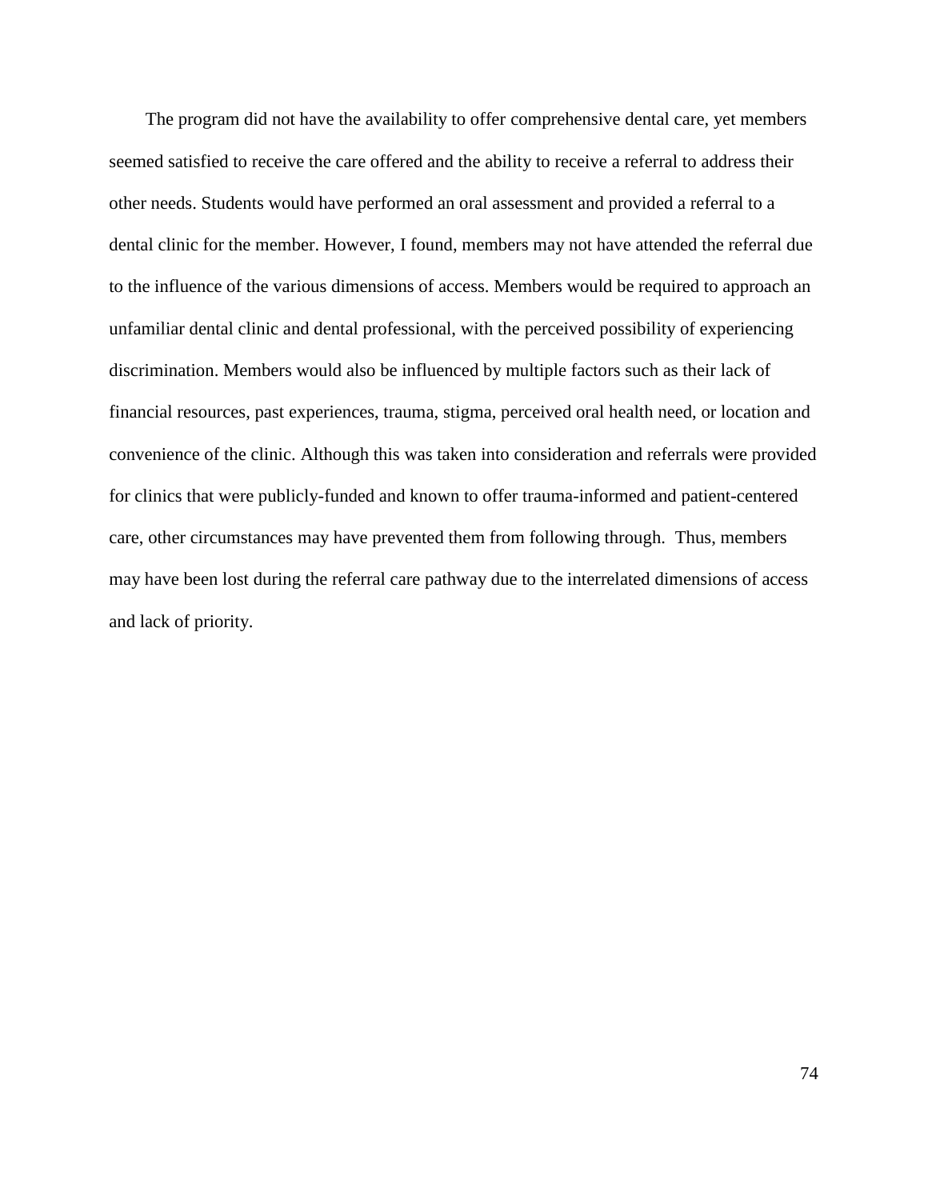The program did not have the availability to offer comprehensive dental care, yet members seemed satisfied to receive the care offered and the ability to receive a referral to address their other needs. Students would have performed an oral assessment and provided a referral to a dental clinic for the member. However, I found, members may not have attended the referral due to the influence of the various dimensions of access. Members would be required to approach an unfamiliar dental clinic and dental professional, with the perceived possibility of experiencing discrimination. Members would also be influenced by multiple factors such as their lack of financial resources, past experiences, trauma, stigma, perceived oral health need, or location and convenience of the clinic. Although this was taken into consideration and referrals were provided for clinics that were publicly-funded and known to offer trauma-informed and patient-centered care, other circumstances may have prevented them from following through. Thus, members may have been lost during the referral care pathway due to the interrelated dimensions of access and lack of priority.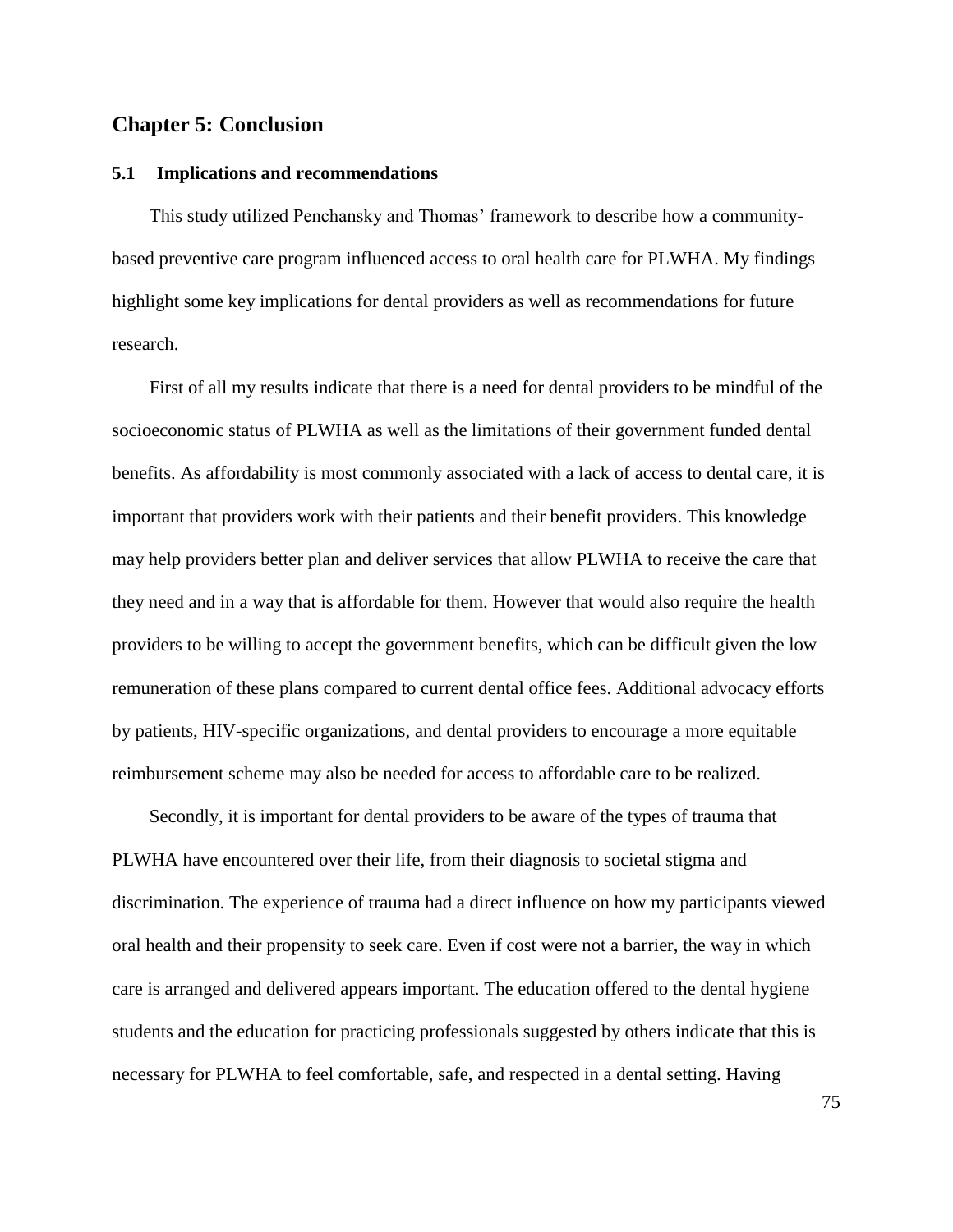# Chapter 5: Conclusion

## 5.1 Implications and recommendations

This study utilized Penchansky and Thomas' framework to describe how a community-based preventive care program influenced access to oral health care for PLWHA. My findings highlight some key implications for dental providers as well as recommendations for future research.

First of all my results indicate that there is a need for dental providers to be mindful of the socioeconomic status of PLWHA as well as the limitations of their government funded dental benefits. As affordability is most commonly associated with a lack of access to dental care, it is important that providers work with their patients and their benefit providers. This knowledge may help providers better plan and deliver services that allow PLWHA to receive the care that they need and in a way that is affordable for them. However that would also require the health providers to be willing to accept the government benefits, which can be difficult given the low remuneration of these plans compared to current dental office fees. Additional advocacy efforts by patients, HIV-specific organizations, and dental providers to encourage a more equitable reimbursement scheme may also be needed for access to affordable care to be realized.

Secondly, it is important for dental providers to be aware of the types of trauma that PLWHA have encountered over their life, from their diagnosis to societal stigma and discrimination. The experience of trauma had a direct influence on how my participants viewed oral health and their propensity to seek care. Even if cost were not a barrier, the way in which care is arranged and delivered appears important. The education offered to the dental hygiene students and the education for practicing professionals suggested by others indicate that this is necessary for PLWHA to feel comfortable, safe, and respected in a dental setting. Having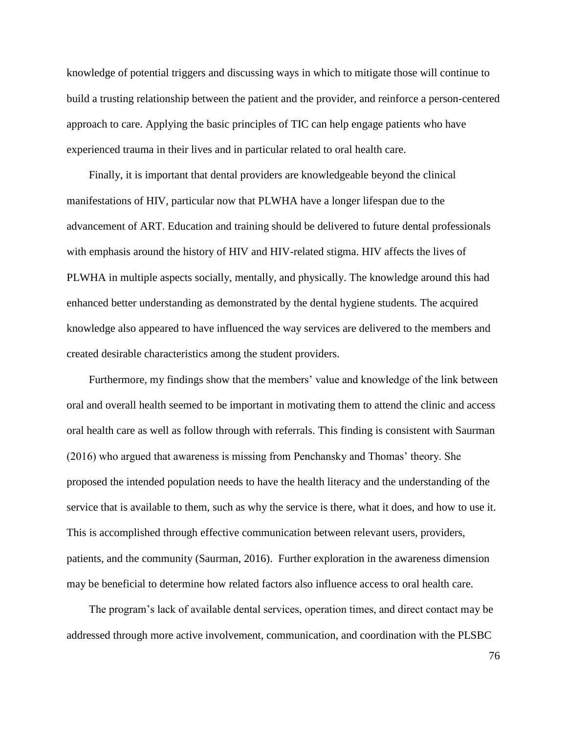knowledge of potential triggers and discussing ways in which to mitigate those will continue to build a trusting relationship between the patient and the provider, and reinforce a person-centered approach to care. Applying the basic principles of TIC can help engage patients who have experienced trauma in their lives and in particular related to oral health care.

Finally, it is important that dental providers are knowledgeable beyond the clinical manifestations of HIV, particular now that PLWHA have a longer lifespan due to the advancement of ART. Education and training should be delivered to future dental professionals with emphasis around the history of HIV and HIV-related stigma. HIV affects the lives of PLWHA in multiple aspects socially, mentally, and physically. The knowledge around this had enhanced better understanding as demonstrated by the dental hygiene students. The acquired knowledge also appeared to have influenced the way services are delivered to the members and created desirable characteristics among the student providers.

Furthermore, my findings show that the members' value and knowledge of the link between oral and overall health seemed to be important in motivating them to attend the clinic and access oral health care as well as follow through with referrals. This finding is consistent with Saurman (2016) who argued that awareness is missing from Penchansky and Thomas' theory. She proposed the intended population needs to have the health literacy and the understanding of the service that is available to them, such as why the service is there, what it does, and how to use it. This is accomplished through effective communication between relevant users, providers, patients, and the community (Saurman, 2016). Further exploration in the awareness dimension may be beneficial to determine how related factors also influence access to oral health care.

The program's lack of available dental services, operation times, and direct contact may be addressed through more active involvement, communication, and coordination with the PLSBC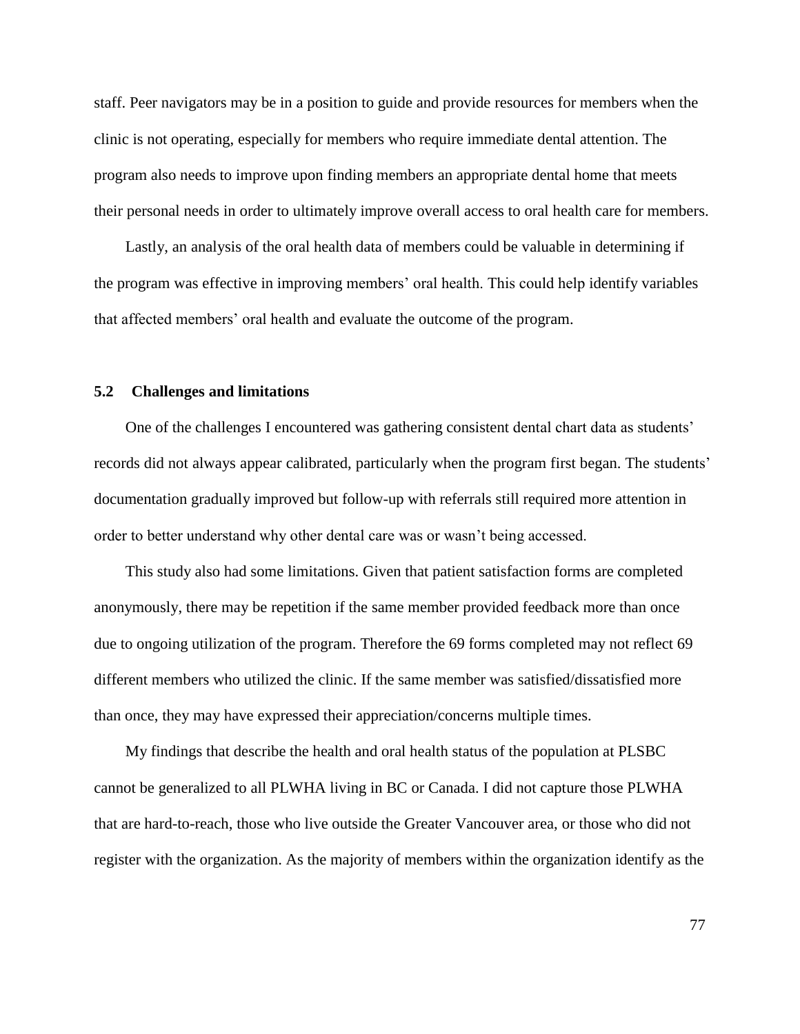staff. Peer navigators may be in a position to guide and provide resources for members when the clinic is not operating, especially for members who require immediate dental attention. The program also needs to improve upon finding members an appropriate dental home that meets their personal needs in order to ultimately improve overall access to oral health care for members.

Lastly, an analysis of the oral health data of members could be valuable in determining if the program was effective in improving members' oral health. This could help identify variables that affected members' oral health and evaluate the outcome of the program.

## 5.2 Challenges and limitations

One of the challenges I encountered was gathering consistent dental chart data as students' records did not always appear calibrated, particularly when the program first began. The students' documentation gradually improved but follow-up with referrals still required more attention in order to better understand why other dental care was or wasn't being accessed.

This study also had some limitations. Given that patient satisfaction forms are completed anonymously, there may be repetition if the same member provided feedback more than once due to ongoing utilization of the program. Therefore the 69 forms completed may not reflect 69 different members who utilized the clinic. If the same member was satisfied/dissatisfied more than once, they may have expressed their appreciation/concerns multiple times.

My findings that describe the health and oral health status of the population at PLSBC cannot be generalized to all PLWHA living in BC or Canada. I did not capture those PLWHA that are hard-to-reach, those who live outside the Greater Vancouver area, or those who did not register with the organization. As the majority of members within the organization identify as the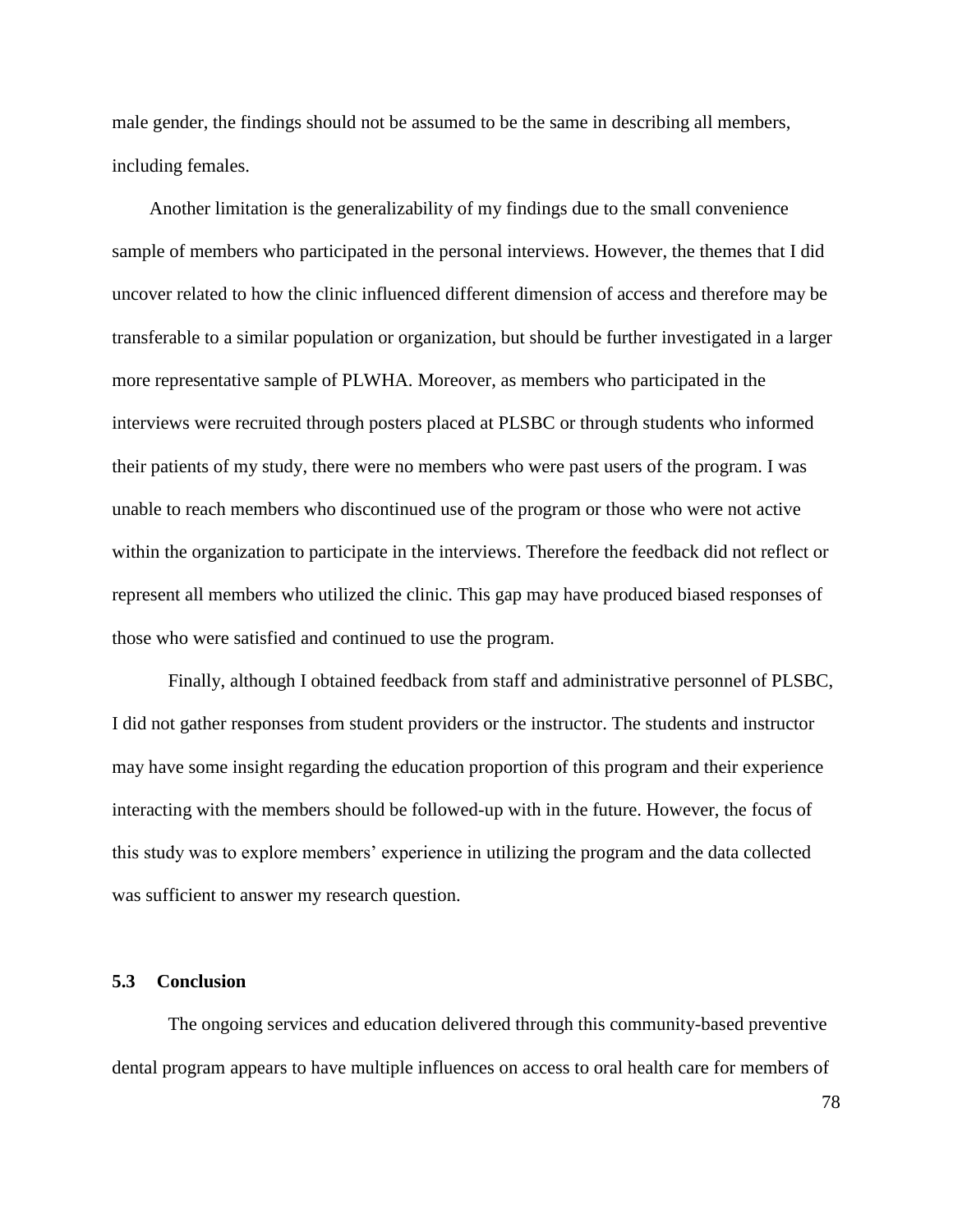male gender, the findings should not be assumed to be the same in describing all members, including females.

Another limitation is the generalizability of my findings due to the small convenience sample of members who participated in the personal interviews. However, the themes that I did uncover related to how the clinic influenced different dimension of access and therefore may be transferable to a similar population or organization, but should be further investigated in a larger more representative sample of PLWHA. Moreover, as members who participated in the interviews were recruited through posters placed at PLSBC or through students who informed their patients of my study, there were no members who were past users of the program. I was unable to reach members who discontinued use of the program or those who were not active within the organization to participate in the interviews. Therefore the feedback did not reflect or represent all members who utilized the clinic. This gap may have produced biased responses of those who were satisfied and continued to use the program.

Finally, although I obtained feedback from staff and administrative personnel of PLSBC, I did not gather responses from student providers or the instructor. The students and instructor may have some insight regarding the education proportion of this program and their experience interacting with the members should be followed-up with in the future. However, the focus of this study was to explore members' experience in utilizing the program and the data collected was sufficient to answer my research question.

### 5.3 Conclusion

The ongoing services and education delivered through this community-based preventive dental program appears to have multiple influences on access to oral health care for members of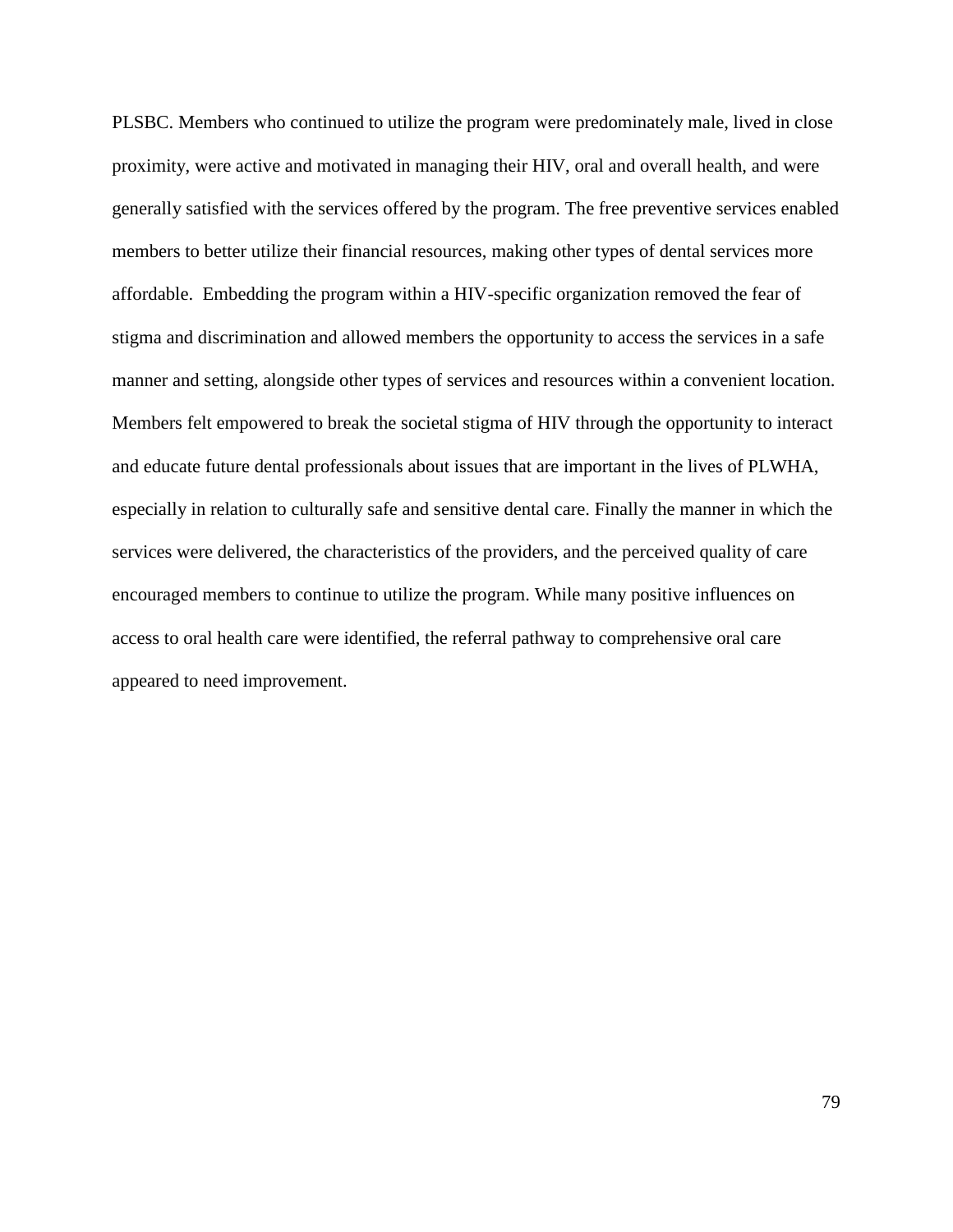PLSBC. Members who continued to utilize the program were predominately male, lived in close proximity, were active and motivated in managing their HIV, oral and overall health, and were generally satisfied with the services offered by the program. The free preventive services enabled members to better utilize their financial resources, making other types of dental services more affordable. Embedding the program within a HIV-specific organization removed the fear of stigma and discrimination and allowed members the opportunity to access the services in a safe manner and setting, alongside other types of services and resources within a convenient location. Members felt empowered to break the societal stigma of HIV through the opportunity to interact and educate future dental professionals about issues that are important in the lives of PLWHA, especially in relation to culturally safe and sensitive dental care. Finally the manner in which the services were delivered, the characteristics of the providers, and the perceived quality of care encouraged members to continue to utilize the program. While many positive influences on access to oral health care were identified, the referral pathway to comprehensive oral care appeared to need improvement.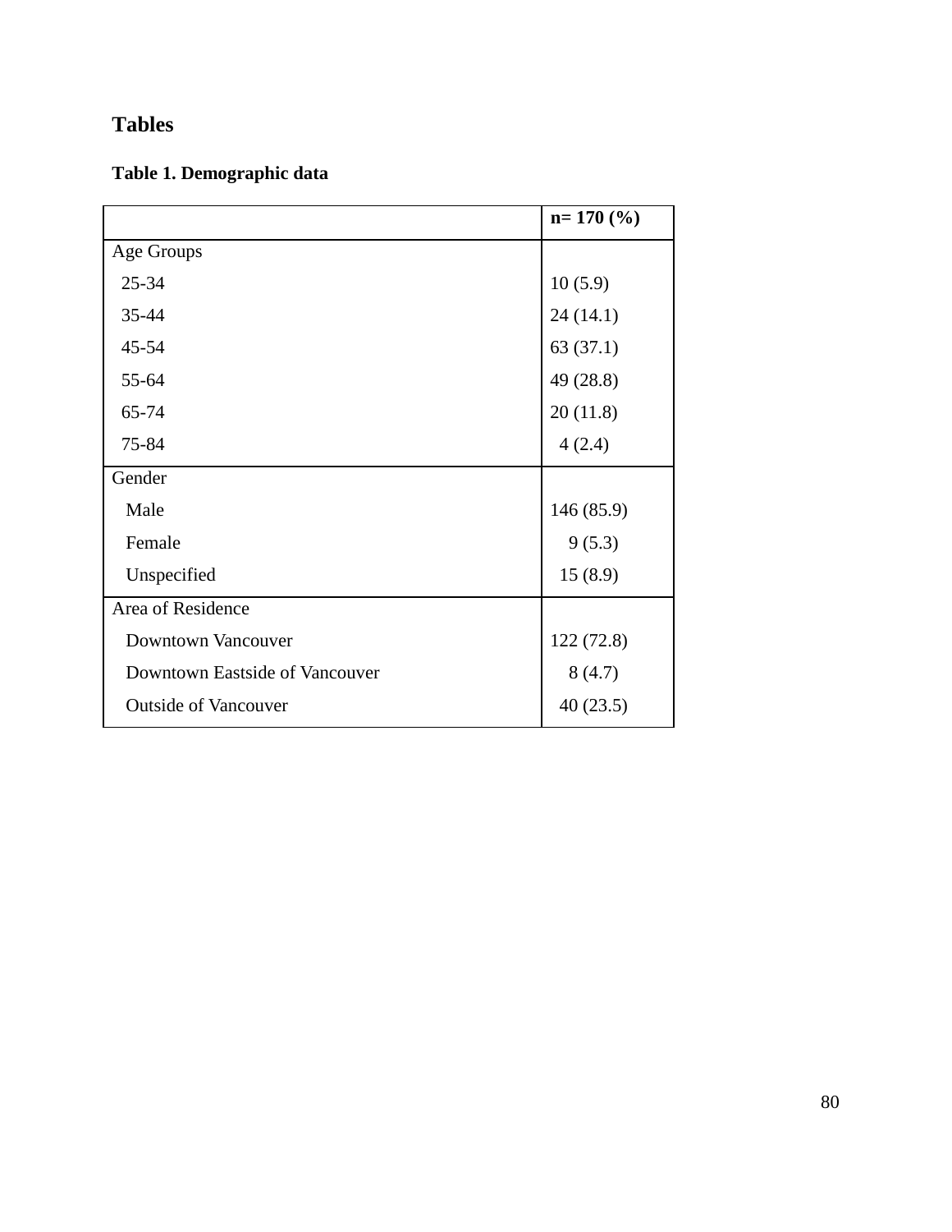# Tables

**Table 1. Demographic data**

| | **n= 170 (%)** |
|---|---|
| Age Groups | |
| 25-34 | 10 (5.9) |
| 35-44 | 24 (14.1) |
| 45-54 | 63 (37.1) |
| 55-64 | 49 (28.8) |
| 65-74 | 20 (11.8) |
| 75-84 | 4 (2.4) |
| Gender | |
| Male | 146 (85.9) |
| Female | 9 (5.3) |
| Unspecified | 15 (8.9) |
| Area of Residence | |
| Downtown Vancouver | 122 (72.8) |
| Downtown Eastside of Vancouver | 8 (4.7) |
| Outside of Vancouver | 40 (23.5) |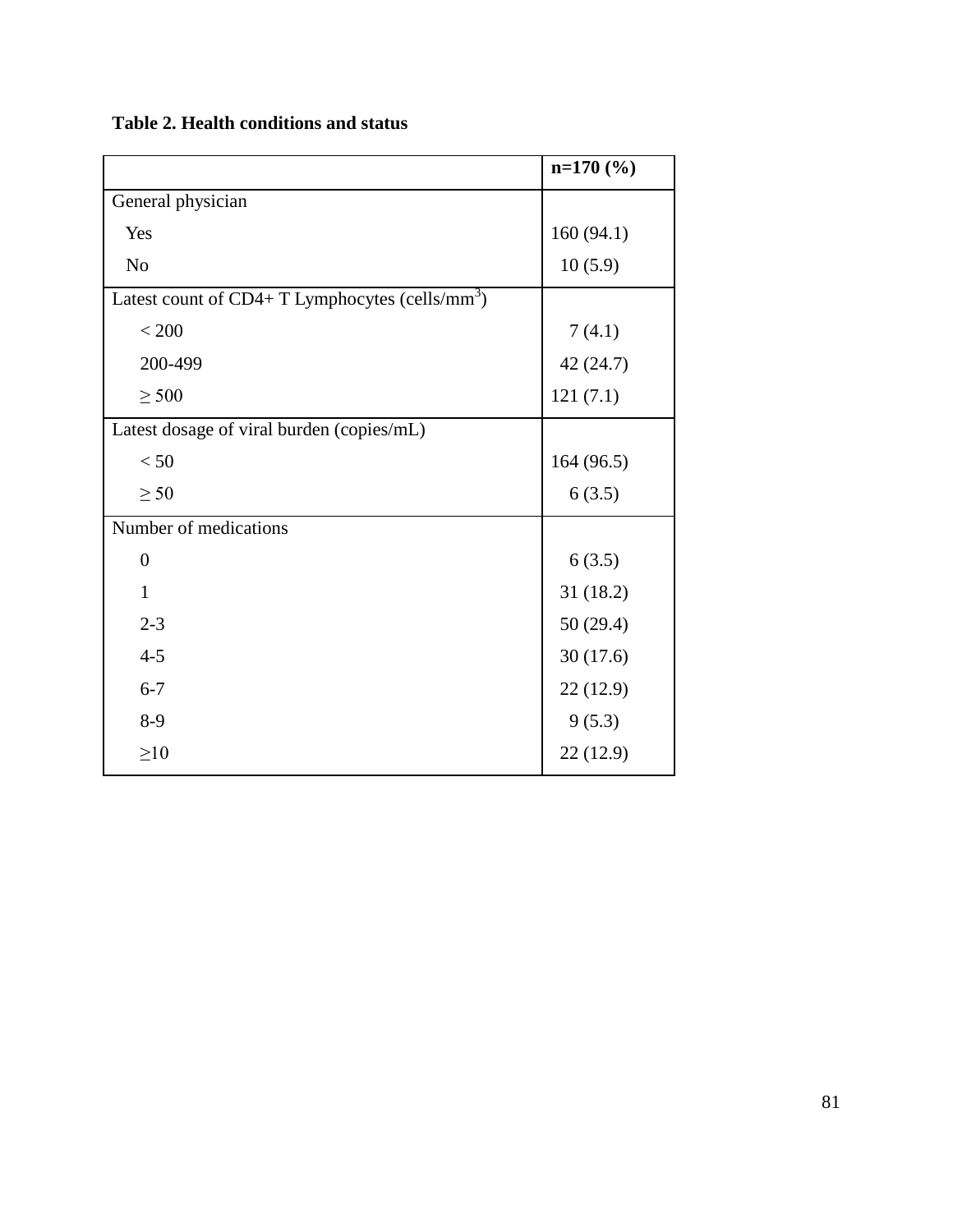**Table 2. Health conditions and status**

| | n=170 (%) |
|---|---|
| General physician | |
| Yes | 160 (94.1) |
| No | 10 (5.9) |
| Latest count of CD4+ T Lymphocytes (cells/mm$^3$) | |
| < 200 | 7 (4.1) |
| 200-499 | 42 (24.7) |
| ≥ 500 | 121 (7.1) |
| Latest dosage of viral burden (copies/mL) | |
| < 50 | 164 (96.5) |
| ≥ 50 | 6 (3.5) |
| Number of medications | |
| 0 | 6 (3.5) |
| 1 | 31 (18.2) |
| 2-3 | 50 (29.4) |
| 4-5 | 30 (17.6) |
| 6-7 | 22 (12.9) |
| 8-9 | 9 (5.3) |
| ≥10 | 22 (12.9) |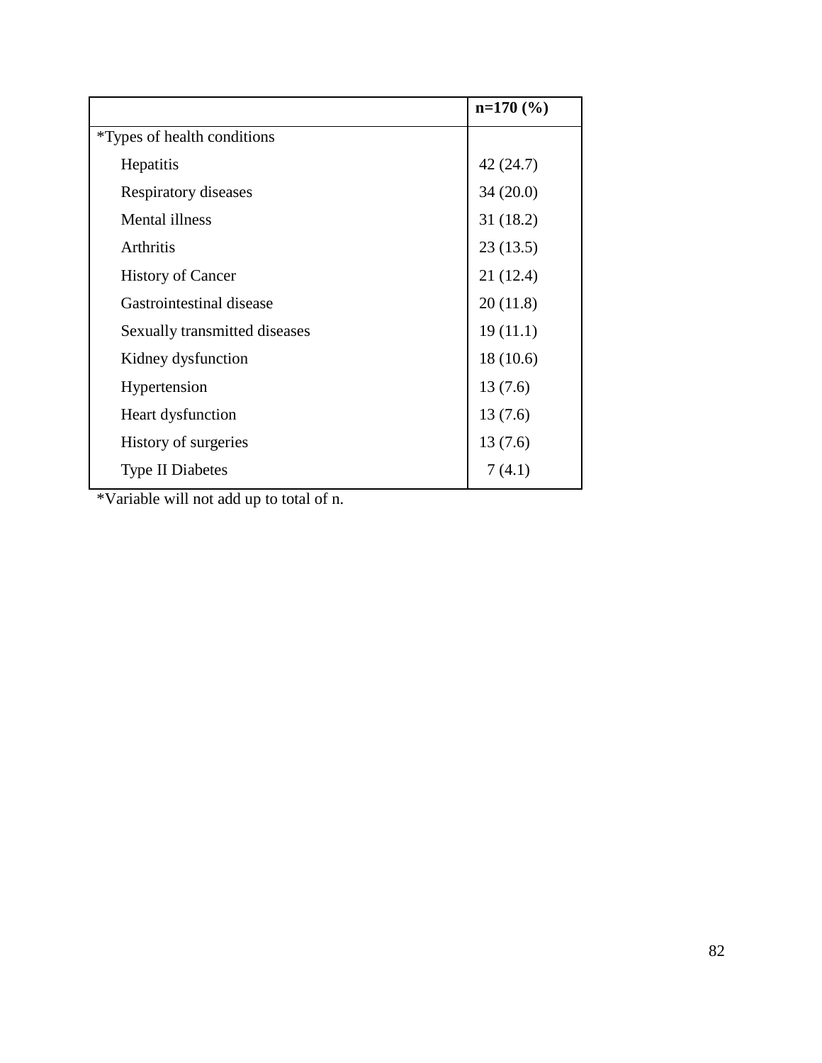| | n=170 (%) |
|---|---|
| *Types of health conditions | |
| Hepatitis | 42 (24.7) |
| Respiratory diseases | 34 (20.0) |
| Mental illness | 31 (18.2) |
| Arthritis | 23 (13.5) |
| History of Cancer | 21 (12.4) |
| Gastrointestinal disease | 20 (11.8) |
| Sexually transmitted diseases | 19 (11.1) |
| Kidney dysfunction | 18 (10.6) |
| Hypertension | 13 (7.6) |
| Heart dysfunction | 13 (7.6) |
| History of surgeries | 13 (7.6) |
| Type II Diabetes | 7 (4.1) |

*Variable will not add up to total of n.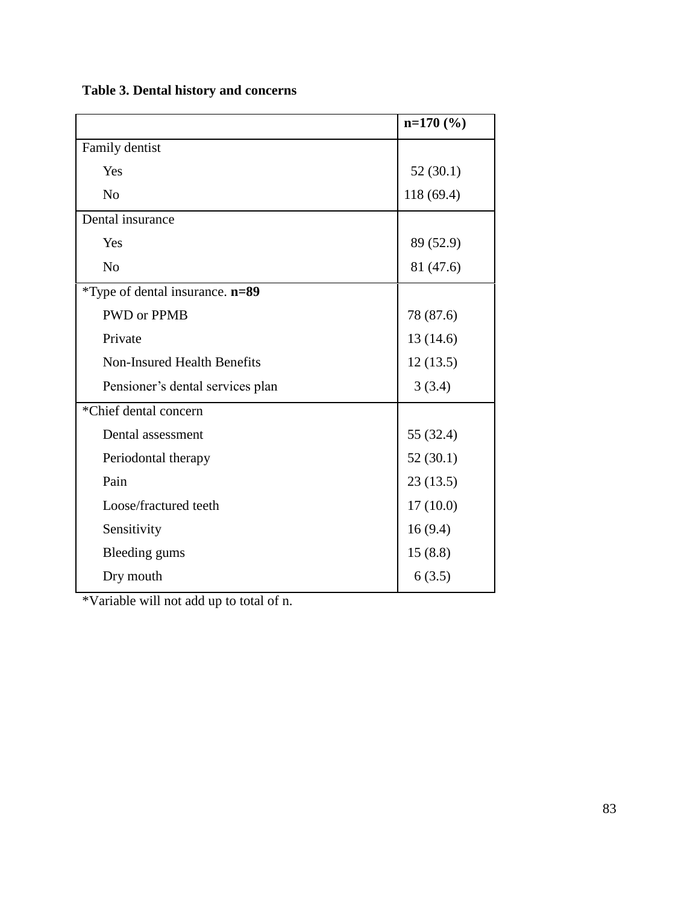**Table 3. Dental history and concerns**

| | n=170 (%) |
|---|---|
| Family dentist | |
| Yes | 52 (30.1) |
| No | 118 (69.4) |
| Dental insurance | |
| Yes | 89 (52.9) |
| No | 81 (47.6) |
| *Type of dental insurance. **n=89** | |
| PWD or PPMB | 78 (87.6) |
| Private | 13 (14.6) |
| Non-Insured Health Benefits | 12 (13.5) |
| Pensioner's dental services plan | 3 (3.4) |
| *Chief dental concern | |
| Dental assessment | 55 (32.4) |
| Periodontal therapy | 52 (30.1) |
| Pain | 23 (13.5) |
| Loose/fractured teeth | 17 (10.0) |
| Sensitivity | 16 (9.4) |
| Bleeding gums | 15 (8.8) |
| Dry mouth | 6 (3.5) |

*Variable will not add up to total of n.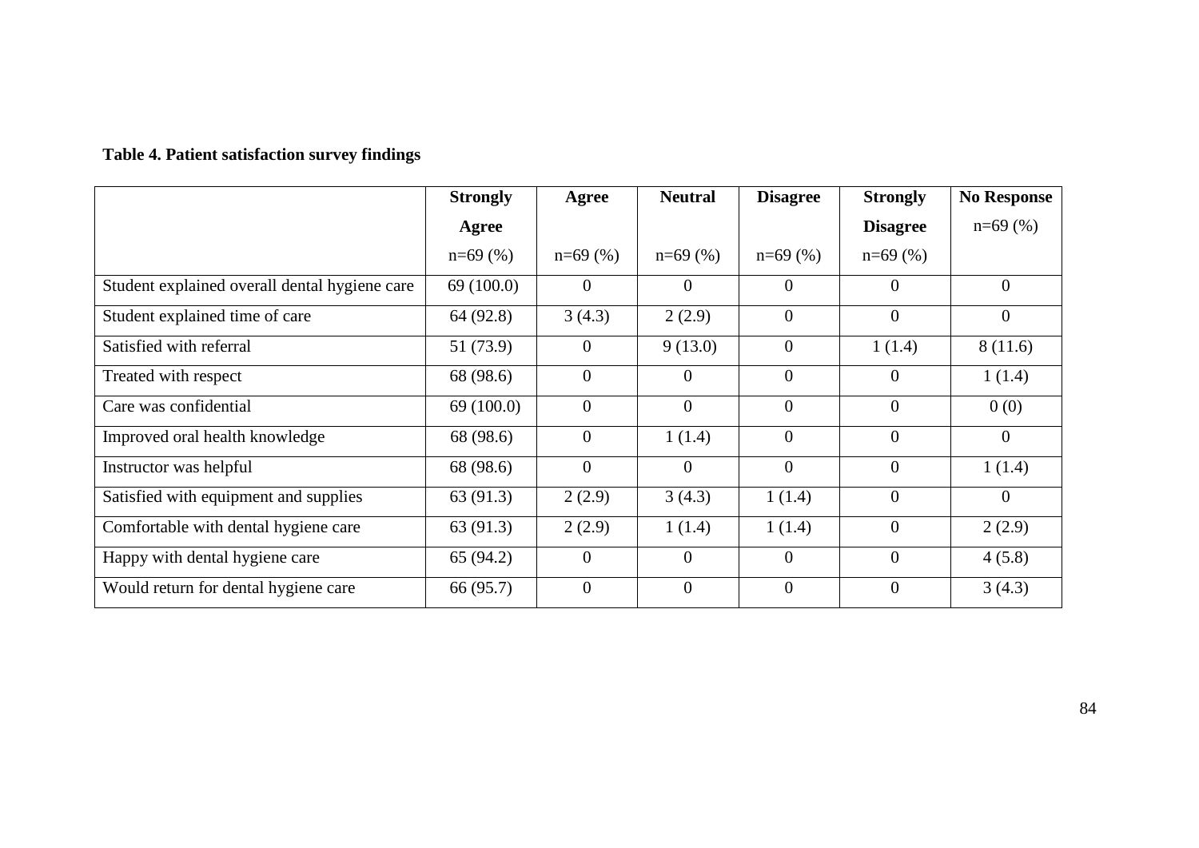**Table 4. Patient satisfaction survey findings**

| | Strongly Agree n=69 (%) | Agree n=69 (%) | Neutral n=69 (%) | Disagree n=69 (%) | Strongly Disagree n=69 (%) | No Response n=69 (%) |
|---|---|---|---|---|---|---|
| Student explained overall dental hygiene care | 69 (100.0) | 0 | 0 | 0 | 0 | 0 |
| Student explained time of care | 64 (92.8) | 3 (4.3) | 2 (2.9) | 0 | 0 | 0 |
| Satisfied with referral | 51 (73.9) | 0 | 9 (13.0) | 0 | 1 (1.4) | 8 (11.6) |
| Treated with respect | 68 (98.6) | 0 | 0 | 0 | 0 | 1 (1.4) |
| Care was confidential | 69 (100.0) | 0 | 0 | 0 | 0 | 0 (0) |
| Improved oral health knowledge | 68 (98.6) | 0 | 1 (1.4) | 0 | 0 | 0 |
| Instructor was helpful | 68 (98.6) | 0 | 0 | 0 | 0 | 1 (1.4) |
| Satisfied with equipment and supplies | 63 (91.3) | 2 (2.9) | 3 (4.3) | 1 (1.4) | 0 | 0 |
| Comfortable with dental hygiene care | 63 (91.3) | 2 (2.9) | 1 (1.4) | 1 (1.4) | 0 | 2 (2.9) |
| Happy with dental hygiene care | 65 (94.2) | 0 | 0 | 0 | 0 | 4 (5.8) |
| Would return for dental hygiene care | 66 (95.7) | 0 | 0 | 0 | 0 | 3 (4.3) |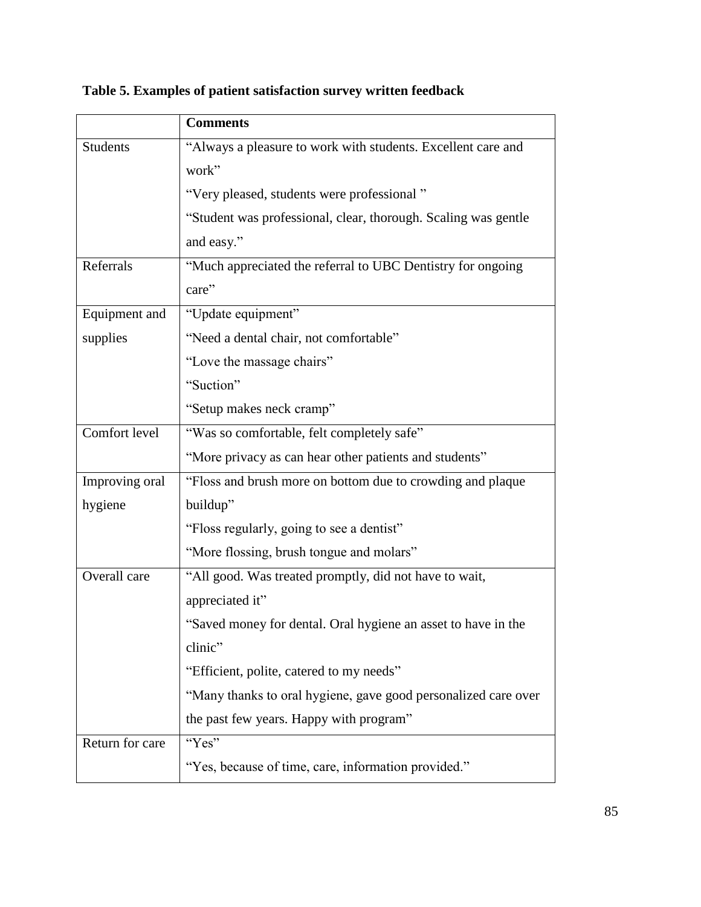**Table 5. Examples of patient satisfaction survey written feedback**

| | **Comments** |
|---|---|
| Students | "Always a pleasure to work with students. Excellent care and work"<br>"Very pleased, students were professional "<br>"Student was professional, clear, thorough. Scaling was gentle and easy." |
| Referrals | "Much appreciated the referral to UBC Dentistry for ongoing care" |
| Equipment and supplies | "Update equipment"<br>"Need a dental chair, not comfortable"<br>"Love the massage chairs"<br>"Suction"<br>"Setup makes neck cramp" |
| Comfort level | "Was so comfortable, felt completely safe"<br>"More privacy as can hear other patients and students" |
| Improving oral hygiene | "Floss and brush more on bottom due to crowding and plaque buildup"<br>"Floss regularly, going to see a dentist"<br>"More flossing, brush tongue and molars" |
| Overall care | "All good. Was treated promptly, did not have to wait, appreciated it"<br>"Saved money for dental. Oral hygiene an asset to have in the clinic"<br>"Efficient, polite, catered to my needs"<br>"Many thanks to oral hygiene, gave good personalized care over the past few years. Happy with program" |
| Return for care | "Yes"<br>"Yes, because of time, care, information provided." |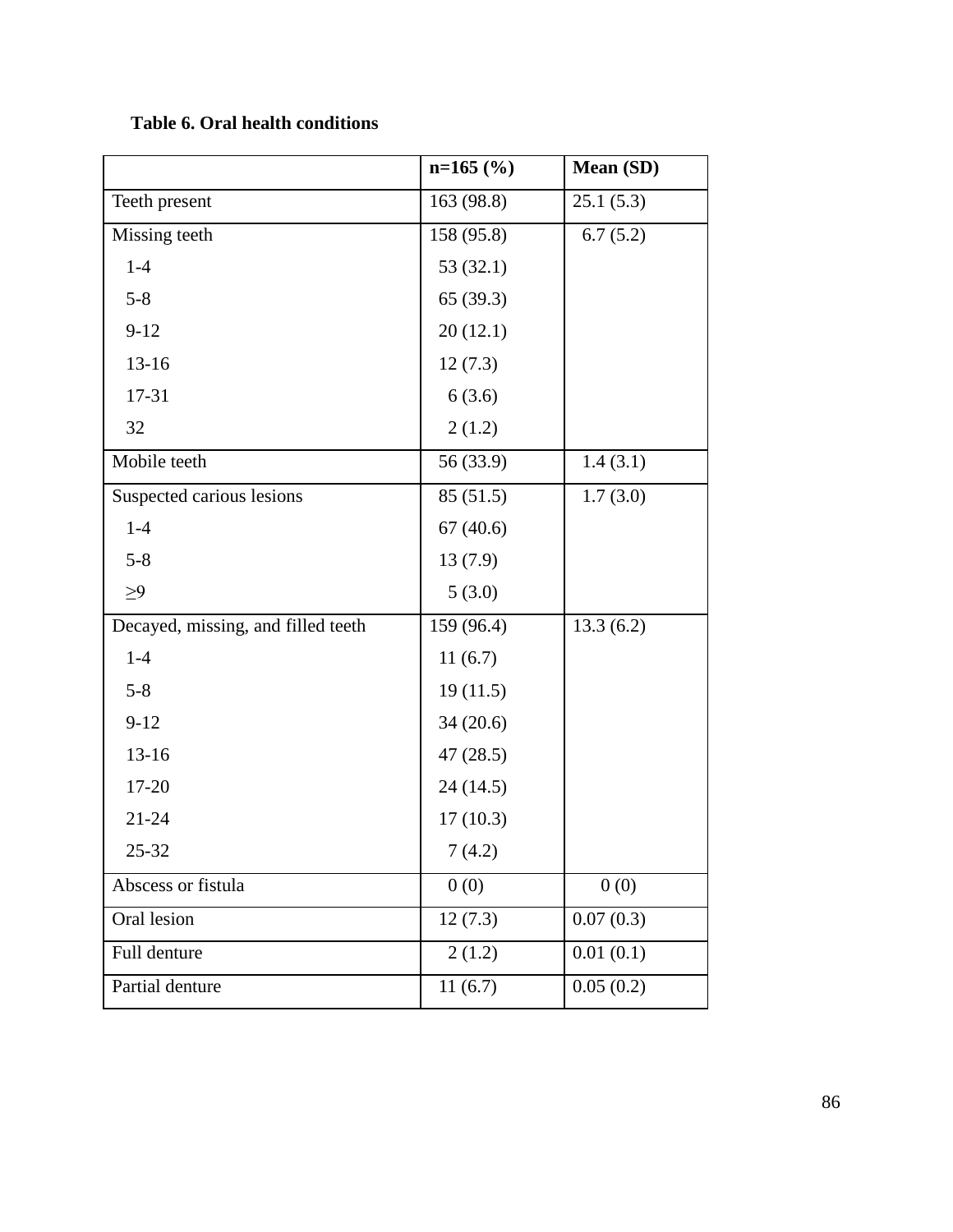**Table 6. Oral health conditions**

| | n=165 (%) | Mean (SD) |
|---|---|---|
| Teeth present | 163 (98.8) | 25.1 (5.3) |
| Missing teeth | 158 (95.8) | 6.7 (5.2) |
| 1-4 | 53 (32.1) | |
| 5-8 | 65 (39.3) | |
| 9-12 | 20 (12.1) | |
| 13-16 | 12 (7.3) | |
| 17-31 | 6 (3.6) | |
| 32 | 2 (1.2) | |
| Mobile teeth | 56 (33.9) | 1.4 (3.1) |
| Suspected carious lesions | 85 (51.5) | 1.7 (3.0) |
| 1-4 | 67 (40.6) | |
| 5-8 | 13 (7.9) | |
| ≥9 | 5 (3.0) | |
| Decayed, missing, and filled teeth | 159 (96.4) | 13.3 (6.2) |
| 1-4 | 11 (6.7) | |
| 5-8 | 19 (11.5) | |
| 9-12 | 34 (20.6) | |
| 13-16 | 47 (28.5) | |
| 17-20 | 24 (14.5) | |
| 21-24 | 17 (10.3) | |
| 25-32 | 7 (4.2) | |
| Abscess or fistula | 0 (0) | 0 (0) |
| Oral lesion | 12 (7.3) | 0.07 (0.3) |
| Full denture | 2 (1.2) | 0.01 (0.1) |
| Partial denture | 11 (6.7) | 0.05 (0.2) |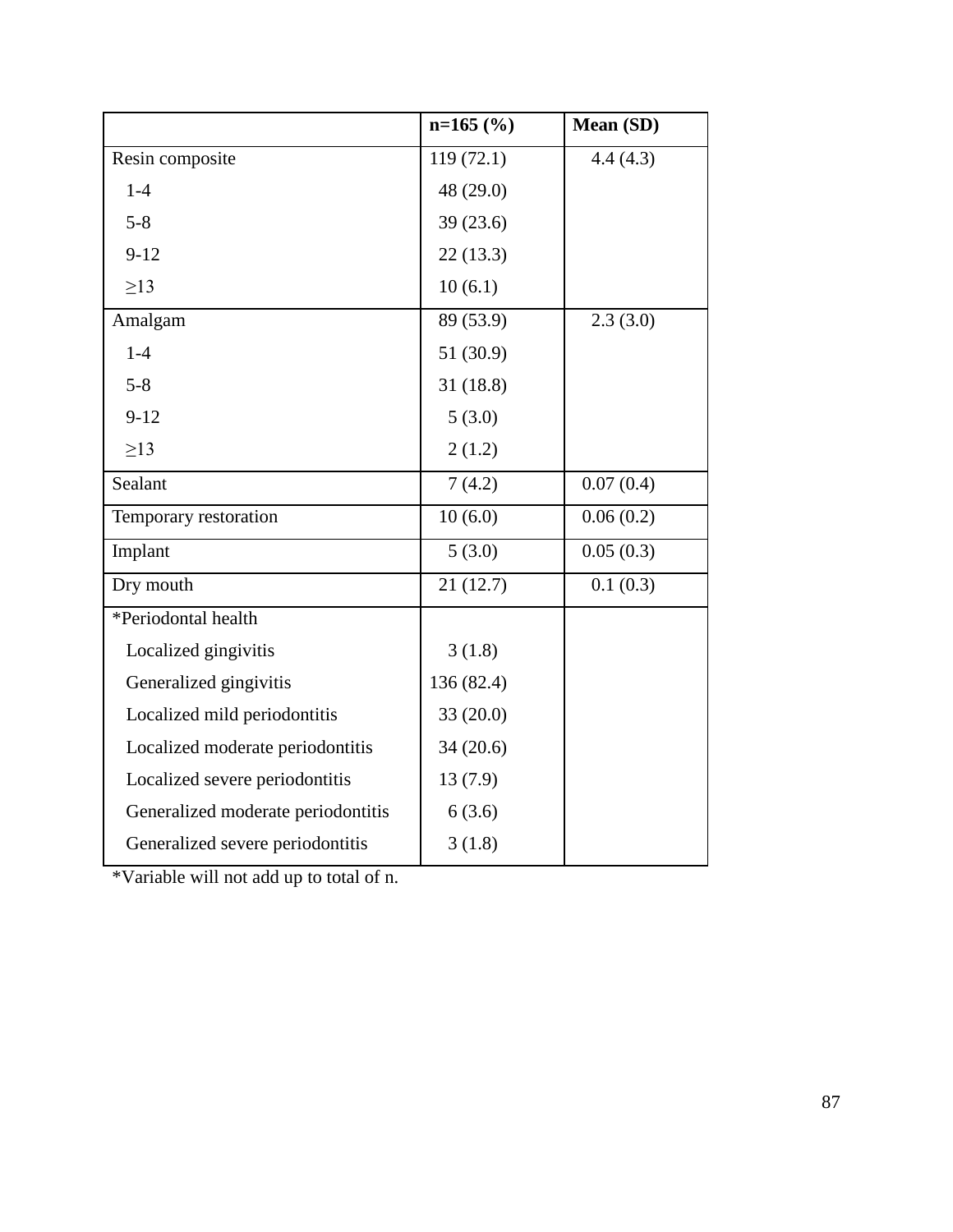| | n=165 (%) | Mean (SD) |
|---|---|---|
| Resin composite | 119 (72.1) | 4.4 (4.3) |
| 1-4 | 48 (29.0) | |
| 5-8 | 39 (23.6) | |
| 9-12 | 22 (13.3) | |
| ≥13 | 10 (6.1) | |
| Amalgam | 89 (53.9) | 2.3 (3.0) |
| 1-4 | 51 (30.9) | |
| 5-8 | 31 (18.8) | |
| 9-12 | 5 (3.0) | |
| ≥13 | 2 (1.2) | |
| Sealant | 7 (4.2) | 0.07 (0.4) |
| Temporary restoration | 10 (6.0) | 0.06 (0.2) |
| Implant | 5 (3.0) | 0.05 (0.3) |
| Dry mouth | 21 (12.7) | 0.1 (0.3) |
| *Periodontal health | | |
| Localized gingivitis | 3 (1.8) | |
| Generalized gingivitis | 136 (82.4) | |
| Localized mild periodontitis | 33 (20.0) | |
| Localized moderate periodontitis | 34 (20.6) | |
| Localized severe periodontitis | 13 (7.9) | |
| Generalized moderate periodontitis | 6 (3.6) | |
| Generalized severe periodontitis | 3 (1.8) | |

*Variable will not add up to total of n.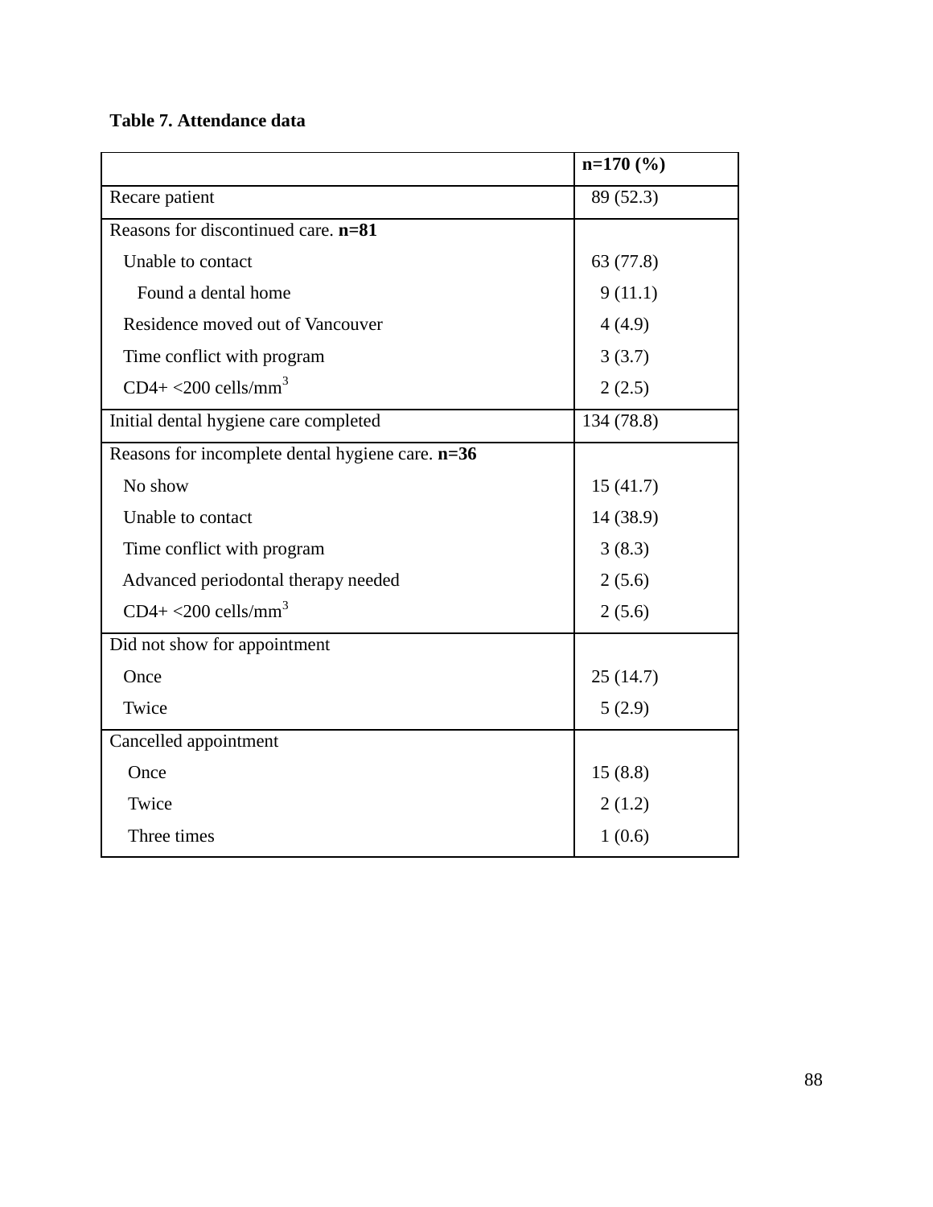**Table 7. Attendance data**

| | **n=170 (%)** |
|---|---|
| Recare patient | 89 (52.3) |
| Reasons for discontinued care. **n=81** | |
| Unable to contact | 63 (77.8) |
| Found a dental home | 9 (11.1) |
| Residence moved out of Vancouver | 4 (4.9) |
| Time conflict with program | 3 (3.7) |
| CD4+ <200 cells/$mm^3$ | 2 (2.5) |
| Initial dental hygiene care completed | 134 (78.8) |
| Reasons for incomplete dental hygiene care. **n=36** | |
| No show | 15 (41.7) |
| Unable to contact | 14 (38.9) |
| Time conflict with program | 3 (8.3) |
| Advanced periodontal therapy needed | 2 (5.6) |
| CD4+ <200 cells/$mm^3$ | 2 (5.6) |
| Did not show for appointment | |
| Once | 25 (14.7) |
| Twice | 5 (2.9) |
| Cancelled appointment | |
| Once | 15 (8.8) |
| Twice | 2 (1.2) |
| Three times | 1 (0.6) |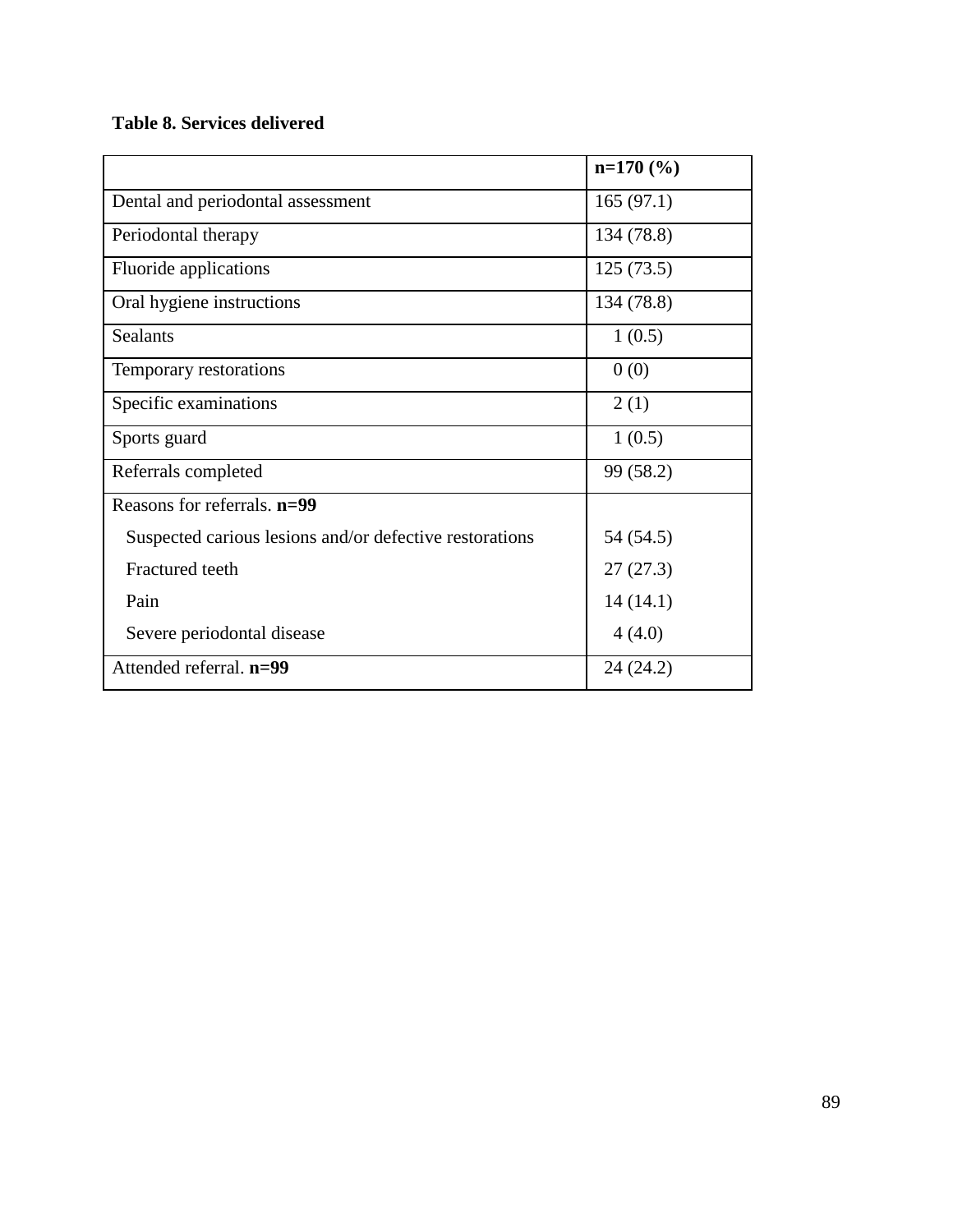**Table 8. Services delivered**

| | **n=170 (%)** |
|---|---|
| Dental and periodontal assessment | 165 (97.1) |
| Periodontal therapy | 134 (78.8) |
| Fluoride applications | 125 (73.5) |
| Oral hygiene instructions | 134 (78.8) |
| Sealants | 1 (0.5) |
| Temporary restorations | 0 (0) |
| Specific examinations | 2 (1) |
| Sports guard | 1 (0.5) |
| Referrals completed | 99 (58.2) |
| Reasons for referrals. **n=99** | |
| Suspected carious lesions and/or defective restorations | 54 (54.5) |
| Fractured teeth | 27 (27.3) |
| Pain | 14 (14.1) |
| Severe periodontal disease | 4 (4.0) |
| Attended referral. **n=99** | 24 (24.2) |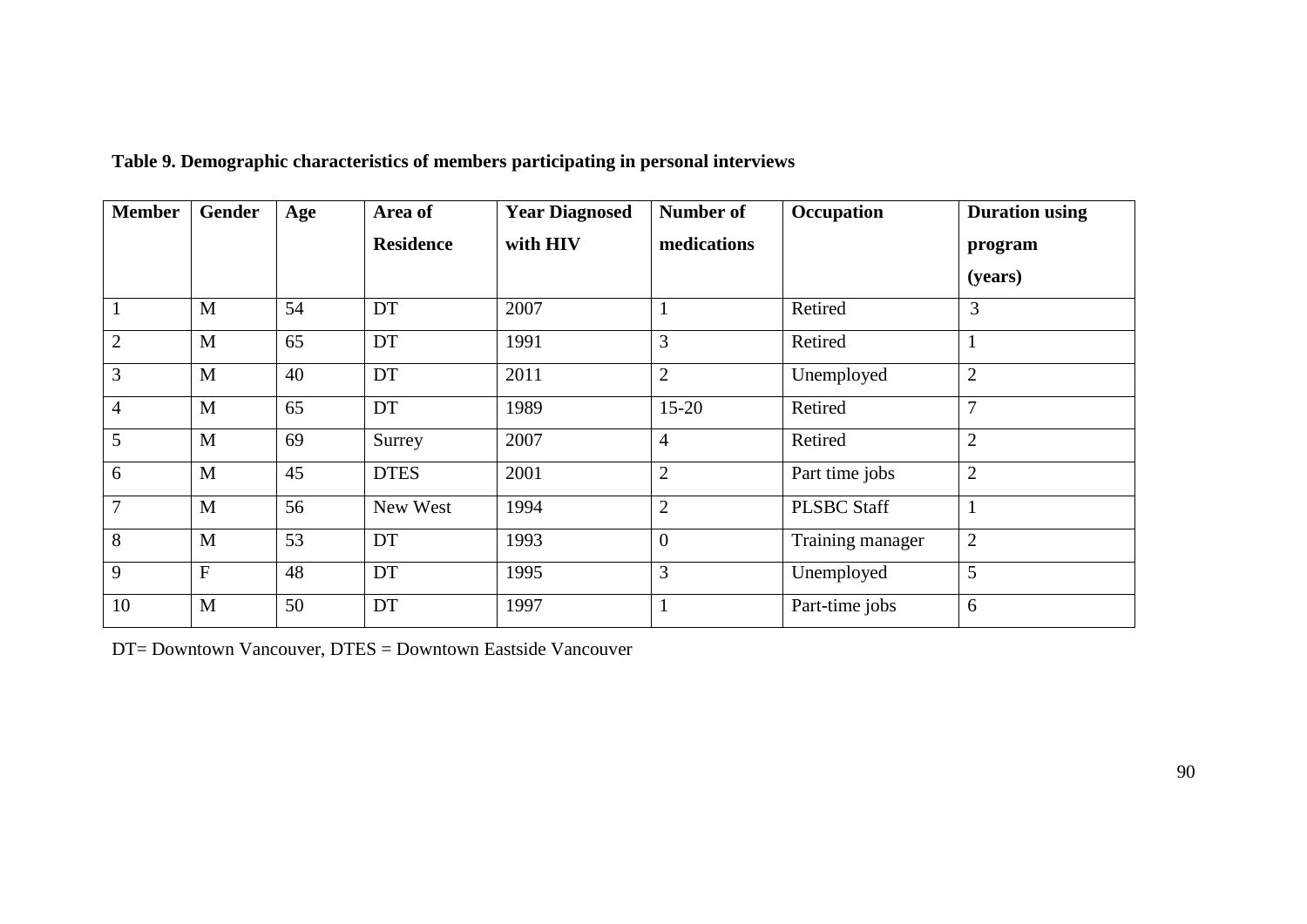**Table 9. Demographic characteristics of members participating in personal interviews**

| Member | Gender | Age | Area of Residence | Year Diagnosed with HIV | Number of medications | Occupation | Duration using program (years) |
|---|---|---|---|---|---|---|---|
| 1 | M | 54 | DT | 2007 | 1 | Retired | 3 |
| 2 | M | 65 | DT | 1991 | 3 | Retired | 1 |
| 3 | M | 40 | DT | 2011 | 2 | Unemployed | 2 |
| 4 | M | 65 | DT | 1989 | 15-20 | Retired | 7 |
| 5 | M | 69 | Surrey | 2007 | 4 | Retired | 2 |
| 6 | M | 45 | DTES | 2001 | 2 | Part time jobs | 2 |
| 7 | M | 56 | New West | 1994 | 2 | PLSBC Staff | 1 |
| 8 | M | 53 | DT | 1993 | 0 | Training manager | 2 |
| 9 | F | 48 | DT | 1995 | 3 | Unemployed | 5 |
| 10 | M | 50 | DT | 1997 | 1 | Part-time jobs | 6 |

DT= Downtown Vancouver, DTES = Downtown Eastside Vancouver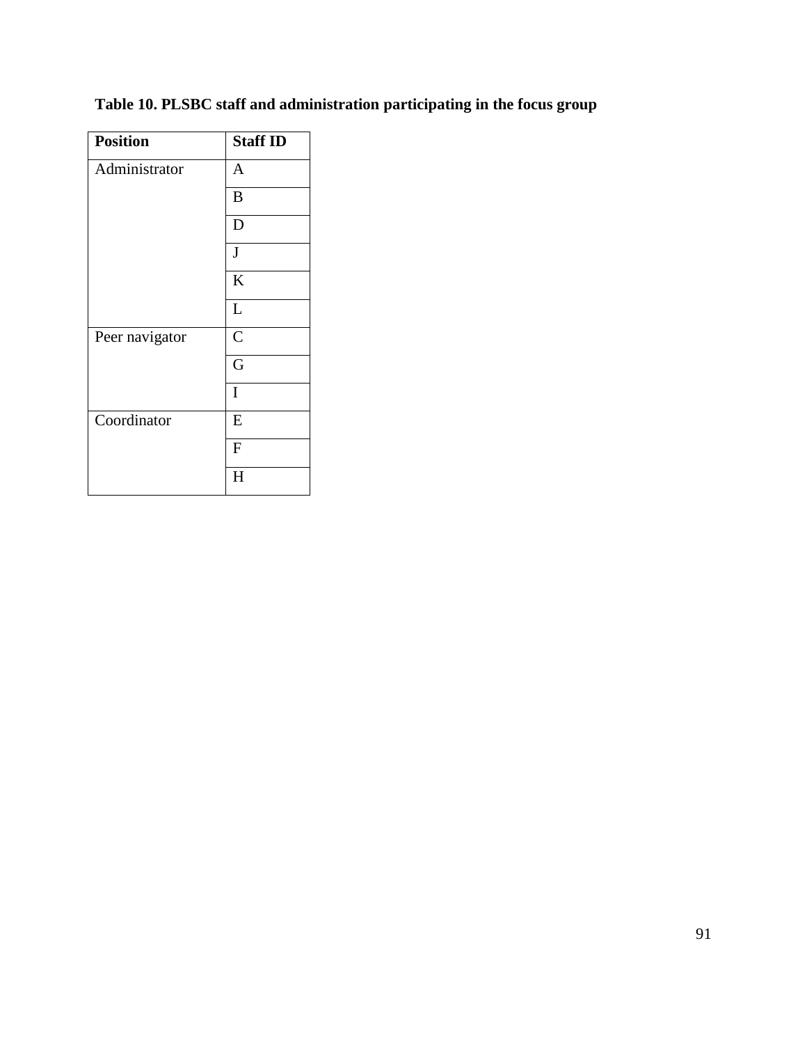**Table 10. PLSBC staff and administration participating in the focus group**

| Position | Staff ID |
|---|---|
| Administrator | A |
| | B |
| | D |
| | J |
| | K |
| | L |
| Peer navigator | C |
| | G |
| | I |
| Coordinator | E |
| | F |
| | H |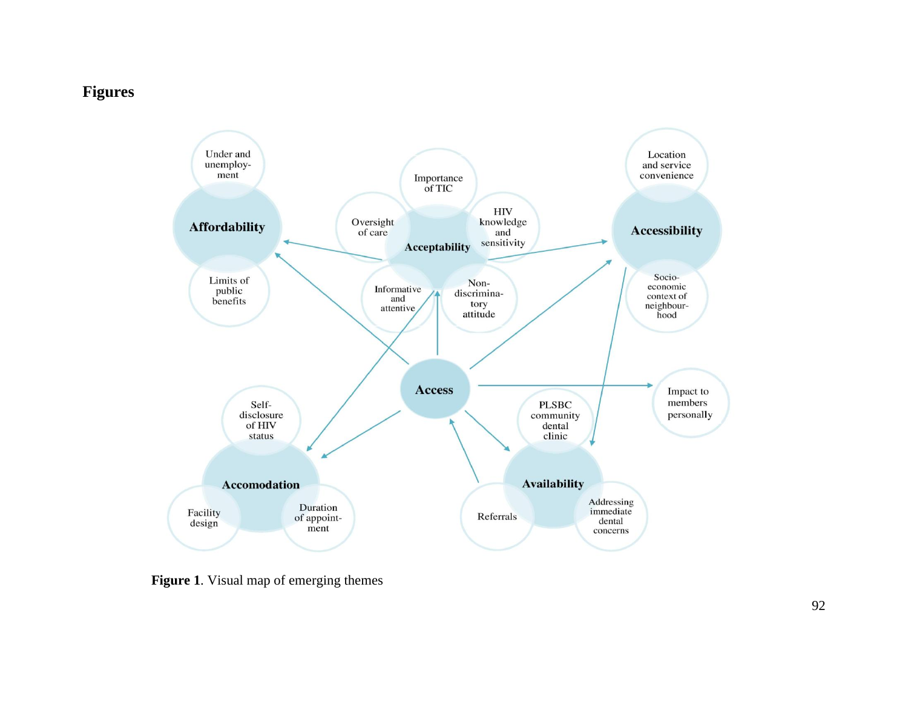# Figures

**Figure 1**. Visual map of emerging themes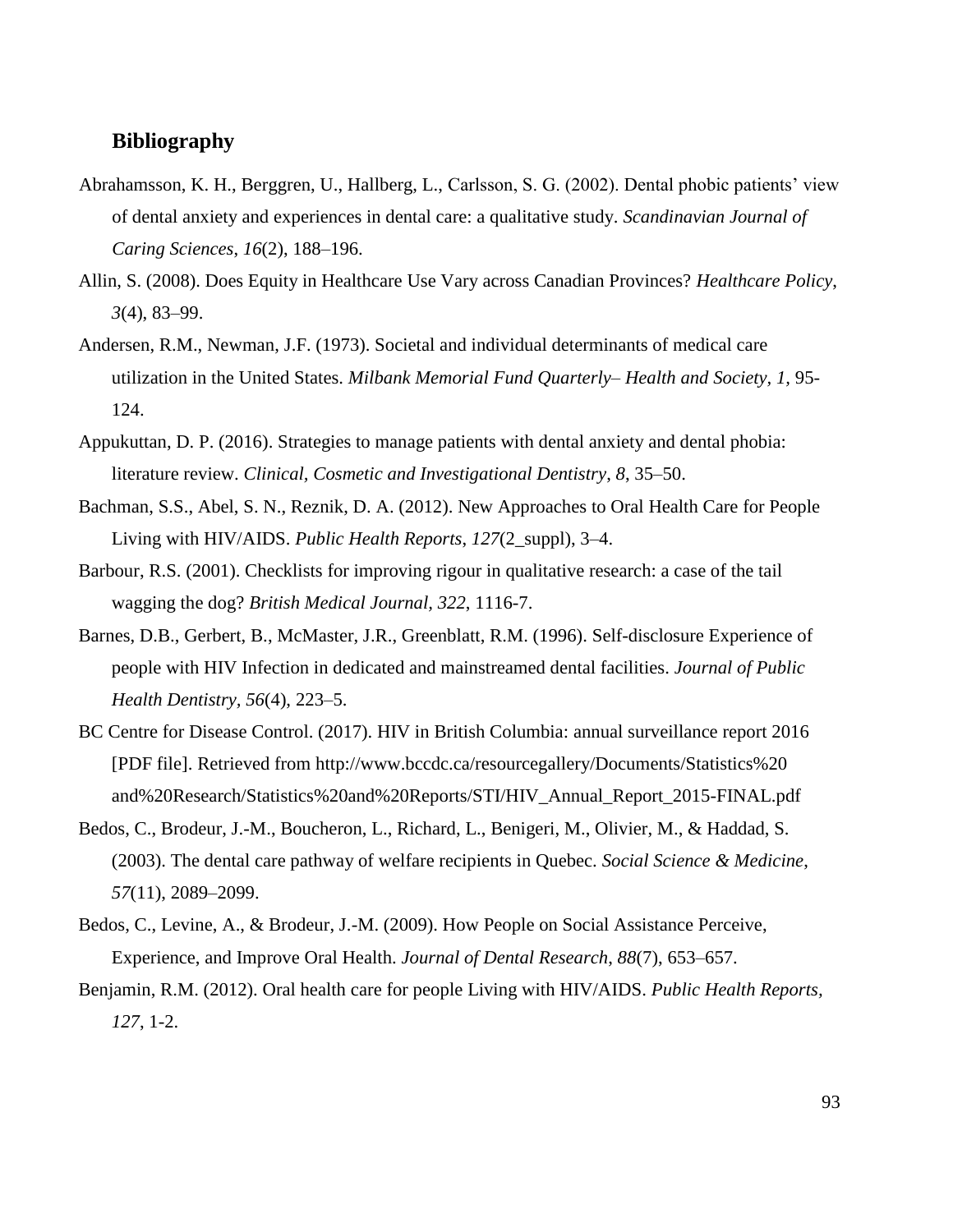## Bibliography

Abrahamsson, K. H., Berggren, U., Hallberg, L., Carlsson, S. G. (2002). Dental phobic patients' view of dental anxiety and experiences in dental care: a qualitative study. *Scandinavian Journal of Caring Sciences*, *16*(2), 188–196.

Allin, S. (2008). Does Equity in Healthcare Use Vary across Canadian Provinces? *Healthcare Policy*, *3*(4), 83–99.

Andersen, R.M., Newman, J.F. (1973). Societal and individual determinants of medical care utilization in the United States. *Milbank Memorial Fund Quarterly– Health and Society, 1,* 95-124.

Appukuttan, D. P. (2016). Strategies to manage patients with dental anxiety and dental phobia: literature review. *Clinical, Cosmetic and Investigational Dentistry*, *8*, 35–50.

Bachman, S.S., Abel, S. N., Reznik, D. A. (2012). New Approaches to Oral Health Care for People Living with HIV/AIDS. *Public Health Reports*, *127*(2_suppl), 3–4.

Barbour, R.S. (2001). Checklists for improving rigour in qualitative research: a case of the tail wagging the dog? *British Medical Journal, 322*, 1116-7.

Barnes, D.B., Gerbert, B., McMaster, J.R., Greenblatt, R.M. (1996). Self-disclosure Experience of people with HIV Infection in dedicated and mainstreamed dental facilities. *Journal of Public Health Dentistry*, *56*(4), 223–5.

BC Centre for Disease Control. (2017). HIV in British Columbia: annual surveillance report 2016 [PDF file]. Retrieved from http://www.bccdc.ca/resourcegallery/Documents/Statistics%20 and%20Research/Statistics%20and%20Reports/STI/HIV_Annual_Report_2015-FINAL.pdf

Bedos, C., Brodeur, J.-M., Boucheron, L., Richard, L., Benigeri, M., Olivier, M., & Haddad, S. (2003). The dental care pathway of welfare recipients in Quebec. *Social Science & Medicine*, *57*(11), 2089–2099.

Bedos, C., Levine, A., & Brodeur, J.-M. (2009). How People on Social Assistance Perceive, Experience, and Improve Oral Health. *Journal of Dental Research*, *88*(7), 653–657.

Benjamin, R.M. (2012). Oral health care for people Living with HIV/AIDS. *Public Health Reports, 127*, 1-2.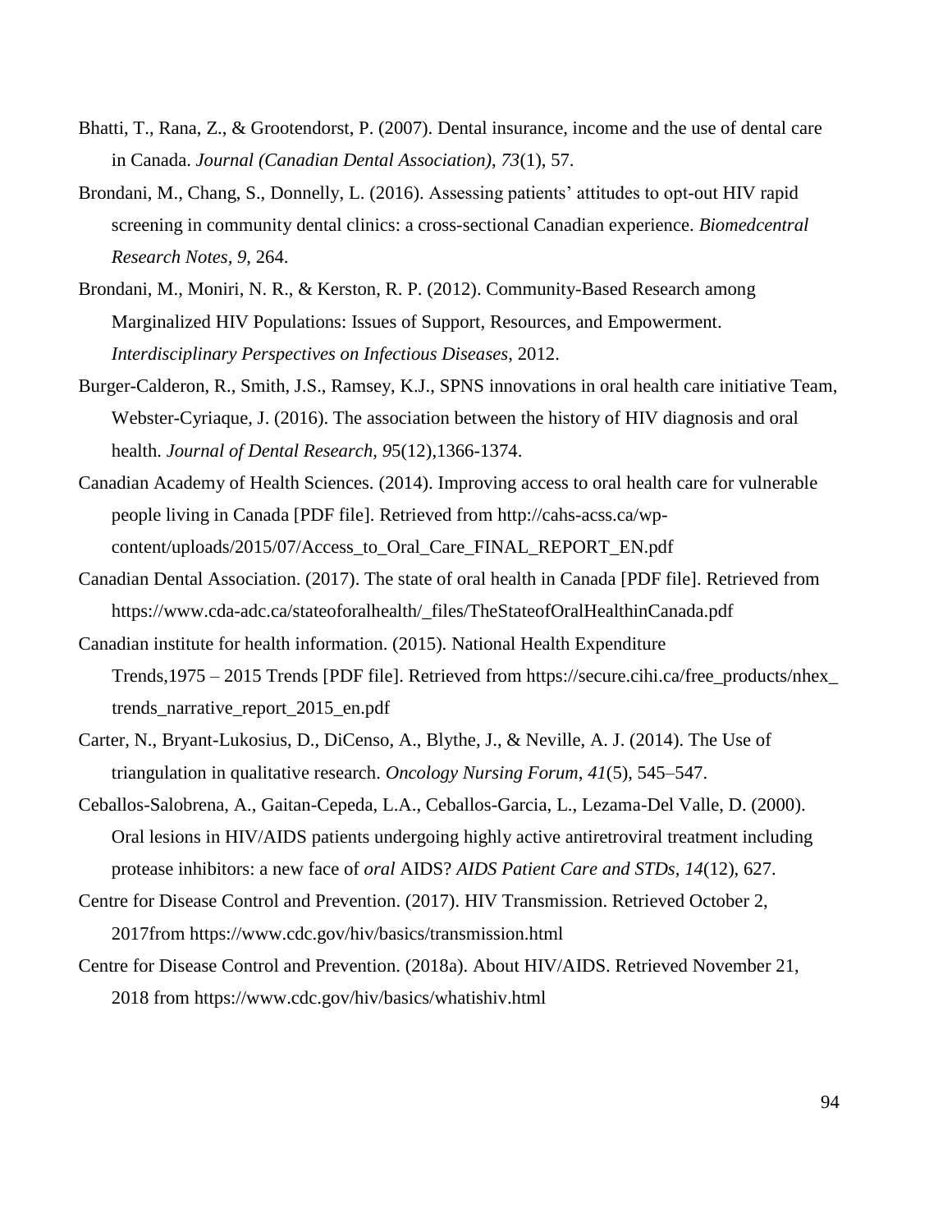Bhatti, T., Rana, Z., & Grootendorst, P. (2007). Dental insurance, income and the use of dental care in Canada. *Journal (Canadian Dental Association)*, *73*(1), 57.

Brondani, M., Chang, S., Donnelly, L. (2016). Assessing patients' attitudes to opt-out HIV rapid screening in community dental clinics: a cross-sectional Canadian experience. *Biomedcentral Research Notes*, *9*, 264.

Brondani, M., Moniri, N. R., & Kerston, R. P. (2012). Community-Based Research among Marginalized HIV Populations: Issues of Support, Resources, and Empowerment. *Interdisciplinary Perspectives on Infectious Diseases*, 2012.

Burger-Calderon, R., Smith, J.S., Ramsey, K.J., SPNS innovations in oral health care initiative Team, Webster-Cyriaque, J. (2016). The association between the history of HIV diagnosis and oral health. *Journal of Dental Research, 9*5(12),1366-1374.

Canadian Academy of Health Sciences. (2014). Improving access to oral health care for vulnerable people living in Canada [PDF file]. Retrieved from http://cahs-acss.ca/wp-content/uploads/2015/07/Access_to_Oral_Care_FINAL_REPORT_EN.pdf

Canadian Dental Association. (2017). The state of oral health in Canada [PDF file]. Retrieved from https://www.cda-adc.ca/stateoforalhealth/_files/TheStateofOralHealthinCanada.pdf

Canadian institute for health information. (2015). National Health Expenditure Trends,1975 – 2015 Trends [PDF file]. Retrieved from https://secure.cihi.ca/free_products/nhex_trends_narrative_report_2015_en.pdf

Carter, N., Bryant-Lukosius, D., DiCenso, A., Blythe, J., & Neville, A. J. (2014). The Use of triangulation in qualitative research. *Oncology Nursing Forum*, *41*(5), 545–547.

Ceballos-Salobrena, A., Gaitan-Cepeda, L.A., Ceballos-Garcia, L., Lezama-Del Valle, D. (2000). Oral lesions in HIV/AIDS patients undergoing highly active antiretroviral treatment including protease inhibitors: a new face of *oral* AIDS? *AIDS Patient Care and STDs, 14*(12), 627.

Centre for Disease Control and Prevention. (2017). HIV Transmission. Retrieved October 2, 2017from https://www.cdc.gov/hiv/basics/transmission.html

Centre for Disease Control and Prevention. (2018a). About HIV/AIDS. Retrieved November 21, 2018 from https://www.cdc.gov/hiv/basics/whatishiv.html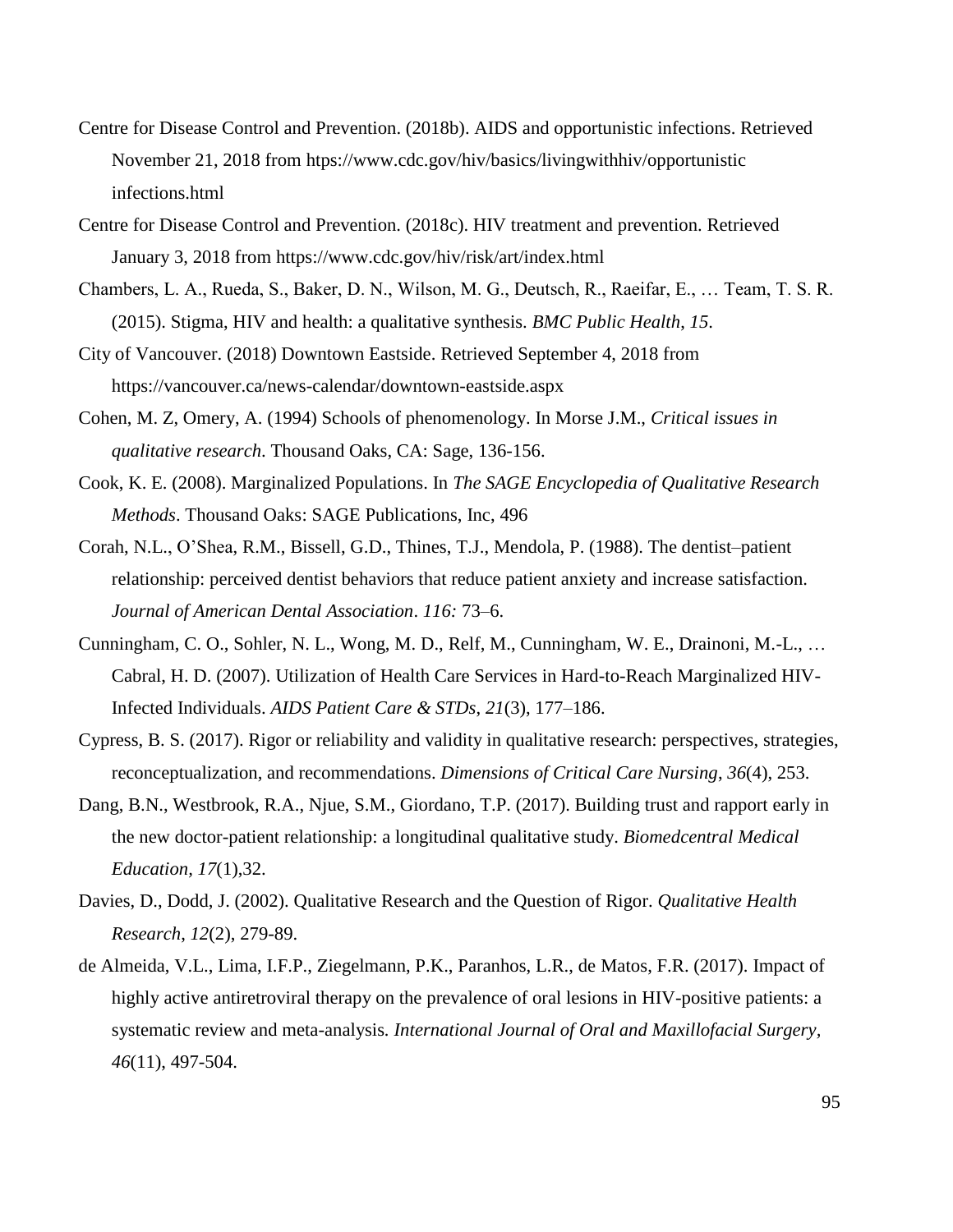Centre for Disease Control and Prevention. (2018b). AIDS and opportunistic infections. Retrieved November 21, 2018 from htps://www.cdc.gov/hiv/basics/livingwithhiv/opportunistic infections.html

Centre for Disease Control and Prevention. (2018c). HIV treatment and prevention. Retrieved January 3, 2018 from https://www.cdc.gov/hiv/risk/art/index.html

Chambers, L. A., Rueda, S., Baker, D. N., Wilson, M. G., Deutsch, R., Raeifar, E., … Team, T. S. R. (2015). Stigma, HIV and health: a qualitative synthesis. *BMC Public Health*, *15*.

City of Vancouver. (2018) Downtown Eastside. Retrieved September 4, 2018 from https://vancouver.ca/news-calendar/downtown-eastside.aspx

Cohen, M. Z, Omery, A. (1994) Schools of phenomenology. In Morse J.M., *Critical issues in qualitative research*. Thousand Oaks, CA: Sage, 136-156.

Cook, K. E. (2008). Marginalized Populations. In *The SAGE Encyclopedia of Qualitative Research Methods*. Thousand Oaks: SAGE Publications, Inc, 496

Corah, N.L., O'Shea, R.M., Bissell, G.D., Thines, T.J., Mendola, P. (1988). The dentist–patient relationship: perceived dentist behaviors that reduce patient anxiety and increase satisfaction. *Journal of American Dental Association*. *116:* 73–6.

Cunningham, C. O., Sohler, N. L., Wong, M. D., Relf, M., Cunningham, W. E., Drainoni, M.-L., … Cabral, H. D. (2007). Utilization of Health Care Services in Hard-to-Reach Marginalized HIV-Infected Individuals. *AIDS Patient Care & STDs*, *21*(3), 177–186.

Cypress, B. S. (2017). Rigor or reliability and validity in qualitative research: perspectives, strategies, reconceptualization, and recommendations. *Dimensions of Critical Care Nursing*, *36*(4), 253.

Dang, B.N., Westbrook, R.A., Njue, S.M., Giordano, T.P. (2017). Building trust and rapport early in the new doctor-patient relationship: a longitudinal qualitative study. *Biomedcentral Medical Education*, *17*(1),32.

Davies, D., Dodd, J. (2002). Qualitative Research and the Question of Rigor. *Qualitative Health Research*, *12*(2), 279-89.

de Almeida, V.L., Lima, I.F.P., Ziegelmann, P.K., Paranhos, L.R., de Matos, F.R. (2017). Impact of highly active antiretroviral therapy on the prevalence of oral lesions in HIV-positive patients: a systematic review and meta-analysis*. International Journal of Oral and Maxillofacial Surgery*, *46*(11), 497-504.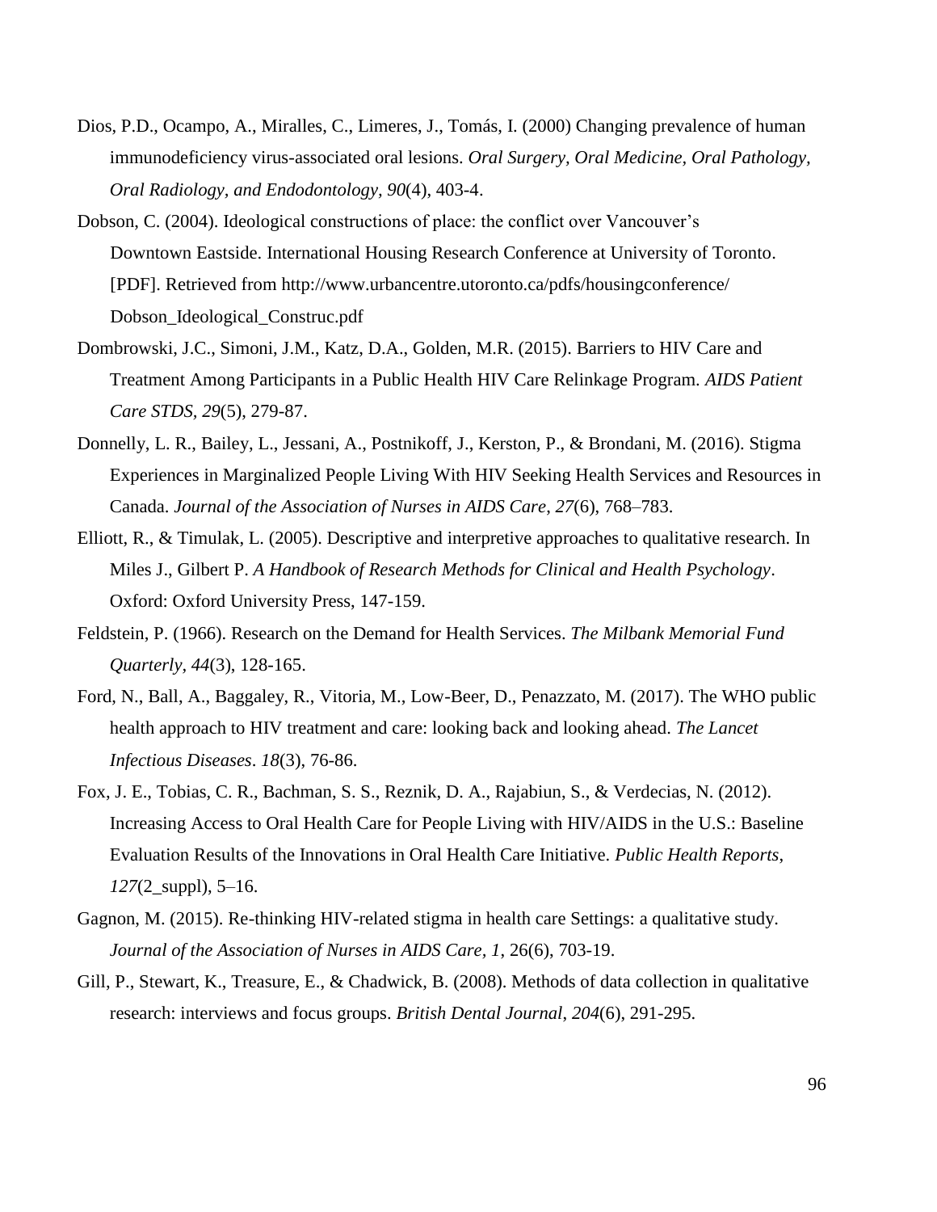Dios, P.D., Ocampo, A., Miralles, C., Limeres, J., Tomás, I. (2000) Changing prevalence of human immunodeficiency virus-associated oral lesions. *Oral Surgery, Oral Medicine, Oral Pathology, Oral Radiology, and Endodontology, 90*(4), 403-4.

Dobson, C. (2004). Ideological constructions of place: the conflict over Vancouver's Downtown Eastside. International Housing Research Conference at University of Toronto. [PDF]. Retrieved from http://www.urbancentre.utoronto.ca/pdfs/housingconference/ Dobson_Ideological_Construc.pdf

Dombrowski, J.C., Simoni, J.M., Katz, D.A., Golden, M.R. (2015). Barriers to HIV Care and Treatment Among Participants in a Public Health HIV Care Relinkage Program. *AIDS Patient Care STDS, 29*(5), 279-87.

Donnelly, L. R., Bailey, L., Jessani, A., Postnikoff, J., Kerston, P., & Brondani, M. (2016). Stigma Experiences in Marginalized People Living With HIV Seeking Health Services and Resources in Canada. *Journal of the Association of Nurses in AIDS Care*, *27*(6), 768–783.

Elliott, R., & Timulak, L. (2005). Descriptive and interpretive approaches to qualitative research. In Miles J., Gilbert P. *A Handbook of Research Methods for Clinical and Health Psychology*. Oxford: Oxford University Press, 147-159.

Feldstein, P. (1966). Research on the Demand for Health Services. *The Milbank Memorial Fund Quarterly, 44*(3), 128-165.

Ford, N., Ball, A., Baggaley, R., Vitoria, M., Low-Beer, D., Penazzato, M. (2017). The WHO public health approach to HIV treatment and care: looking back and looking ahead. *The Lancet Infectious Diseases*. *18*(3), 76-86.

Fox, J. E., Tobias, C. R., Bachman, S. S., Reznik, D. A., Rajabiun, S., & Verdecias, N. (2012). Increasing Access to Oral Health Care for People Living with HIV/AIDS in the U.S.: Baseline Evaluation Results of the Innovations in Oral Health Care Initiative. *Public Health Reports*, *127*(2_suppl), 5–16.

Gagnon, M. (2015). Re-thinking HIV-related stigma in health care Settings: a qualitative study. *Journal of the Association of Nurses in AIDS Care, 1*, 26(6), 703-19.

Gill, P., Stewart, K., Treasure, E., & Chadwick, B. (2008). Methods of data collection in qualitative research: interviews and focus groups. *British Dental Journal*, *204*(6), 291-295.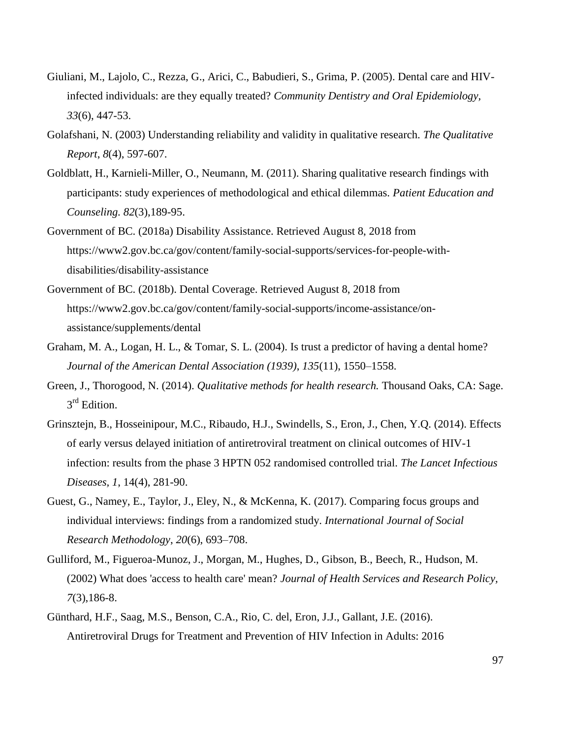Giuliani, M., Lajolo, C., Rezza, G., Arici, C., Babudieri, S., Grima, P. (2005). Dental care and HIV-infected individuals: are they equally treated? *Community Dentistry and Oral Epidemiology*, *33*(6), 447-53.

Golafshani, N. (2003) Understanding reliability and validity in qualitative research. *The Qualitative Report, 8*(4), 597-607.

Goldblatt, H., Karnieli-Miller, O., Neumann, M. (2011). Sharing qualitative research findings with participants: study experiences of methodological and ethical dilemmas. *Patient Education and Counseling. 82*(3),189-95.

Government of BC. (2018a) Disability Assistance. Retrieved August 8, 2018 from https://www2.gov.bc.ca/gov/content/family-social-supports/services-for-people-with-disabilities/disability-assistance

Government of BC. (2018b). Dental Coverage. Retrieved August 8, 2018 from https://www2.gov.bc.ca/gov/content/family-social-supports/income-assistance/on-assistance/supplements/dental

Graham, M. A., Logan, H. L., & Tomar, S. L. (2004). Is trust a predictor of having a dental home? *Journal of the American Dental Association (1939)*, *135*(11), 1550–1558.

Green, J., Thorogood, N. (2014). *Qualitative methods for health research.* Thousand Oaks, CA: Sage. 3rd Edition.

Grinsztejn, B., Hosseinipour, M.C., Ribaudo, H.J., Swindells, S., Eron, J., Chen, Y.Q. (2014). Effects of early versus delayed initiation of antiretroviral treatment on clinical outcomes of HIV-1 infection: results from the phase 3 HPTN 052 randomised controlled trial. *The Lancet Infectious Diseases, 1*, 14(4), 281-90.

Guest, G., Namey, E., Taylor, J., Eley, N., & McKenna, K. (2017). Comparing focus groups and individual interviews: findings from a randomized study. *International Journal of Social Research Methodology*, *20*(6), 693–708.

Gulliford, M., Figueroa-Munoz, J., Morgan, M., Hughes, D., Gibson, B., Beech, R., Hudson, M. (2002) What does 'access to health care' mean? *Journal of Health Services and Research Policy, 7*(3),186-8.

Günthard, H.F., Saag, M.S., Benson, C.A., Rio, C. del, Eron, J.J., Gallant, J.E. (2016). Antiretroviral Drugs for Treatment and Prevention of HIV Infection in Adults: 2016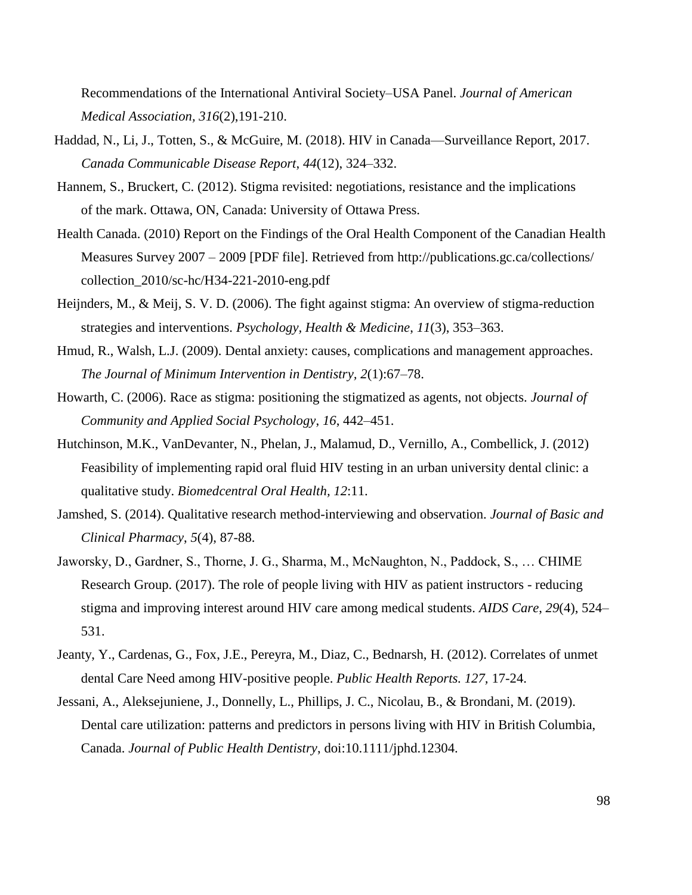Recommendations of the International Antiviral Society–USA Panel. *Journal of American Medical Association, 316*(2),191-210.

Haddad, N., Li, J., Totten, S., & McGuire, M. (2018). HIV in Canada—Surveillance Report, 2017. *Canada Communicable Disease Report*, *44*(12), 324–332.

Hannem, S., Bruckert, C. (2012). Stigma revisited: negotiations, resistance and the implications of the mark. Ottawa, ON, Canada: University of Ottawa Press.

Health Canada. (2010) Report on the Findings of the Oral Health Component of the Canadian Health Measures Survey 2007 – 2009 [PDF file]. Retrieved from http://publications.gc.ca/collections/collection_2010/sc-hc/H34-221-2010-eng.pdf

Heijnders, M., & Meij, S. V. D. (2006). The fight against stigma: An overview of stigma-reduction strategies and interventions. *Psychology, Health & Medicine*, *11*(3), 353–363.

Hmud, R., Walsh, L.J. (2009). Dental anxiety: causes, complications and management approaches. *The Journal of Minimum Intervention in Dentistry, 2*(1):67–78.

Howarth, C. (2006). Race as stigma: positioning the stigmatized as agents, not objects. *Journal of Community and Applied Social Psychology*, *16*, 442–451.

Hutchinson, M.K., VanDevanter, N., Phelan, J., Malamud, D., Vernillo, A., Combellick, J. (2012) Feasibility of implementing rapid oral fluid HIV testing in an urban university dental clinic: a qualitative study. *Biomedcentral Oral Health, 12*:11.

Jamshed, S. (2014). Qualitative research method-interviewing and observation. *Journal of Basic and Clinical Pharmacy*, *5*(4), 87-88.

Jaworsky, D., Gardner, S., Thorne, J. G., Sharma, M., McNaughton, N., Paddock, S., … CHIME Research Group. (2017). The role of people living with HIV as patient instructors - reducing stigma and improving interest around HIV care among medical students. *AIDS Care*, *29*(4), 524–531.

Jeanty, Y., Cardenas, G., Fox, J.E., Pereyra, M., Diaz, C., Bednarsh, H. (2012). Correlates of unmet dental Care Need among HIV-positive people. *Public Health Reports. 127,* 17-24.

Jessani, A., Aleksejuniene, J., Donnelly, L., Phillips, J. C., Nicolau, B., & Brondani, M. (2019). Dental care utilization: patterns and predictors in persons living with HIV in British Columbia, Canada. *Journal of Public Health Dentistry*, doi:10.1111/jphd.12304.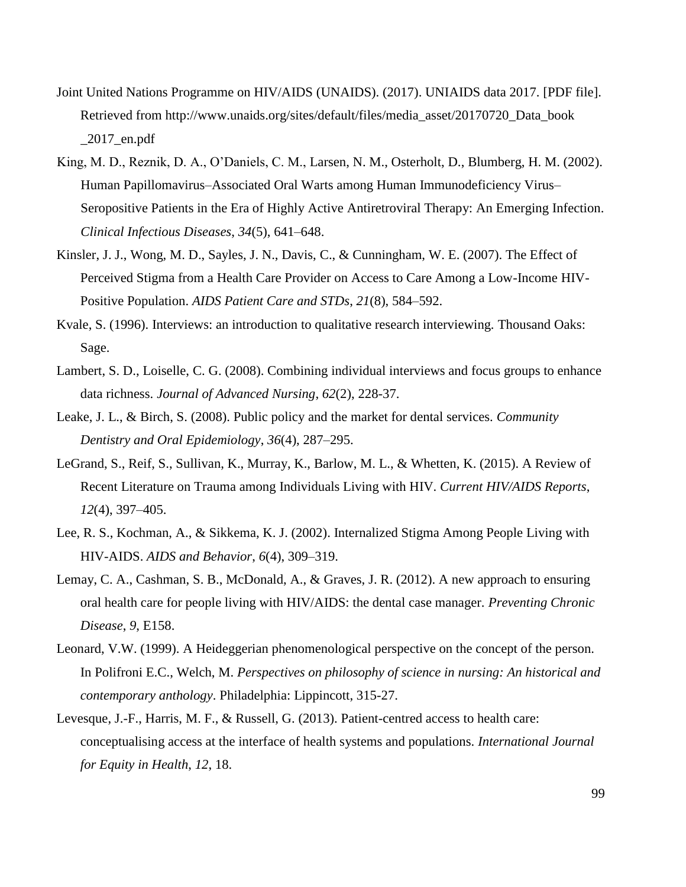Joint United Nations Programme on HIV/AIDS (UNAIDS). (2017). UNIAIDS data 2017. [PDF file]. Retrieved from http://www.unaids.org/sites/default/files/media_asset/20170720_Data_book_2017_en.pdf

King, M. D., Reznik, D. A., O'Daniels, C. M., Larsen, N. M., Osterholt, D., Blumberg, H. M. (2002). Human Papillomavirus–Associated Oral Warts among Human Immunodeficiency Virus–Seropositive Patients in the Era of Highly Active Antiretroviral Therapy: An Emerging Infection. *Clinical Infectious Diseases*, *34*(5), 641–648.

Kinsler, J. J., Wong, M. D., Sayles, J. N., Davis, C., & Cunningham, W. E. (2007). The Effect of Perceived Stigma from a Health Care Provider on Access to Care Among a Low-Income HIV-Positive Population. *AIDS Patient Care and STDs*, *21*(8), 584–592.

Kvale, S. (1996). Interviews: an introduction to qualitative research interviewing. Thousand Oaks: Sage.

Lambert, S. D., Loiselle, C. G. (2008). Combining individual interviews and focus groups to enhance data richness. *Journal of Advanced Nursing*, *62*(2), 228-37.

Leake, J. L., & Birch, S. (2008). Public policy and the market for dental services. *Community Dentistry and Oral Epidemiology*, *36*(4), 287–295.

LeGrand, S., Reif, S., Sullivan, K., Murray, K., Barlow, M. L., & Whetten, K. (2015). A Review of Recent Literature on Trauma among Individuals Living with HIV. *Current HIV/AIDS Reports*, *12*(4), 397–405.

Lee, R. S., Kochman, A., & Sikkema, K. J. (2002). Internalized Stigma Among People Living with HIV-AIDS. *AIDS and Behavior*, *6*(4), 309–319.

Lemay, C. A., Cashman, S. B., McDonald, A., & Graves, J. R. (2012). A new approach to ensuring oral health care for people living with HIV/AIDS: the dental case manager. *Preventing Chronic Disease*, *9*, E158.

Leonard, V.W. (1999). A Heideggerian phenomenological perspective on the concept of the person. In Polifroni E.C., Welch, M. *Perspectives on philosophy of science in nursing: An historical and contemporary anthology*. Philadelphia: Lippincott, 315-27.

Levesque, J.-F., Harris, M. F., & Russell, G. (2013). Patient-centred access to health care: conceptualising access at the interface of health systems and populations. *International Journal for Equity in Health*, *12*, 18.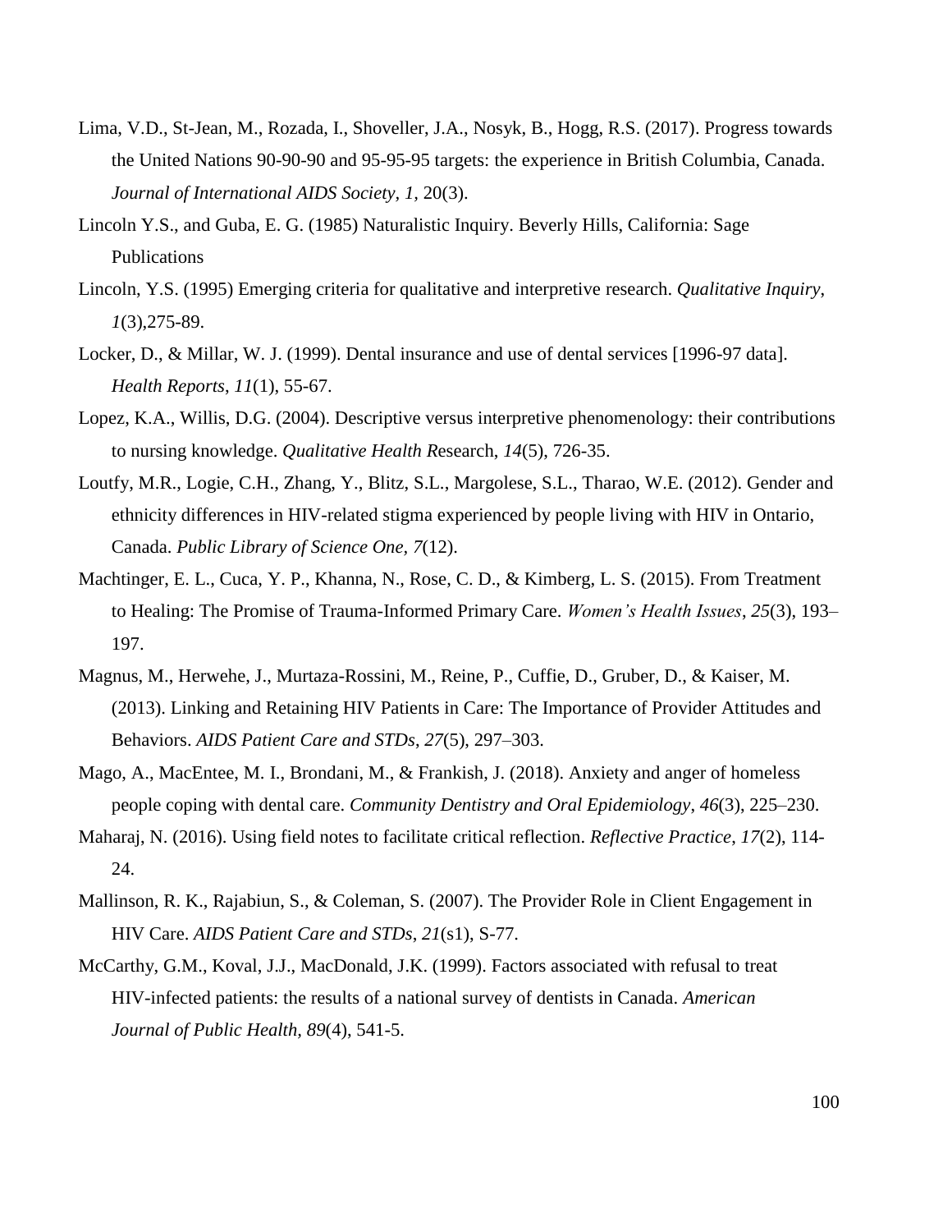Lima, V.D., St-Jean, M., Rozada, I., Shoveller, J.A., Nosyk, B., Hogg, R.S. (2017). Progress towards the United Nations 90-90-90 and 95-95-95 targets: the experience in British Columbia, Canada. *Journal of International AIDS Society, 1*, 20(3).

Lincoln Y.S., and Guba, E. G. (1985) Naturalistic Inquiry. Beverly Hills, California: Sage Publications

Lincoln, Y.S. (1995) Emerging criteria for qualitative and interpretive research. *Qualitative Inquiry*, *1*(3),275-89.

Locker, D., & Millar, W. J. (1999). Dental insurance and use of dental services [1996-97 data]. *Health Reports*, *11*(1), 55-67.

Lopez, K.A., Willis, D.G. (2004). Descriptive versus interpretive phenomenology: their contributions to nursing knowledge. *Qualitative Health R*esearch, *14*(5), 726-35.

Loutfy, M.R., Logie, C.H., Zhang, Y., Blitz, S.L., Margolese, S.L., Tharao, W.E. (2012). Gender and ethnicity differences in HIV-related stigma experienced by people living with HIV in Ontario, Canada. *Public Library of Science One, 7*(12).

Machtinger, E. L., Cuca, Y. P., Khanna, N., Rose, C. D., & Kimberg, L. S. (2015). From Treatment to Healing: The Promise of Trauma-Informed Primary Care. *Women's Health Issues*, *25*(3), 193–197.

Magnus, M., Herwehe, J., Murtaza-Rossini, M., Reine, P., Cuffie, D., Gruber, D., & Kaiser, M. (2013). Linking and Retaining HIV Patients in Care: The Importance of Provider Attitudes and Behaviors. *AIDS Patient Care and STDs*, *27*(5), 297–303.

Mago, A., MacEntee, M. I., Brondani, M., & Frankish, J. (2018). Anxiety and anger of homeless people coping with dental care. *Community Dentistry and Oral Epidemiology*, *46*(3), 225–230.

Maharaj, N. (2016). Using field notes to facilitate critical reflection. *Reflective Practice*, *17*(2), 114-24.

Mallinson, R. K., Rajabiun, S., & Coleman, S. (2007). The Provider Role in Client Engagement in HIV Care. *AIDS Patient Care and STDs*, *21*(s1), S-77.

McCarthy, G.M., Koval, J.J., MacDonald, J.K. (1999). Factors associated with refusal to treat HIV-infected patients: the results of a national survey of dentists in Canada. *American Journal of Public Health, 89*(4), 541-5.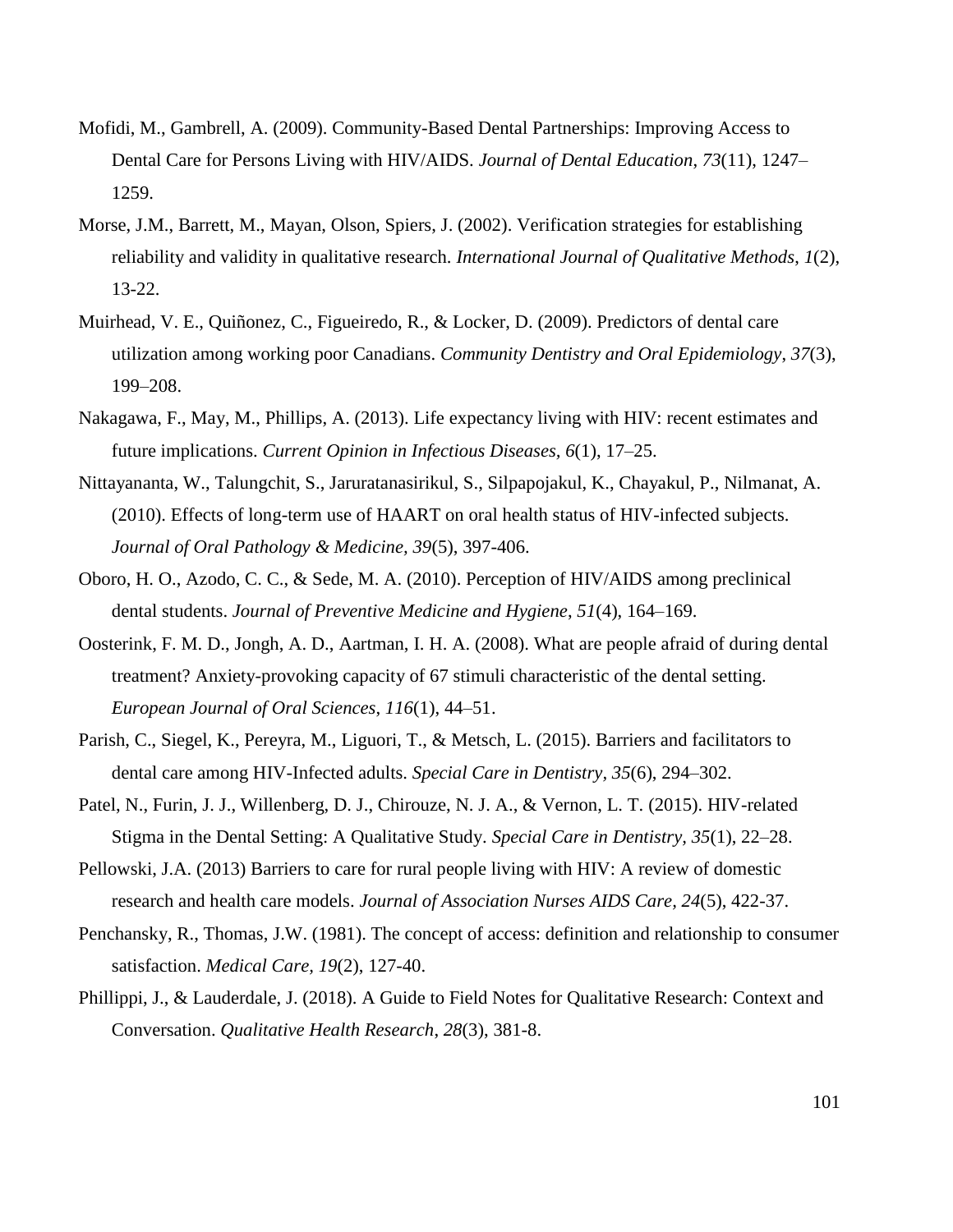Mofidi, M., Gambrell, A. (2009). Community-Based Dental Partnerships: Improving Access to Dental Care for Persons Living with HIV/AIDS. *Journal of Dental Education*, *73*(11), 1247–1259.

Morse, J.M., Barrett, M., Mayan, Olson, Spiers, J. (2002). Verification strategies for establishing reliability and validity in qualitative research. *International Journal of Qualitative Methods*, *1*(2), 13-22.

Muirhead, V. E., Quiñonez, C., Figueiredo, R., & Locker, D. (2009). Predictors of dental care utilization among working poor Canadians. *Community Dentistry and Oral Epidemiology*, *37*(3), 199–208.

Nakagawa, F., May, M., Phillips, A. (2013). Life expectancy living with HIV: recent estimates and future implications. *Current Opinion in Infectious Diseases, 6*(1), 17–25.

Nittayananta, W., Talungchit, S., Jaruratanasirikul, S., Silpapojakul, K., Chayakul, P., Nilmanat, A. (2010). Effects of long-term use of HAART on oral health status of HIV-infected subjects. *Journal of Oral Pathology & Medicine, 39*(5), 397-406.

Oboro, H. O., Azodo, C. C., & Sede, M. A. (2010). Perception of HIV/AIDS among preclinical dental students. *Journal of Preventive Medicine and Hygiene*, *51*(4), 164–169.

Oosterink, F. M. D., Jongh, A. D., Aartman, I. H. A. (2008). What are people afraid of during dental treatment? Anxiety-provoking capacity of 67 stimuli characteristic of the dental setting. *European Journal of Oral Sciences*, *116*(1), 44–51.

Parish, C., Siegel, K., Pereyra, M., Liguori, T., & Metsch, L. (2015). Barriers and facilitators to dental care among HIV-Infected adults. *Special Care in Dentistry, 35*(6), 294–302.

Patel, N., Furin, J. J., Willenberg, D. J., Chirouze, N. J. A., & Vernon, L. T. (2015). HIV-related Stigma in the Dental Setting: A Qualitative Study. *Special Care in Dentistry, 35*(1), 22–28.

Pellowski, J.A. (2013) Barriers to care for rural people living with HIV: A review of domestic research and health care models. *Journal of Association Nurses AIDS Care, 24*(5), 422-37.

Penchansky, R., Thomas, J.W. (1981). The concept of access: definition and relationship to consumer satisfaction. *Medical Care, 19*(2), 127-40.

Phillippi, J., & Lauderdale, J. (2018). A Guide to Field Notes for Qualitative Research: Context and Conversation. *Qualitative Health Research*, *28*(3), 381-8.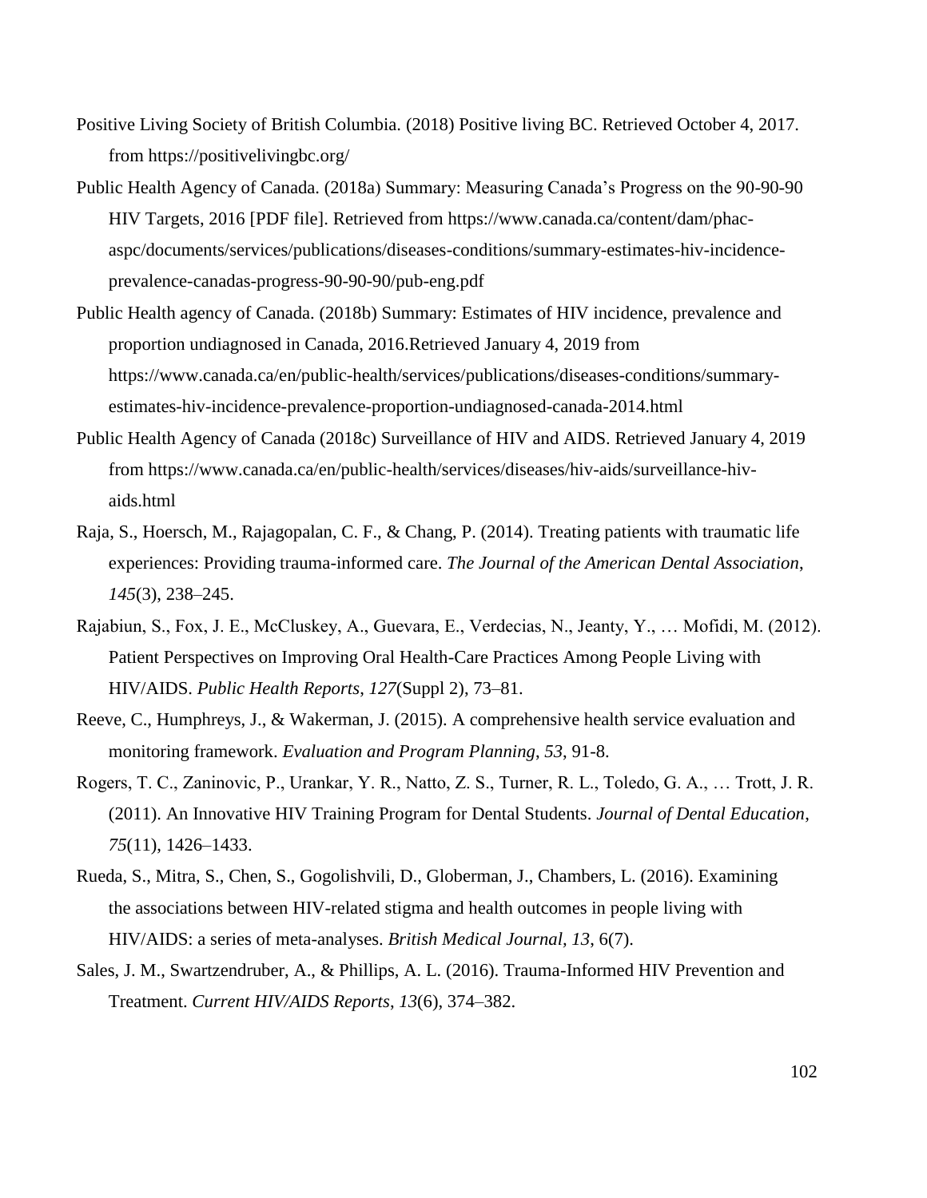Positive Living Society of British Columbia. (2018) Positive living BC. Retrieved October 4, 2017. from https://positivelivingbc.org/

Public Health Agency of Canada. (2018a) Summary: Measuring Canada's Progress on the 90-90-90 HIV Targets, 2016 [PDF file]. Retrieved from https://www.canada.ca/content/dam/phac-aspc/documents/services/publications/diseases-conditions/summary-estimates-hiv-incidence-prevalence-canadas-progress-90-90-90/pub-eng.pdf

Public Health agency of Canada. (2018b) Summary: Estimates of HIV incidence, prevalence and proportion undiagnosed in Canada, 2016.Retrieved January 4, 2019 from https://www.canada.ca/en/public-health/services/publications/diseases-conditions/summary-estimates-hiv-incidence-prevalence-proportion-undiagnosed-canada-2014.html

Public Health Agency of Canada (2018c) Surveillance of HIV and AIDS. Retrieved January 4, 2019 from https://www.canada.ca/en/public-health/services/diseases/hiv-aids/surveillance-hiv-aids.html

Raja, S., Hoersch, M., Rajagopalan, C. F., & Chang, P. (2014). Treating patients with traumatic life experiences: Providing trauma-informed care. *The Journal of the American Dental Association*, *145*(3), 238–245.

Rajabiun, S., Fox, J. E., McCluskey, A., Guevara, E., Verdecias, N., Jeanty, Y., … Mofidi, M. (2012). Patient Perspectives on Improving Oral Health-Care Practices Among People Living with HIV/AIDS. *Public Health Reports*, *127*(Suppl 2), 73–81.

Reeve, C., Humphreys, J., & Wakerman, J. (2015). A comprehensive health service evaluation and monitoring framework. *Evaluation and Program Planning, 53*, 91-8.

Rogers, T. C., Zaninovic, P., Urankar, Y. R., Natto, Z. S., Turner, R. L., Toledo, G. A., … Trott, J. R. (2011). An Innovative HIV Training Program for Dental Students. *Journal of Dental Education*, *75*(11), 1426–1433.

Rueda, S., Mitra, S., Chen, S., Gogolishvili, D., Globerman, J., Chambers, L. (2016). Examining the associations between HIV-related stigma and health outcomes in people living with HIV/AIDS: a series of meta-analyses. *British Medical Journal, 13*, 6(7).

Sales, J. M., Swartzendruber, A., & Phillips, A. L. (2016). Trauma-Informed HIV Prevention and Treatment. *Current HIV/AIDS Reports*, *13*(6), 374–382.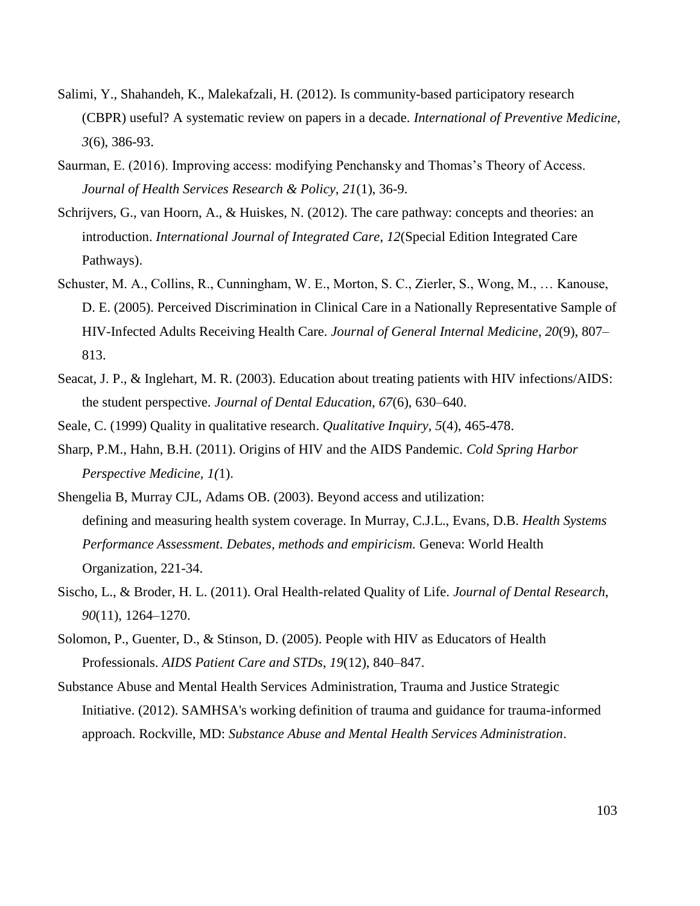Salimi, Y., Shahandeh, K., Malekafzali, H. (2012). Is community-based participatory research (CBPR) useful? A systematic review on papers in a decade. *International of Preventive Medicine, 3*(6), 386-93.

Saurman, E. (2016). Improving access: modifying Penchansky and Thomas's Theory of Access. *Journal of Health Services Research & Policy*, *21*(1), 36-9.

Schrijvers, G., van Hoorn, A., & Huiskes, N. (2012). The care pathway: concepts and theories: an introduction. *International Journal of Integrated Care*, *12*(Special Edition Integrated Care Pathways).

Schuster, M. A., Collins, R., Cunningham, W. E., Morton, S. C., Zierler, S., Wong, M., … Kanouse, D. E. (2005). Perceived Discrimination in Clinical Care in a Nationally Representative Sample of HIV-Infected Adults Receiving Health Care. *Journal of General Internal Medicine*, *20*(9), 807–813.

Seacat, J. P., & Inglehart, M. R. (2003). Education about treating patients with HIV infections/AIDS: the student perspective. *Journal of Dental Education*, *67*(6), 630–640.

Seale, C. (1999) Quality in qualitative research. *Qualitative Inquiry*, *5*(4), 465-478.

Sharp, P.M., Hahn, B.H. (2011). Origins of HIV and the AIDS Pandemic. *Cold Spring Harbor Perspective Medicine, 1(*1).

Shengelia B, Murray CJL, Adams OB. (2003). Beyond access and utilization: defining and measuring health system coverage. In Murray, C.J.L., Evans, D.B. *Health Systems Performance Assessment. Debates, methods and empiricism.* Geneva: World Health Organization, 221-34.

Sischo, L., & Broder, H. L. (2011). Oral Health-related Quality of Life. *Journal of Dental Research*, *90*(11), 1264–1270.

Solomon, P., Guenter, D., & Stinson, D. (2005). People with HIV as Educators of Health Professionals. *AIDS Patient Care and STDs*, *19*(12), 840–847.

Substance Abuse and Mental Health Services Administration, Trauma and Justice Strategic Initiative. (2012). SAMHSA's working definition of trauma and guidance for trauma-informed approach. Rockville, MD: *Substance Abuse and Mental Health Services Administration*.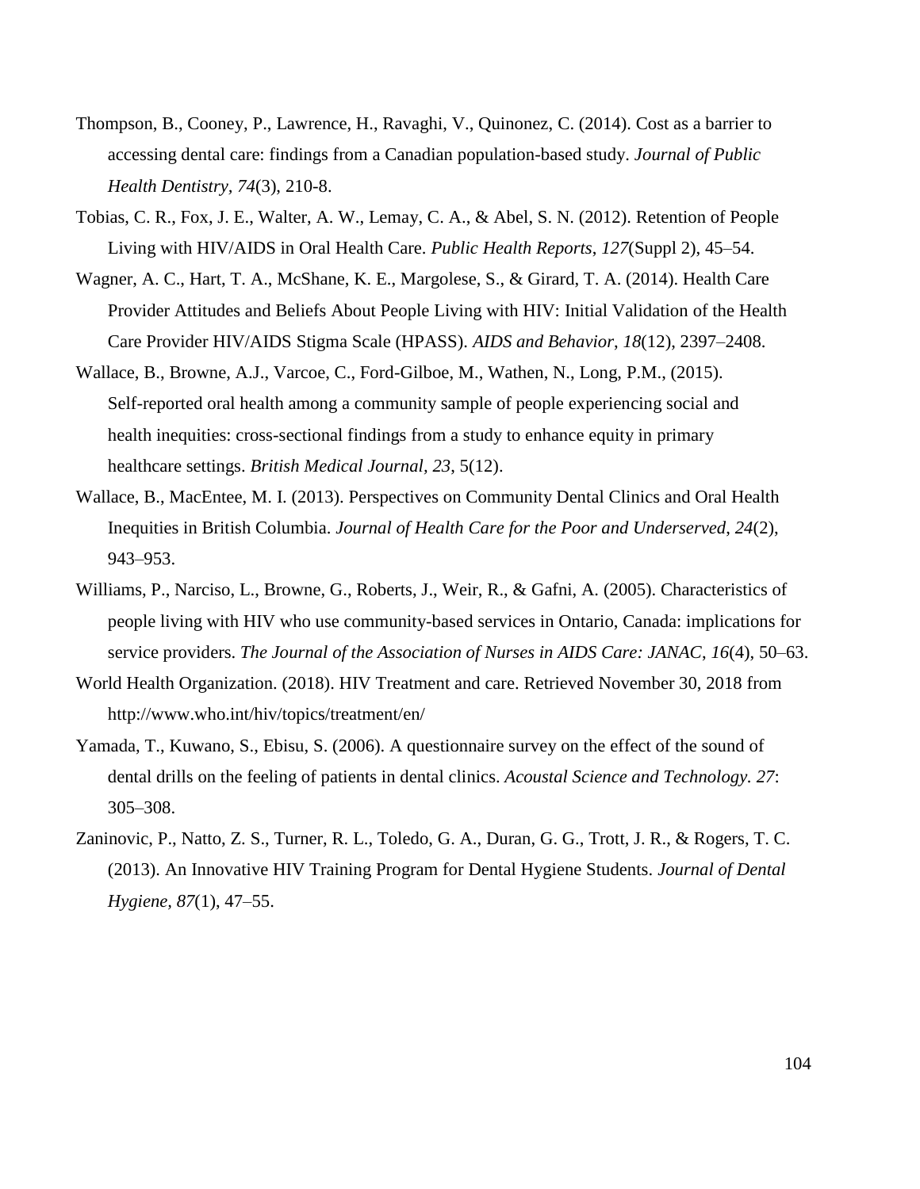Thompson, B., Cooney, P., Lawrence, H., Ravaghi, V., Quinonez, C. (2014). Cost as a barrier to accessing dental care: findings from a Canadian population-based study. *Journal of Public Health Dentistry*, *74*(3), 210-8.

Tobias, C. R., Fox, J. E., Walter, A. W., Lemay, C. A., & Abel, S. N. (2012). Retention of People Living with HIV/AIDS in Oral Health Care. *Public Health Reports*, *127*(Suppl 2), 45–54.

Wagner, A. C., Hart, T. A., McShane, K. E., Margolese, S., & Girard, T. A. (2014). Health Care Provider Attitudes and Beliefs About People Living with HIV: Initial Validation of the Health Care Provider HIV/AIDS Stigma Scale (HPASS). *AIDS and Behavior*, *18*(12), 2397–2408.

Wallace, B., Browne, A.J., Varcoe, C., Ford-Gilboe, M., Wathen, N., Long, P.M., (2015). Self-reported oral health among a community sample of people experiencing social and health inequities: cross-sectional findings from a study to enhance equity in primary healthcare settings. *British Medical Journal*, *23*, 5(12).

Wallace, B., MacEntee, M. I. (2013). Perspectives on Community Dental Clinics and Oral Health Inequities in British Columbia. *Journal of Health Care for the Poor and Underserved*, *24*(2), 943–953.

Williams, P., Narciso, L., Browne, G., Roberts, J., Weir, R., & Gafni, A. (2005). Characteristics of people living with HIV who use community-based services in Ontario, Canada: implications for service providers. *The Journal of the Association of Nurses in AIDS Care: JANAC*, *16*(4), 50–63.

World Health Organization. (2018). HIV Treatment and care. Retrieved November 30, 2018 from http://www.who.int/hiv/topics/treatment/en/

Yamada, T., Kuwano, S., Ebisu, S. (2006). A questionnaire survey on the effect of the sound of dental drills on the feeling of patients in dental clinics. *Acoustal Science and Technology. 27*: 305–308.

Zaninovic, P., Natto, Z. S., Turner, R. L., Toledo, G. A., Duran, G. G., Trott, J. R., & Rogers, T. C. (2013). An Innovative HIV Training Program for Dental Hygiene Students. *Journal of Dental Hygiene*, *87*(1), 47–55.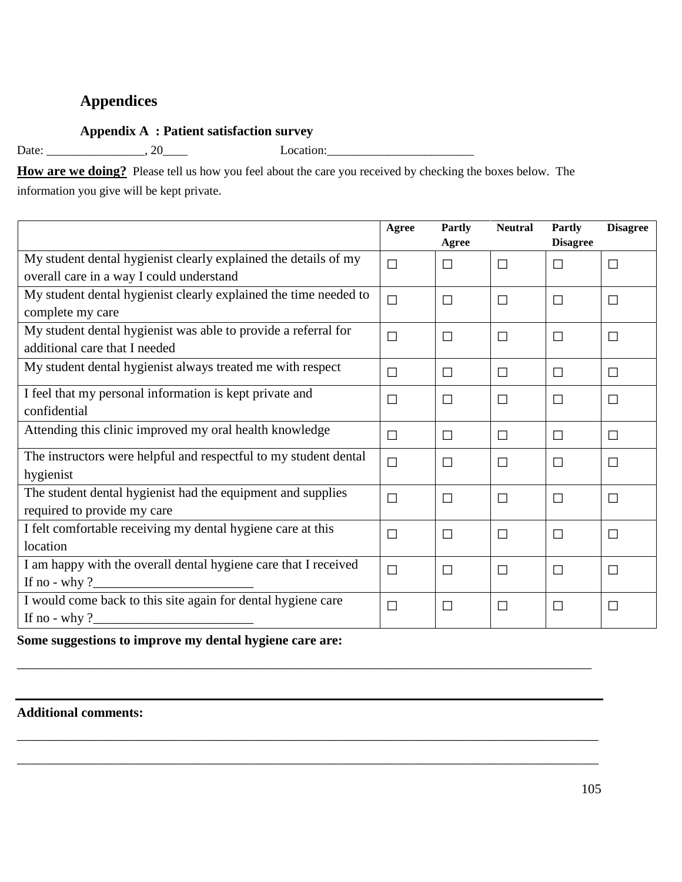# Appendices

## Appendix A : Patient satisfaction survey

Date: ________________, 20____ Location:________________________

**How are we doing?** Please tell us how you feel about the care you received by checking the boxes below. The information you give will be kept private.

| | Agree | Partly Agree | Neutral | Partly Disagree | Disagree |
|---|---|---|---|---|---|
| My student dental hygienist clearly explained the details of my overall care in a way I could understand | ☐ | ☐ | ☐ | ☐ | ☐ |
| My student dental hygienist clearly explained the time needed to complete my care | ☐ | ☐ | ☐ | ☐ | ☐ |
| My student dental hygienist was able to provide a referral for additional care that I needed | ☐ | ☐ | ☐ | ☐ | ☐ |
| My student dental hygienist always treated me with respect | ☐ | ☐ | ☐ | ☐ | ☐ |
| I feel that my personal information is kept private and confidential | ☐ | ☐ | ☐ | ☐ | ☐ |
| Attending this clinic improved my oral health knowledge | ☐ | ☐ | ☐ | ☐ | ☐ |
| The instructors were helpful and respectful to my student dental hygienist | ☐ | ☐ | ☐ | ☐ | ☐ |
| The student dental hygienist had the equipment and supplies required to provide my care | ☐ | ☐ | ☐ | ☐ | ☐ |
| I felt comfortable receiving my dental hygiene care at this location | ☐ | ☐ | ☐ | ☐ | ☐ |
| I am happy with the overall dental hygiene care that I received If no - why ?________________________ | ☐ | ☐ | ☐ | ☐ | ☐ |
| I would come back to this site again for dental hygiene care If no - why ?________________________ | ☐ | ☐ | ☐ | ☐ | ☐ |

**Some suggestions to improve my dental hygiene care are:**

_____________________________________________________________________________________

**Additional comments:**

_____________________________________________________________________________________

_____________________________________________________________________________________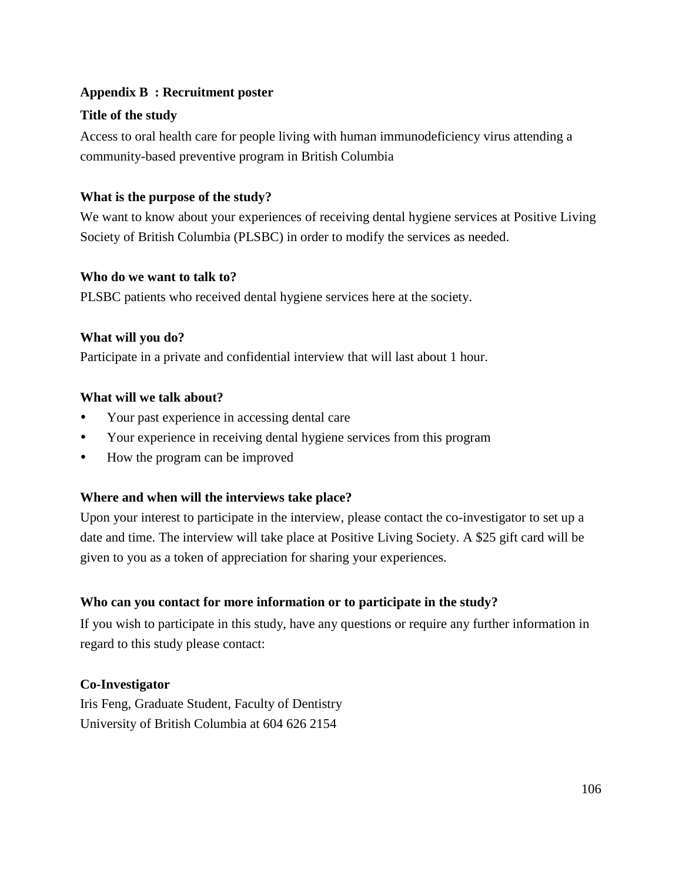## Appendix B : Recruitment poster

### Title of the study

Access to oral health care for people living with human immunodeficiency virus attending a community-based preventive program in British Columbia

### What is the purpose of the study?

We want to know about your experiences of receiving dental hygiene services at Positive Living Society of British Columbia (PLSBC) in order to modify the services as needed.

### Who do we want to talk to?

PLSBC patients who received dental hygiene services here at the society.

### What will you do?

Participate in a private and confidential interview that will last about 1 hour.

### What will we talk about?

- Your past experience in accessing dental care
- Your experience in receiving dental hygiene services from this program
- How the program can be improved

### Where and when will the interviews take place?

Upon your interest to participate in the interview, please contact the co-investigator to set up a date and time. The interview will take place at Positive Living Society. A $25 gift card will be given to you as a token of appreciation for sharing your experiences.

### Who can you contact for more information or to participate in the study?

If you wish to participate in this study, have any questions or require any further information in regard to this study please contact:

**Co-Investigator**

Iris Feng, Graduate Student, Faculty of Dentistry
University of British Columbia at 604 626 2154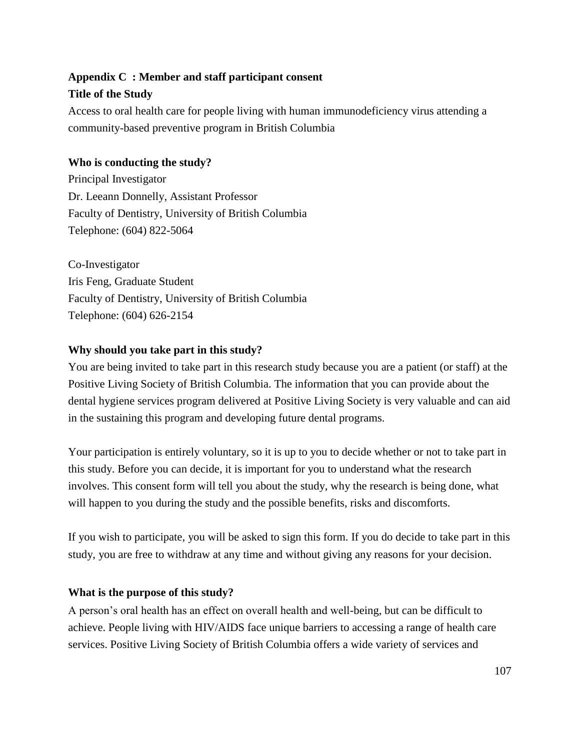**Appendix C : Member and staff participant consent**

**Title of the Study**

Access to oral health care for people living with human immunodeficiency virus attending a community-based preventive program in British Columbia

**Who is conducting the study?**

Principal Investigator
Dr. Leeann Donnelly, Assistant Professor
Faculty of Dentistry, University of British Columbia
Telephone: (604) 822-5064

Co-Investigator
Iris Feng, Graduate Student
Faculty of Dentistry, University of British Columbia
Telephone: (604) 626-2154

**Why should you take part in this study?**

You are being invited to take part in this research study because you are a patient (or staff) at the Positive Living Society of British Columbia. The information that you can provide about the dental hygiene services program delivered at Positive Living Society is very valuable and can aid in the sustaining this program and developing future dental programs.

Your participation is entirely voluntary, so it is up to you to decide whether or not to take part in this study. Before you can decide, it is important for you to understand what the research involves. This consent form will tell you about the study, why the research is being done, what will happen to you during the study and the possible benefits, risks and discomforts.

If you wish to participate, you will be asked to sign this form. If you do decide to take part in this study, you are free to withdraw at any time and without giving any reasons for your decision.

**What is the purpose of this study?**

A person's oral health has an effect on overall health and well-being, but can be difficult to achieve. People living with HIV/AIDS face unique barriers to accessing a range of health care services. Positive Living Society of British Columbia offers a wide variety of services and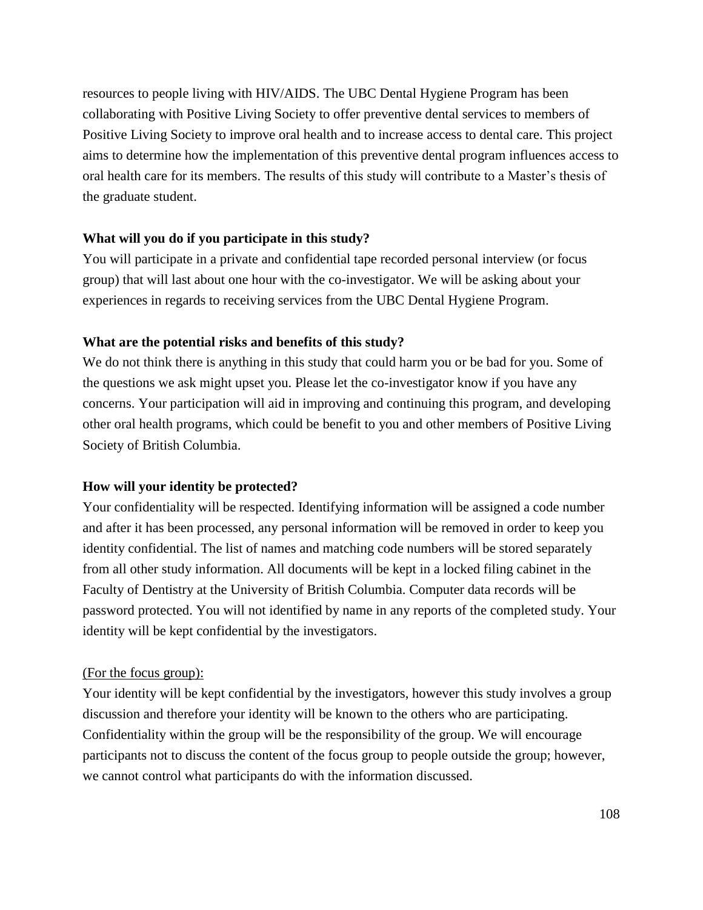resources to people living with HIV/AIDS. The UBC Dental Hygiene Program has been collaborating with Positive Living Society to offer preventive dental services to members of Positive Living Society to improve oral health and to increase access to dental care. This project aims to determine how the implementation of this preventive dental program influences access to oral health care for its members. The results of this study will contribute to a Master's thesis of the graduate student.

**What will you do if you participate in this study?**

You will participate in a private and confidential tape recorded personal interview (or focus group) that will last about one hour with the co-investigator. We will be asking about your experiences in regards to receiving services from the UBC Dental Hygiene Program.

**What are the potential risks and benefits of this study?**

We do not think there is anything in this study that could harm you or be bad for you. Some of the questions we ask might upset you. Please let the co-investigator know if you have any concerns. Your participation will aid in improving and continuing this program, and developing other oral health programs, which could be benefit to you and other members of Positive Living Society of British Columbia.

**How will your identity be protected?**

Your confidentiality will be respected. Identifying information will be assigned a code number and after it has been processed, any personal information will be removed in order to keep you identity confidential. The list of names and matching code numbers will be stored separately from all other study information. All documents will be kept in a locked filing cabinet in the Faculty of Dentistry at the University of British Columbia. Computer data records will be password protected. You will not identified by name in any reports of the completed study. Your identity will be kept confidential by the investigators.

<u>(For the focus group):</u>

Your identity will be kept confidential by the investigators, however this study involves a group discussion and therefore your identity will be known to the others who are participating. Confidentiality within the group will be the responsibility of the group. We will encourage participants not to discuss the content of the focus group to people outside the group; however, we cannot control what participants do with the information discussed.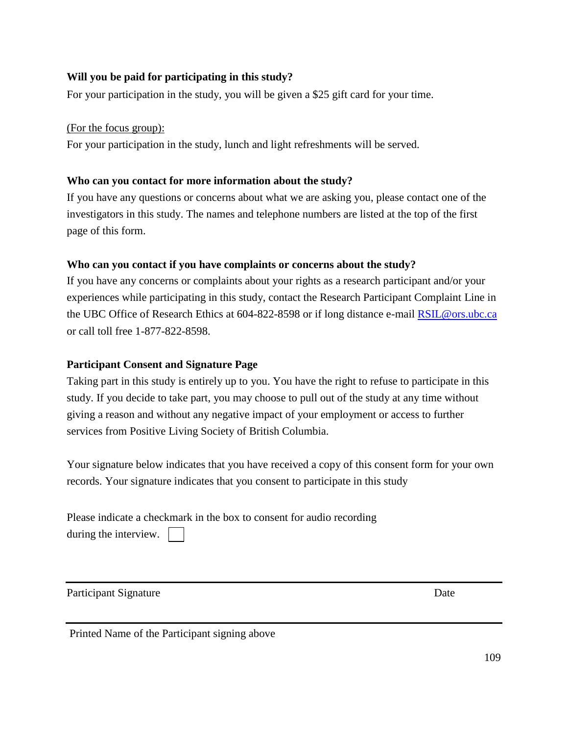**Will you be paid for participating in this study?**

For your participation in the study, you will be given a $25 gift card for your time.

(For the focus group):

For your participation in the study, lunch and light refreshments will be served.

**Who can you contact for more information about the study?**

If you have any questions or concerns about what we are asking you, please contact one of the investigators in this study. The names and telephone numbers are listed at the top of the first page of this form.

**Who can you contact if you have complaints or concerns about the study?**

If you have any concerns or complaints about your rights as a research participant and/or your experiences while participating in this study, contact the Research Participant Complaint Line in the UBC Office of Research Ethics at 604-822-8598 or if long distance e-mail RSIL@ors.ubc.ca or call toll free 1-877-822-8598.

**Participant Consent and Signature Page**

Taking part in this study is entirely up to you. You have the right to refuse to participate in this study. If you decide to take part, you may choose to pull out of the study at any time without giving a reason and without any negative impact of your employment or access to further services from Positive Living Society of British Columbia.

Your signature below indicates that you have received a copy of this consent form for your own records. Your signature indicates that you consent to participate in this study

Please indicate a checkmark in the box to consent for audio recording during the interview. ☐

---

Participant Signature Date

---

Printed Name of the Participant signing above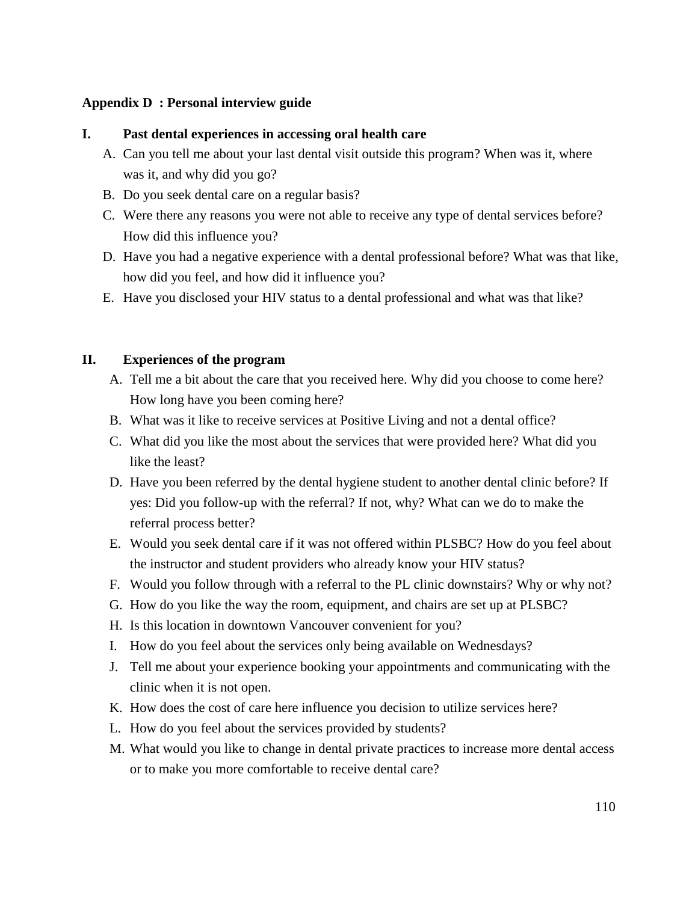## Appendix D : Personal interview guide

### I. Past dental experiences in accessing oral health care

A. Can you tell me about your last dental visit outside this program? When was it, where was it, and why did you go?

B. Do you seek dental care on a regular basis?

C. Were there any reasons you were not able to receive any type of dental services before? How did this influence you?

D. Have you had a negative experience with a dental professional before? What was that like, how did you feel, and how did it influence you?

E. Have you disclosed your HIV status to a dental professional and what was that like?

### II. Experiences of the program

A. Tell me a bit about the care that you received here. Why did you choose to come here? How long have you been coming here?

B. What was it like to receive services at Positive Living and not a dental office?

C. What did you like the most about the services that were provided here? What did you like the least?

D. Have you been referred by the dental hygiene student to another dental clinic before? If yes: Did you follow-up with the referral? If not, why? What can we do to make the referral process better?

E. Would you seek dental care if it was not offered within PLSBC? How do you feel about the instructor and student providers who already know your HIV status?

F. Would you follow through with a referral to the PL clinic downstairs? Why or why not?

G. How do you like the way the room, equipment, and chairs are set up at PLSBC?

H. Is this location in downtown Vancouver convenient for you?

I. How do you feel about the services only being available on Wednesdays?

J. Tell me about your experience booking your appointments and communicating with the clinic when it is not open.

K. How does the cost of care here influence you decision to utilize services here?

L. How do you feel about the services provided by students?

M. What would you like to change in dental private practices to increase more dental access or to make you more comfortable to receive dental care?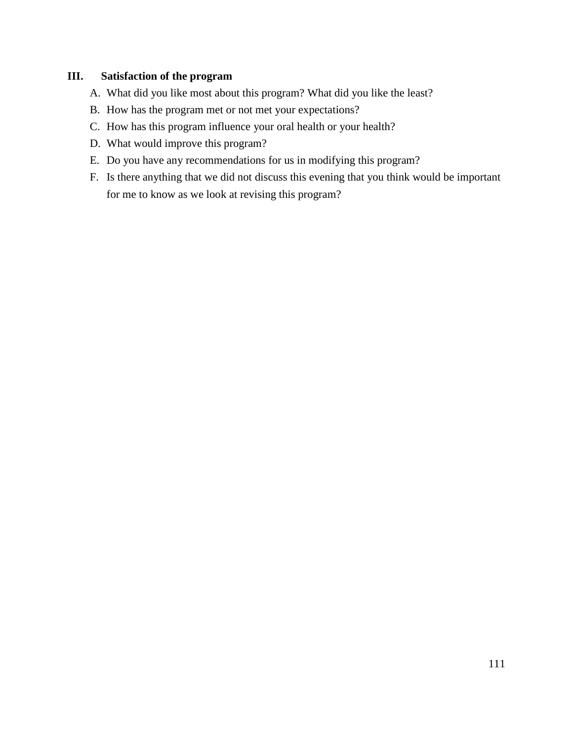### III. Satisfaction of the program

A. What did you like most about this program? What did you like the least?

B. How has the program met or not met your expectations?

C. How has this program influence your oral health or your health?

D. What would improve this program?

E. Do you have any recommendations for us in modifying this program?

F. Is there anything that we did not discuss this evening that you think would be important for me to know as we look at revising this program?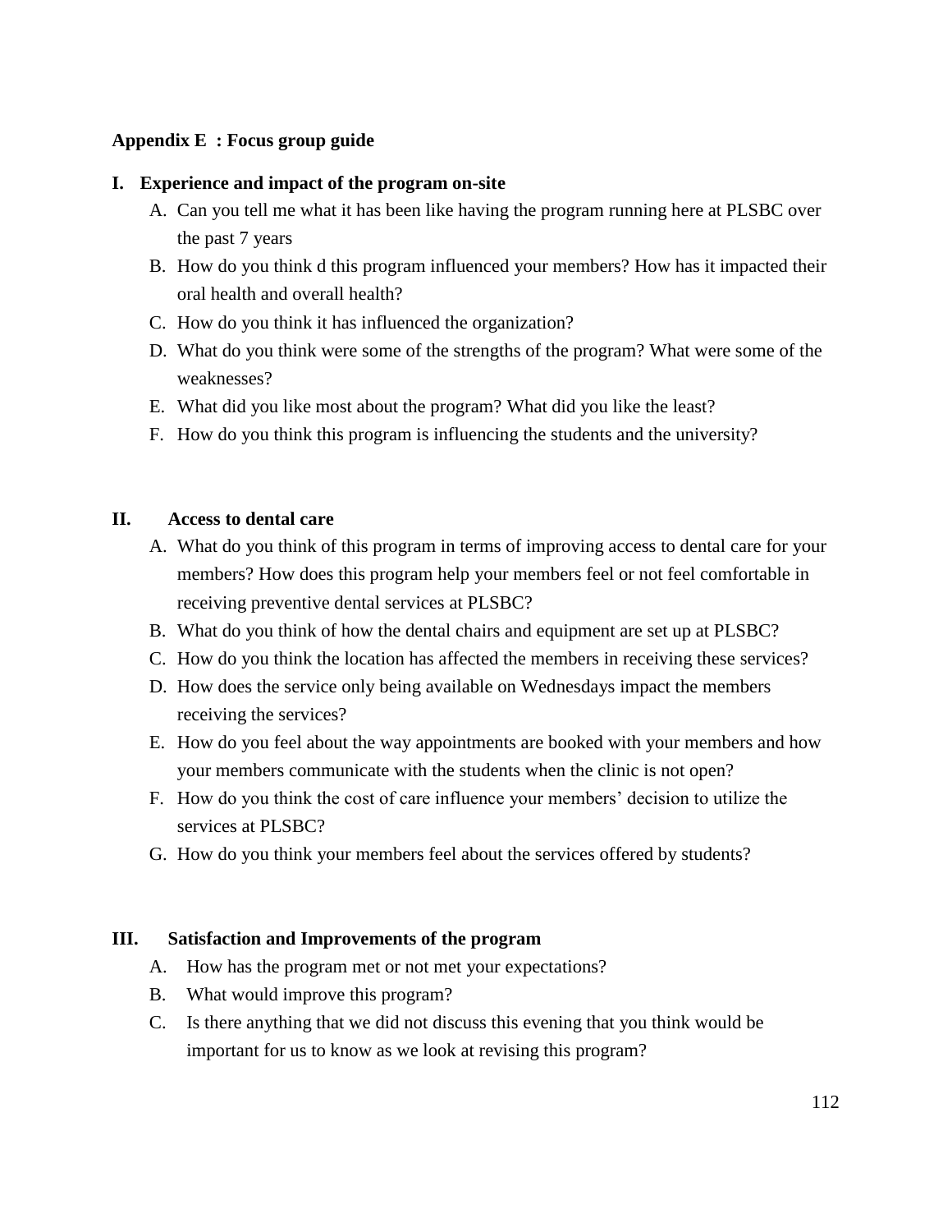**Appendix E : Focus group guide**

**I. Experience and impact of the program on-site**

A. Can you tell me what it has been like having the program running here at PLSBC over the past 7 years

B. How do you think d this program influenced your members? How has it impacted their oral health and overall health?

C. How do you think it has influenced the organization?

D. What do you think were some of the strengths of the program? What were some of the weaknesses?

E. What did you like most about the program? What did you like the least?

F. How do you think this program is influencing the students and the university?

**II. Access to dental care**

A. What do you think of this program in terms of improving access to dental care for your members? How does this program help your members feel or not feel comfortable in receiving preventive dental services at PLSBC?

B. What do you think of how the dental chairs and equipment are set up at PLSBC?

C. How do you think the location has affected the members in receiving these services?

D. How does the service only being available on Wednesdays impact the members receiving the services?

E. How do you feel about the way appointments are booked with your members and how your members communicate with the students when the clinic is not open?

F. How do you think the cost of care influence your members' decision to utilize the services at PLSBC?

G. How do you think your members feel about the services offered by students?

**III. Satisfaction and Improvements of the program**

A. How has the program met or not met your expectations?

B. What would improve this program?

C. Is there anything that we did not discuss this evening that you think would be important for us to know as we look at revising this program?